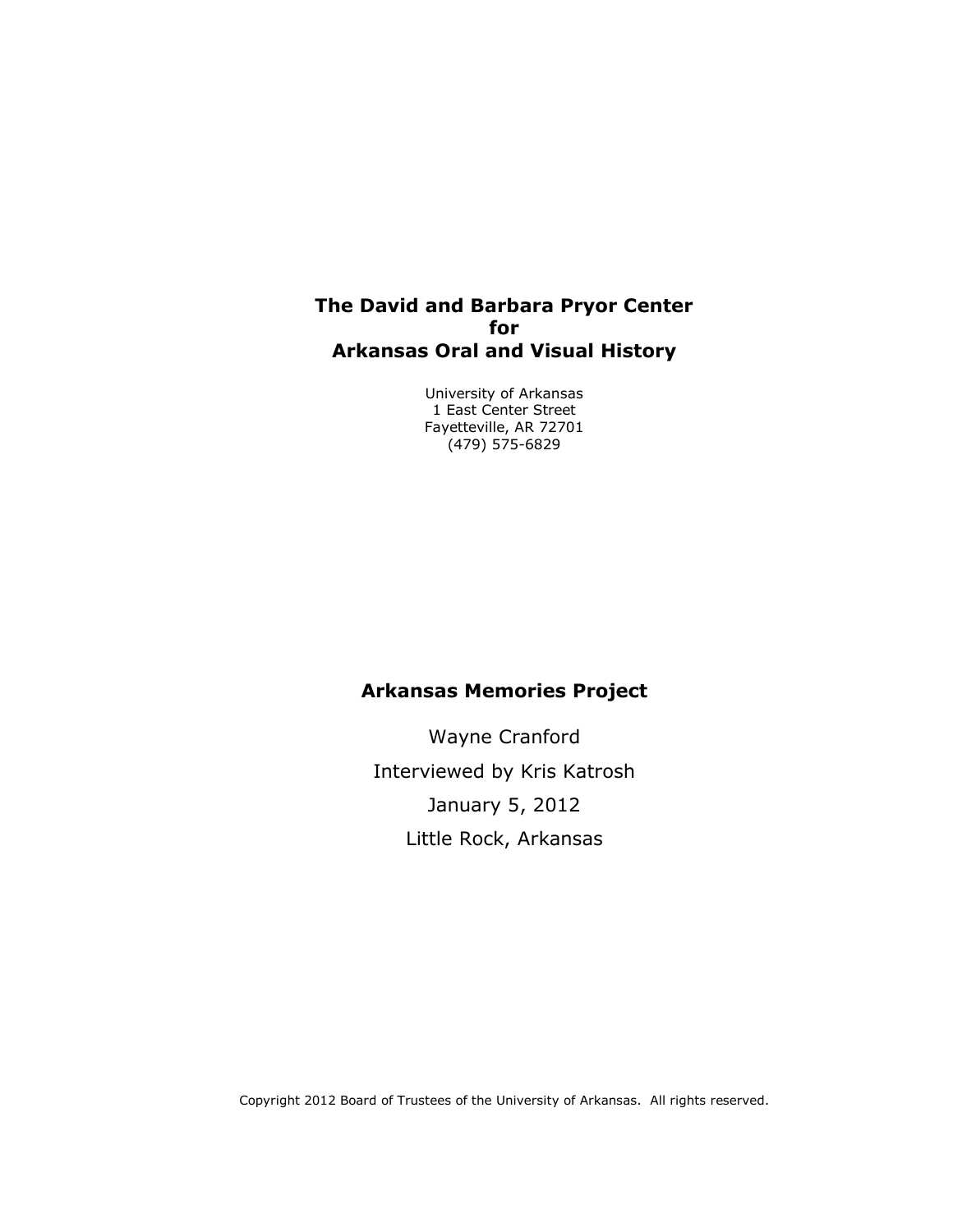# The David and Barbara Pryor Center for Arkansas Oral and Visual History

University of Arkansas
1 East Center Street
Fayetteville, AR 72701
(479) 575-6829

## Arkansas Memories Project

Wayne Cranford

Interviewed by Kris Katrosh

January 5, 2012

Little Rock, Arkansas

Copyright 2012 Board of Trustees of the University of Arkansas. All rights reserved.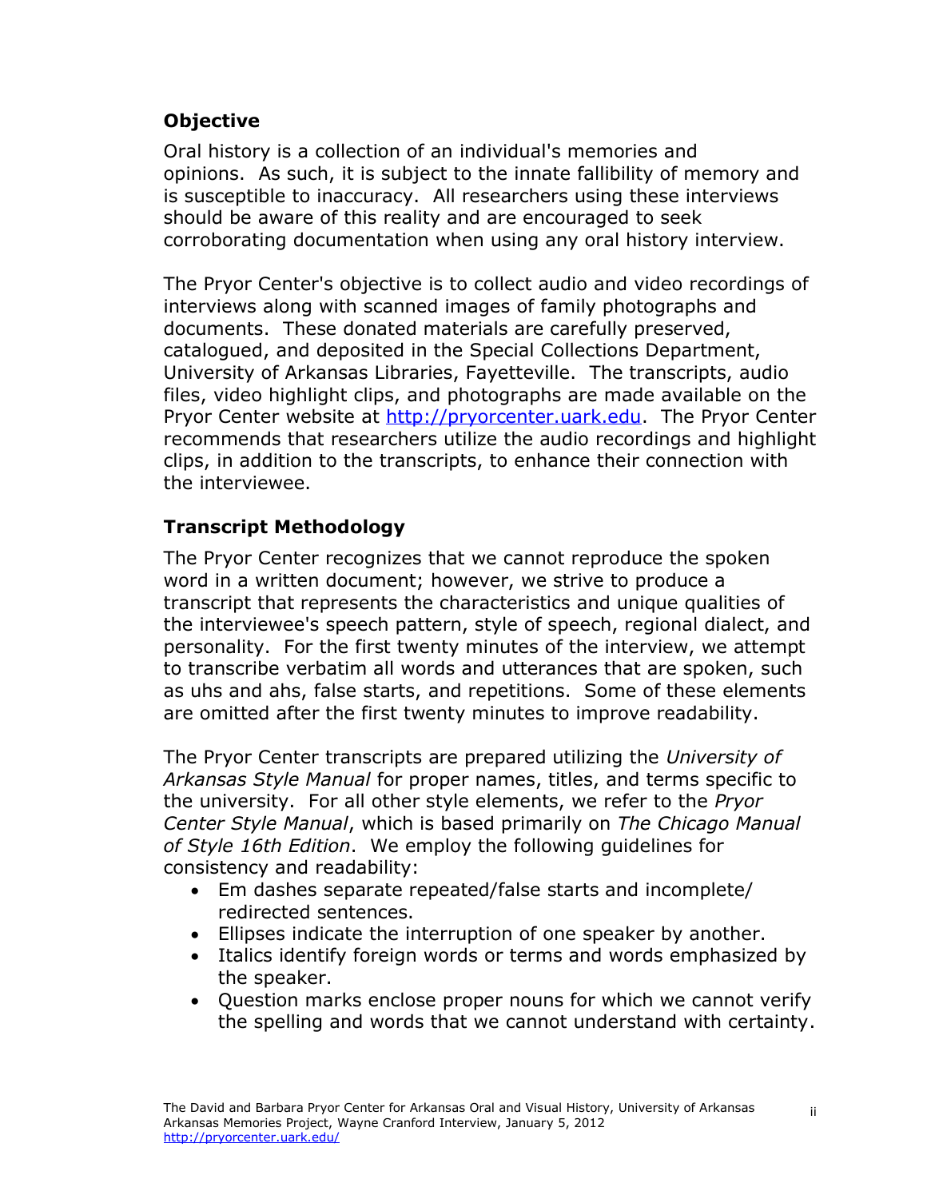## Objective

Oral history is a collection of an individual's memories and opinions. As such, it is subject to the innate fallibility of memory and is susceptible to inaccuracy. All researchers using these interviews should be aware of this reality and are encouraged to seek corroborating documentation when using any oral history interview.

The Pryor Center's objective is to collect audio and video recordings of interviews along with scanned images of family photographs and documents. These donated materials are carefully preserved, catalogued, and deposited in the Special Collections Department, University of Arkansas Libraries, Fayetteville. The transcripts, audio files, video highlight clips, and photographs are made available on the Pryor Center website at http://pryorcenter.uark.edu. The Pryor Center recommends that researchers utilize the audio recordings and highlight clips, in addition to the transcripts, to enhance their connection with the interviewee.

## Transcript Methodology

The Pryor Center recognizes that we cannot reproduce the spoken word in a written document; however, we strive to produce a transcript that represents the characteristics and unique qualities of the interviewee's speech pattern, style of speech, regional dialect, and personality. For the first twenty minutes of the interview, we attempt to transcribe verbatim all words and utterances that are spoken, such as uhs and ahs, false starts, and repetitions. Some of these elements are omitted after the first twenty minutes to improve readability.

The Pryor Center transcripts are prepared utilizing the *University of Arkansas Style Manual* for proper names, titles, and terms specific to the university. For all other style elements, we refer to the *Pryor Center Style Manual*, which is based primarily on *The Chicago Manual of Style 16th Edition*. We employ the following guidelines for consistency and readability:

- Em dashes separate repeated/false starts and incomplete/redirected sentences.
- Ellipses indicate the interruption of one speaker by another.
- Italics identify foreign words or terms and words emphasized by the speaker.
- Question marks enclose proper nouns for which we cannot verify the spelling and words that we cannot understand with certainty.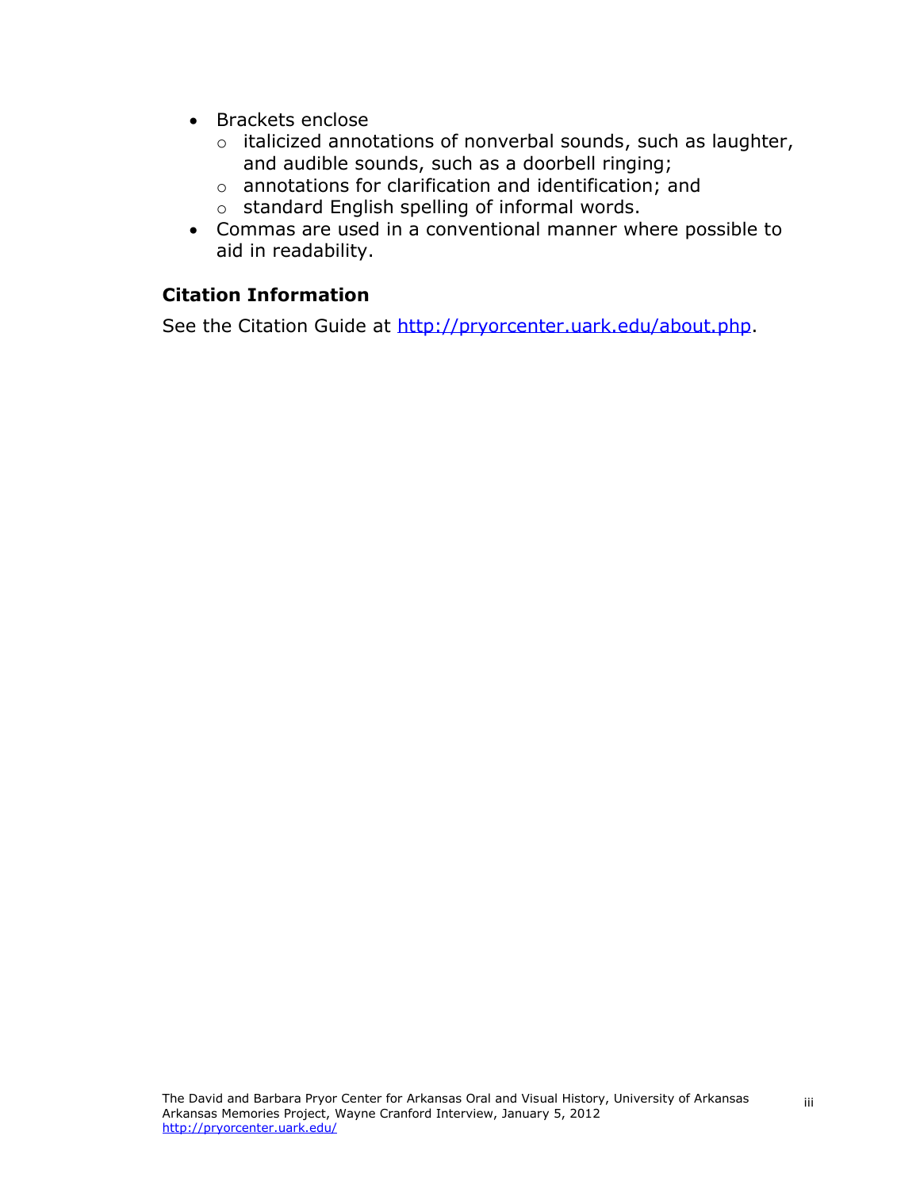- Brackets enclose
  - italicized annotations of nonverbal sounds, such as laughter, and audible sounds, such as a doorbell ringing;
  - annotations for clarification and identification; and
  - standard English spelling of informal words.
- Commas are used in a conventional manner where possible to aid in readability.

### Citation Information

See the Citation Guide at http://pryorcenter.uark.edu/about.php.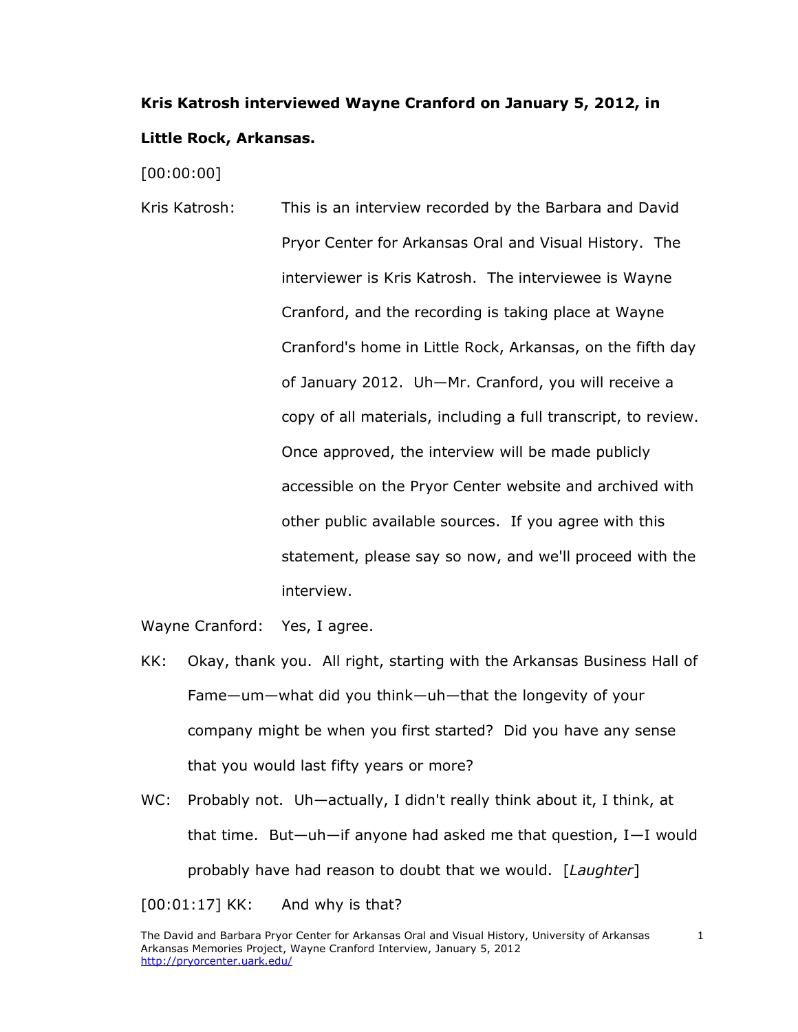**Kris Katrosh interviewed Wayne Cranford on January 5, 2012, in Little Rock, Arkansas.**

[00:00:00]

Kris Katrosh: This is an interview recorded by the Barbara and David Pryor Center for Arkansas Oral and Visual History. The interviewer is Kris Katrosh. The interviewee is Wayne Cranford, and the recording is taking place at Wayne Cranford's home in Little Rock, Arkansas, on the fifth day of January 2012. Uh—Mr. Cranford, you will receive a copy of all materials, including a full transcript, to review. Once approved, the interview will be made publicly accessible on the Pryor Center website and archived with other public available sources. If you agree with this statement, please say so now, and we'll proceed with the interview.

Wayne Cranford: Yes, I agree.

KK: Okay, thank you. All right, starting with the Arkansas Business Hall of Fame—um—what did you think—uh—that the longevity of your company might be when you first started? Did you have any sense that you would last fifty years or more?

WC: Probably not. Uh—actually, I didn't really think about it, I think, at that time. But—uh—if anyone had asked me that question, I—I would probably have had reason to doubt that we would. [*Laughter*]

[00:01:17] KK: And why is that?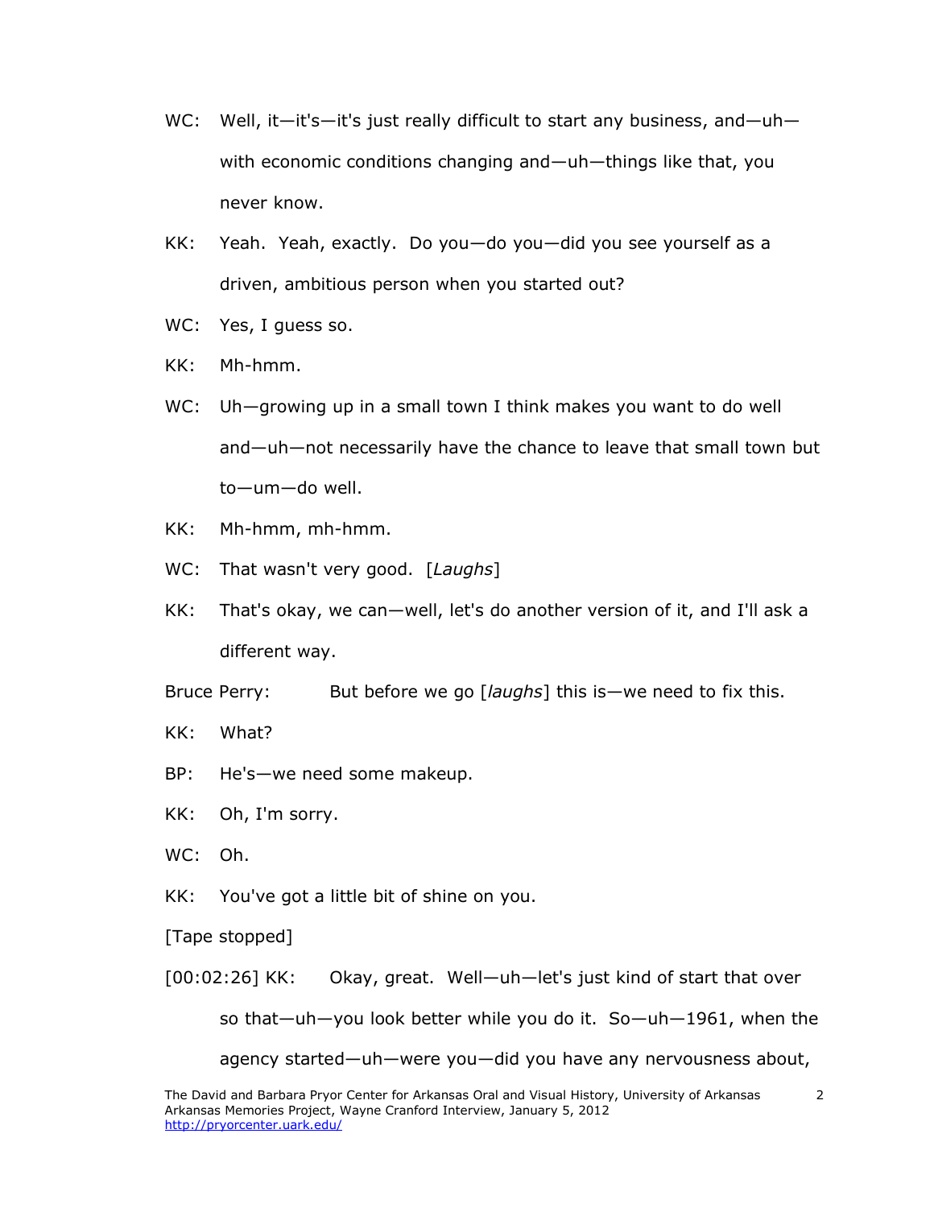WC: Well, it—it's—it's just really difficult to start any business, and—uh—with economic conditions changing and—uh—things like that, you never know.

KK: Yeah. Yeah, exactly. Do you—do you—did you see yourself as a driven, ambitious person when you started out?

WC: Yes, I guess so.

KK: Mh-hmm.

WC: Uh—growing up in a small town I think makes you want to do well and—uh—not necessarily have the chance to leave that small town but to—um—do well.

KK: Mh-hmm, mh-hmm.

WC: That wasn't very good. [*Laughs*]

KK: That's okay, we can—well, let's do another version of it, and I'll ask a different way.

Bruce Perry: But before we go [*laughs*] this is—we need to fix this.

KK: What?

BP: He's—we need some makeup.

KK: Oh, I'm sorry.

WC: Oh.

KK: You've got a little bit of shine on you.

[Tape stopped]

[00:02:26] KK: Okay, great. Well—uh—let's just kind of start that over so that—uh—you look better while you do it. So—uh—1961, when the agency started—uh—were you—did you have any nervousness about,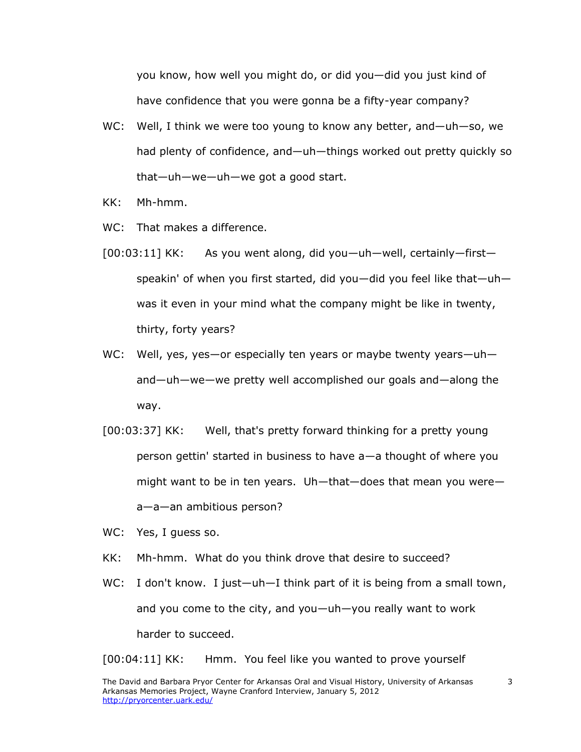you know, how well you might do, or did you—did you just kind of have confidence that you were gonna be a fifty-year company?

WC: Well, I think we were too young to know any better, and—uh—so, we had plenty of confidence, and—uh—things worked out pretty quickly so that—uh—we—uh—we got a good start.

KK: Mh-hmm.

WC: That makes a difference.

[00:03:11] KK: As you went along, did you—uh—well, certainly—first—speakin' of when you first started, did you—did you feel like that—uh—was it even in your mind what the company might be like in twenty, thirty, forty years?

WC: Well, yes, yes—or especially ten years or maybe twenty years—uh—and—uh—we—we pretty well accomplished our goals and—along the way.

[00:03:37] KK: Well, that's pretty forward thinking for a pretty young person gettin' started in business to have a—a thought of where you might want to be in ten years. Uh—that—does that mean you were—a—a—an ambitious person?

WC: Yes, I guess so.

KK: Mh-hmm. What do you think drove that desire to succeed?

WC: I don't know. I just—uh—I think part of it is being from a small town, and you come to the city, and you—uh—you really want to work harder to succeed.

[00:04:11] KK: Hmm. You feel like you wanted to prove yourself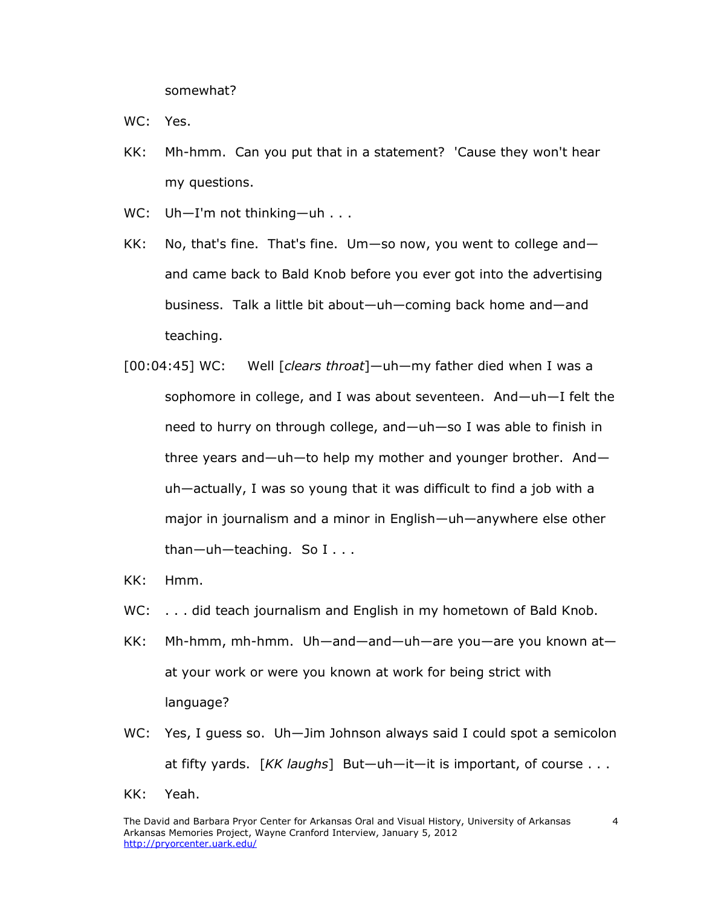somewhat?

WC: Yes.

KK: Mh-hmm. Can you put that in a statement? 'Cause they won't hear my questions.

WC: Uh—I'm not thinking—uh . . .

KK: No, that's fine. That's fine. Um—so now, you went to college and—and came back to Bald Knob before you ever got into the advertising business. Talk a little bit about—uh—coming back home and—and teaching.

[00:04:45] WC: Well [*clears throat*]—uh—my father died when I was a sophomore in college, and I was about seventeen. And—uh—I felt the need to hurry on through college, and—uh—so I was able to finish in three years and—uh—to help my mother and younger brother. And—uh—actually, I was so young that it was difficult to find a job with a major in journalism and a minor in English—uh—anywhere else other than—uh—teaching. So I . . .

KK: Hmm.

WC: . . . did teach journalism and English in my hometown of Bald Knob.

KK: Mh-hmm, mh-hmm. Uh—and—and—uh—are you—are you known at—at your work or were you known at work for being strict with language?

WC: Yes, I guess so. Uh—Jim Johnson always said I could spot a semicolon at fifty yards. [*KK laughs*] But—uh—it—it is important, of course . . .

KK: Yeah.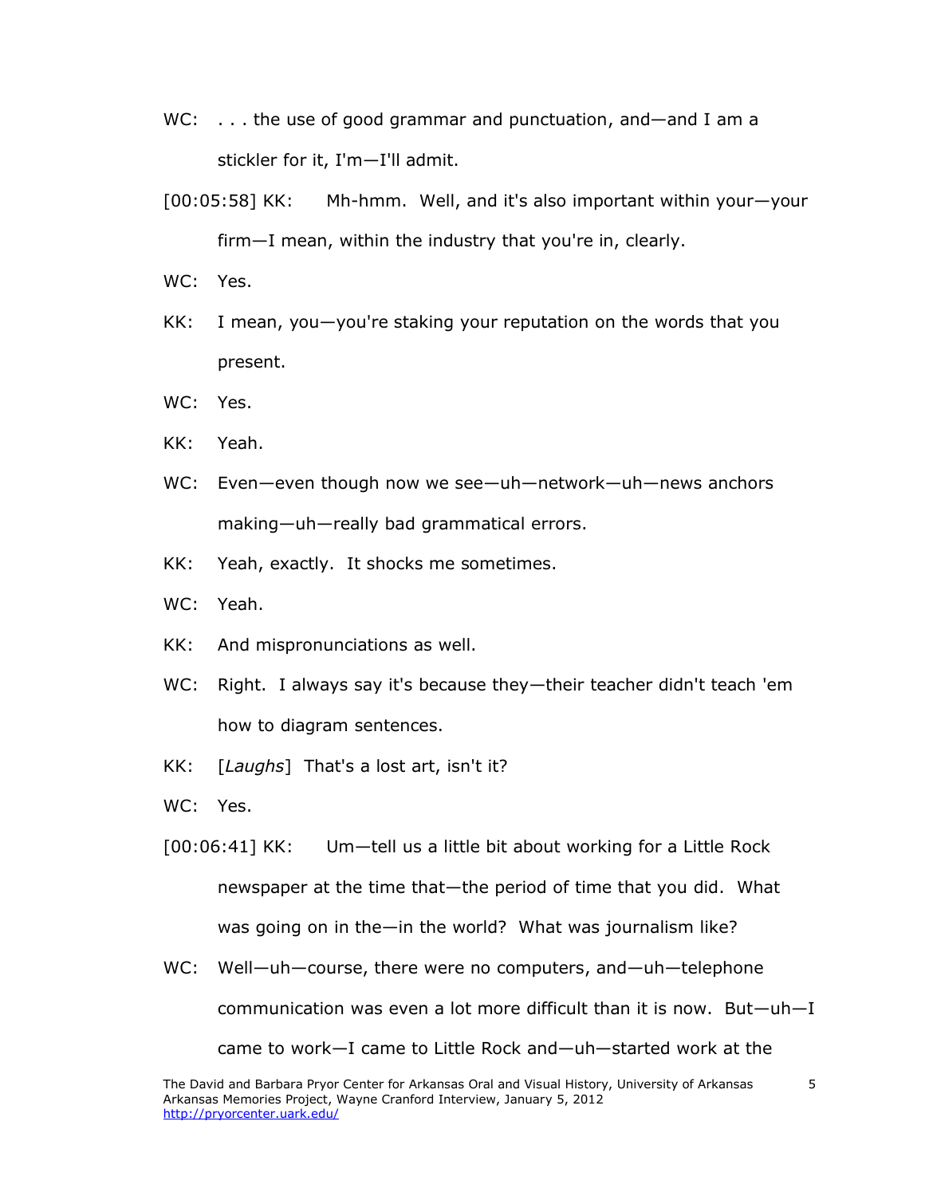WC: . . . the use of good grammar and punctuation, and—and I am a stickler for it, I'm—I'll admit.

[00:05:58] KK: Mh-hmm. Well, and it's also important within your—your firm—I mean, within the industry that you're in, clearly.

WC: Yes.

KK: I mean, you—you're staking your reputation on the words that you present.

WC: Yes.

KK: Yeah.

WC: Even—even though now we see—uh—network—uh—news anchors making—uh—really bad grammatical errors.

KK: Yeah, exactly. It shocks me sometimes.

WC: Yeah.

KK: And mispronunciations as well.

WC: Right. I always say it's because they—their teacher didn't teach 'em how to diagram sentences.

KK: [*Laughs*] That's a lost art, isn't it?

WC: Yes.

[00:06:41] KK: Um—tell us a little bit about working for a Little Rock newspaper at the time that—the period of time that you did. What was going on in the—in the world? What was journalism like?

WC: Well—uh—course, there were no computers, and—uh—telephone communication was even a lot more difficult than it is now. But—uh—I came to work—I came to Little Rock and—uh—started work at the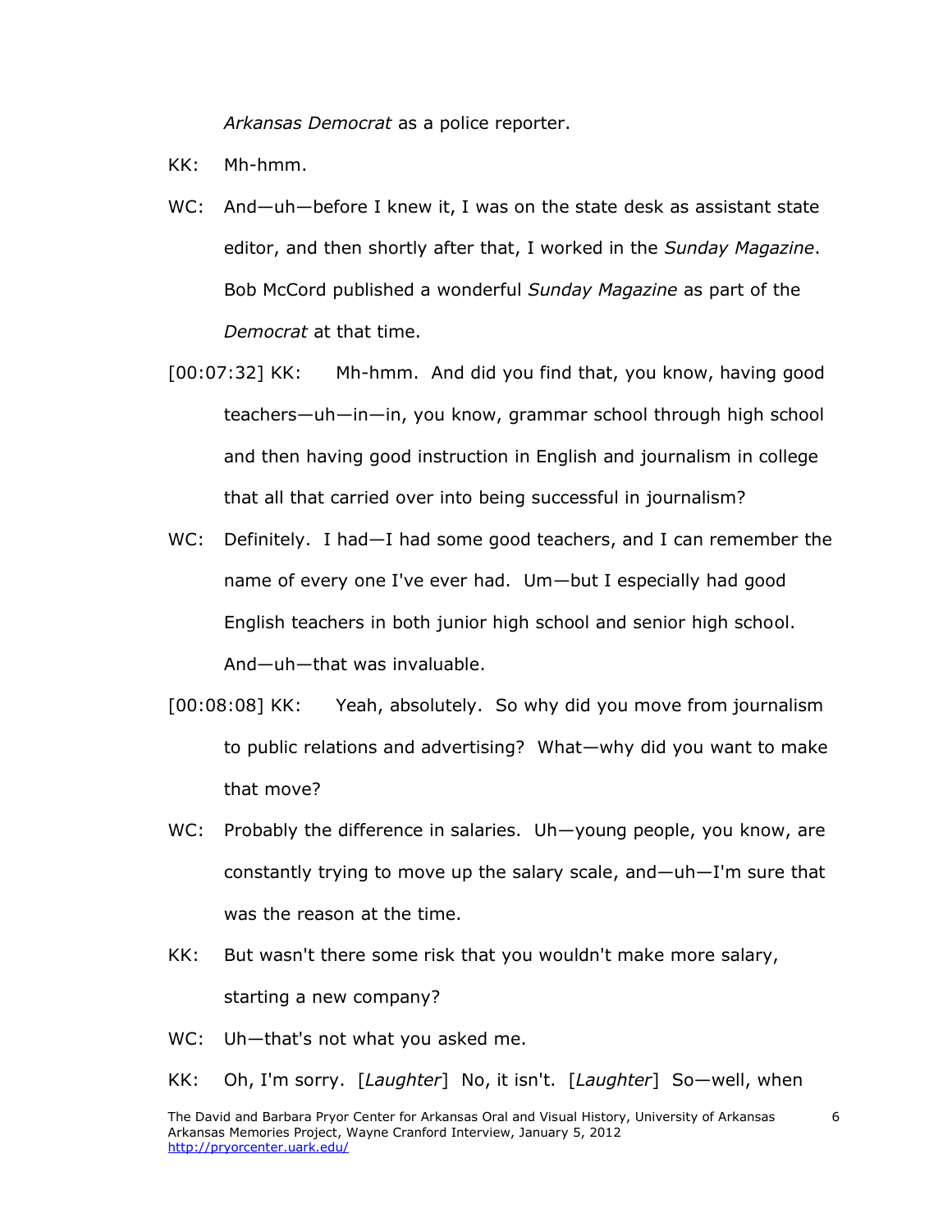*Arkansas Democrat* as a police reporter.

KK: Mh-hmm.

WC: And—uh—before I knew it, I was on the state desk as assistant state editor, and then shortly after that, I worked in the *Sunday Magazine*. Bob McCord published a wonderful *Sunday Magazine* as part of the *Democrat* at that time.

[00:07:32] KK: Mh-hmm. And did you find that, you know, having good teachers—uh—in—in, you know, grammar school through high school and then having good instruction in English and journalism in college that all that carried over into being successful in journalism?

WC: Definitely. I had—I had some good teachers, and I can remember the name of every one I've ever had. Um—but I especially had good English teachers in both junior high school and senior high school. And—uh—that was invaluable.

[00:08:08] KK: Yeah, absolutely. So why did you move from journalism to public relations and advertising? What—why did you want to make that move?

WC: Probably the difference in salaries. Uh—young people, you know, are constantly trying to move up the salary scale, and—uh—I'm sure that was the reason at the time.

KK: But wasn't there some risk that you wouldn't make more salary, starting a new company?

WC: Uh—that's not what you asked me.

KK: Oh, I'm sorry. [*Laughter*] No, it isn't. [*Laughter*] So—well, when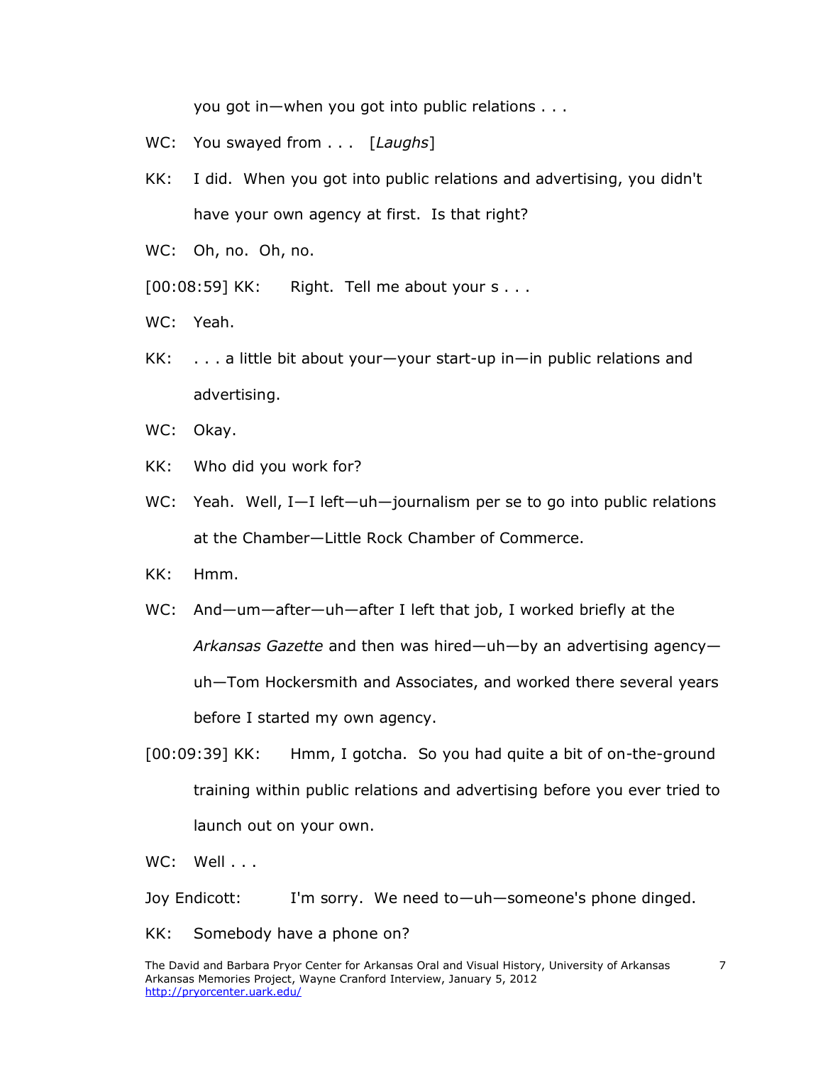you got in—when you got into public relations . . .

WC: You swayed from . . . [*Laughs*]

KK: I did. When you got into public relations and advertising, you didn't have your own agency at first. Is that right?

WC: Oh, no. Oh, no.

[00:08:59] KK: Right. Tell me about your s . . .

WC: Yeah.

KK: . . . a little bit about your—your start-up in—in public relations and advertising.

WC: Okay.

KK: Who did you work for?

WC: Yeah. Well, I—I left—uh—journalism per se to go into public relations at the Chamber—Little Rock Chamber of Commerce.

KK: Hmm.

WC: And—um—after—uh—after I left that job, I worked briefly at the *Arkansas Gazette* and then was hired—uh—by an advertising agency—uh—Tom Hockersmith and Associates, and worked there several years before I started my own agency.

[00:09:39] KK: Hmm, I gotcha. So you had quite a bit of on-the-ground training within public relations and advertising before you ever tried to launch out on your own.

WC: Well . . .

Joy Endicott: I'm sorry. We need to—uh—someone's phone dinged.

KK: Somebody have a phone on?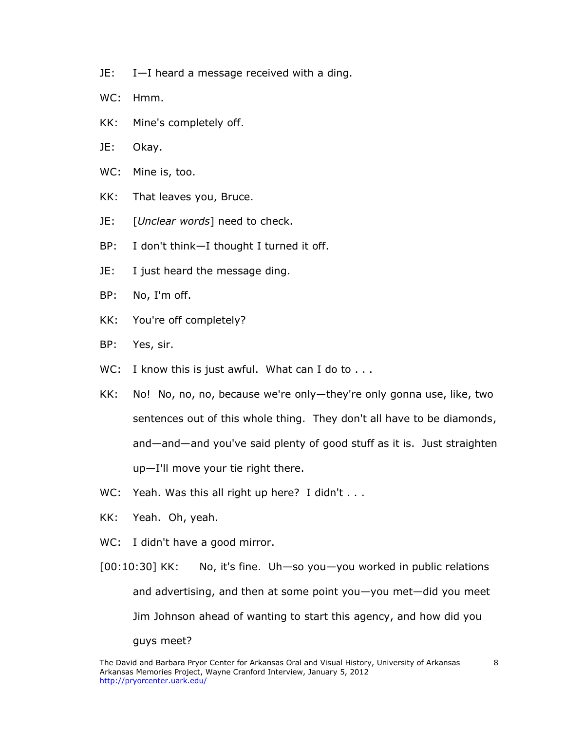JE: I—I heard a message received with a ding.

WC: Hmm.

KK: Mine's completely off.

JE: Okay.

WC: Mine is, too.

KK: That leaves you, Bruce.

JE: [*Unclear words*] need to check.

BP: I don't think—I thought I turned it off.

JE: I just heard the message ding.

BP: No, I'm off.

KK: You're off completely?

BP: Yes, sir.

WC: I know this is just awful. What can I do to . . .

KK: No! No, no, no, because we're only—they're only gonna use, like, two sentences out of this whole thing. They don't all have to be diamonds, and—and—and you've said plenty of good stuff as it is. Just straighten up—I'll move your tie right there.

WC: Yeah. Was this all right up here? I didn't . . .

KK: Yeah. Oh, yeah.

WC: I didn't have a good mirror.

[00:10:30] KK: No, it's fine. Uh—so you—you worked in public relations and advertising, and then at some point you—you met—did you meet Jim Johnson ahead of wanting to start this agency, and how did you guys meet?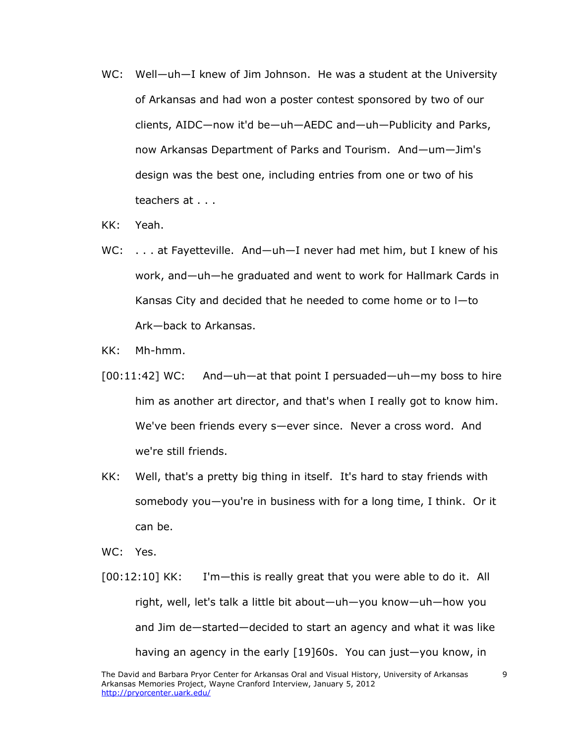WC: Well—uh—I knew of Jim Johnson. He was a student at the University of Arkansas and had won a poster contest sponsored by two of our clients, AIDC—now it'd be—uh—AEDC and—uh—Publicity and Parks, now Arkansas Department of Parks and Tourism. And—um—Jim's design was the best one, including entries from one or two of his teachers at . . .

KK: Yeah.

WC: . . . at Fayetteville. And—uh—I never had met him, but I knew of his work, and—uh—he graduated and went to work for Hallmark Cards in Kansas City and decided that he needed to come home or to l—to Ark—back to Arkansas.

KK: Mh-hmm.

[00:11:42] WC: And—uh—at that point I persuaded—uh—my boss to hire him as another art director, and that's when I really got to know him. We've been friends every s—ever since. Never a cross word. And we're still friends.

KK: Well, that's a pretty big thing in itself. It's hard to stay friends with somebody you—you're in business with for a long time, I think. Or it can be.

WC: Yes.

[00:12:10] KK: I'm—this is really great that you were able to do it. All right, well, let's talk a little bit about—uh—you know—uh—how you and Jim de—started—decided to start an agency and what it was like having an agency in the early [19]60s. You can just—you know, in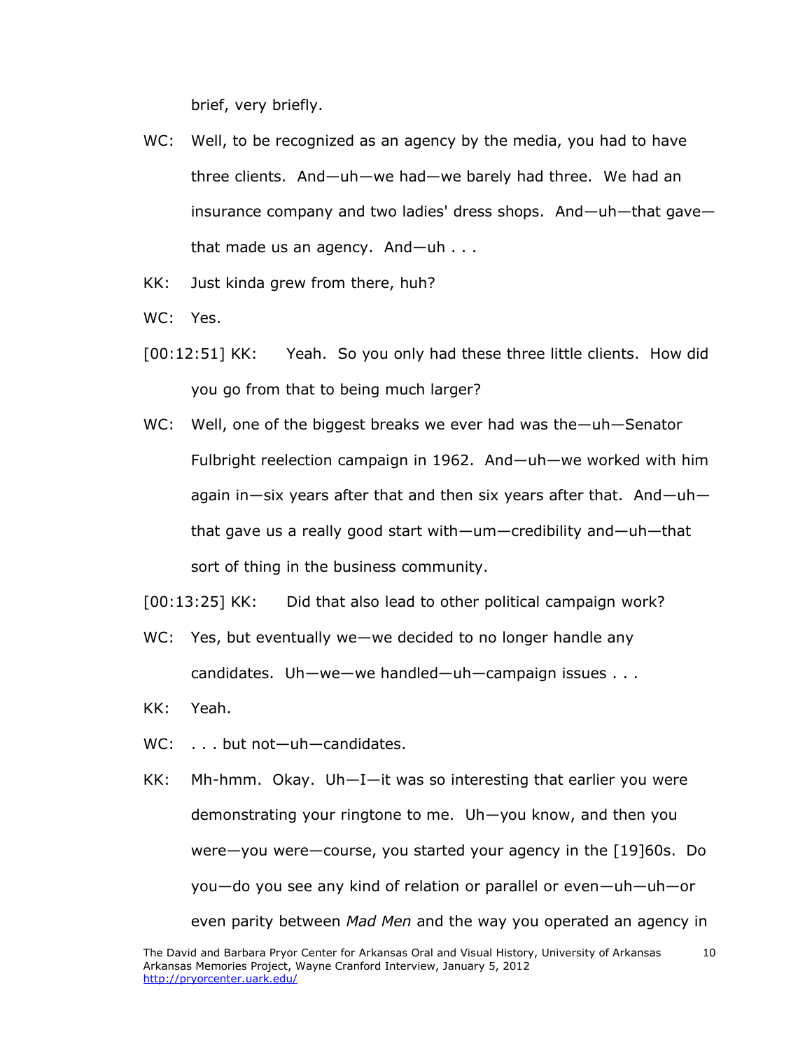brief, very briefly.

WC: Well, to be recognized as an agency by the media, you had to have three clients. And—uh—we had—we barely had three. We had an insurance company and two ladies' dress shops. And—uh—that gave—that made us an agency. And—uh . . .

KK: Just kinda grew from there, huh?

WC: Yes.

[00:12:51] KK: Yeah. So you only had these three little clients. How did you go from that to being much larger?

WC: Well, one of the biggest breaks we ever had was the—uh—Senator Fulbright reelection campaign in 1962. And—uh—we worked with him again in—six years after that and then six years after that. And—uh—that gave us a really good start with—um—credibility and—uh—that sort of thing in the business community.

[00:13:25] KK: Did that also lead to other political campaign work?

WC: Yes, but eventually we—we decided to no longer handle any candidates. Uh—we—we handled—uh—campaign issues . . .

KK: Yeah.

WC: . . . but not—uh—candidates.

KK: Mh-hmm. Okay. Uh—I—it was so interesting that earlier you were demonstrating your ringtone to me. Uh—you know, and then you were—you were—course, you started your agency in the [19]60s. Do you—do you see any kind of relation or parallel or even—uh—uh—or even parity between *Mad Men* and the way you operated an agency in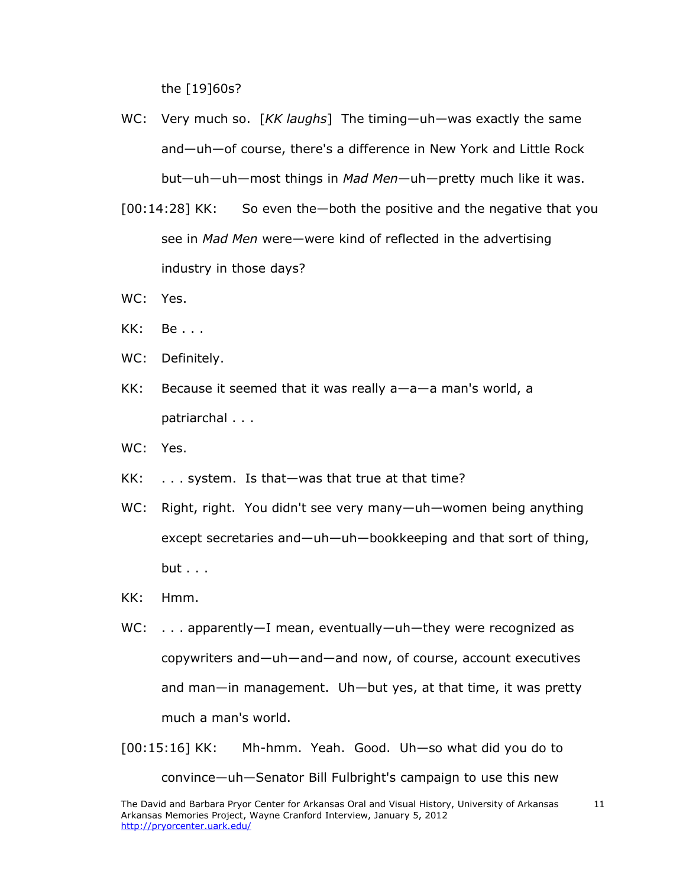the [19]60s?

WC: Very much so. [*KK laughs*] The timing—uh—was exactly the same and—uh—of course, there's a difference in New York and Little Rock but—uh—uh—most things in *Mad Men*—uh—pretty much like it was.

[00:14:28] KK: So even the—both the positive and the negative that you see in *Mad Men* were—were kind of reflected in the advertising industry in those days?

WC: Yes.

KK: Be . . .

WC: Definitely.

KK: Because it seemed that it was really a—a—a man's world, a patriarchal . . .

WC: Yes.

KK: . . . system. Is that—was that true at that time?

WC: Right, right. You didn't see very many—uh—women being anything except secretaries and—uh—uh—bookkeeping and that sort of thing, but . . .

KK: Hmm.

WC: . . . apparently—I mean, eventually—uh—they were recognized as copywriters and—uh—and—and now, of course, account executives and man—in management. Uh—but yes, at that time, it was pretty much a man's world.

[00:15:16] KK: Mh-hmm. Yeah. Good. Uh—so what did you do to convince—uh—Senator Bill Fulbright's campaign to use this new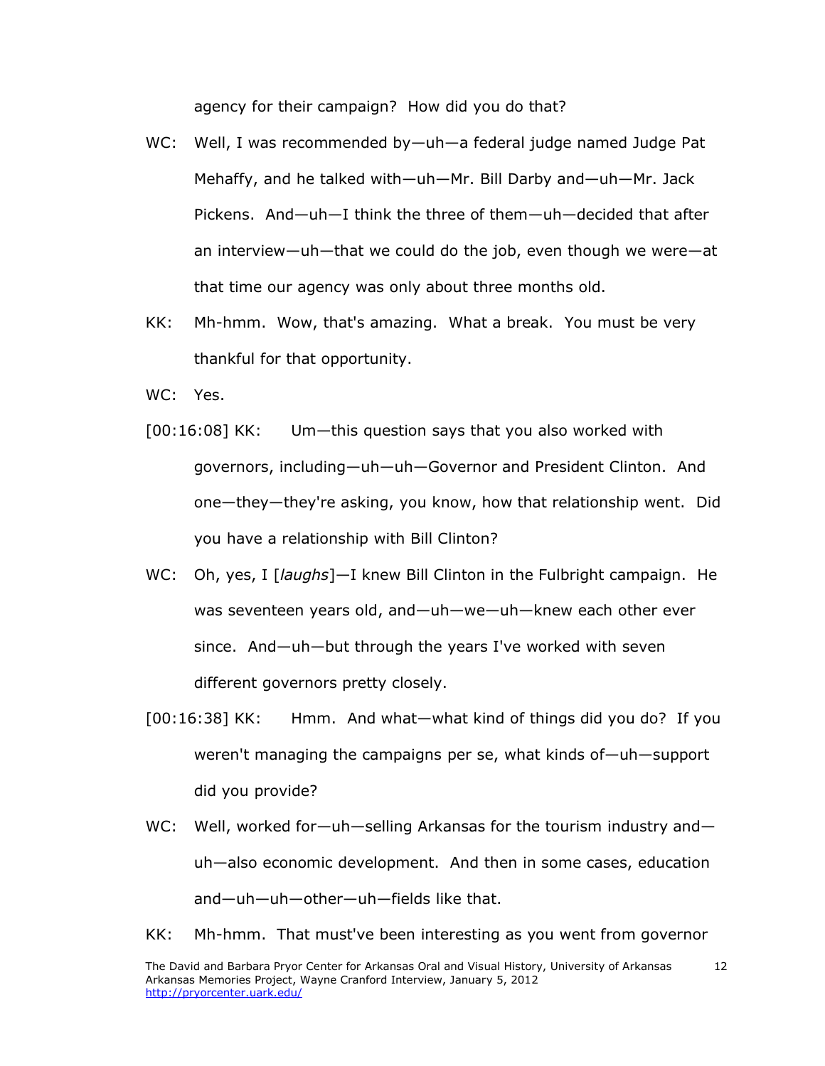agency for their campaign? How did you do that?

WC: Well, I was recommended by—uh—a federal judge named Judge Pat Mehaffy, and he talked with—uh—Mr. Bill Darby and—uh—Mr. Jack Pickens. And—uh—I think the three of them—uh—decided that after an interview—uh—that we could do the job, even though we were—at that time our agency was only about three months old.

KK: Mh-hmm. Wow, that's amazing. What a break. You must be very thankful for that opportunity.

WC: Yes.

[00:16:08] KK: Um—this question says that you also worked with governors, including—uh—uh—Governor and President Clinton. And one—they—they're asking, you know, how that relationship went. Did you have a relationship with Bill Clinton?

WC: Oh, yes, I [*laughs*]—I knew Bill Clinton in the Fulbright campaign. He was seventeen years old, and—uh—we—uh—knew each other ever since. And—uh—but through the years I've worked with seven different governors pretty closely.

[00:16:38] KK: Hmm. And what—what kind of things did you do? If you weren't managing the campaigns per se, what kinds of—uh—support did you provide?

WC: Well, worked for—uh—selling Arkansas for the tourism industry and—uh—also economic development. And then in some cases, education and—uh—uh—other—uh—fields like that.

KK: Mh-hmm. That must've been interesting as you went from governor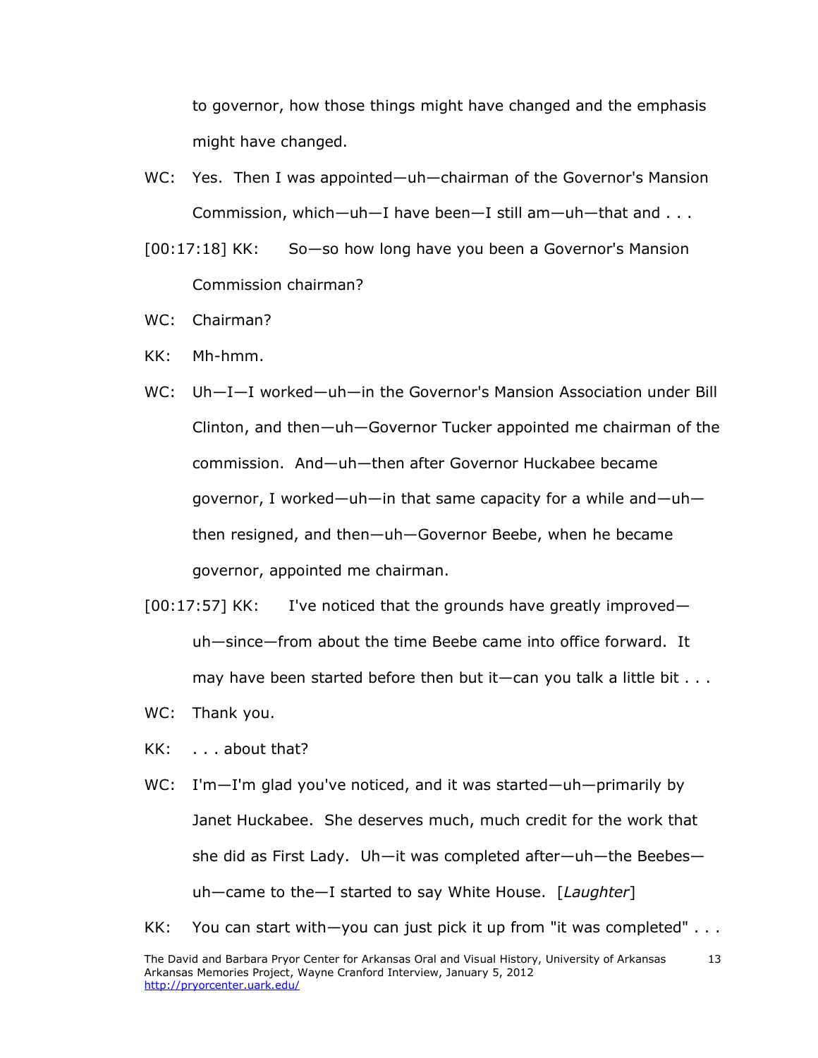to governor, how those things might have changed and the emphasis might have changed.

WC: Yes. Then I was appointed—uh—chairman of the Governor's Mansion Commission, which—uh—I have been—I still am—uh—that and . . .

[00:17:18] KK: So—so how long have you been a Governor's Mansion Commission chairman?

WC: Chairman?

KK: Mh-hmm.

WC: Uh—I—I worked—uh—in the Governor's Mansion Association under Bill Clinton, and then—uh—Governor Tucker appointed me chairman of the commission. And—uh—then after Governor Huckabee became governor, I worked—uh—in that same capacity for a while and—uh—then resigned, and then—uh—Governor Beebe, when he became governor, appointed me chairman.

[00:17:57] KK: I've noticed that the grounds have greatly improved—uh—since—from about the time Beebe came into office forward. It may have been started before then but it—can you talk a little bit . . .

WC: Thank you.

KK: . . . about that?

WC: I'm—I'm glad you've noticed, and it was started—uh—primarily by Janet Huckabee. She deserves much, much credit for the work that she did as First Lady. Uh—it was completed after—uh—the Beebes—uh—came to the—I started to say White House. [*Laughter*]

KK: You can start with—you can just pick it up from "it was completed" . . .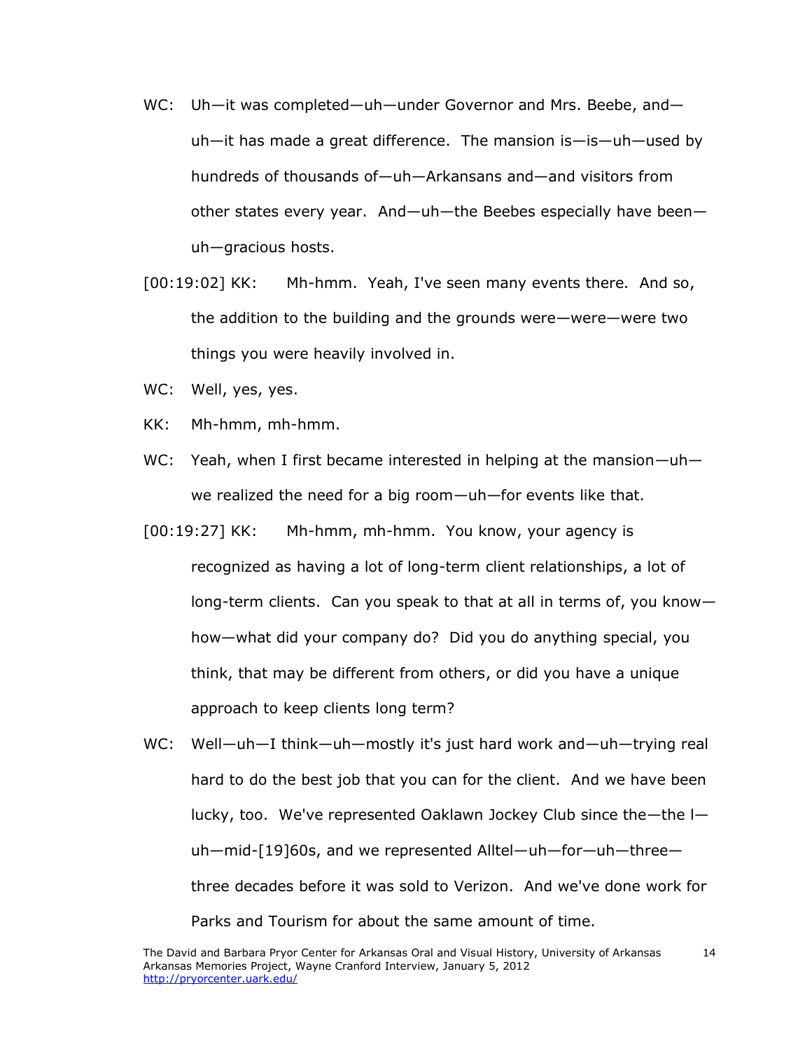WC: Uh—it was completed—uh—under Governor and Mrs. Beebe, and—uh—it has made a great difference. The mansion is—is—uh—used by hundreds of thousands of—uh—Arkansans and—and visitors from other states every year. And—uh—the Beebes especially have been—uh—gracious hosts.

[00:19:02] KK: Mh-hmm. Yeah, I've seen many events there. And so, the addition to the building and the grounds were—were—were two things you were heavily involved in.

WC: Well, yes, yes.

KK: Mh-hmm, mh-hmm.

WC: Yeah, when I first became interested in helping at the mansion—uh—we realized the need for a big room—uh—for events like that.

[00:19:27] KK: Mh-hmm, mh-hmm. You know, your agency is recognized as having a lot of long-term client relationships, a lot of long-term clients. Can you speak to that at all in terms of, you know—how—what did your company do? Did you do anything special, you think, that may be different from others, or did you have a unique approach to keep clients long term?

WC: Well—uh—I think—uh—mostly it's just hard work and—uh—trying real hard to do the best job that you can for the client. And we have been lucky, too. We've represented Oaklawn Jockey Club since the—the l—uh—mid-[19]60s, and we represented Alltel—uh—for—uh—three—three decades before it was sold to Verizon. And we've done work for Parks and Tourism for about the same amount of time.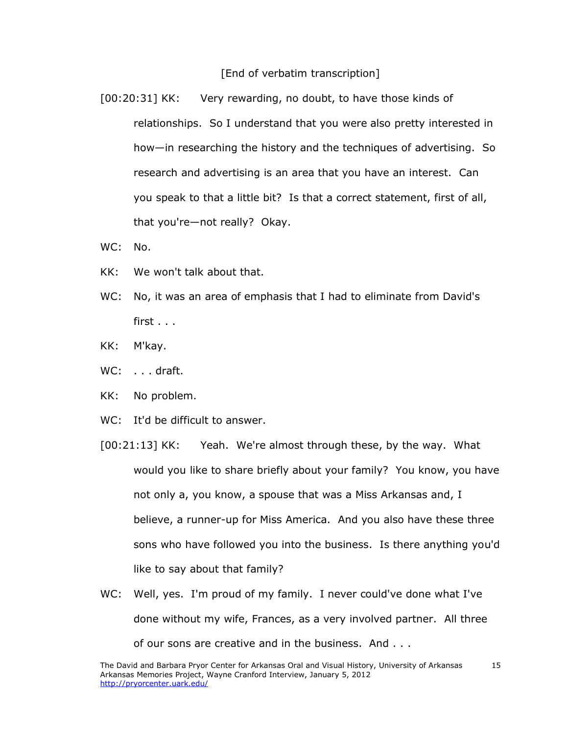[End of verbatim transcription]

[00:20:31] KK: Very rewarding, no doubt, to have those kinds of relationships. So I understand that you were also pretty interested in how—in researching the history and the techniques of advertising. So research and advertising is an area that you have an interest. Can you speak to that a little bit? Is that a correct statement, first of all, that you're—not really? Okay.

WC: No.

KK: We won't talk about that.

WC: No, it was an area of emphasis that I had to eliminate from David's first . . .

KK: M'kay.

WC: . . . draft.

KK: No problem.

WC: It'd be difficult to answer.

[00:21:13] KK: Yeah. We're almost through these, by the way. What would you like to share briefly about your family? You know, you have not only a, you know, a spouse that was a Miss Arkansas and, I believe, a runner-up for Miss America. And you also have these three sons who have followed you into the business. Is there anything you'd like to say about that family?

WC: Well, yes. I'm proud of my family. I never could've done what I've done without my wife, Frances, as a very involved partner. All three of our sons are creative and in the business. And . . .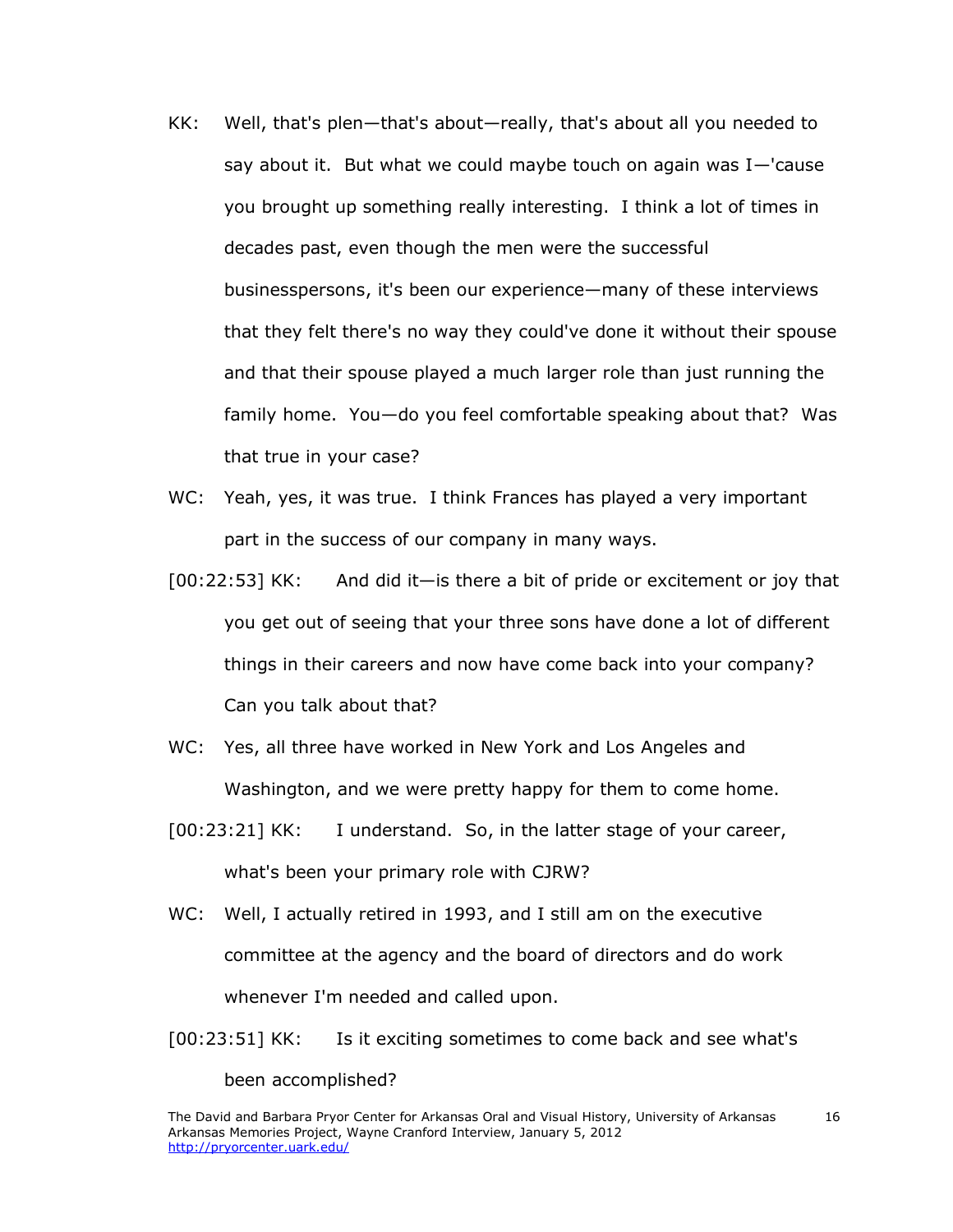KK: Well, that's plen—that's about—really, that's about all you needed to say about it. But what we could maybe touch on again was I—'cause you brought up something really interesting. I think a lot of times in decades past, even though the men were the successful businesspersons, it's been our experience—many of these interviews that they felt there's no way they could've done it without their spouse and that their spouse played a much larger role than just running the family home. You—do you feel comfortable speaking about that? Was that true in your case?

WC: Yeah, yes, it was true. I think Frances has played a very important part in the success of our company in many ways.

[00:22:53] KK: And did it—is there a bit of pride or excitement or joy that you get out of seeing that your three sons have done a lot of different things in their careers and now have come back into your company? Can you talk about that?

WC: Yes, all three have worked in New York and Los Angeles and Washington, and we were pretty happy for them to come home.

[00:23:21] KK: I understand. So, in the latter stage of your career, what's been your primary role with CJRW?

WC: Well, I actually retired in 1993, and I still am on the executive committee at the agency and the board of directors and do work whenever I'm needed and called upon.

[00:23:51] KK: Is it exciting sometimes to come back and see what's been accomplished?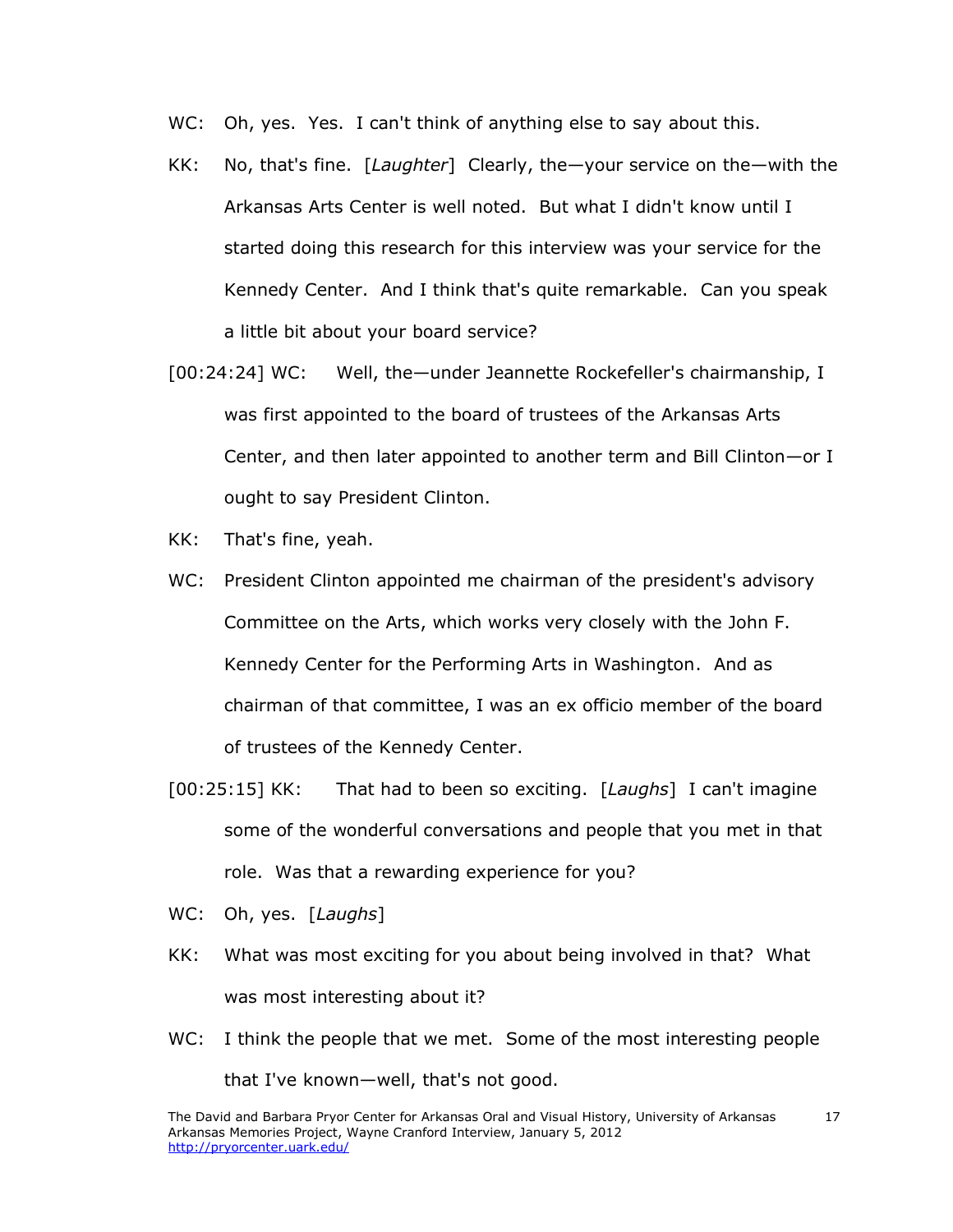WC: Oh, yes. Yes. I can't think of anything else to say about this.

KK: No, that's fine. [*Laughter*] Clearly, the—your service on the—with the Arkansas Arts Center is well noted. But what I didn't know until I started doing this research for this interview was your service for the Kennedy Center. And I think that's quite remarkable. Can you speak a little bit about your board service?

[00:24:24] WC: Well, the—under Jeannette Rockefeller's chairmanship, I was first appointed to the board of trustees of the Arkansas Arts Center, and then later appointed to another term and Bill Clinton—or I ought to say President Clinton.

KK: That's fine, yeah.

WC: President Clinton appointed me chairman of the president's advisory Committee on the Arts, which works very closely with the John F. Kennedy Center for the Performing Arts in Washington. And as chairman of that committee, I was an ex officio member of the board of trustees of the Kennedy Center.

[00:25:15] KK: That had to been so exciting. [*Laughs*] I can't imagine some of the wonderful conversations and people that you met in that role. Was that a rewarding experience for you?

WC: Oh, yes. [*Laughs*]

KK: What was most exciting for you about being involved in that? What was most interesting about it?

WC: I think the people that we met. Some of the most interesting people that I've known—well, that's not good.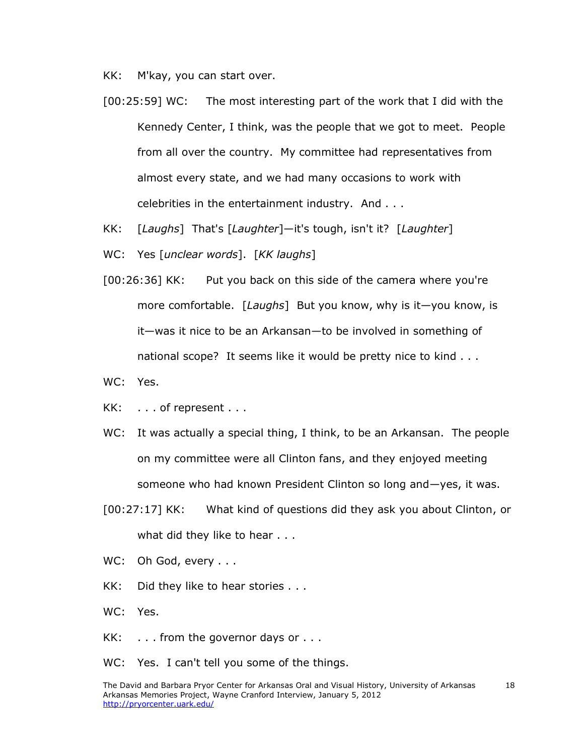KK: M'kay, you can start over.

[00:25:59] WC: The most interesting part of the work that I did with the Kennedy Center, I think, was the people that we got to meet. People from all over the country. My committee had representatives from almost every state, and we had many occasions to work with celebrities in the entertainment industry. And . . .

KK: [*Laughs*] That's [*Laughter*]—it's tough, isn't it? [*Laughter*]

WC: Yes [*unclear words*]. [*KK laughs*]

[00:26:36] KK: Put you back on this side of the camera where you're more comfortable. [*Laughs*] But you know, why is it—you know, is it—was it nice to be an Arkansan—to be involved in something of national scope? It seems like it would be pretty nice to kind . . .

WC: Yes.

KK: . . . of represent . . .

WC: It was actually a special thing, I think, to be an Arkansan. The people on my committee were all Clinton fans, and they enjoyed meeting someone who had known President Clinton so long and—yes, it was.

[00:27:17] KK: What kind of questions did they ask you about Clinton, or what did they like to hear . . .

WC: Oh God, every . . .

KK: Did they like to hear stories . . .

WC: Yes.

KK: . . . from the governor days or . . .

WC: Yes. I can't tell you some of the things.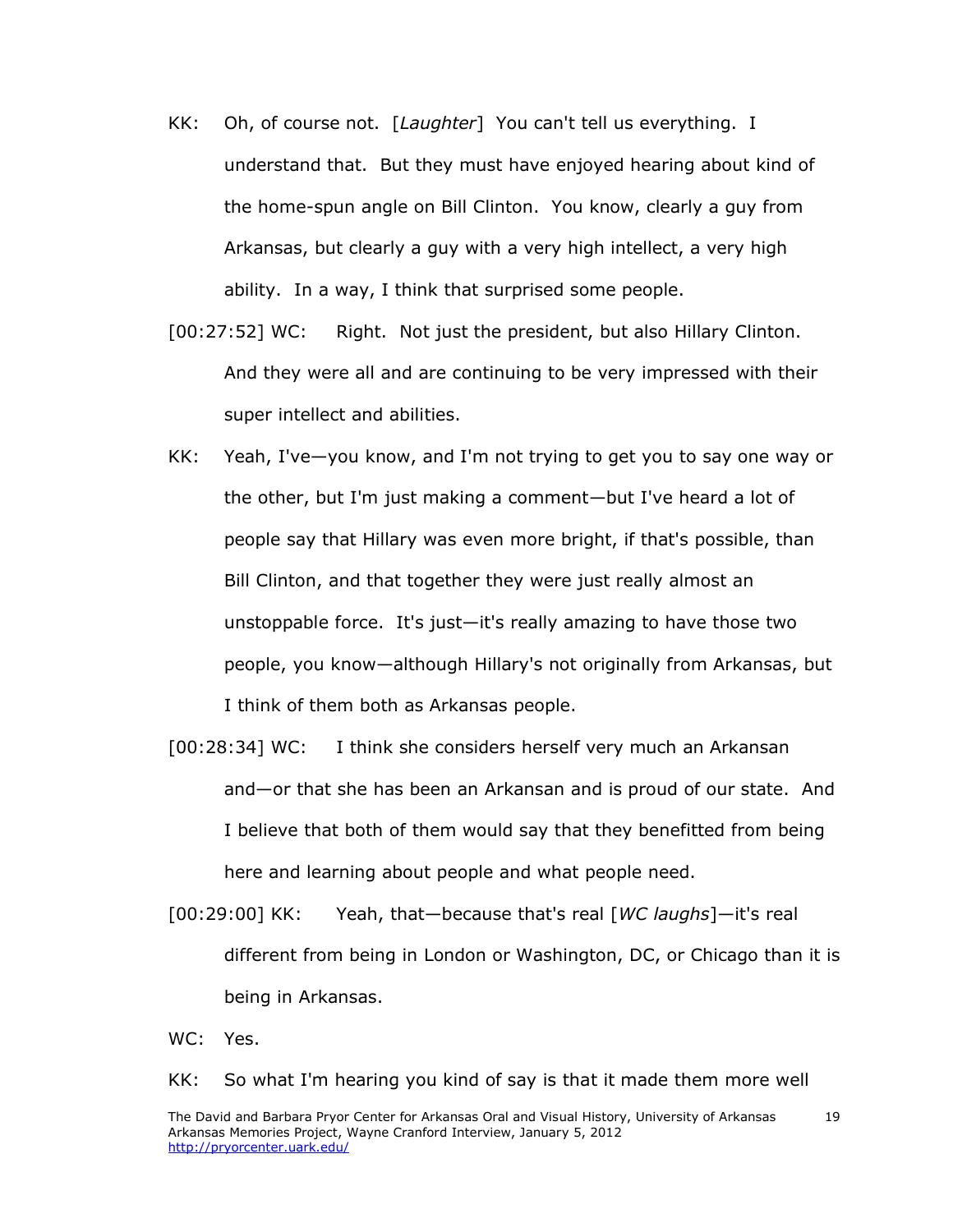KK: Oh, of course not. [*Laughter*] You can't tell us everything. I understand that. But they must have enjoyed hearing about kind of the home-spun angle on Bill Clinton. You know, clearly a guy from Arkansas, but clearly a guy with a very high intellect, a very high ability. In a way, I think that surprised some people.

[00:27:52] WC: Right. Not just the president, but also Hillary Clinton. And they were all and are continuing to be very impressed with their super intellect and abilities.

KK: Yeah, I've—you know, and I'm not trying to get you to say one way or the other, but I'm just making a comment—but I've heard a lot of people say that Hillary was even more bright, if that's possible, than Bill Clinton, and that together they were just really almost an unstoppable force. It's just—it's really amazing to have those two people, you know—although Hillary's not originally from Arkansas, but I think of them both as Arkansas people.

[00:28:34] WC: I think she considers herself very much an Arkansan and—or that she has been an Arkansan and is proud of our state. And I believe that both of them would say that they benefitted from being here and learning about people and what people need.

[00:29:00] KK: Yeah, that—because that's real [*WC laughs*]—it's real different from being in London or Washington, DC, or Chicago than it is being in Arkansas.

WC: Yes.

KK: So what I'm hearing you kind of say is that it made them more well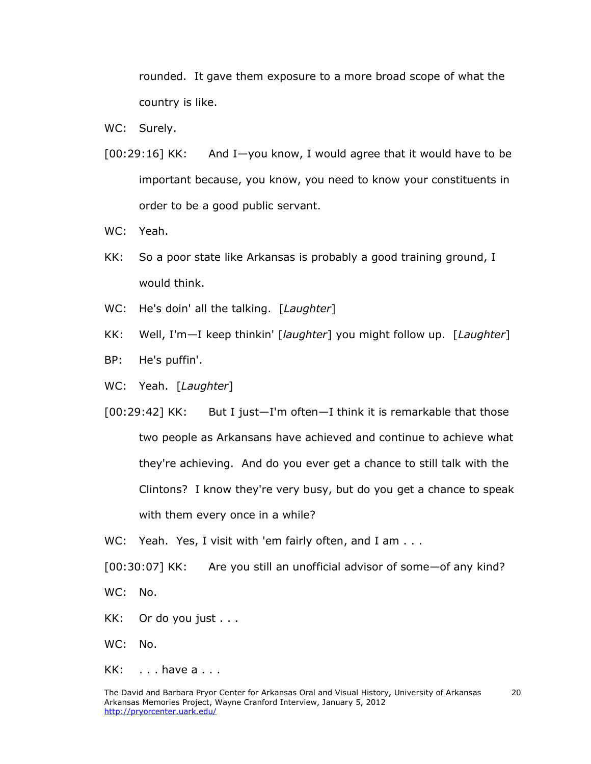rounded. It gave them exposure to a more broad scope of what the country is like.

WC: Surely.

[00:29:16] KK: And I—you know, I would agree that it would have to be important because, you know, you need to know your constituents in order to be a good public servant.

WC: Yeah.

KK: So a poor state like Arkansas is probably a good training ground, I would think.

WC: He's doin' all the talking. [*Laughter*]

KK: Well, I'm—I keep thinkin' [*laughter*] you might follow up. [*Laughter*]

BP: He's puffin'.

WC: Yeah. [*Laughter*]

[00:29:42] KK: But I just—I'm often—I think it is remarkable that those two people as Arkansans have achieved and continue to achieve what they're achieving. And do you ever get a chance to still talk with the Clintons? I know they're very busy, but do you get a chance to speak with them every once in a while?

WC: Yeah. Yes, I visit with 'em fairly often, and I am . . .

[00:30:07] KK: Are you still an unofficial advisor of some—of any kind?

WC: No.

KK: Or do you just . . .

WC: No.

KK: . . . have a . . .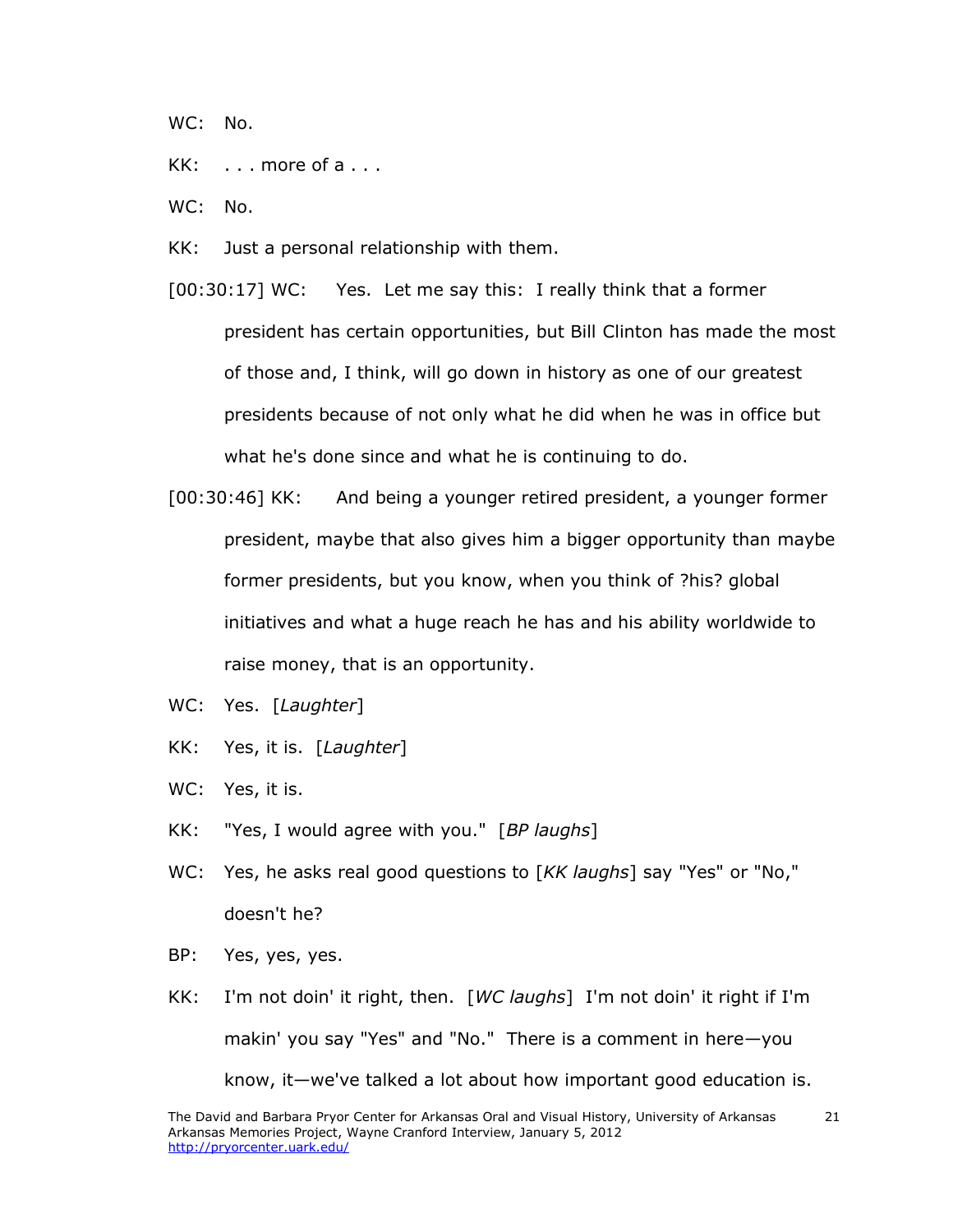WC: No.

KK: . . . more of a . . .

WC: No.

KK: Just a personal relationship with them.

[00:30:17] WC: Yes. Let me say this: I really think that a former president has certain opportunities, but Bill Clinton has made the most of those and, I think, will go down in history as one of our greatest presidents because of not only what he did when he was in office but what he's done since and what he is continuing to do.

[00:30:46] KK: And being a younger retired president, a younger former president, maybe that also gives him a bigger opportunity than maybe former presidents, but you know, when you think of ?his? global initiatives and what a huge reach he has and his ability worldwide to raise money, that is an opportunity.

WC: Yes. [*Laughter*]

KK: Yes, it is. [*Laughter*]

WC: Yes, it is.

KK: "Yes, I would agree with you." [*BP laughs*]

WC: Yes, he asks real good questions to [*KK laughs*] say "Yes" or "No," doesn't he?

BP: Yes, yes, yes.

KK: I'm not doin' it right, then. [*WC laughs*] I'm not doin' it right if I'm makin' you say "Yes" and "No." There is a comment in here—you know, it—we've talked a lot about how important good education is.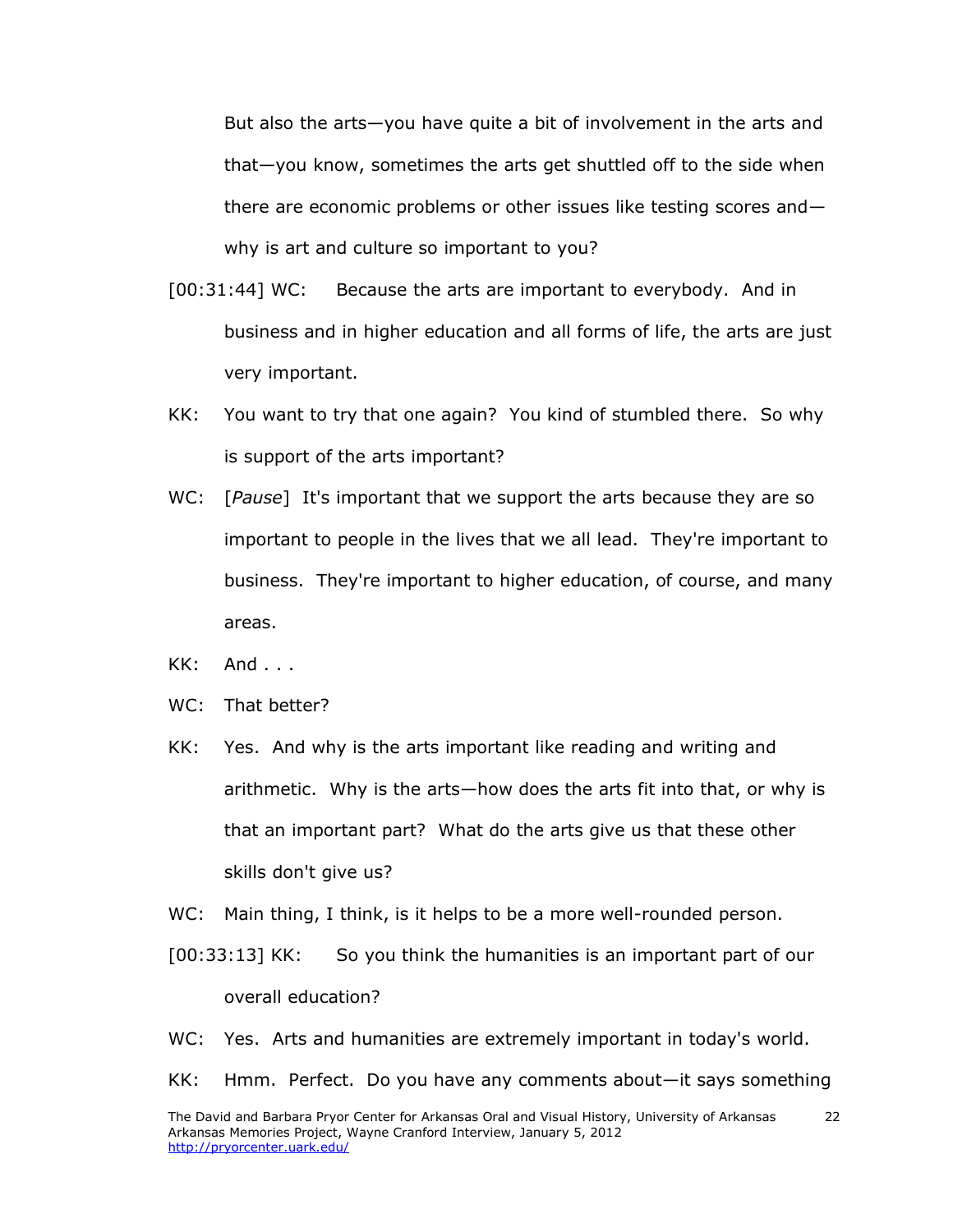But also the arts—you have quite a bit of involvement in the arts and that—you know, sometimes the arts get shuttled off to the side when there are economic problems or other issues like testing scores and—why is art and culture so important to you?

[00:31:44] WC: Because the arts are important to everybody. And in business and in higher education and all forms of life, the arts are just very important.

KK: You want to try that one again? You kind of stumbled there. So why is support of the arts important?

WC: [*Pause*] It's important that we support the arts because they are so important to people in the lives that we all lead. They're important to business. They're important to higher education, of course, and many areas.

KK: And . . .

WC: That better?

KK: Yes. And why is the arts important like reading and writing and arithmetic. Why is the arts—how does the arts fit into that, or why is that an important part? What do the arts give us that these other skills don't give us?

WC: Main thing, I think, is it helps to be a more well-rounded person.

[00:33:13] KK: So you think the humanities is an important part of our overall education?

WC: Yes. Arts and humanities are extremely important in today's world.

KK: Hmm. Perfect. Do you have any comments about—it says something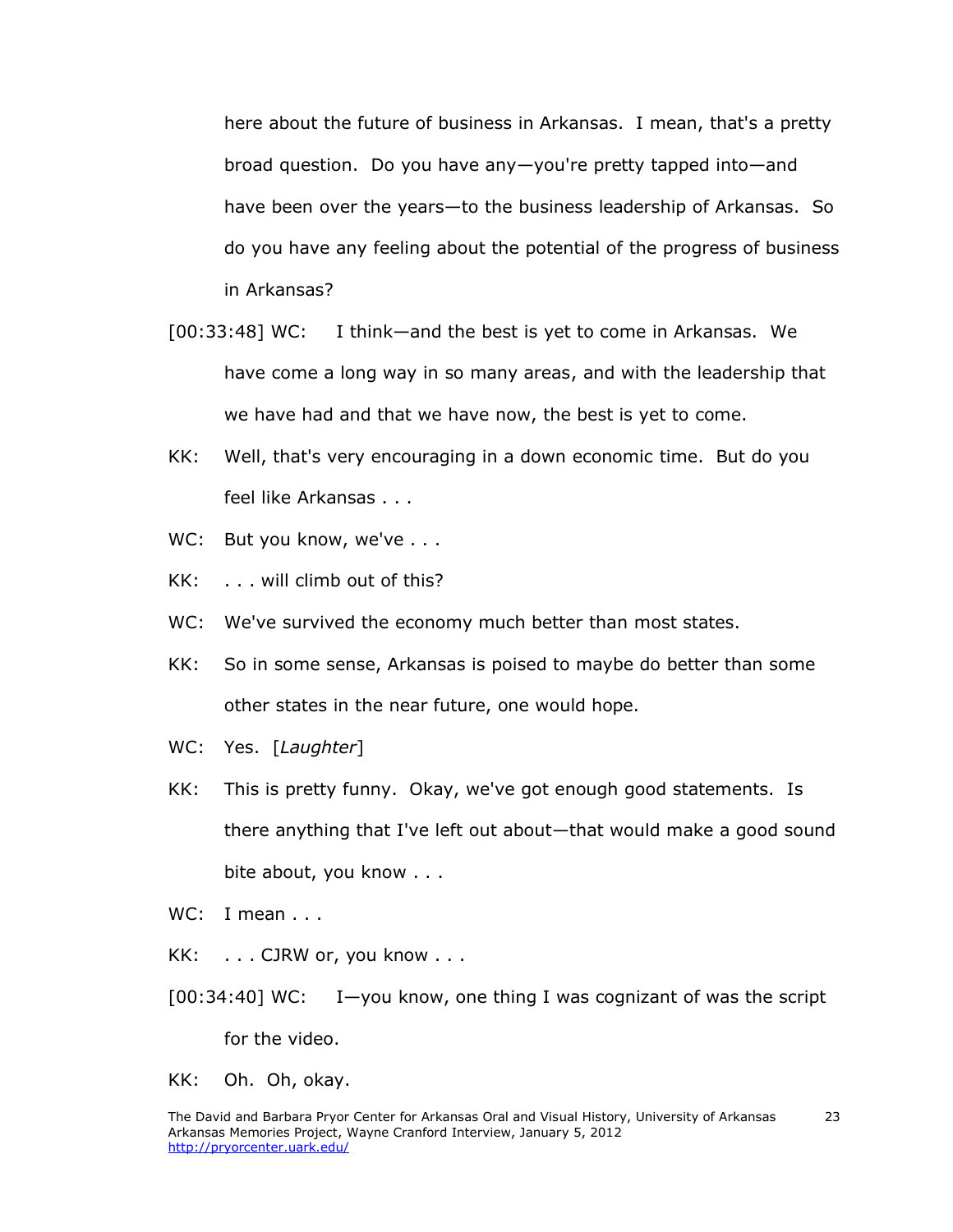here about the future of business in Arkansas. I mean, that's a pretty broad question. Do you have any—you're pretty tapped into—and have been over the years—to the business leadership of Arkansas. So do you have any feeling about the potential of the progress of business in Arkansas?

[00:33:48] WC: I think—and the best is yet to come in Arkansas. We have come a long way in so many areas, and with the leadership that we have had and that we have now, the best is yet to come.

KK: Well, that's very encouraging in a down economic time. But do you feel like Arkansas . . .

WC: But you know, we've . . .

KK: . . . will climb out of this?

WC: We've survived the economy much better than most states.

KK: So in some sense, Arkansas is poised to maybe do better than some other states in the near future, one would hope.

WC: Yes. [*Laughter*]

KK: This is pretty funny. Okay, we've got enough good statements. Is there anything that I've left out about—that would make a good sound bite about, you know . . .

WC: I mean . . .

KK: . . . CJRW or, you know . . .

[00:34:40] WC: I—you know, one thing I was cognizant of was the script for the video.

KK: Oh. Oh, okay.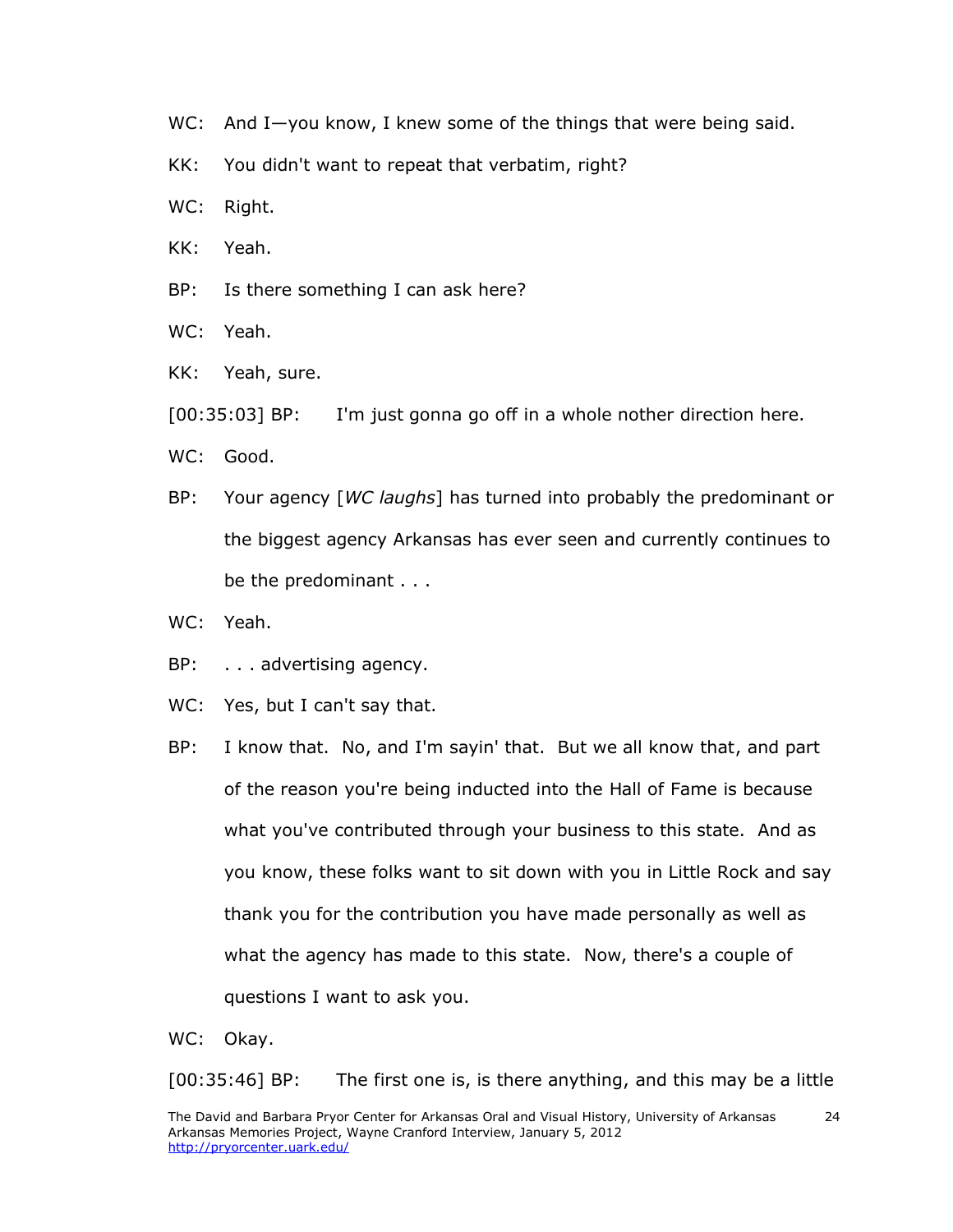WC: And I—you know, I knew some of the things that were being said.

KK: You didn't want to repeat that verbatim, right?

WC: Right.

KK: Yeah.

BP: Is there something I can ask here?

WC: Yeah.

KK: Yeah, sure.

[00:35:03] BP: I'm just gonna go off in a whole nother direction here.

WC: Good.

BP: Your agency [*WC laughs*] has turned into probably the predominant or the biggest agency Arkansas has ever seen and currently continues to be the predominant . . .

WC: Yeah.

BP: . . . advertising agency.

WC: Yes, but I can't say that.

BP: I know that. No, and I'm sayin' that. But we all know that, and part of the reason you're being inducted into the Hall of Fame is because what you've contributed through your business to this state. And as you know, these folks want to sit down with you in Little Rock and say thank you for the contribution you have made personally as well as what the agency has made to this state. Now, there's a couple of questions I want to ask you.

WC: Okay.

[00:35:46] BP: The first one is, is there anything, and this may be a little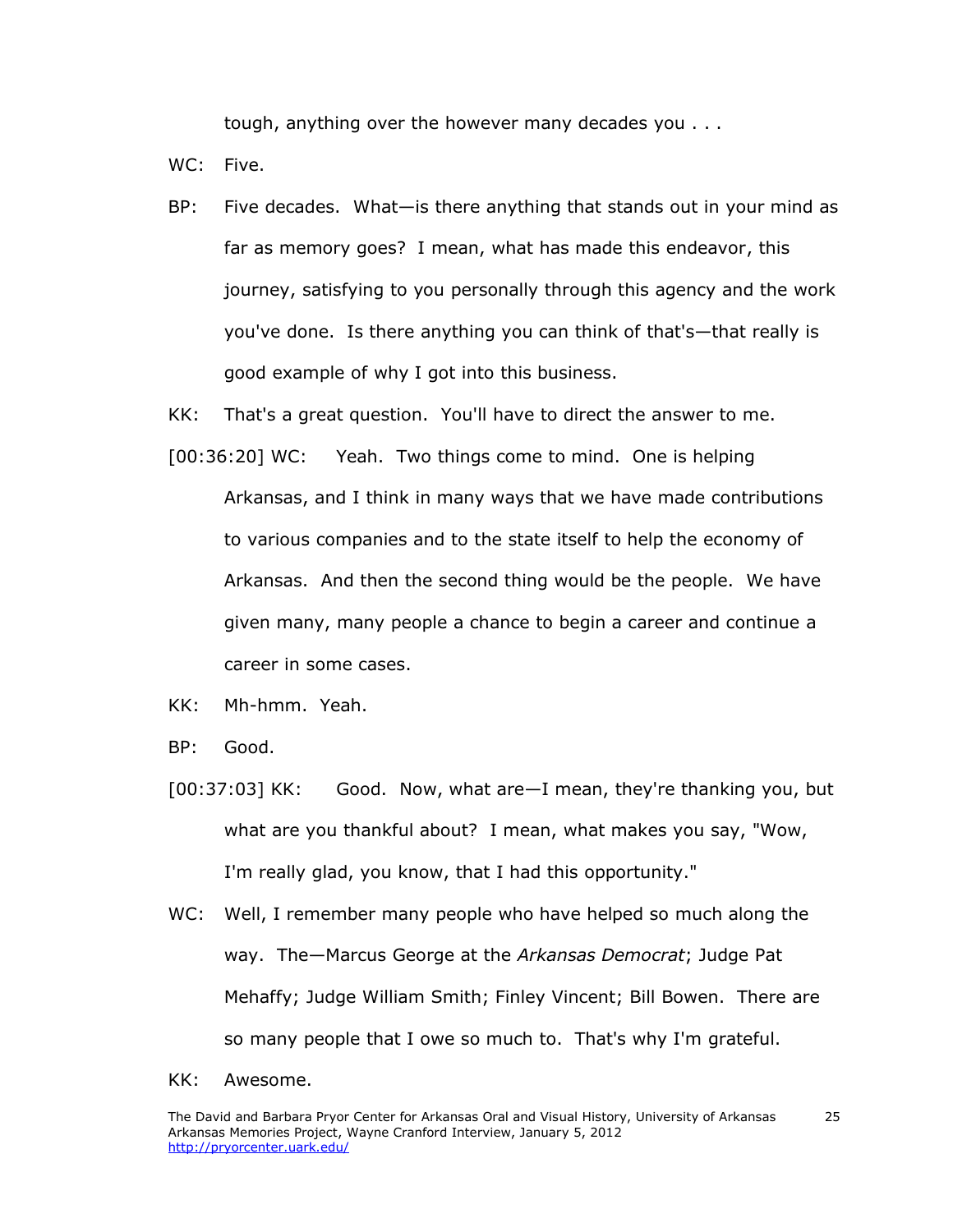tough, anything over the however many decades you . . .

WC: Five.

BP: Five decades. What—is there anything that stands out in your mind as far as memory goes? I mean, what has made this endeavor, this journey, satisfying to you personally through this agency and the work you've done. Is there anything you can think of that's—that really is good example of why I got into this business.

KK: That's a great question. You'll have to direct the answer to me.

[00:36:20] WC: Yeah. Two things come to mind. One is helping Arkansas, and I think in many ways that we have made contributions to various companies and to the state itself to help the economy of Arkansas. And then the second thing would be the people. We have given many, many people a chance to begin a career and continue a career in some cases.

KK: Mh-hmm. Yeah.

BP: Good.

[00:37:03] KK: Good. Now, what are—I mean, they're thanking you, but what are you thankful about? I mean, what makes you say, "Wow, I'm really glad, you know, that I had this opportunity."

WC: Well, I remember many people who have helped so much along the way. The—Marcus George at the *Arkansas Democrat*; Judge Pat Mehaffy; Judge William Smith; Finley Vincent; Bill Bowen. There are so many people that I owe so much to. That's why I'm grateful.

KK: Awesome.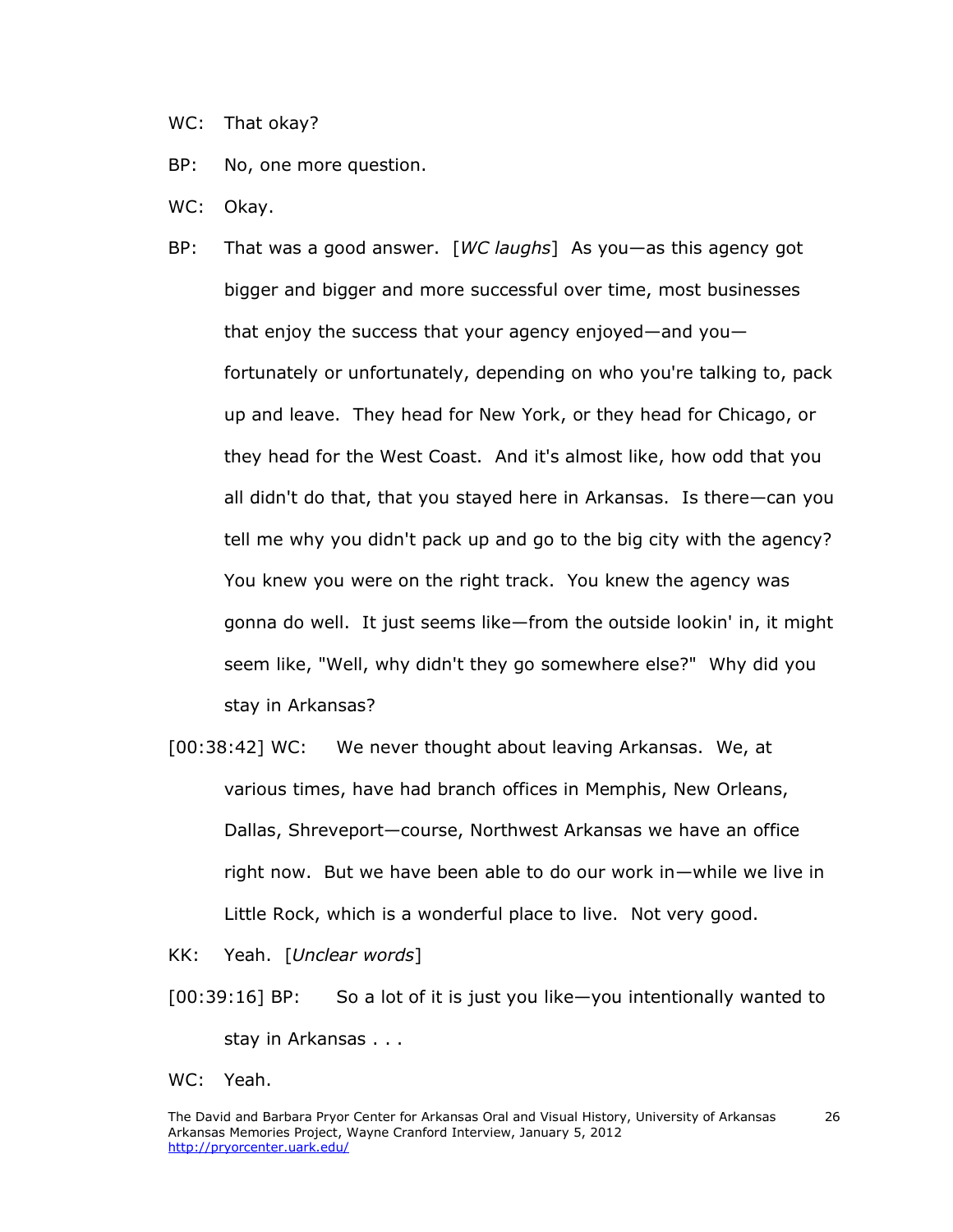WC: That okay?

BP: No, one more question.

WC: Okay.

BP: That was a good answer. [*WC laughs*] As you—as this agency got bigger and bigger and more successful over time, most businesses that enjoy the success that your agency enjoyed—and you—fortunately or unfortunately, depending on who you're talking to, pack up and leave. They head for New York, or they head for Chicago, or they head for the West Coast. And it's almost like, how odd that you all didn't do that, that you stayed here in Arkansas. Is there—can you tell me why you didn't pack up and go to the big city with the agency? You knew you were on the right track. You knew the agency was gonna do well. It just seems like—from the outside lookin' in, it might seem like, "Well, why didn't they go somewhere else?" Why did you stay in Arkansas?

[00:38:42] WC: We never thought about leaving Arkansas. We, at various times, have had branch offices in Memphis, New Orleans, Dallas, Shreveport—course, Northwest Arkansas we have an office right now. But we have been able to do our work in—while we live in Little Rock, which is a wonderful place to live. Not very good.

KK: Yeah. [*Unclear words*]

[00:39:16] BP: So a lot of it is just you like—you intentionally wanted to stay in Arkansas . . .

WC: Yeah.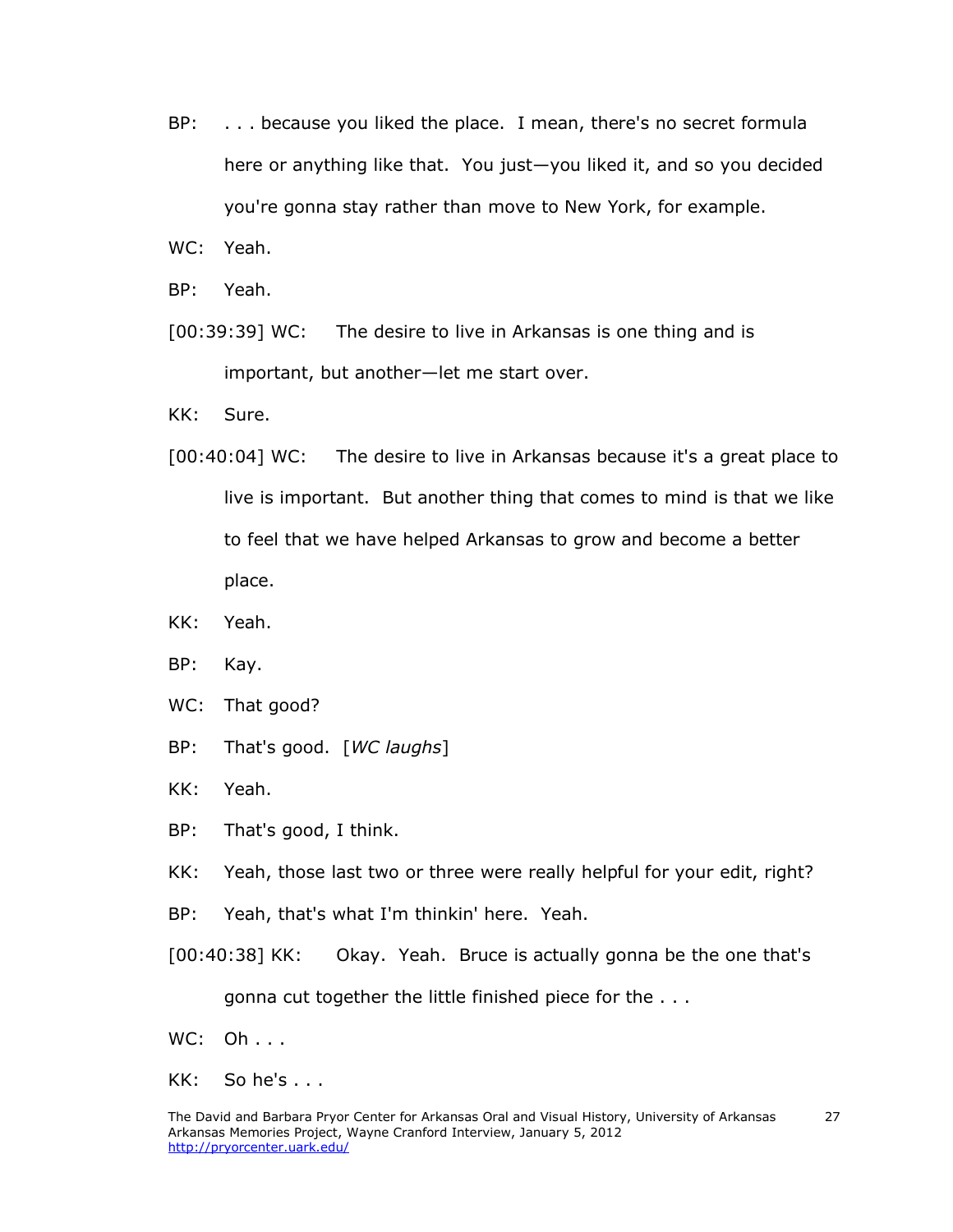BP: . . . because you liked the place. I mean, there's no secret formula here or anything like that. You just—you liked it, and so you decided you're gonna stay rather than move to New York, for example.

WC: Yeah.

BP: Yeah.

[00:39:39] WC: The desire to live in Arkansas is one thing and is important, but another—let me start over.

KK: Sure.

[00:40:04] WC: The desire to live in Arkansas because it's a great place to live is important. But another thing that comes to mind is that we like to feel that we have helped Arkansas to grow and become a better place.

KK: Yeah.

BP: Kay.

WC: That good?

BP: That's good. [*WC laughs*]

KK: Yeah.

BP: That's good, I think.

KK: Yeah, those last two or three were really helpful for your edit, right?

BP: Yeah, that's what I'm thinkin' here. Yeah.

[00:40:38] KK: Okay. Yeah. Bruce is actually gonna be the one that's gonna cut together the little finished piece for the . . .

WC: Oh . . .

KK: So he's . . .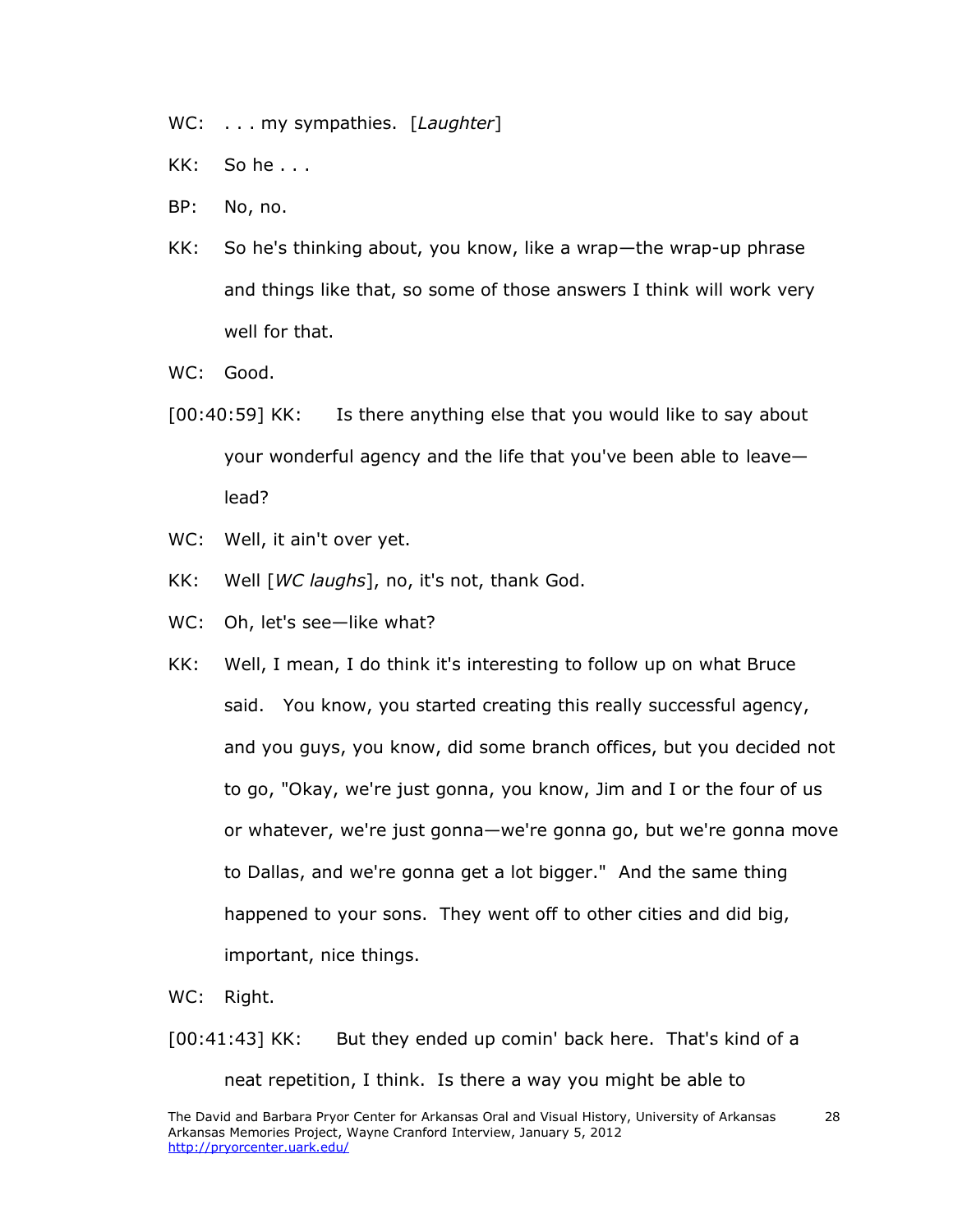WC: . . . my sympathies. [*Laughter*]

KK: So he . . .

BP: No, no.

KK: So he's thinking about, you know, like a wrap—the wrap-up phrase and things like that, so some of those answers I think will work very well for that.

WC: Good.

[00:40:59] KK: Is there anything else that you would like to say about your wonderful agency and the life that you've been able to leave—lead?

WC: Well, it ain't over yet.

KK: Well [*WC laughs*], no, it's not, thank God.

WC: Oh, let's see—like what?

KK: Well, I mean, I do think it's interesting to follow up on what Bruce said. You know, you started creating this really successful agency, and you guys, you know, did some branch offices, but you decided not to go, "Okay, we're just gonna, you know, Jim and I or the four of us or whatever, we're just gonna—we're gonna go, but we're gonna move to Dallas, and we're gonna get a lot bigger." And the same thing happened to your sons. They went off to other cities and did big, important, nice things.

WC: Right.

[00:41:43] KK: But they ended up comin' back here. That's kind of a neat repetition, I think. Is there a way you might be able to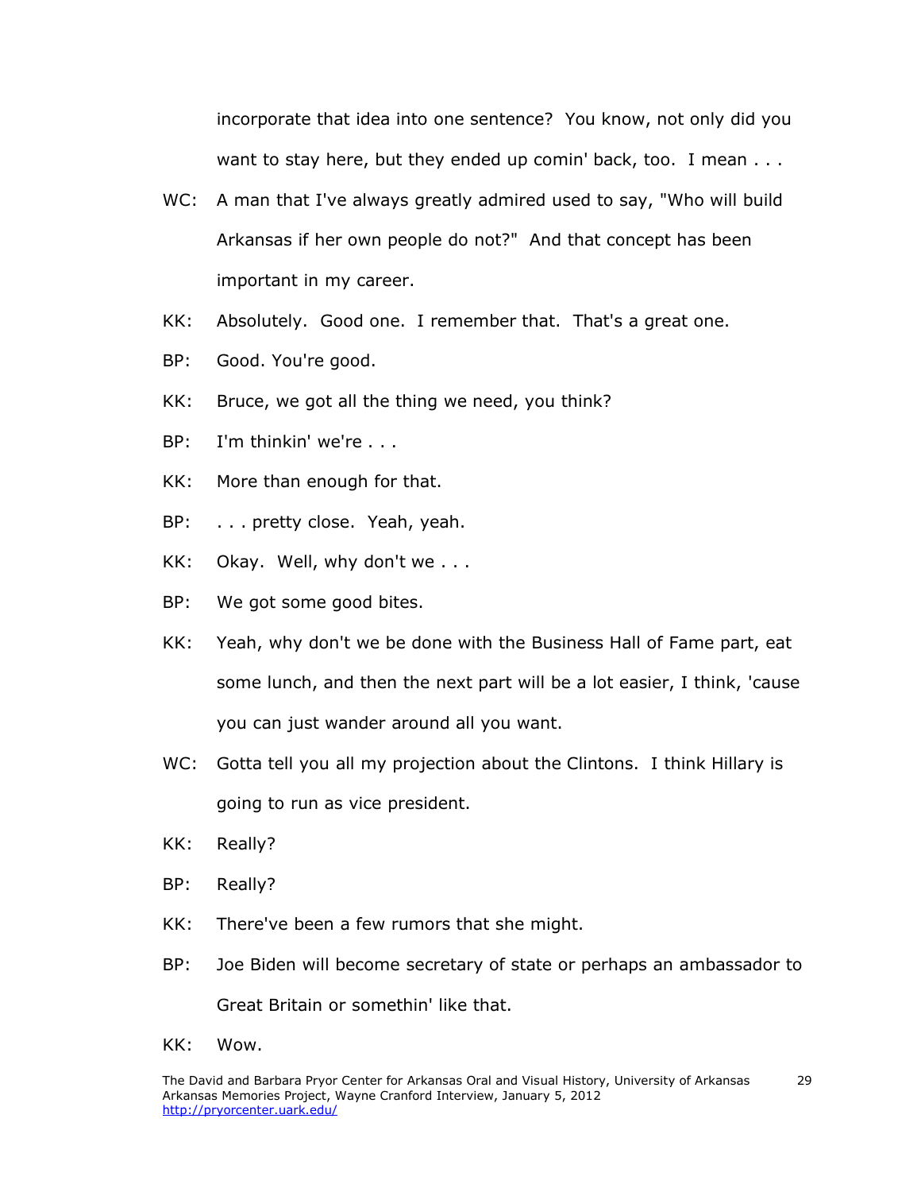incorporate that idea into one sentence? You know, not only did you want to stay here, but they ended up comin' back, too. I mean . . .

WC: A man that I've always greatly admired used to say, "Who will build Arkansas if her own people do not?" And that concept has been important in my career.

KK: Absolutely. Good one. I remember that. That's a great one.

BP: Good. You're good.

KK: Bruce, we got all the thing we need, you think?

BP: I'm thinkin' we're . . .

KK: More than enough for that.

BP: . . . pretty close. Yeah, yeah.

KK: Okay. Well, why don't we . . .

BP: We got some good bites.

KK: Yeah, why don't we be done with the Business Hall of Fame part, eat some lunch, and then the next part will be a lot easier, I think, 'cause you can just wander around all you want.

WC: Gotta tell you all my projection about the Clintons. I think Hillary is going to run as vice president.

KK: Really?

BP: Really?

KK: There've been a few rumors that she might.

BP: Joe Biden will become secretary of state or perhaps an ambassador to Great Britain or somethin' like that.

KK: Wow.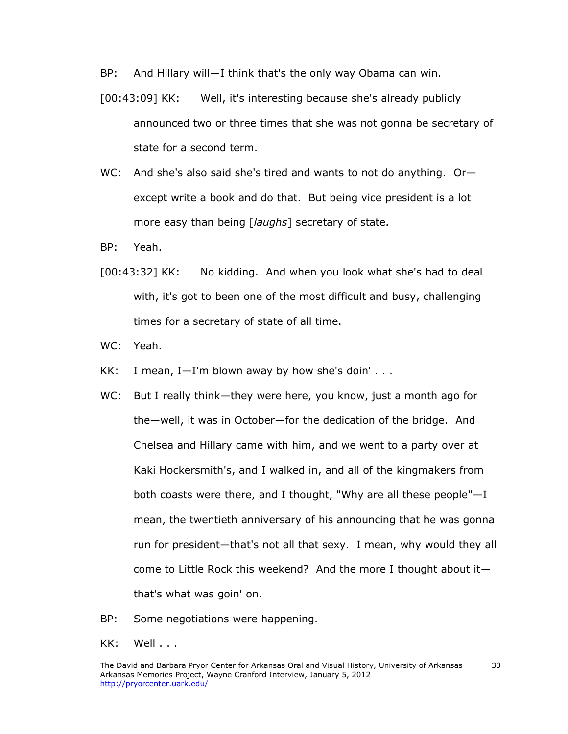BP: And Hillary will—I think that's the only way Obama can win.

[00:43:09] KK: Well, it's interesting because she's already publicly announced two or three times that she was not gonna be secretary of state for a second term.

WC: And she's also said she's tired and wants to not do anything. Or—except write a book and do that. But being vice president is a lot more easy than being [*laughs*] secretary of state.

BP: Yeah.

[00:43:32] KK: No kidding. And when you look what she's had to deal with, it's got to been one of the most difficult and busy, challenging times for a secretary of state of all time.

WC: Yeah.

KK: I mean, I—I'm blown away by how she's doin' . . .

WC: But I really think—they were here, you know, just a month ago for the—well, it was in October—for the dedication of the bridge. And Chelsea and Hillary came with him, and we went to a party over at Kaki Hockersmith's, and I walked in, and all of the kingmakers from both coasts were there, and I thought, "Why are all these people"—I mean, the twentieth anniversary of his announcing that he was gonna run for president—that's not all that sexy. I mean, why would they all come to Little Rock this weekend? And the more I thought about it—that's what was goin' on.

BP: Some negotiations were happening.

KK: Well . . .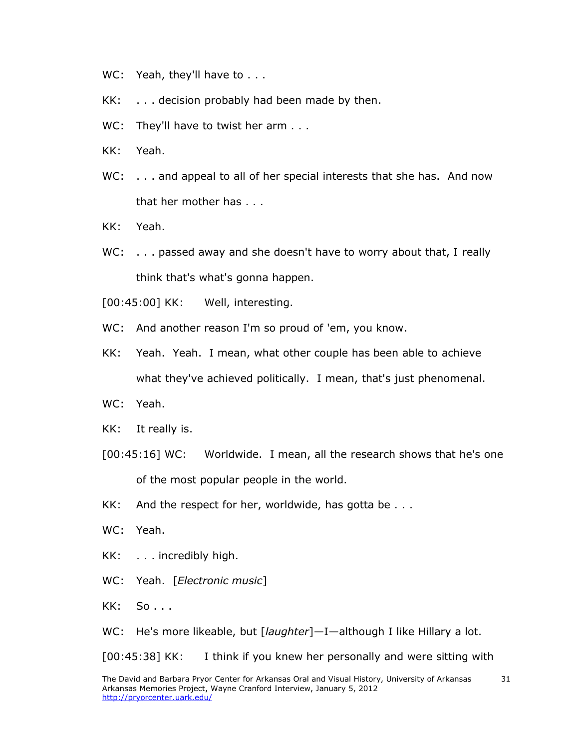WC: Yeah, they'll have to . . .

KK: . . . decision probably had been made by then.

WC: They'll have to twist her arm . . .

KK: Yeah.

WC: . . . and appeal to all of her special interests that she has. And now that her mother has . . .

KK: Yeah.

WC: . . . passed away and she doesn't have to worry about that, I really think that's what's gonna happen.

[00:45:00] KK: Well, interesting.

WC: And another reason I'm so proud of 'em, you know.

KK: Yeah. Yeah. I mean, what other couple has been able to achieve what they've achieved politically. I mean, that's just phenomenal.

WC: Yeah.

KK: It really is.

[00:45:16] WC: Worldwide. I mean, all the research shows that he's one of the most popular people in the world.

KK: And the respect for her, worldwide, has gotta be . . .

WC: Yeah.

KK: . . . incredibly high.

WC: Yeah. [*Electronic music*]

KK: So . . .

WC: He's more likeable, but [*laughter*]—I—although I like Hillary a lot.

[00:45:38] KK: I think if you knew her personally and were sitting with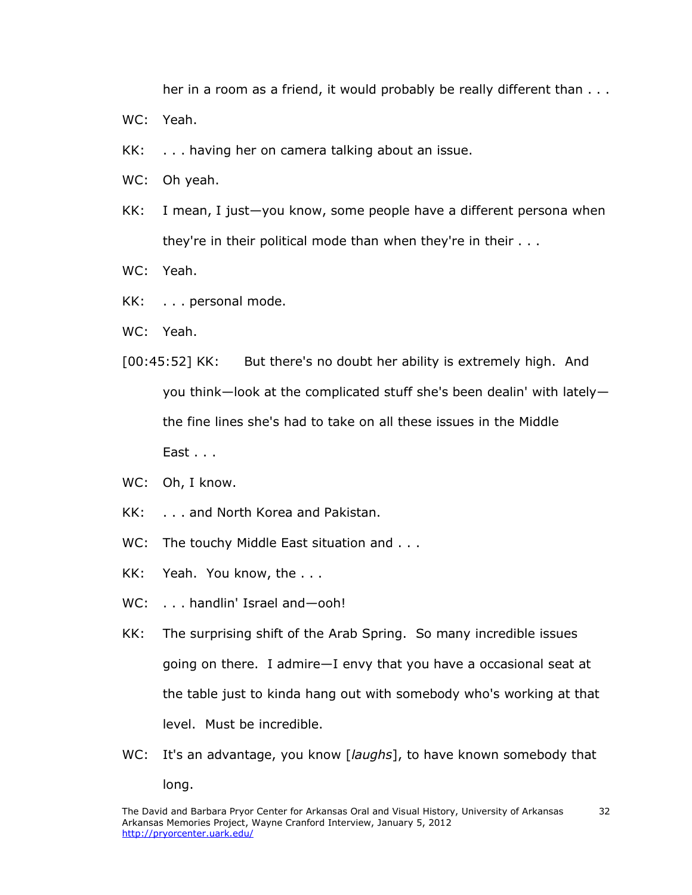her in a room as a friend, it would probably be really different than . . .

WC: Yeah.

KK: . . . having her on camera talking about an issue.

WC: Oh yeah.

KK: I mean, I just—you know, some people have a different persona when they're in their political mode than when they're in their . . .

WC: Yeah.

KK: . . . personal mode.

WC: Yeah.

[00:45:52] KK: But there's no doubt her ability is extremely high. And you think—look at the complicated stuff she's been dealin' with lately—the fine lines she's had to take on all these issues in the Middle East . . .

WC: Oh, I know.

KK: . . . and North Korea and Pakistan.

WC: The touchy Middle East situation and . . .

KK: Yeah. You know, the . . .

WC: . . . handlin' Israel and—ooh!

KK: The surprising shift of the Arab Spring. So many incredible issues going on there. I admire—I envy that you have a occasional seat at the table just to kinda hang out with somebody who's working at that level. Must be incredible.

WC: It's an advantage, you know [*laughs*], to have known somebody that long.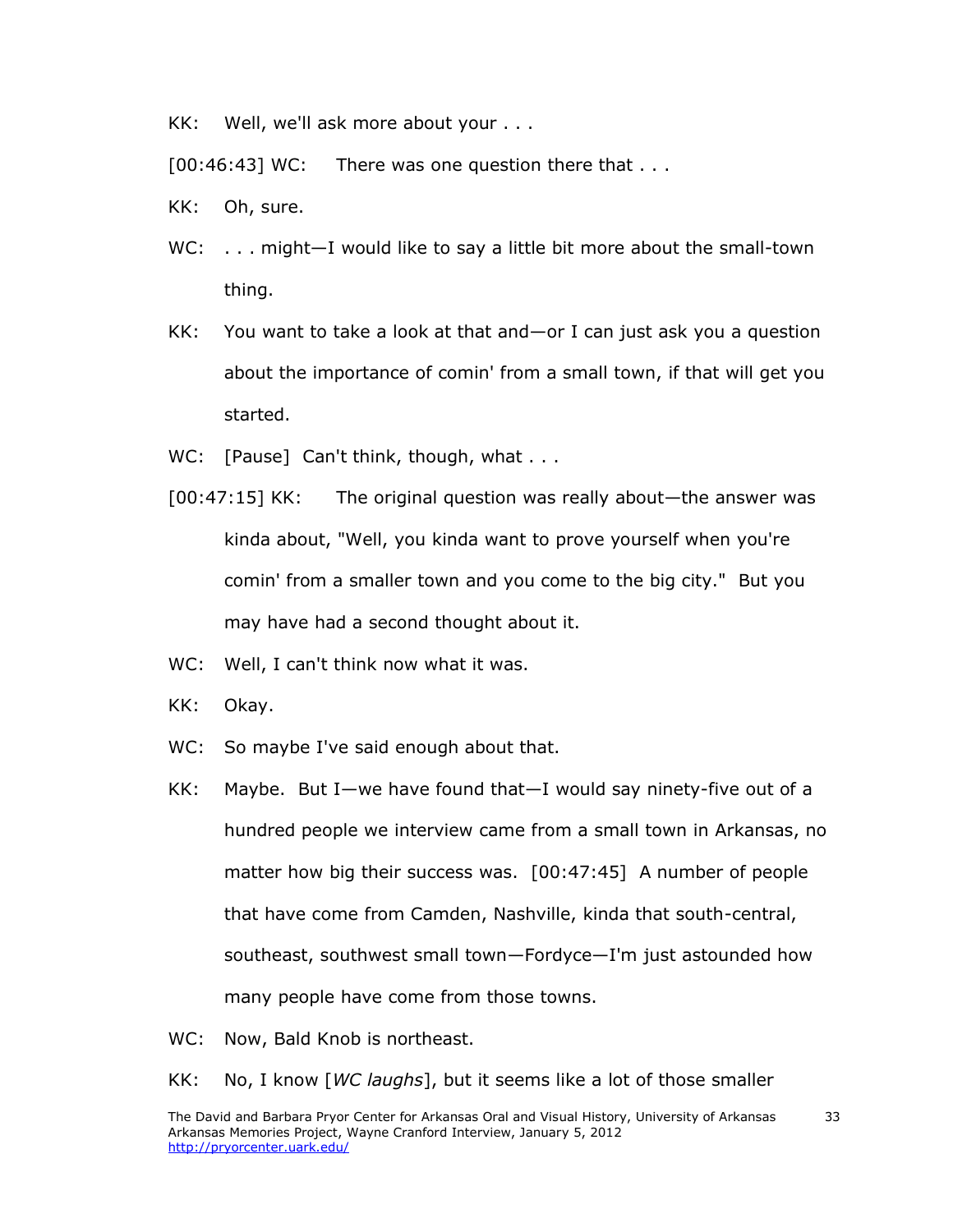KK: Well, we'll ask more about your . . .

[00:46:43] WC: There was one question there that . . .

KK: Oh, sure.

WC: . . . might—I would like to say a little bit more about the small-town thing.

KK: You want to take a look at that and—or I can just ask you a question about the importance of comin' from a small town, if that will get you started.

WC: [Pause] Can't think, though, what . . .

[00:47:15] KK: The original question was really about—the answer was kinda about, "Well, you kinda want to prove yourself when you're comin' from a smaller town and you come to the big city." But you may have had a second thought about it.

WC: Well, I can't think now what it was.

KK: Okay.

WC: So maybe I've said enough about that.

KK: Maybe. But I—we have found that—I would say ninety-five out of a hundred people we interview came from a small town in Arkansas, no matter how big their success was. [00:47:45] A number of people that have come from Camden, Nashville, kinda that south-central, southeast, southwest small town—Fordyce—I'm just astounded how many people have come from those towns.

WC: Now, Bald Knob is northeast.

KK: No, I know [*WC laughs*], but it seems like a lot of those smaller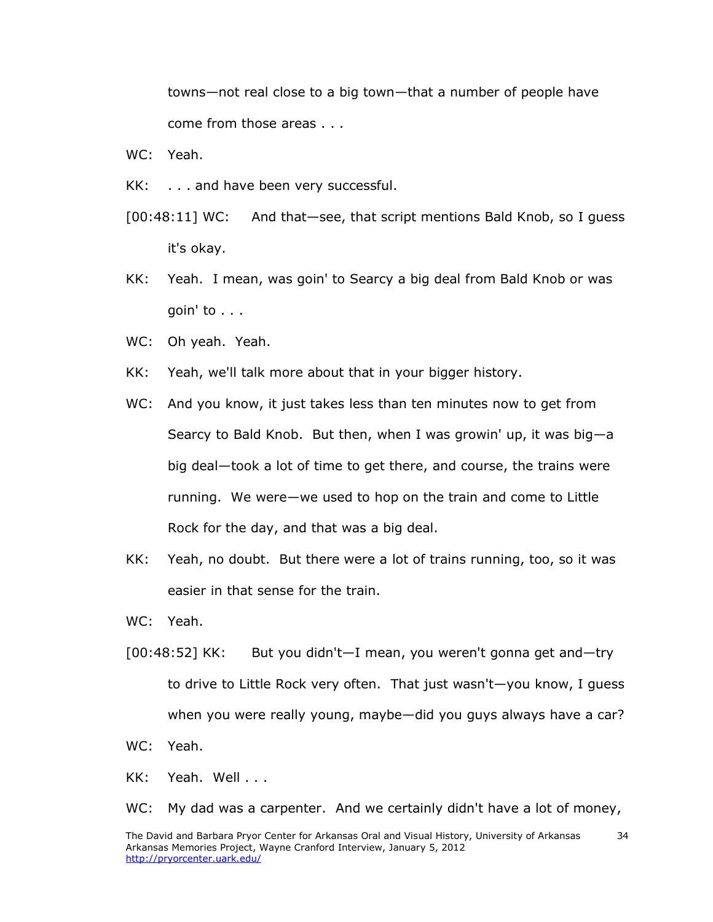towns—not real close to a big town—that a number of people have come from those areas . . .

WC: Yeah.

KK: . . . and have been very successful.

[00:48:11] WC: And that—see, that script mentions Bald Knob, so I guess it's okay.

KK: Yeah. I mean, was goin' to Searcy a big deal from Bald Knob or was goin' to . . .

WC: Oh yeah. Yeah.

KK: Yeah, we'll talk more about that in your bigger history.

WC: And you know, it just takes less than ten minutes now to get from Searcy to Bald Knob. But then, when I was growin' up, it was big—a big deal—took a lot of time to get there, and course, the trains were running. We were—we used to hop on the train and come to Little Rock for the day, and that was a big deal.

KK: Yeah, no doubt. But there were a lot of trains running, too, so it was easier in that sense for the train.

WC: Yeah.

[00:48:52] KK: But you didn't—I mean, you weren't gonna get and—try to drive to Little Rock very often. That just wasn't—you know, I guess when you were really young, maybe—did you guys always have a car?

WC: Yeah.

KK: Yeah. Well . . .

WC: My dad was a carpenter. And we certainly didn't have a lot of money,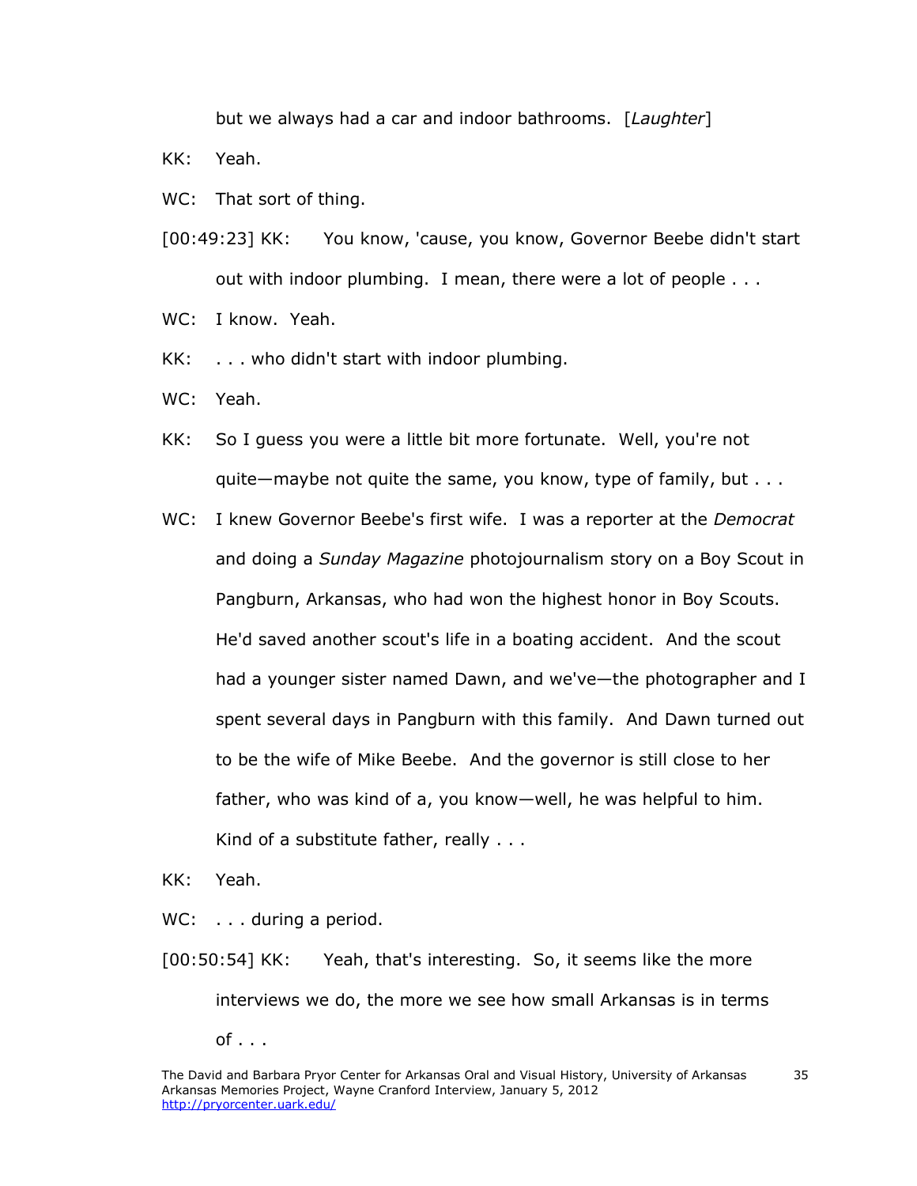but we always had a car and indoor bathrooms. [*Laughter*]

KK: Yeah.

WC: That sort of thing.

[00:49:23] KK: You know, 'cause, you know, Governor Beebe didn't start out with indoor plumbing. I mean, there were a lot of people . . .

WC: I know. Yeah.

KK: . . . who didn't start with indoor plumbing.

WC: Yeah.

KK: So I guess you were a little bit more fortunate. Well, you're not quite—maybe not quite the same, you know, type of family, but . . .

WC: I knew Governor Beebe's first wife. I was a reporter at the *Democrat* and doing a *Sunday Magazine* photojournalism story on a Boy Scout in Pangburn, Arkansas, who had won the highest honor in Boy Scouts. He'd saved another scout's life in a boating accident. And the scout had a younger sister named Dawn, and we've—the photographer and I spent several days in Pangburn with this family. And Dawn turned out to be the wife of Mike Beebe. And the governor is still close to her father, who was kind of a, you know—well, he was helpful to him. Kind of a substitute father, really . . .

KK: Yeah.

WC: . . . during a period.

[00:50:54] KK: Yeah, that's interesting. So, it seems like the more interviews we do, the more we see how small Arkansas is in terms of . . .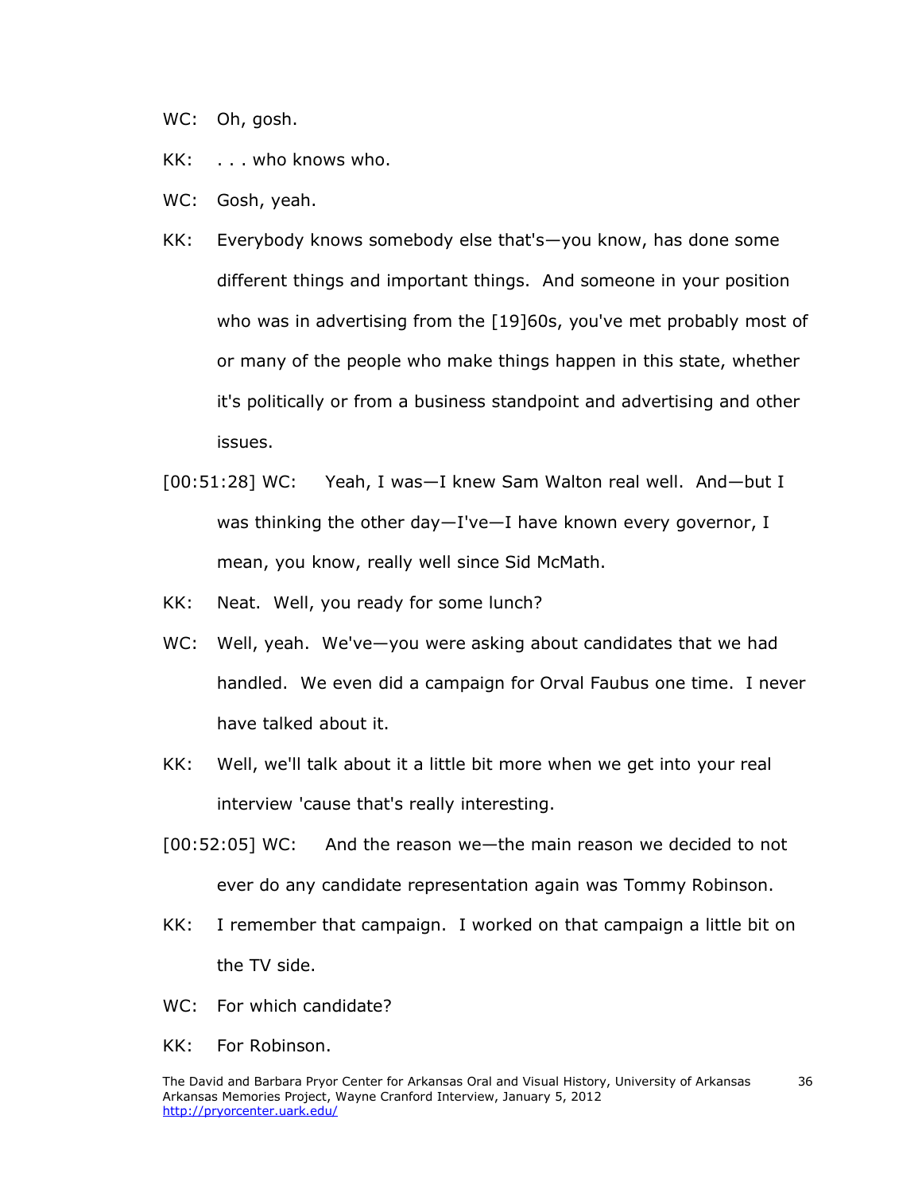WC: Oh, gosh.

KK: . . . who knows who.

WC: Gosh, yeah.

KK: Everybody knows somebody else that's—you know, has done some different things and important things. And someone in your position who was in advertising from the [19]60s, you've met probably most of or many of the people who make things happen in this state, whether it's politically or from a business standpoint and advertising and other issues.

[00:51:28] WC: Yeah, I was—I knew Sam Walton real well. And—but I was thinking the other day—I've—I have known every governor, I mean, you know, really well since Sid McMath.

KK: Neat. Well, you ready for some lunch?

WC: Well, yeah. We've—you were asking about candidates that we had handled. We even did a campaign for Orval Faubus one time. I never have talked about it.

KK: Well, we'll talk about it a little bit more when we get into your real interview 'cause that's really interesting.

[00:52:05] WC: And the reason we—the main reason we decided to not ever do any candidate representation again was Tommy Robinson.

KK: I remember that campaign. I worked on that campaign a little bit on the TV side.

WC: For which candidate?

KK: For Robinson.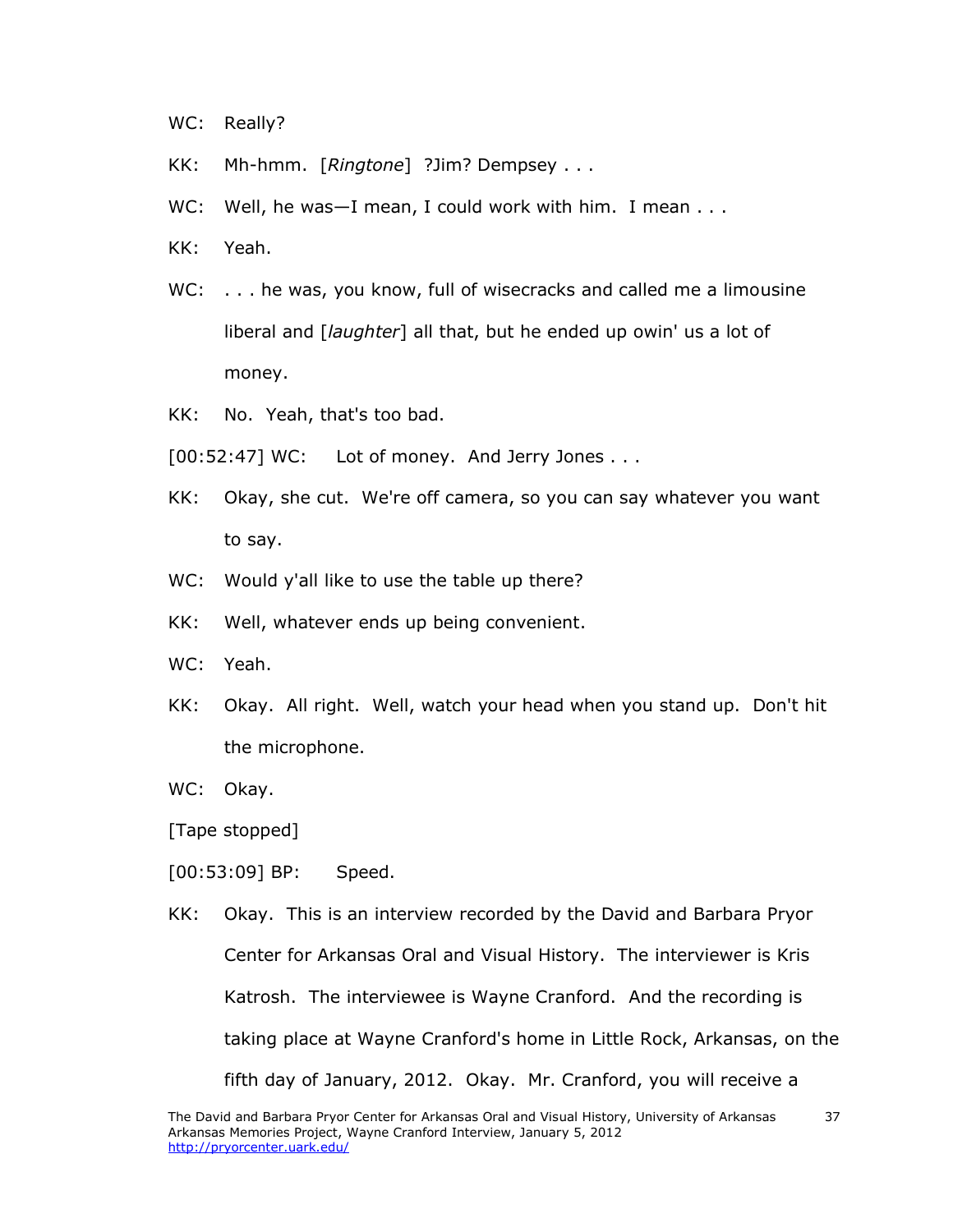WC: Really?

KK: Mh-hmm. [*Ringtone*] ?Jim? Dempsey . . .

WC: Well, he was—I mean, I could work with him. I mean . . .

KK: Yeah.

WC: . . . he was, you know, full of wisecracks and called me a limousine liberal and [*laughter*] all that, but he ended up owin' us a lot of money.

KK: No. Yeah, that's too bad.

[00:52:47] WC: Lot of money. And Jerry Jones . . .

KK: Okay, she cut. We're off camera, so you can say whatever you want to say.

WC: Would y'all like to use the table up there?

KK: Well, whatever ends up being convenient.

WC: Yeah.

KK: Okay. All right. Well, watch your head when you stand up. Don't hit the microphone.

WC: Okay.

[Tape stopped]

[00:53:09] BP: Speed.

KK: Okay. This is an interview recorded by the David and Barbara Pryor Center for Arkansas Oral and Visual History. The interviewer is Kris Katrosh. The interviewee is Wayne Cranford. And the recording is taking place at Wayne Cranford's home in Little Rock, Arkansas, on the fifth day of January, 2012. Okay. Mr. Cranford, you will receive a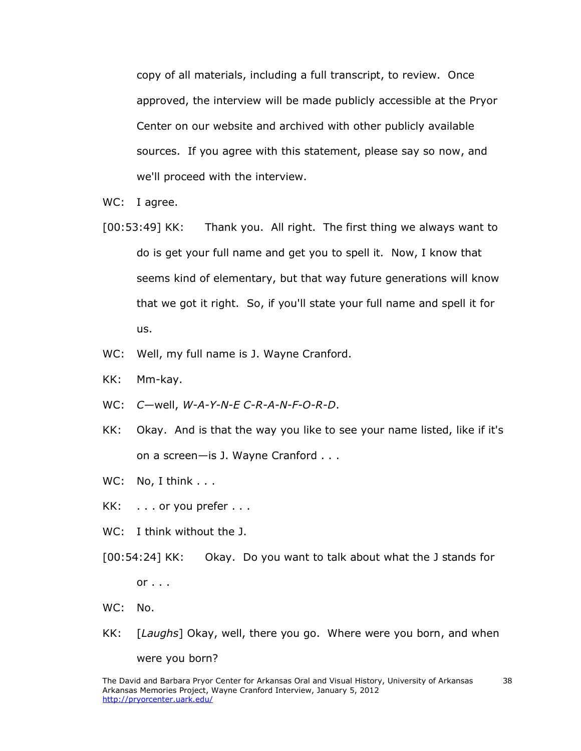copy of all materials, including a full transcript, to review. Once approved, the interview will be made publicly accessible at the Pryor Center on our website and archived with other publicly available sources. If you agree with this statement, please say so now, and we'll proceed with the interview.

WC: I agree.

[00:53:49] KK: Thank you. All right. The first thing we always want to do is get your full name and get you to spell it. Now, I know that seems kind of elementary, but that way future generations will know that we got it right. So, if you'll state your full name and spell it for us.

WC: Well, my full name is J. Wayne Cranford.

KK: Mm-kay.

WC: *C*—well, *W-A-Y-N-E C-R-A-N-F-O-R-D*.

KK: Okay. And is that the way you like to see your name listed, like if it's on a screen—is J. Wayne Cranford . . .

WC: No, I think . . .

KK: . . . or you prefer . . .

WC: I think without the J.

[00:54:24] KK: Okay. Do you want to talk about what the J stands for or . . .

WC: No.

KK: [*Laughs*] Okay, well, there you go. Where were you born, and when were you born?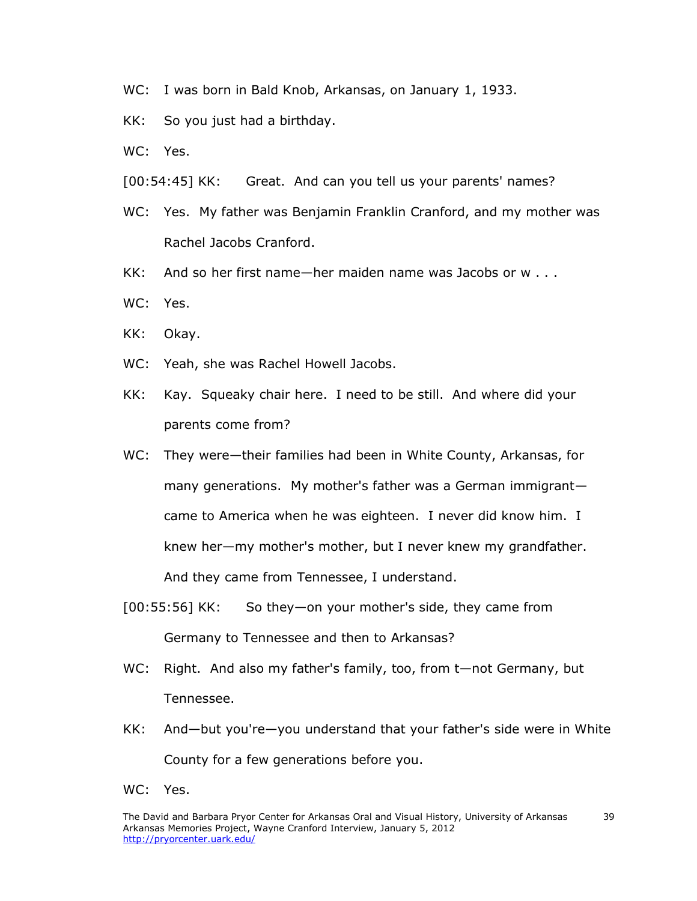WC: I was born in Bald Knob, Arkansas, on January 1, 1933.

KK: So you just had a birthday.

WC: Yes.

[00:54:45] KK: Great. And can you tell us your parents' names?

WC: Yes. My father was Benjamin Franklin Cranford, and my mother was Rachel Jacobs Cranford.

KK: And so her first name—her maiden name was Jacobs or w . . .

WC: Yes.

KK: Okay.

WC: Yeah, she was Rachel Howell Jacobs.

KK: Kay. Squeaky chair here. I need to be still. And where did your parents come from?

WC: They were—their families had been in White County, Arkansas, for many generations. My mother's father was a German immigrant—came to America when he was eighteen. I never did know him. I knew her—my mother's mother, but I never knew my grandfather. And they came from Tennessee, I understand.

[00:55:56] KK: So they—on your mother's side, they came from Germany to Tennessee and then to Arkansas?

WC: Right. And also my father's family, too, from t—not Germany, but Tennessee.

KK: And—but you're—you understand that your father's side were in White County for a few generations before you.

WC: Yes.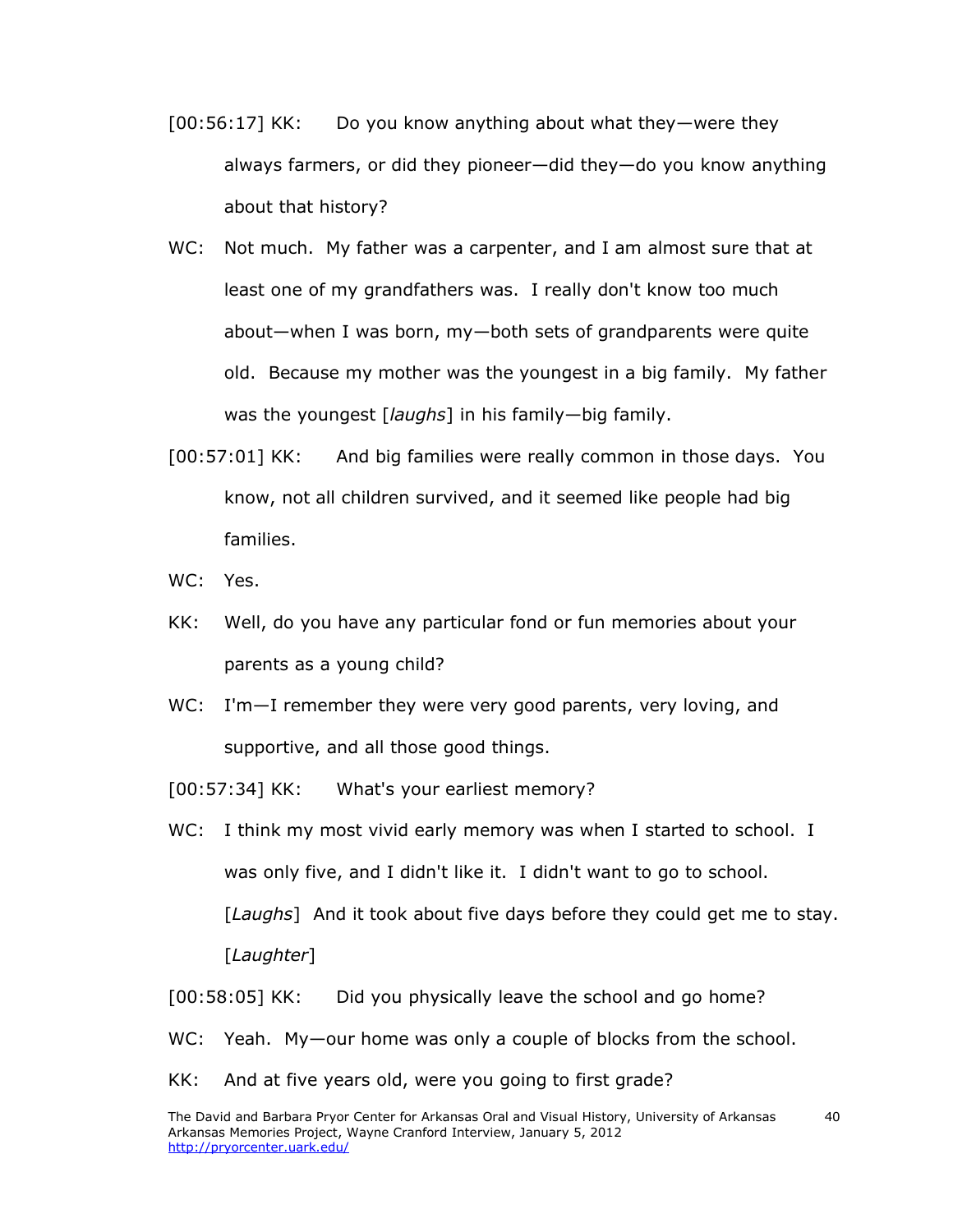[00:56:17] KK: Do you know anything about what they—were they always farmers, or did they pioneer—did they—do you know anything about that history?

WC: Not much. My father was a carpenter, and I am almost sure that at least one of my grandfathers was. I really don't know too much about—when I was born, my—both sets of grandparents were quite old. Because my mother was the youngest in a big family. My father was the youngest [*laughs*] in his family—big family.

[00:57:01] KK: And big families were really common in those days. You know, not all children survived, and it seemed like people had big families.

WC: Yes.

KK: Well, do you have any particular fond or fun memories about your parents as a young child?

WC: I'm—I remember they were very good parents, very loving, and supportive, and all those good things.

[00:57:34] KK: What's your earliest memory?

WC: I think my most vivid early memory was when I started to school. I was only five, and I didn't like it. I didn't want to go to school. [*Laughs*] And it took about five days before they could get me to stay. [*Laughter*]

[00:58:05] KK: Did you physically leave the school and go home?

WC: Yeah. My—our home was only a couple of blocks from the school.

KK: And at five years old, were you going to first grade?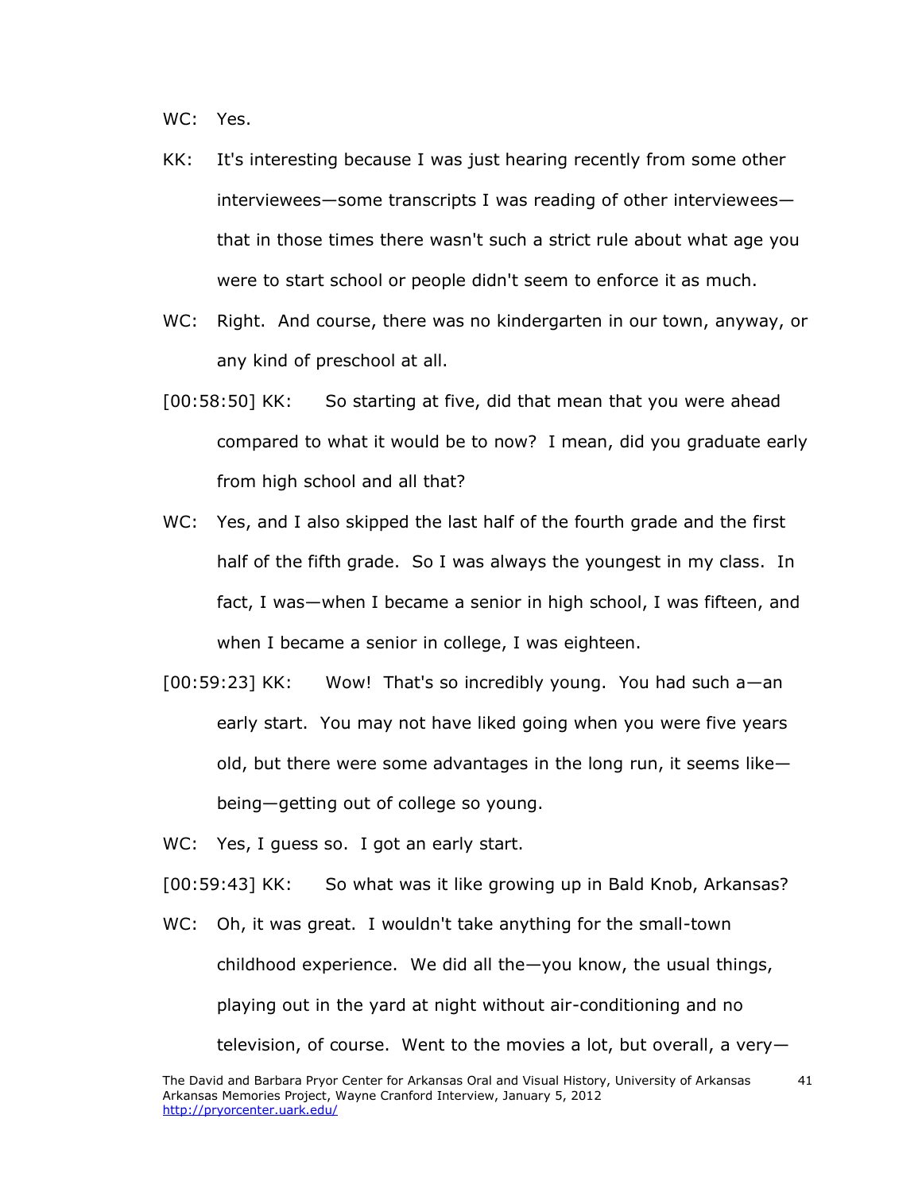WC: Yes.

KK: It's interesting because I was just hearing recently from some other interviewees—some transcripts I was reading of other interviewees—that in those times there wasn't such a strict rule about what age you were to start school or people didn't seem to enforce it as much.

WC: Right. And course, there was no kindergarten in our town, anyway, or any kind of preschool at all.

[00:58:50] KK: So starting at five, did that mean that you were ahead compared to what it would be to now? I mean, did you graduate early from high school and all that?

WC: Yes, and I also skipped the last half of the fourth grade and the first half of the fifth grade. So I was always the youngest in my class. In fact, I was—when I became a senior in high school, I was fifteen, and when I became a senior in college, I was eighteen.

[00:59:23] KK: Wow! That's so incredibly young. You had such a—an early start. You may not have liked going when you were five years old, but there were some advantages in the long run, it seems like—being—getting out of college so young.

WC: Yes, I guess so. I got an early start.

[00:59:43] KK: So what was it like growing up in Bald Knob, Arkansas?

WC: Oh, it was great. I wouldn't take anything for the small-town childhood experience. We did all the—you know, the usual things, playing out in the yard at night without air-conditioning and no television, of course. Went to the movies a lot, but overall, a very—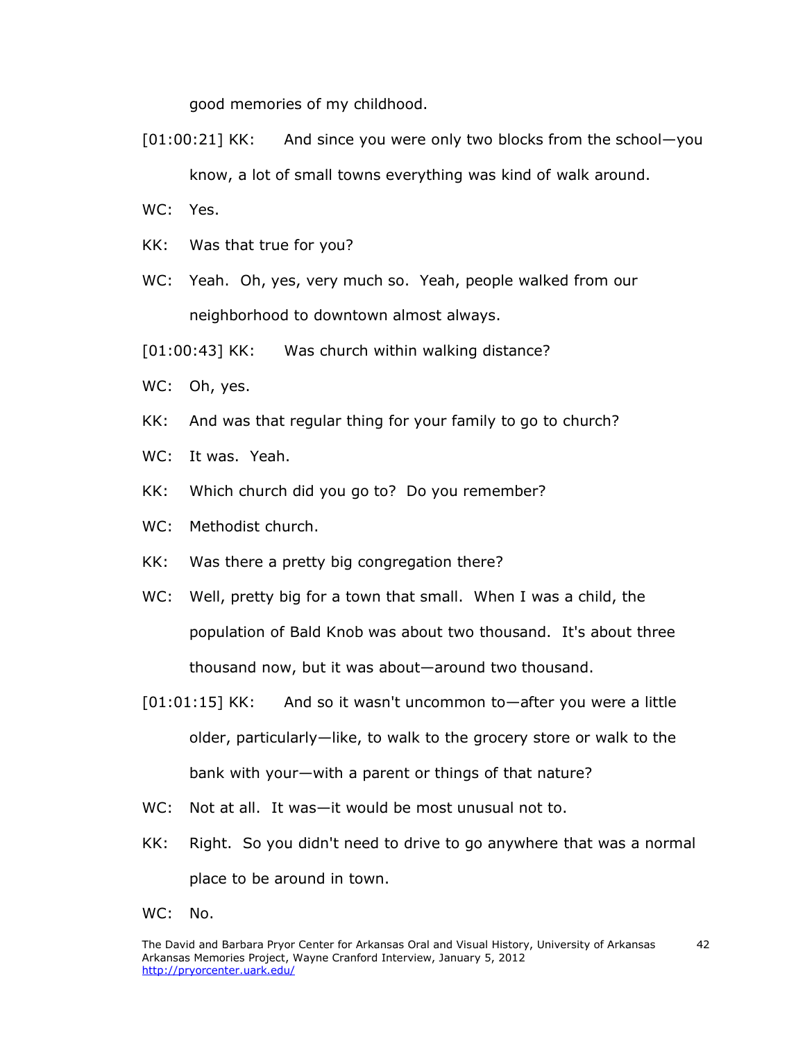good memories of my childhood.

[01:00:21] KK: And since you were only two blocks from the school—you know, a lot of small towns everything was kind of walk around.

WC: Yes.

KK: Was that true for you?

WC: Yeah. Oh, yes, very much so. Yeah, people walked from our neighborhood to downtown almost always.

[01:00:43] KK: Was church within walking distance?

WC: Oh, yes.

KK: And was that regular thing for your family to go to church?

WC: It was. Yeah.

KK: Which church did you go to? Do you remember?

WC: Methodist church.

KK: Was there a pretty big congregation there?

WC: Well, pretty big for a town that small. When I was a child, the population of Bald Knob was about two thousand. It's about three thousand now, but it was about—around two thousand.

[01:01:15] KK: And so it wasn't uncommon to—after you were a little older, particularly—like, to walk to the grocery store or walk to the bank with your—with a parent or things of that nature?

WC: Not at all. It was—it would be most unusual not to.

KK: Right. So you didn't need to drive to go anywhere that was a normal place to be around in town.

WC: No.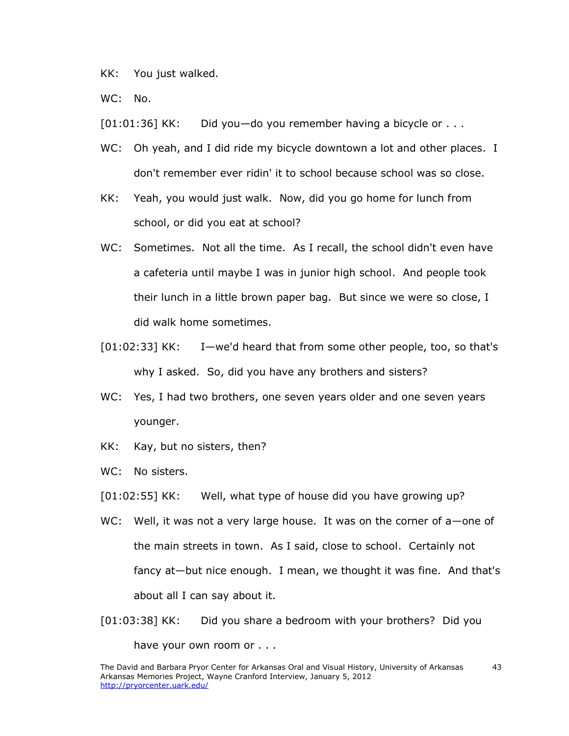KK: You just walked.

WC: No.

[01:01:36] KK: Did you—do you remember having a bicycle or . . .

WC: Oh yeah, and I did ride my bicycle downtown a lot and other places. I don't remember ever ridin' it to school because school was so close.

KK: Yeah, you would just walk. Now, did you go home for lunch from school, or did you eat at school?

WC: Sometimes. Not all the time. As I recall, the school didn't even have a cafeteria until maybe I was in junior high school. And people took their lunch in a little brown paper bag. But since we were so close, I did walk home sometimes.

[01:02:33] KK: I—we'd heard that from some other people, too, so that's why I asked. So, did you have any brothers and sisters?

WC: Yes, I had two brothers, one seven years older and one seven years younger.

KK: Kay, but no sisters, then?

WC: No sisters.

[01:02:55] KK: Well, what type of house did you have growing up?

WC: Well, it was not a very large house. It was on the corner of a—one of the main streets in town. As I said, close to school. Certainly not fancy at—but nice enough. I mean, we thought it was fine. And that's about all I can say about it.

[01:03:38] KK: Did you share a bedroom with your brothers? Did you have your own room or . . .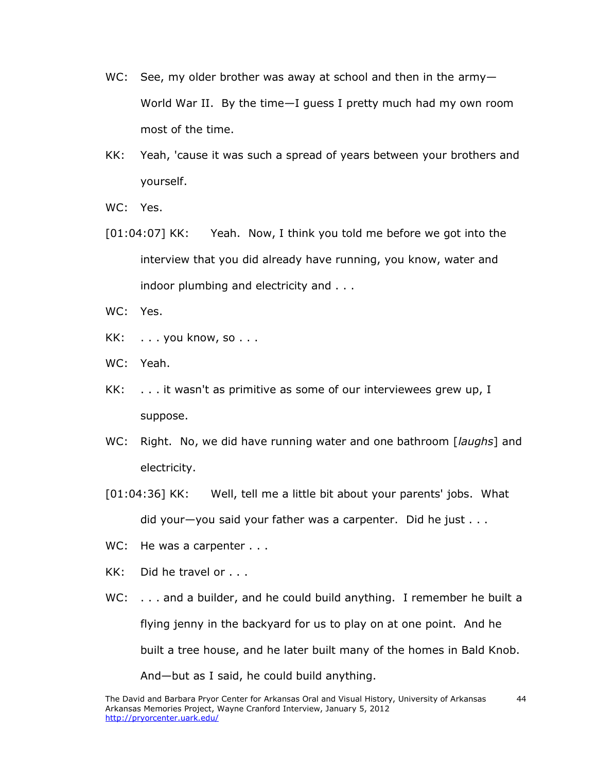WC: See, my older brother was away at school and then in the army—World War II. By the time—I guess I pretty much had my own room most of the time.

KK: Yeah, 'cause it was such a spread of years between your brothers and yourself.

WC: Yes.

[01:04:07] KK: Yeah. Now, I think you told me before we got into the interview that you did already have running, you know, water and indoor plumbing and electricity and . . .

WC: Yes.

KK: . . . you know, so . . .

WC: Yeah.

KK: . . . it wasn't as primitive as some of our interviewees grew up, I suppose.

WC: Right. No, we did have running water and one bathroom [*laughs*] and electricity.

[01:04:36] KK: Well, tell me a little bit about your parents' jobs. What did your—you said your father was a carpenter. Did he just . . .

WC: He was a carpenter . . .

KK: Did he travel or . . .

WC: . . . and a builder, and he could build anything. I remember he built a flying jenny in the backyard for us to play on at one point. And he built a tree house, and he later built many of the homes in Bald Knob. And—but as I said, he could build anything.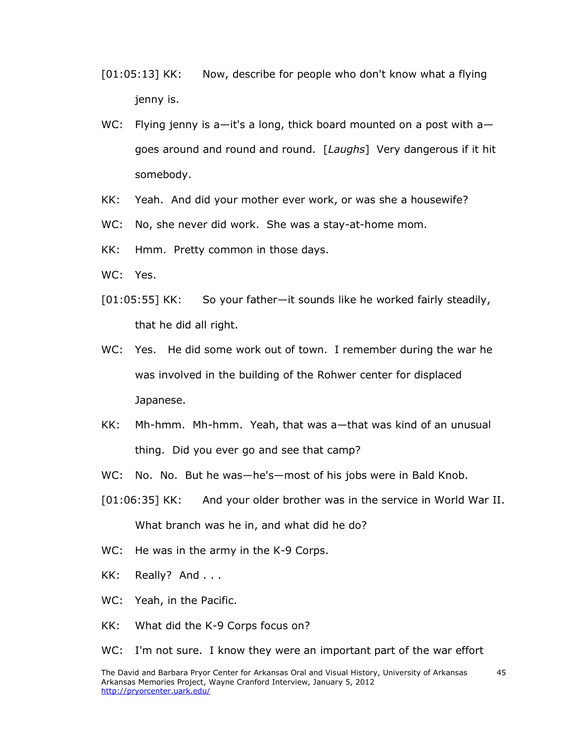[01:05:13] KK: Now, describe for people who don't know what a flying jenny is.

WC: Flying jenny is a—it's a long, thick board mounted on a post with a—goes around and round and round. [*Laughs*] Very dangerous if it hit somebody.

KK: Yeah. And did your mother ever work, or was she a housewife?

WC: No, she never did work. She was a stay-at-home mom.

KK: Hmm. Pretty common in those days.

WC: Yes.

[01:05:55] KK: So your father—it sounds like he worked fairly steadily, that he did all right.

WC: Yes. He did some work out of town. I remember during the war he was involved in the building of the Rohwer center for displaced Japanese.

KK: Mh-hmm. Mh-hmm. Yeah, that was a—that was kind of an unusual thing. Did you ever go and see that camp?

WC: No. No. But he was—he's—most of his jobs were in Bald Knob.

[01:06:35] KK: And your older brother was in the service in World War II. What branch was he in, and what did he do?

WC: He was in the army in the K-9 Corps.

KK: Really? And . . .

WC: Yeah, in the Pacific.

KK: What did the K-9 Corps focus on?

WC: I'm not sure. I know they were an important part of the war effort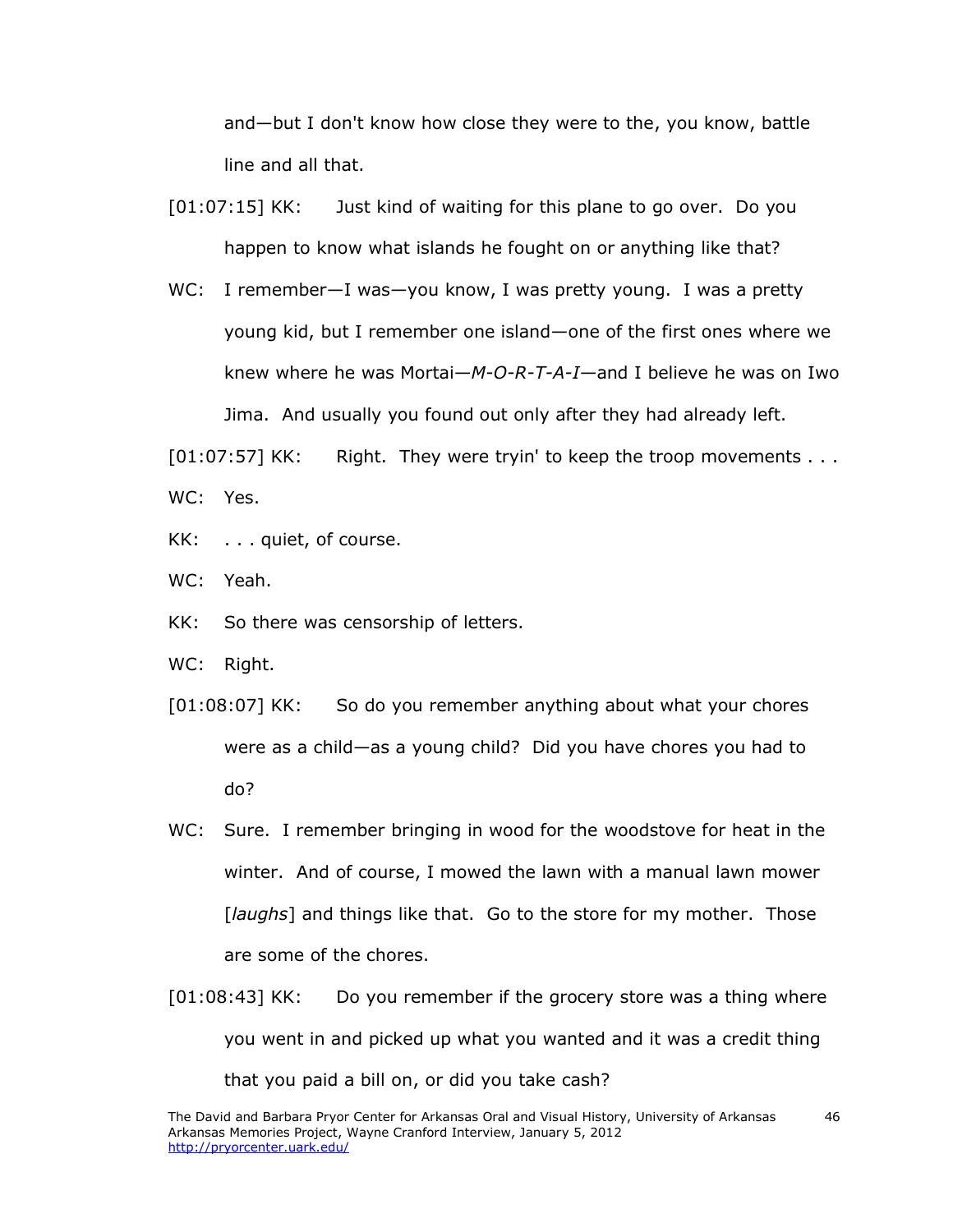and—but I don't know how close they were to the, you know, battle line and all that.

[01:07:15] KK: Just kind of waiting for this plane to go over. Do you happen to know what islands he fought on or anything like that?

WC: I remember—I was—you know, I was pretty young. I was a pretty young kid, but I remember one island—one of the first ones where we knew where he was Mortai—*M-O-R-T-A-I*—and I believe he was on Iwo Jima. And usually you found out only after they had already left.

[01:07:57] KK: Right. They were tryin' to keep the troop movements . . .

WC: Yes.

KK: . . . quiet, of course.

WC: Yeah.

KK: So there was censorship of letters.

WC: Right.

[01:08:07] KK: So do you remember anything about what your chores were as a child—as a young child? Did you have chores you had to do?

WC: Sure. I remember bringing in wood for the woodstove for heat in the winter. And of course, I mowed the lawn with a manual lawn mower [*laughs*] and things like that. Go to the store for my mother. Those are some of the chores.

[01:08:43] KK: Do you remember if the grocery store was a thing where you went in and picked up what you wanted and it was a credit thing that you paid a bill on, or did you take cash?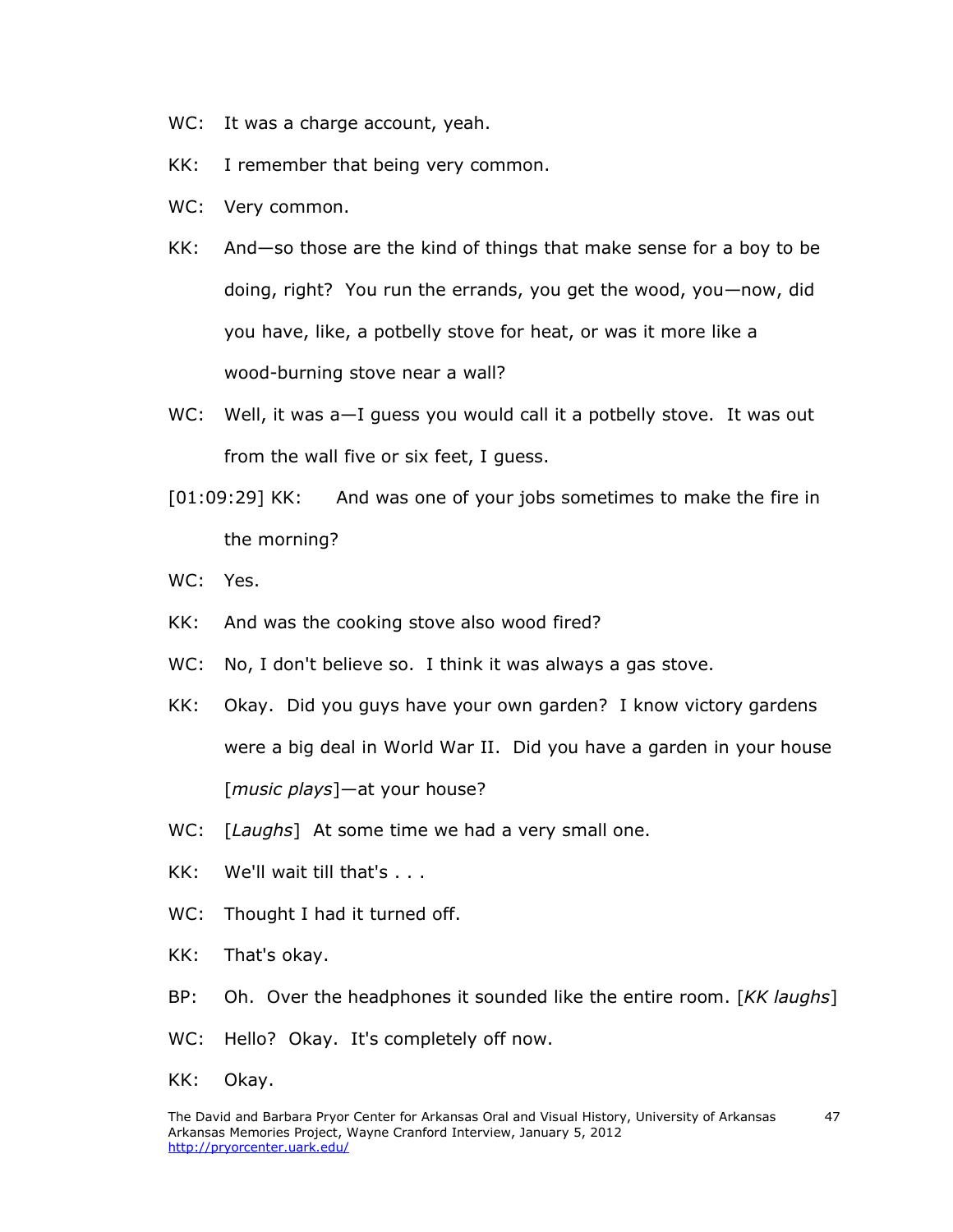WC: It was a charge account, yeah.

KK: I remember that being very common.

WC: Very common.

KK: And—so those are the kind of things that make sense for a boy to be doing, right? You run the errands, you get the wood, you—now, did you have, like, a potbelly stove for heat, or was it more like a wood-burning stove near a wall?

WC: Well, it was a—I guess you would call it a potbelly stove. It was out from the wall five or six feet, I guess.

[01:09:29] KK: And was one of your jobs sometimes to make the fire in the morning?

WC: Yes.

KK: And was the cooking stove also wood fired?

WC: No, I don't believe so. I think it was always a gas stove.

KK: Okay. Did you guys have your own garden? I know victory gardens were a big deal in World War II. Did you have a garden in your house [*music plays*]—at your house?

WC: [*Laughs*] At some time we had a very small one.

KK: We'll wait till that's . . .

WC: Thought I had it turned off.

KK: That's okay.

BP: Oh. Over the headphones it sounded like the entire room. [*KK laughs*]

WC: Hello? Okay. It's completely off now.

KK: Okay.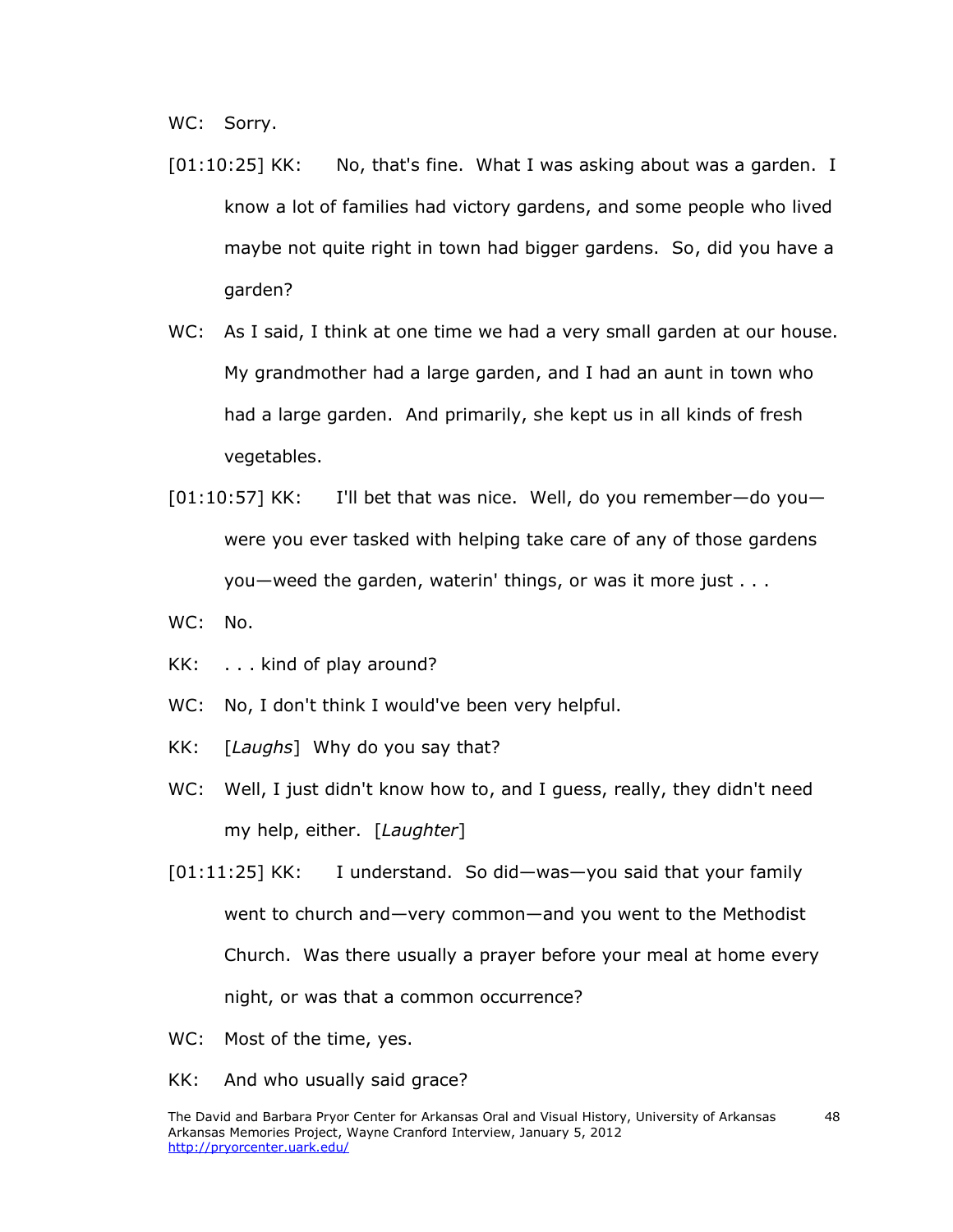WC: Sorry.

[01:10:25] KK: No, that's fine. What I was asking about was a garden. I know a lot of families had victory gardens, and some people who lived maybe not quite right in town had bigger gardens. So, did you have a garden?

WC: As I said, I think at one time we had a very small garden at our house. My grandmother had a large garden, and I had an aunt in town who had a large garden. And primarily, she kept us in all kinds of fresh vegetables.

[01:10:57] KK: I'll bet that was nice. Well, do you remember—do you—were you ever tasked with helping take care of any of those gardens you—weed the garden, waterin' things, or was it more just . . .

WC: No.

KK: . . . kind of play around?

WC: No, I don't think I would've been very helpful.

KK: [*Laughs*] Why do you say that?

WC: Well, I just didn't know how to, and I guess, really, they didn't need my help, either. [*Laughter*]

[01:11:25] KK: I understand. So did—was—you said that your family went to church and—very common—and you went to the Methodist Church. Was there usually a prayer before your meal at home every night, or was that a common occurrence?

WC: Most of the time, yes.

KK: And who usually said grace?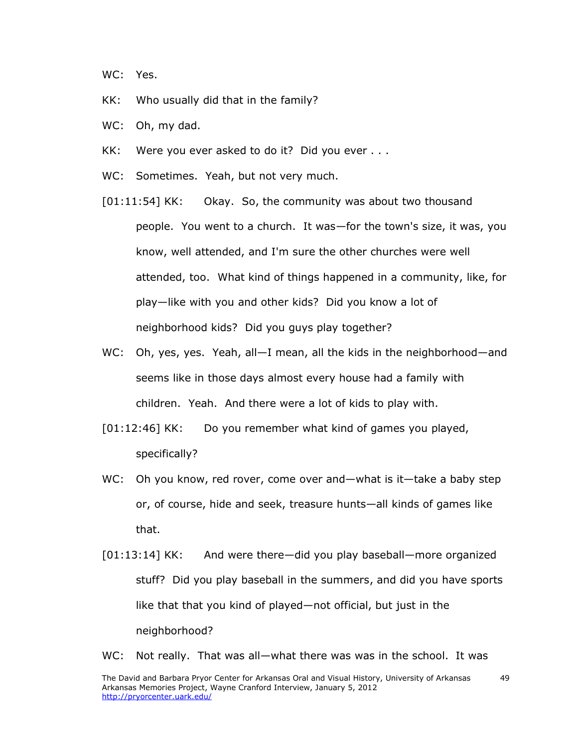WC: Yes.

KK: Who usually did that in the family?

WC: Oh, my dad.

KK: Were you ever asked to do it? Did you ever . . .

WC: Sometimes. Yeah, but not very much.

[01:11:54] KK: Okay. So, the community was about two thousand people. You went to a church. It was—for the town's size, it was, you know, well attended, and I'm sure the other churches were well attended, too. What kind of things happened in a community, like, for play—like with you and other kids? Did you know a lot of neighborhood kids? Did you guys play together?

WC: Oh, yes, yes. Yeah, all—I mean, all the kids in the neighborhood—and seems like in those days almost every house had a family with children. Yeah. And there were a lot of kids to play with.

[01:12:46] KK: Do you remember what kind of games you played, specifically?

WC: Oh you know, red rover, come over and—what is it—take a baby step or, of course, hide and seek, treasure hunts—all kinds of games like that.

[01:13:14] KK: And were there—did you play baseball—more organized stuff? Did you play baseball in the summers, and did you have sports like that that you kind of played—not official, but just in the neighborhood?

WC: Not really. That was all—what there was was in the school. It was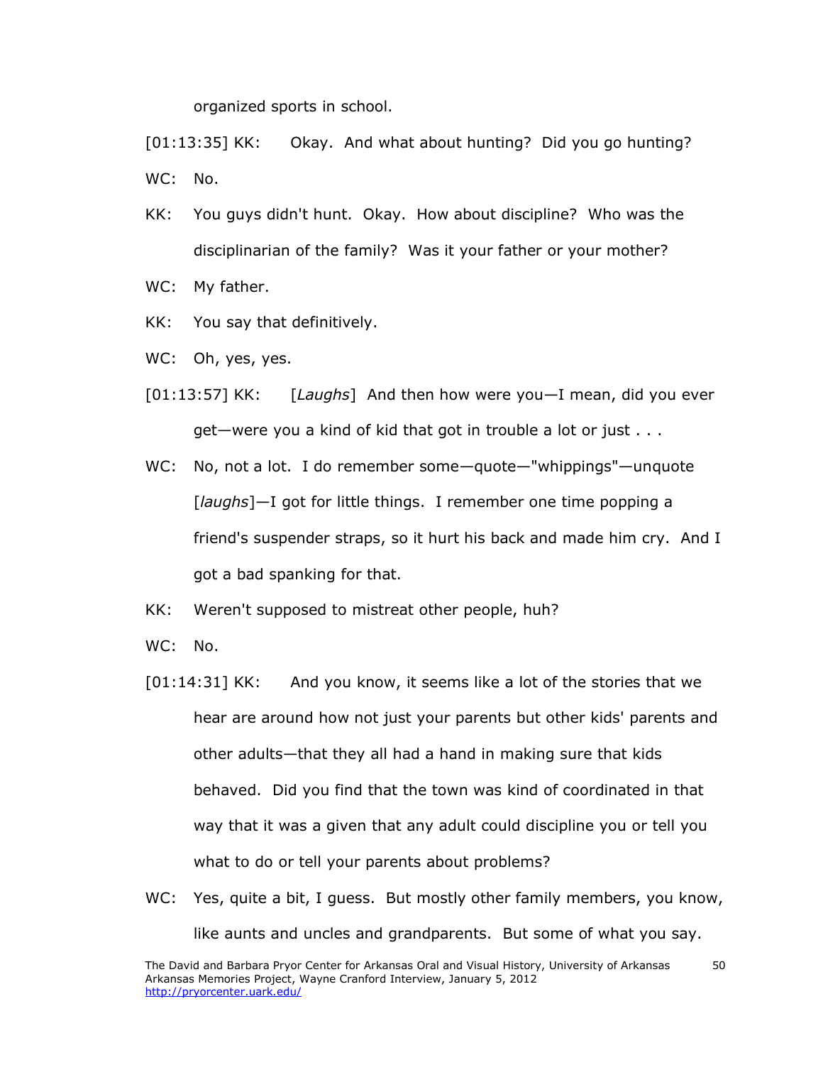organized sports in school.

[01:13:35] KK: Okay. And what about hunting? Did you go hunting?

WC: No.

KK: You guys didn't hunt. Okay. How about discipline? Who was the disciplinarian of the family? Was it your father or your mother?

WC: My father.

KK: You say that definitively.

WC: Oh, yes, yes.

[01:13:57] KK: [*Laughs*] And then how were you—I mean, did you ever get—were you a kind of kid that got in trouble a lot or just . . .

WC: No, not a lot. I do remember some—quote—"whippings"—unquote [*laughs*]—I got for little things. I remember one time popping a friend's suspender straps, so it hurt his back and made him cry. And I got a bad spanking for that.

KK: Weren't supposed to mistreat other people, huh?

WC: No.

[01:14:31] KK: And you know, it seems like a lot of the stories that we hear are around how not just your parents but other kids' parents and other adults—that they all had a hand in making sure that kids behaved. Did you find that the town was kind of coordinated in that way that it was a given that any adult could discipline you or tell you what to do or tell your parents about problems?

WC: Yes, quite a bit, I guess. But mostly other family members, you know, like aunts and uncles and grandparents. But some of what you say.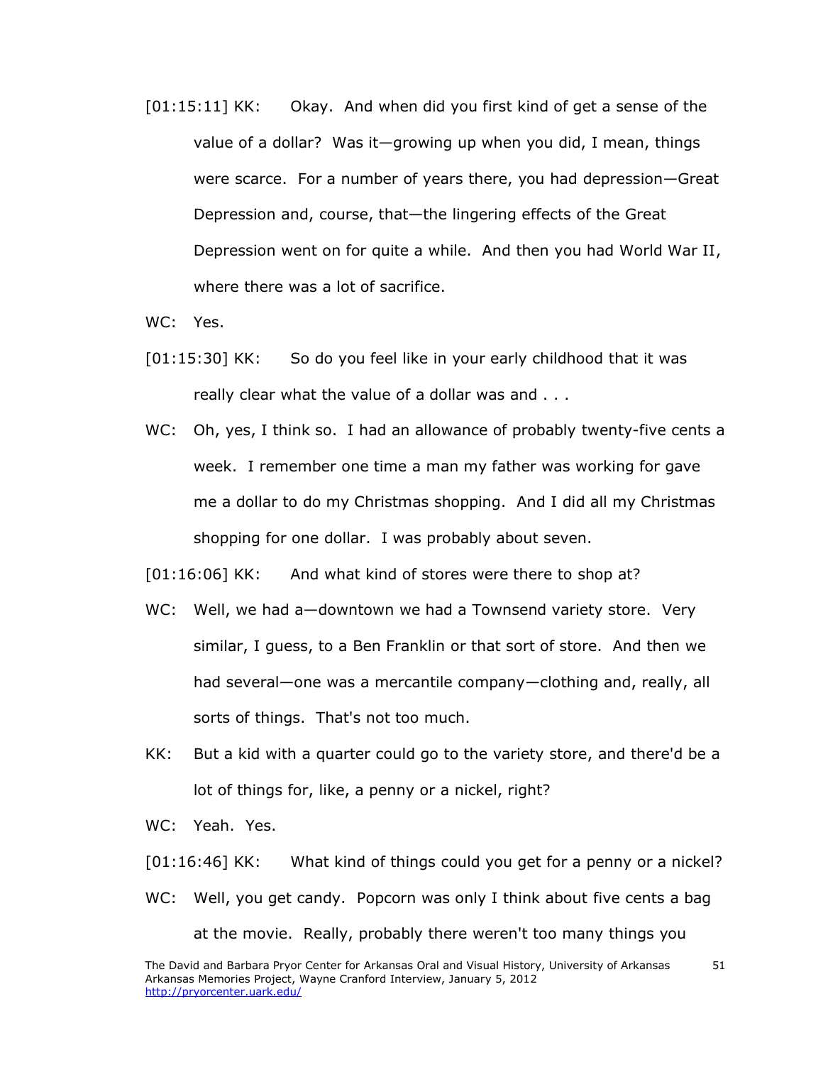[01:15:11] KK: Okay. And when did you first kind of get a sense of the value of a dollar? Was it—growing up when you did, I mean, things were scarce. For a number of years there, you had depression—Great Depression and, course, that—the lingering effects of the Great Depression went on for quite a while. And then you had World War II, where there was a lot of sacrifice.

WC: Yes.

[01:15:30] KK: So do you feel like in your early childhood that it was really clear what the value of a dollar was and . . .

WC: Oh, yes, I think so. I had an allowance of probably twenty-five cents a week. I remember one time a man my father was working for gave me a dollar to do my Christmas shopping. And I did all my Christmas shopping for one dollar. I was probably about seven.

[01:16:06] KK: And what kind of stores were there to shop at?

WC: Well, we had a—downtown we had a Townsend variety store. Very similar, I guess, to a Ben Franklin or that sort of store. And then we had several—one was a mercantile company—clothing and, really, all sorts of things. That's not too much.

KK: But a kid with a quarter could go to the variety store, and there'd be a lot of things for, like, a penny or a nickel, right?

WC: Yeah. Yes.

[01:16:46] KK: What kind of things could you get for a penny or a nickel?

WC: Well, you get candy. Popcorn was only I think about five cents a bag at the movie. Really, probably there weren't too many things you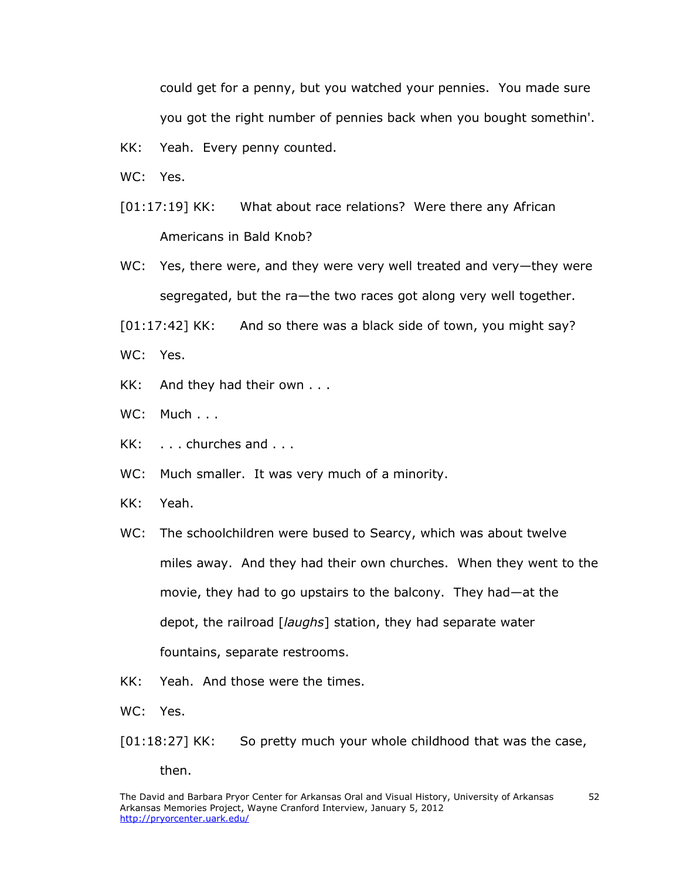could get for a penny, but you watched your pennies. You made sure you got the right number of pennies back when you bought somethin'.

KK: Yeah. Every penny counted.

WC: Yes.

[01:17:19] KK: What about race relations? Were there any African Americans in Bald Knob?

WC: Yes, there were, and they were very well treated and very—they were segregated, but the ra—the two races got along very well together.

[01:17:42] KK: And so there was a black side of town, you might say?

WC: Yes.

KK: And they had their own . . .

WC: Much . . .

KK: . . . churches and . . .

WC: Much smaller. It was very much of a minority.

KK: Yeah.

WC: The schoolchildren were bused to Searcy, which was about twelve miles away. And they had their own churches. When they went to the movie, they had to go upstairs to the balcony. They had—at the depot, the railroad [*laughs*] station, they had separate water fountains, separate restrooms.

KK: Yeah. And those were the times.

WC: Yes.

[01:18:27] KK: So pretty much your whole childhood that was the case, then.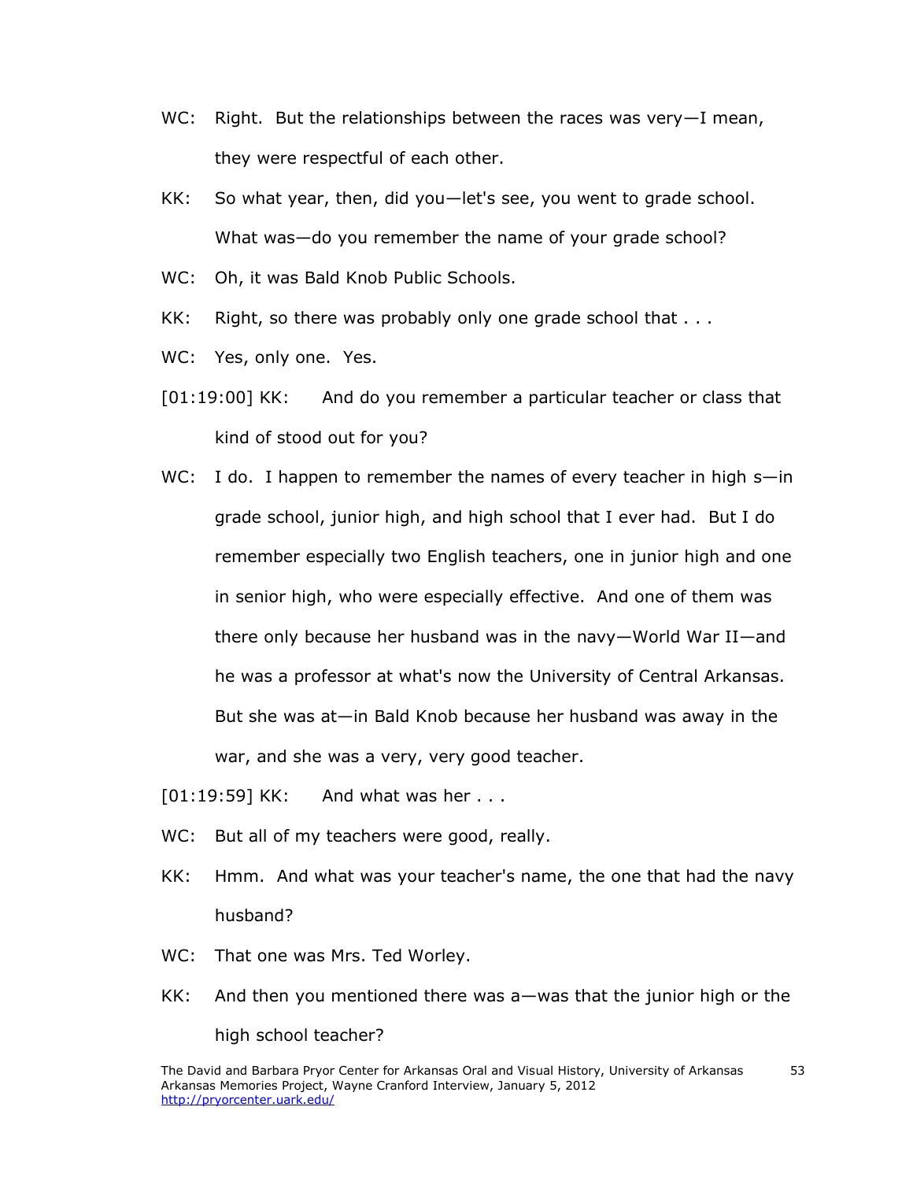WC: Right. But the relationships between the races was very—I mean, they were respectful of each other.

KK: So what year, then, did you—let's see, you went to grade school. What was—do you remember the name of your grade school?

WC: Oh, it was Bald Knob Public Schools.

KK: Right, so there was probably only one grade school that . . .

WC: Yes, only one. Yes.

[01:19:00] KK: And do you remember a particular teacher or class that kind of stood out for you?

WC: I do. I happen to remember the names of every teacher in high s—in grade school, junior high, and high school that I ever had. But I do remember especially two English teachers, one in junior high and one in senior high, who were especially effective. And one of them was there only because her husband was in the navy—World War II—and he was a professor at what's now the University of Central Arkansas. But she was at—in Bald Knob because her husband was away in the war, and she was a very, very good teacher.

[01:19:59] KK: And what was her . . .

WC: But all of my teachers were good, really.

KK: Hmm. And what was your teacher's name, the one that had the navy husband?

WC: That one was Mrs. Ted Worley.

KK: And then you mentioned there was a—was that the junior high or the high school teacher?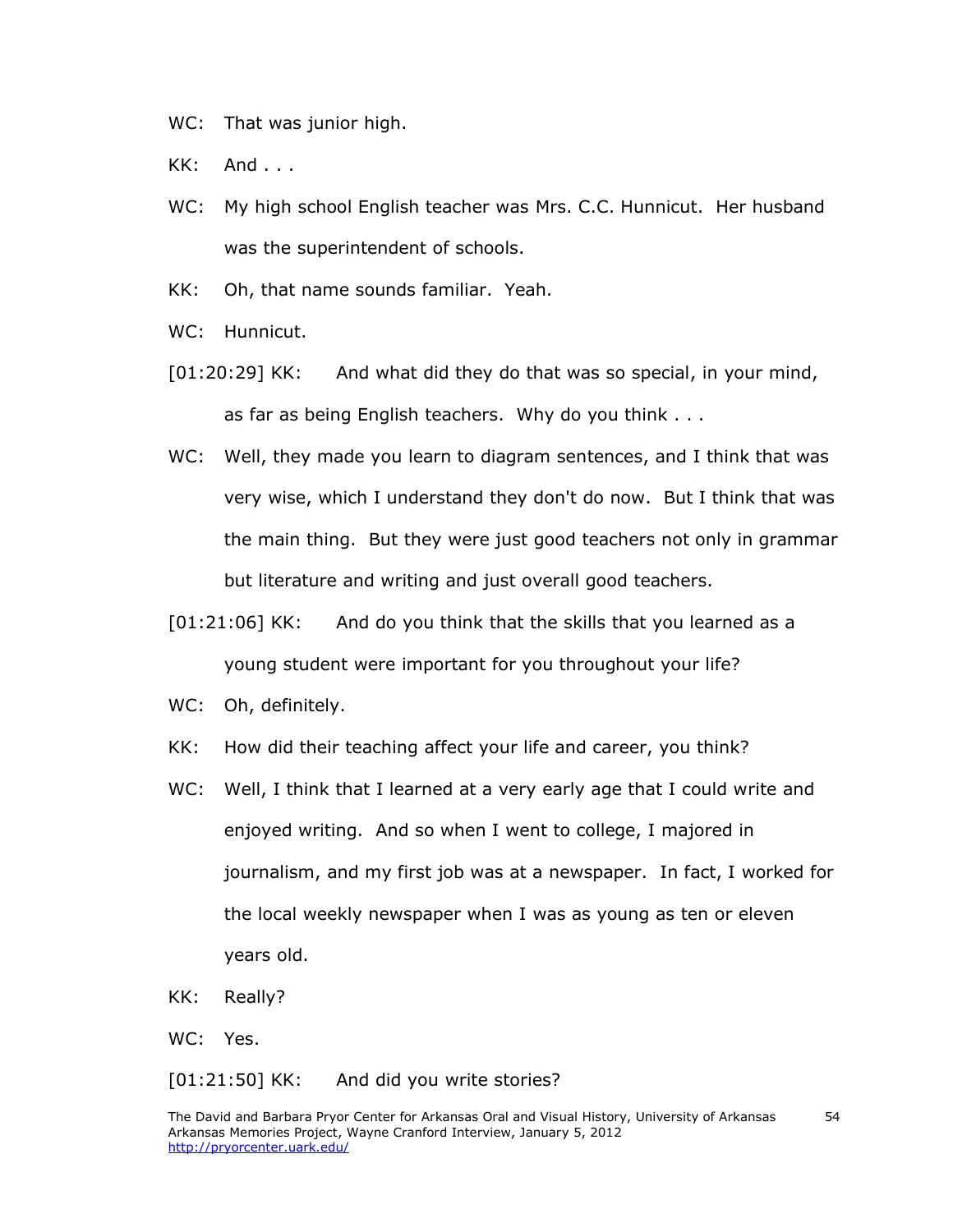WC: That was junior high.

KK: And . . .

WC: My high school English teacher was Mrs. C.C. Hunnicut. Her husband was the superintendent of schools.

KK: Oh, that name sounds familiar. Yeah.

WC: Hunnicut.

[01:20:29] KK: And what did they do that was so special, in your mind, as far as being English teachers. Why do you think . . .

WC: Well, they made you learn to diagram sentences, and I think that was very wise, which I understand they don't do now. But I think that was the main thing. But they were just good teachers not only in grammar but literature and writing and just overall good teachers.

[01:21:06] KK: And do you think that the skills that you learned as a young student were important for you throughout your life?

WC: Oh, definitely.

KK: How did their teaching affect your life and career, you think?

WC: Well, I think that I learned at a very early age that I could write and enjoyed writing. And so when I went to college, I majored in journalism, and my first job was at a newspaper. In fact, I worked for the local weekly newspaper when I was as young as ten or eleven years old.

KK: Really?

WC: Yes.

[01:21:50] KK: And did you write stories?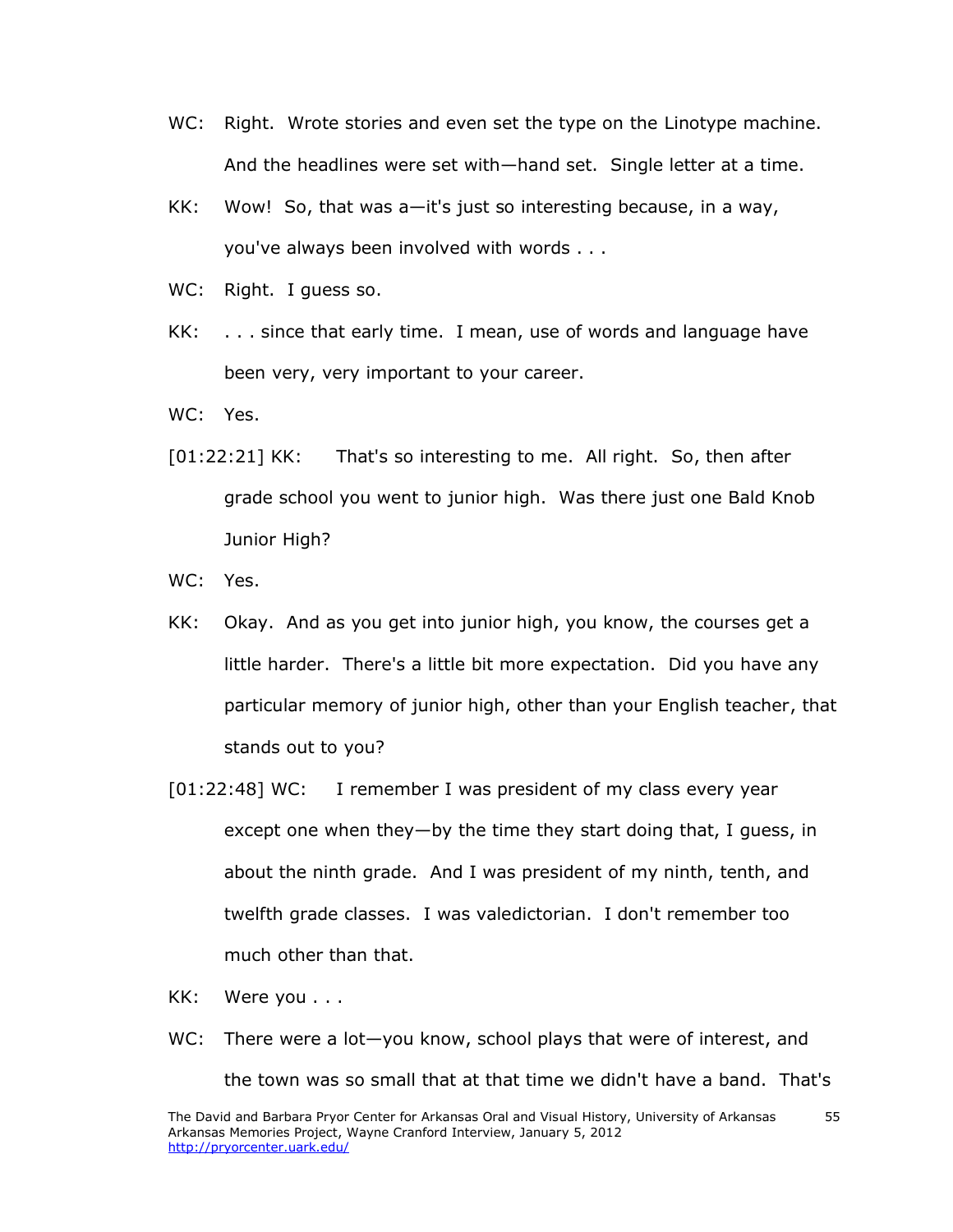WC: Right. Wrote stories and even set the type on the Linotype machine. And the headlines were set with—hand set. Single letter at a time.

KK: Wow! So, that was a—it's just so interesting because, in a way, you've always been involved with words . . .

WC: Right. I guess so.

KK: . . . since that early time. I mean, use of words and language have been very, very important to your career.

WC: Yes.

[01:22:21] KK: That's so interesting to me. All right. So, then after grade school you went to junior high. Was there just one Bald Knob Junior High?

WC: Yes.

KK: Okay. And as you get into junior high, you know, the courses get a little harder. There's a little bit more expectation. Did you have any particular memory of junior high, other than your English teacher, that stands out to you?

[01:22:48] WC: I remember I was president of my class every year except one when they—by the time they start doing that, I guess, in about the ninth grade. And I was president of my ninth, tenth, and twelfth grade classes. I was valedictorian. I don't remember too much other than that.

KK: Were you . . .

WC: There were a lot—you know, school plays that were of interest, and the town was so small that at that time we didn't have a band. That's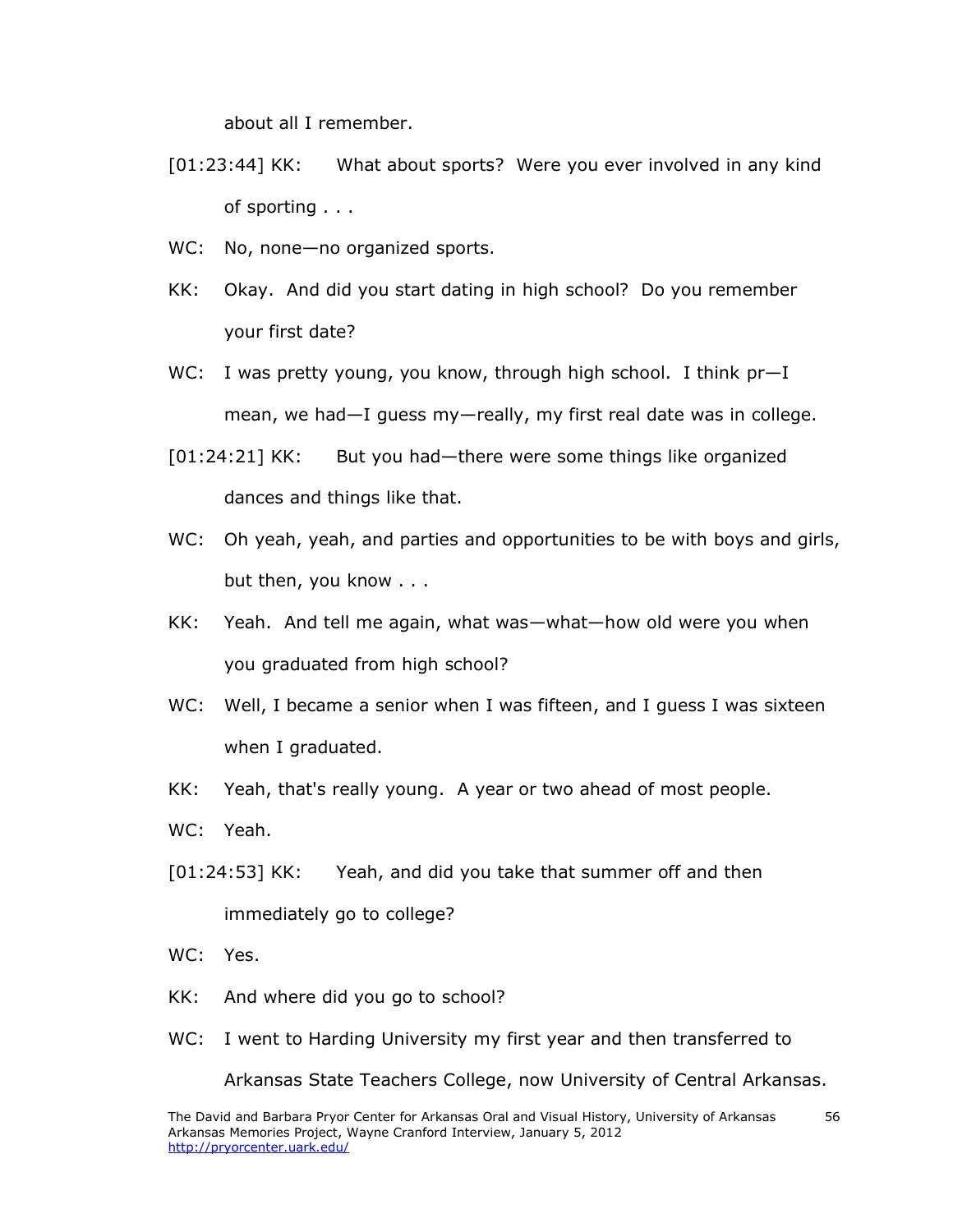about all I remember.

[01:23:44] KK: What about sports? Were you ever involved in any kind of sporting . . .

WC: No, none—no organized sports.

KK: Okay. And did you start dating in high school? Do you remember your first date?

WC: I was pretty young, you know, through high school. I think pr—I mean, we had—I guess my—really, my first real date was in college.

[01:24:21] KK: But you had—there were some things like organized dances and things like that.

WC: Oh yeah, yeah, and parties and opportunities to be with boys and girls, but then, you know . . .

KK: Yeah. And tell me again, what was—what—how old were you when you graduated from high school?

WC: Well, I became a senior when I was fifteen, and I guess I was sixteen when I graduated.

KK: Yeah, that's really young. A year or two ahead of most people.

WC: Yeah.

[01:24:53] KK: Yeah, and did you take that summer off and then immediately go to college?

WC: Yes.

KK: And where did you go to school?

WC: I went to Harding University my first year and then transferred to Arkansas State Teachers College, now University of Central Arkansas.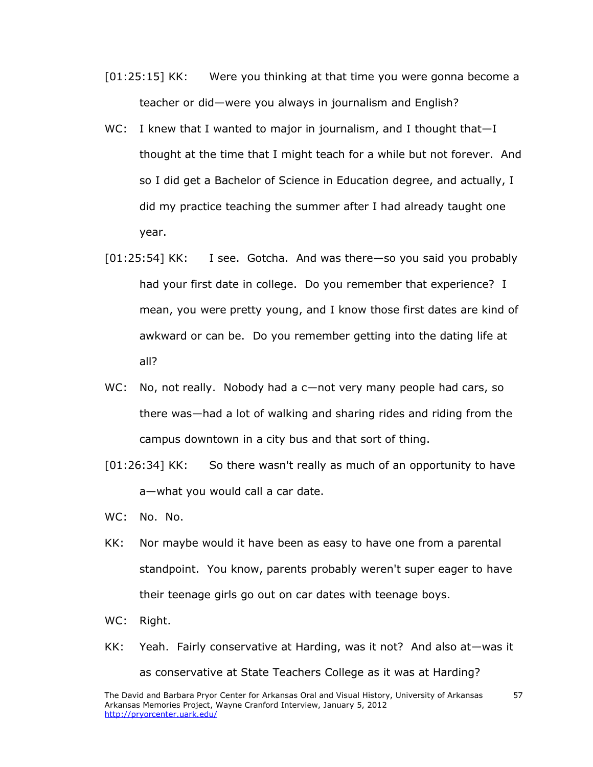[01:25:15] KK: Were you thinking at that time you were gonna become a teacher or did—were you always in journalism and English?

WC: I knew that I wanted to major in journalism, and I thought that—I thought at the time that I might teach for a while but not forever. And so I did get a Bachelor of Science in Education degree, and actually, I did my practice teaching the summer after I had already taught one year.

[01:25:54] KK: I see. Gotcha. And was there—so you said you probably had your first date in college. Do you remember that experience? I mean, you were pretty young, and I know those first dates are kind of awkward or can be. Do you remember getting into the dating life at all?

WC: No, not really. Nobody had a c—not very many people had cars, so there was—had a lot of walking and sharing rides and riding from the campus downtown in a city bus and that sort of thing.

[01:26:34] KK: So there wasn't really as much of an opportunity to have a—what you would call a car date.

WC: No. No.

KK: Nor maybe would it have been as easy to have one from a parental standpoint. You know, parents probably weren't super eager to have their teenage girls go out on car dates with teenage boys.

WC: Right.

KK: Yeah. Fairly conservative at Harding, was it not? And also at—was it as conservative at State Teachers College as it was at Harding?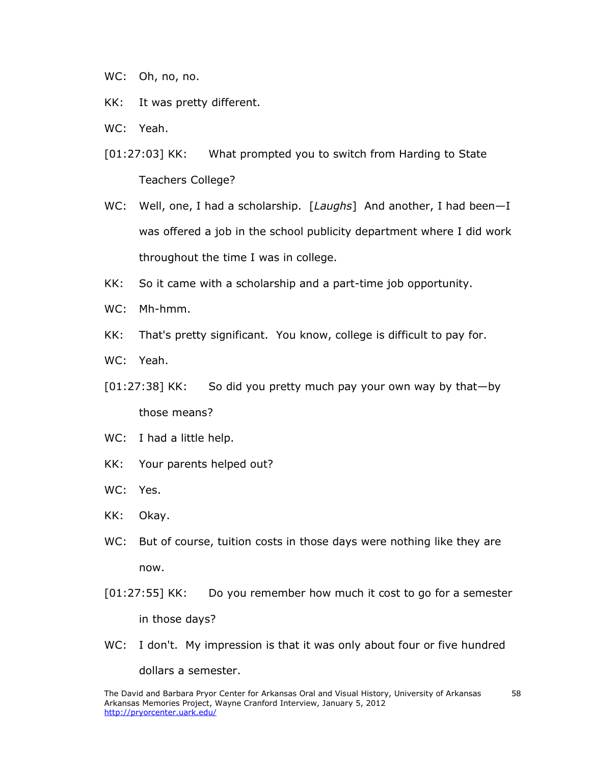WC: Oh, no, no.

KK: It was pretty different.

WC: Yeah.

[01:27:03] KK: What prompted you to switch from Harding to State Teachers College?

WC: Well, one, I had a scholarship. [*Laughs*] And another, I had been—I was offered a job in the school publicity department where I did work throughout the time I was in college.

KK: So it came with a scholarship and a part-time job opportunity.

WC: Mh-hmm.

KK: That's pretty significant. You know, college is difficult to pay for.

WC: Yeah.

[01:27:38] KK: So did you pretty much pay your own way by that—by those means?

WC: I had a little help.

KK: Your parents helped out?

WC: Yes.

KK: Okay.

WC: But of course, tuition costs in those days were nothing like they are now.

[01:27:55] KK: Do you remember how much it cost to go for a semester in those days?

WC: I don't. My impression is that it was only about four or five hundred dollars a semester.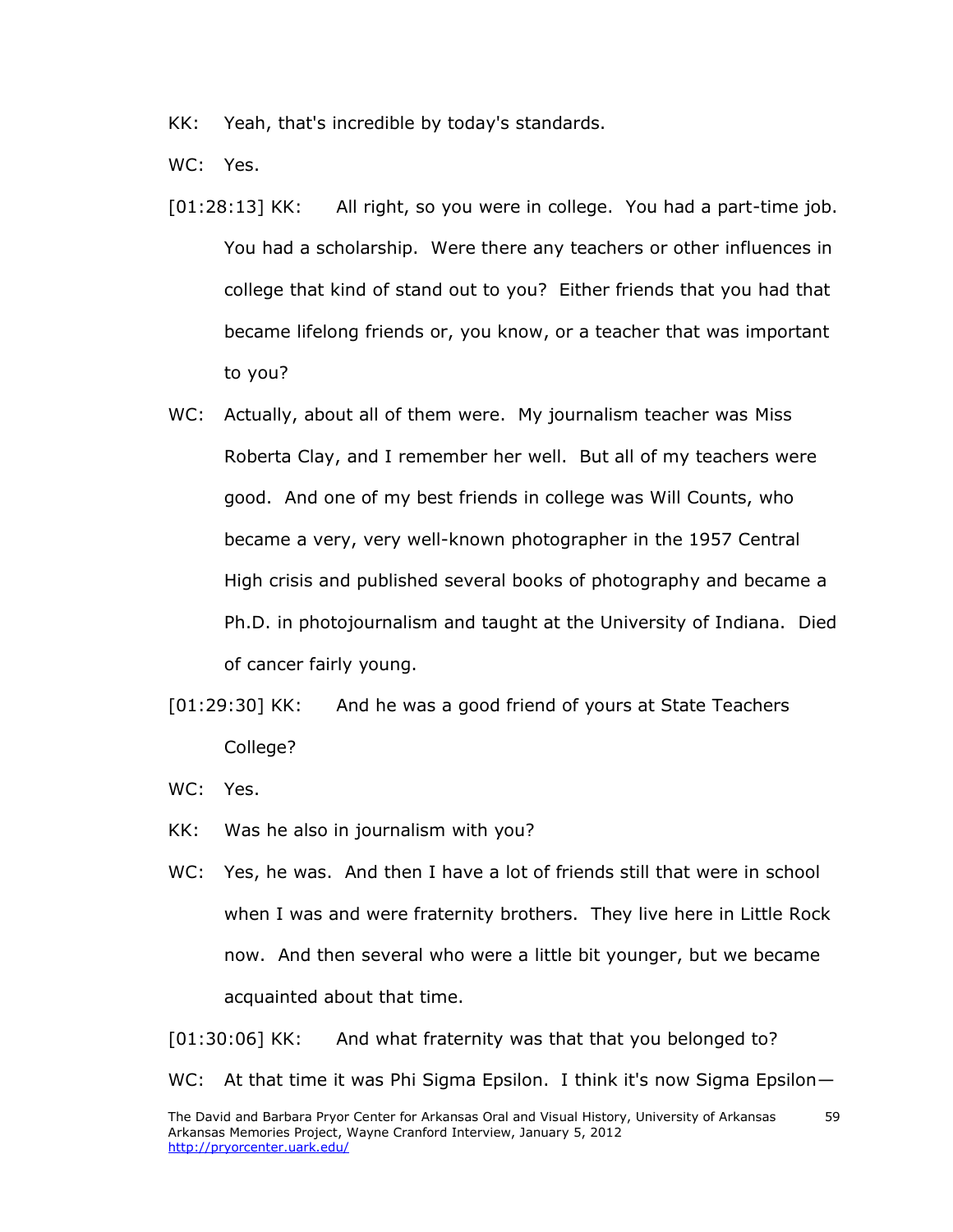KK: Yeah, that's incredible by today's standards.

WC: Yes.

[01:28:13] KK: All right, so you were in college. You had a part-time job. You had a scholarship. Were there any teachers or other influences in college that kind of stand out to you? Either friends that you had that became lifelong friends or, you know, or a teacher that was important to you?

WC: Actually, about all of them were. My journalism teacher was Miss Roberta Clay, and I remember her well. But all of my teachers were good. And one of my best friends in college was Will Counts, who became a very, very well-known photographer in the 1957 Central High crisis and published several books of photography and became a Ph.D. in photojournalism and taught at the University of Indiana. Died of cancer fairly young.

[01:29:30] KK: And he was a good friend of yours at State Teachers College?

WC: Yes.

KK: Was he also in journalism with you?

WC: Yes, he was. And then I have a lot of friends still that were in school when I was and were fraternity brothers. They live here in Little Rock now. And then several who were a little bit younger, but we became acquainted about that time.

[01:30:06] KK: And what fraternity was that that you belonged to?

WC: At that time it was Phi Sigma Epsilon. I think it's now Sigma Epsilon—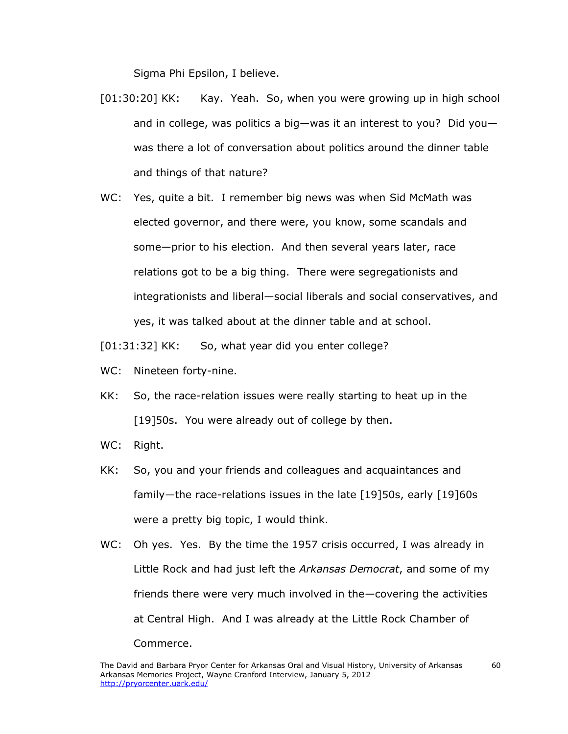Sigma Phi Epsilon, I believe.

[01:30:20] KK: Kay. Yeah. So, when you were growing up in high school and in college, was politics a big—was it an interest to you? Did you—was there a lot of conversation about politics around the dinner table and things of that nature?

WC: Yes, quite a bit. I remember big news was when Sid McMath was elected governor, and there were, you know, some scandals and some—prior to his election. And then several years later, race relations got to be a big thing. There were segregationists and integrationists and liberal—social liberals and social conservatives, and yes, it was talked about at the dinner table and at school.

[01:31:32] KK: So, what year did you enter college?

WC: Nineteen forty-nine.

KK: So, the race-relation issues were really starting to heat up in the [19]50s. You were already out of college by then.

WC: Right.

KK: So, you and your friends and colleagues and acquaintances and family—the race-relations issues in the late [19]50s, early [19]60s were a pretty big topic, I would think.

WC: Oh yes. Yes. By the time the 1957 crisis occurred, I was already in Little Rock and had just left the *Arkansas Democrat*, and some of my friends there were very much involved in the—covering the activities at Central High. And I was already at the Little Rock Chamber of Commerce.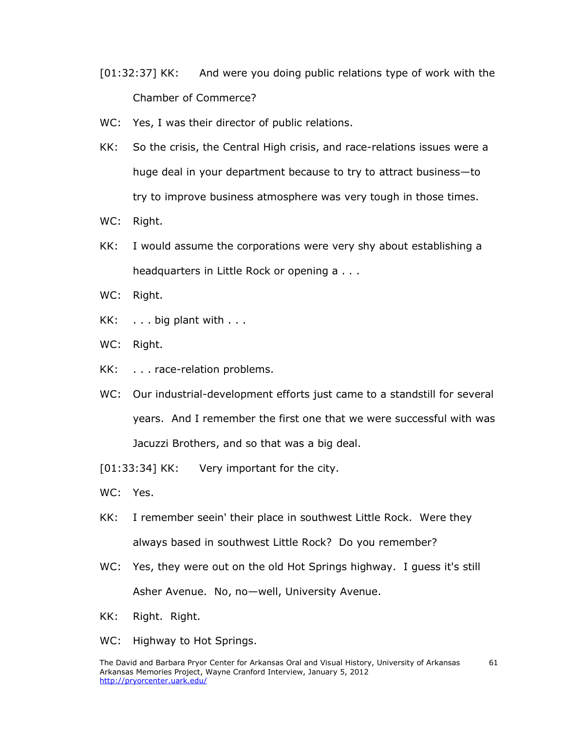[01:32:37] KK: And were you doing public relations type of work with the Chamber of Commerce?

WC: Yes, I was their director of public relations.

KK: So the crisis, the Central High crisis, and race-relations issues were a huge deal in your department because to try to attract business—to try to improve business atmosphere was very tough in those times.

WC: Right.

KK: I would assume the corporations were very shy about establishing a headquarters in Little Rock or opening a . . .

WC: Right.

KK: . . . big plant with . . .

WC: Right.

KK: . . . race-relation problems.

WC: Our industrial-development efforts just came to a standstill for several years. And I remember the first one that we were successful with was Jacuzzi Brothers, and so that was a big deal.

[01:33:34] KK: Very important for the city.

WC: Yes.

KK: I remember seein' their place in southwest Little Rock. Were they always based in southwest Little Rock? Do you remember?

WC: Yes, they were out on the old Hot Springs highway. I guess it's still Asher Avenue. No, no—well, University Avenue.

KK: Right. Right.

WC: Highway to Hot Springs.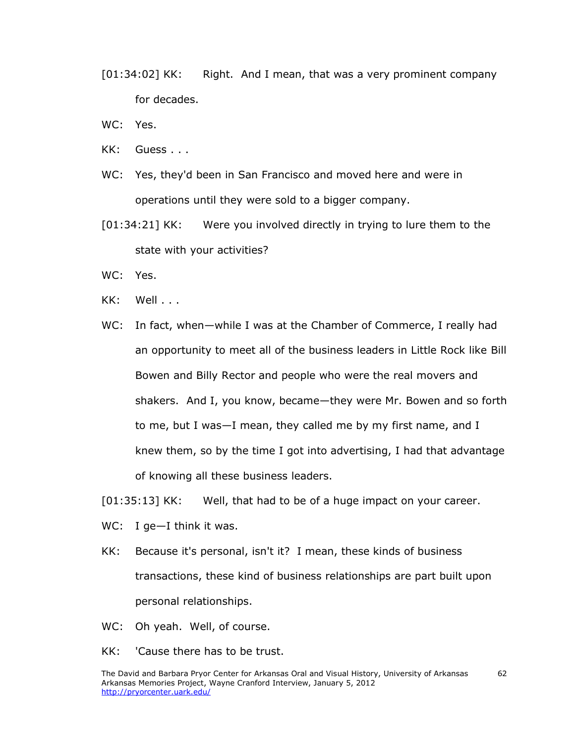[01:34:02] KK: Right. And I mean, that was a very prominent company for decades.

WC: Yes.

KK: Guess . . .

WC: Yes, they'd been in San Francisco and moved here and were in operations until they were sold to a bigger company.

[01:34:21] KK: Were you involved directly in trying to lure them to the state with your activities?

WC: Yes.

KK: Well . . .

WC: In fact, when—while I was at the Chamber of Commerce, I really had an opportunity to meet all of the business leaders in Little Rock like Bill Bowen and Billy Rector and people who were the real movers and shakers. And I, you know, became—they were Mr. Bowen and so forth to me, but I was—I mean, they called me by my first name, and I knew them, so by the time I got into advertising, I had that advantage of knowing all these business leaders.

[01:35:13] KK: Well, that had to be of a huge impact on your career.

WC: I ge—I think it was.

KK: Because it's personal, isn't it? I mean, these kinds of business transactions, these kind of business relationships are part built upon personal relationships.

WC: Oh yeah. Well, of course.

KK: 'Cause there has to be trust.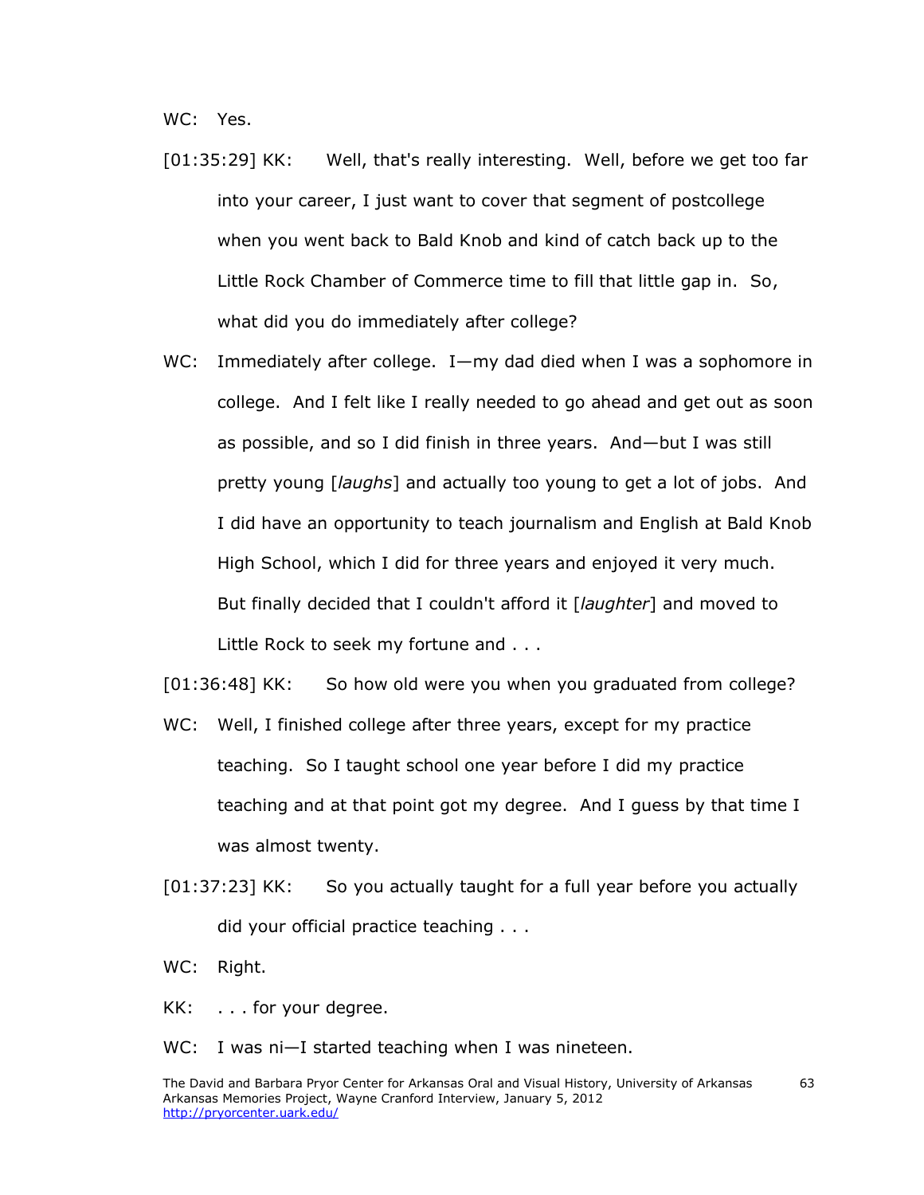WC: Yes.

[01:35:29] KK: Well, that's really interesting. Well, before we get too far into your career, I just want to cover that segment of postcollege when you went back to Bald Knob and kind of catch back up to the Little Rock Chamber of Commerce time to fill that little gap in. So, what did you do immediately after college?

WC: Immediately after college. I—my dad died when I was a sophomore in college. And I felt like I really needed to go ahead and get out as soon as possible, and so I did finish in three years. And—but I was still pretty young [*laughs*] and actually too young to get a lot of jobs. And I did have an opportunity to teach journalism and English at Bald Knob High School, which I did for three years and enjoyed it very much. But finally decided that I couldn't afford it [*laughter*] and moved to Little Rock to seek my fortune and . . .

[01:36:48] KK: So how old were you when you graduated from college?

WC: Well, I finished college after three years, except for my practice teaching. So I taught school one year before I did my practice teaching and at that point got my degree. And I guess by that time I was almost twenty.

[01:37:23] KK: So you actually taught for a full year before you actually did your official practice teaching . . .

WC: Right.

KK: . . . for your degree.

WC: I was ni—I started teaching when I was nineteen.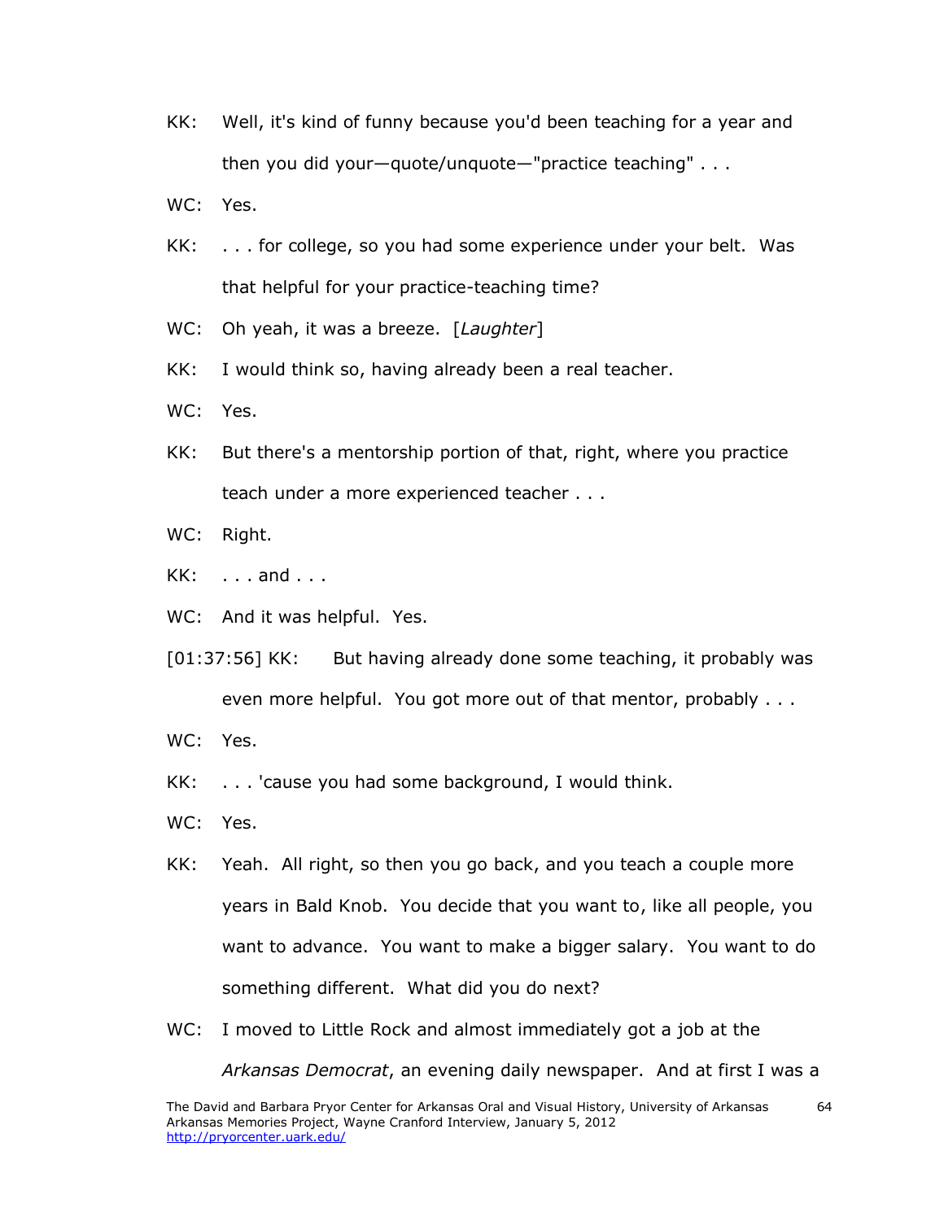KK: Well, it's kind of funny because you'd been teaching for a year and then you did your—quote/unquote—"practice teaching" . . .

WC: Yes.

KK: . . . for college, so you had some experience under your belt. Was that helpful for your practice-teaching time?

WC: Oh yeah, it was a breeze. [*Laughter*]

KK: I would think so, having already been a real teacher.

WC: Yes.

KK: But there's a mentorship portion of that, right, where you practice teach under a more experienced teacher . . .

WC: Right.

KK: . . . and . . .

WC: And it was helpful. Yes.

[01:37:56] KK: But having already done some teaching, it probably was even more helpful. You got more out of that mentor, probably . . .

WC: Yes.

KK: . . . 'cause you had some background, I would think.

WC: Yes.

KK: Yeah. All right, so then you go back, and you teach a couple more years in Bald Knob. You decide that you want to, like all people, you want to advance. You want to make a bigger salary. You want to do something different. What did you do next?

WC: I moved to Little Rock and almost immediately got a job at the *Arkansas Democrat*, an evening daily newspaper. And at first I was a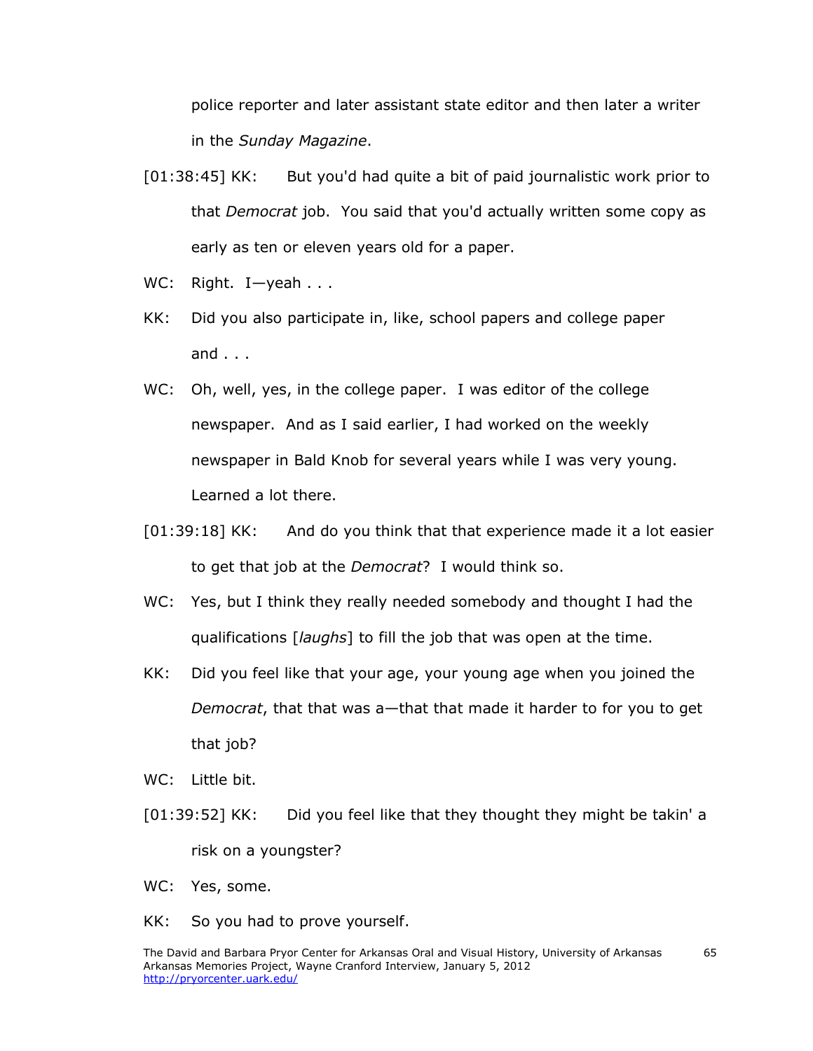police reporter and later assistant state editor and then later a writer in the *Sunday Magazine*.

[01:38:45] KK: But you'd had quite a bit of paid journalistic work prior to that *Democrat* job. You said that you'd actually written some copy as early as ten or eleven years old for a paper.

WC: Right. I—yeah . . .

KK: Did you also participate in, like, school papers and college paper and . . .

WC: Oh, well, yes, in the college paper. I was editor of the college newspaper. And as I said earlier, I had worked on the weekly newspaper in Bald Knob for several years while I was very young. Learned a lot there.

[01:39:18] KK: And do you think that that experience made it a lot easier to get that job at the *Democrat*? I would think so.

WC: Yes, but I think they really needed somebody and thought I had the qualifications [*laughs*] to fill the job that was open at the time.

KK: Did you feel like that your age, your young age when you joined the *Democrat*, that that was a—that that made it harder to for you to get that job?

WC: Little bit.

[01:39:52] KK: Did you feel like that they thought they might be takin' a risk on a youngster?

WC: Yes, some.

KK: So you had to prove yourself.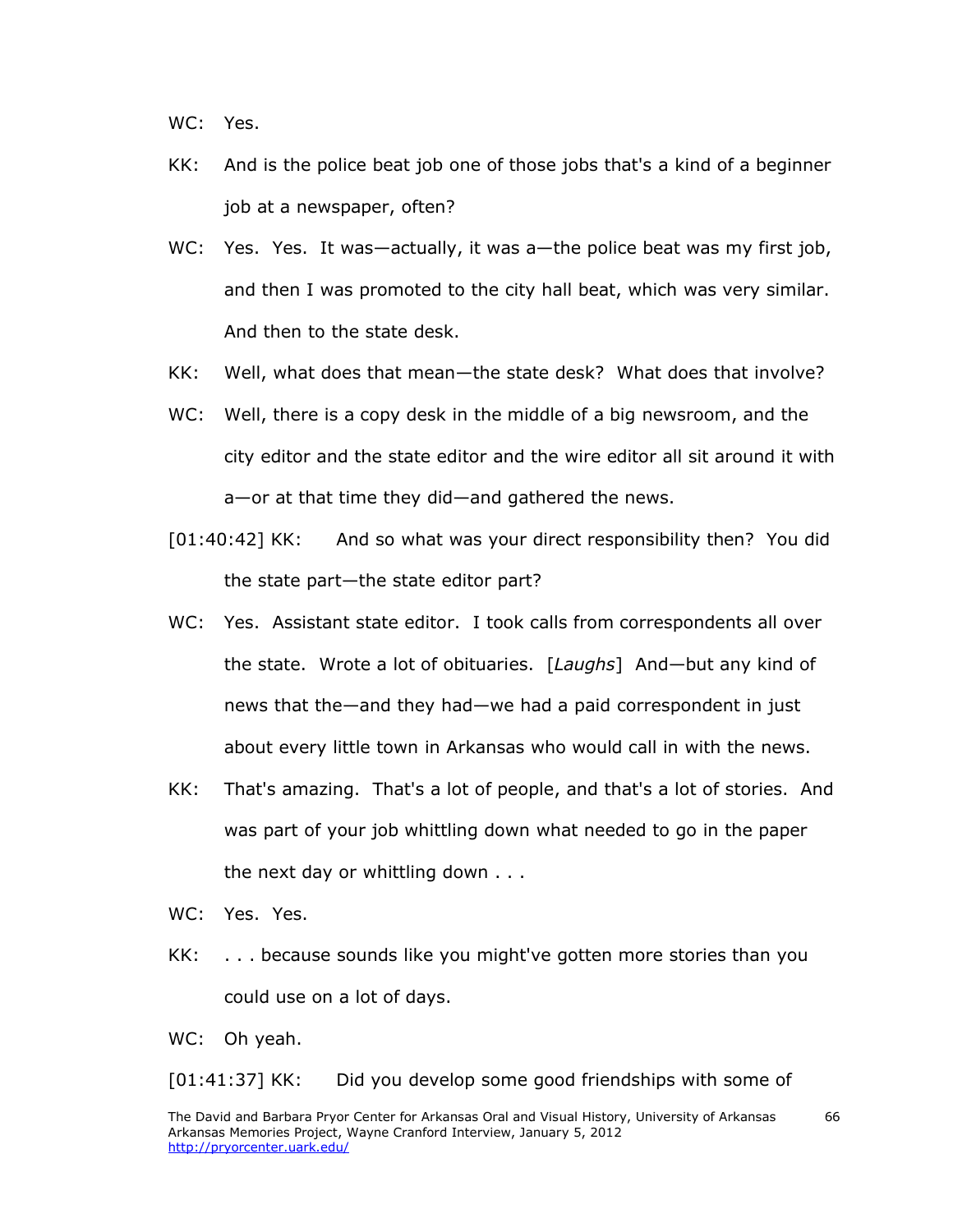WC: Yes.

KK: And is the police beat job one of those jobs that's a kind of a beginner job at a newspaper, often?

WC: Yes. Yes. It was—actually, it was a—the police beat was my first job, and then I was promoted to the city hall beat, which was very similar. And then to the state desk.

KK: Well, what does that mean—the state desk? What does that involve?

WC: Well, there is a copy desk in the middle of a big newsroom, and the city editor and the state editor and the wire editor all sit around it with a—or at that time they did—and gathered the news.

[01:40:42] KK: And so what was your direct responsibility then? You did the state part—the state editor part?

WC: Yes. Assistant state editor. I took calls from correspondents all over the state. Wrote a lot of obituaries. [*Laughs*] And—but any kind of news that the—and they had—we had a paid correspondent in just about every little town in Arkansas who would call in with the news.

KK: That's amazing. That's a lot of people, and that's a lot of stories. And was part of your job whittling down what needed to go in the paper the next day or whittling down . . .

WC: Yes. Yes.

KK: . . . because sounds like you might've gotten more stories than you could use on a lot of days.

WC: Oh yeah.

[01:41:37] KK: Did you develop some good friendships with some of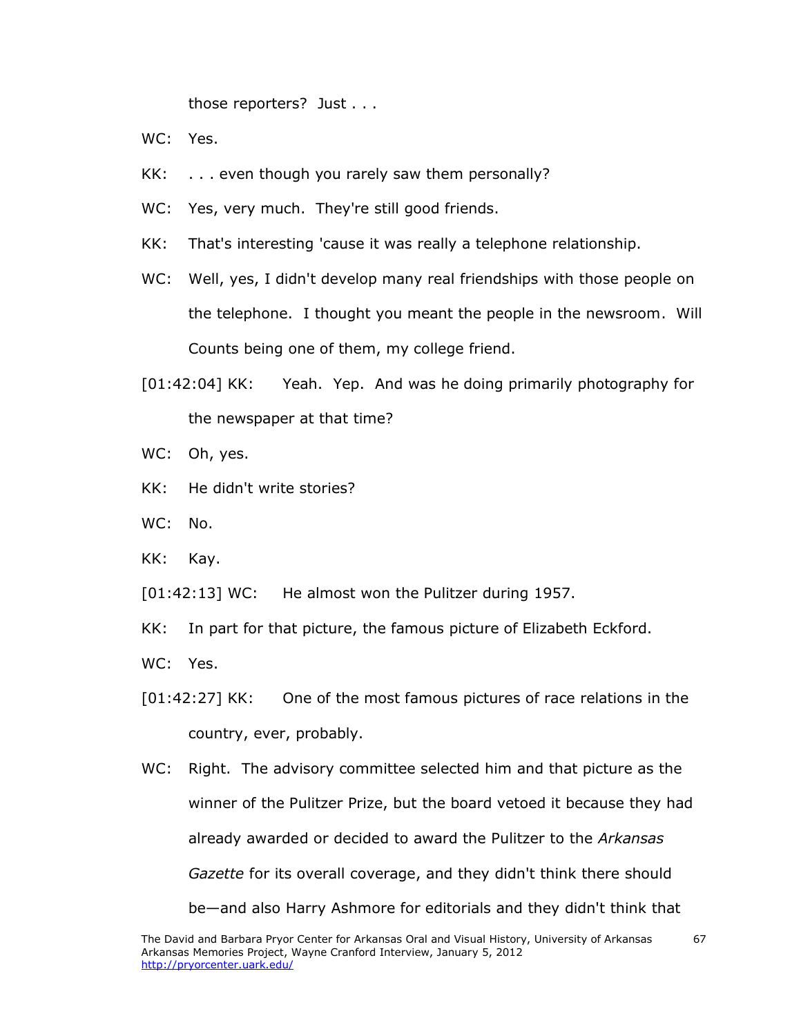those reporters? Just . . .

WC: Yes.

KK: . . . even though you rarely saw them personally?

WC: Yes, very much. They're still good friends.

KK: That's interesting 'cause it was really a telephone relationship.

WC: Well, yes, I didn't develop many real friendships with those people on the telephone. I thought you meant the people in the newsroom. Will Counts being one of them, my college friend.

[01:42:04] KK: Yeah. Yep. And was he doing primarily photography for the newspaper at that time?

WC: Oh, yes.

KK: He didn't write stories?

WC: No.

KK: Kay.

[01:42:13] WC: He almost won the Pulitzer during 1957.

KK: In part for that picture, the famous picture of Elizabeth Eckford.

WC: Yes.

[01:42:27] KK: One of the most famous pictures of race relations in the country, ever, probably.

WC: Right. The advisory committee selected him and that picture as the winner of the Pulitzer Prize, but the board vetoed it because they had already awarded or decided to award the Pulitzer to the *Arkansas Gazette* for its overall coverage, and they didn't think there should be—and also Harry Ashmore for editorials and they didn't think that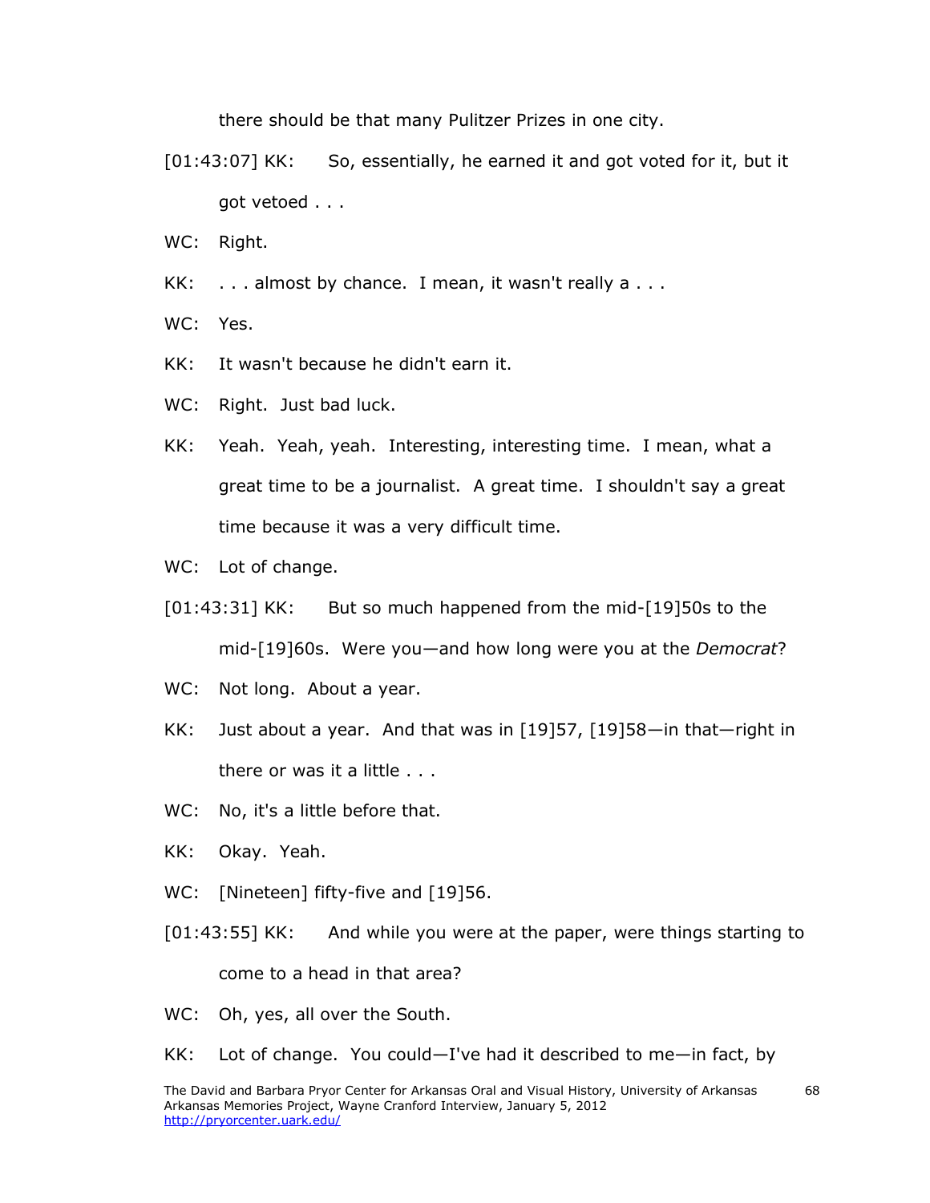there should be that many Pulitzer Prizes in one city.

[01:43:07] KK: So, essentially, he earned it and got voted for it, but it got vetoed . . .

WC: Right.

KK: . . . almost by chance. I mean, it wasn't really a . . .

WC: Yes.

KK: It wasn't because he didn't earn it.

WC: Right. Just bad luck.

KK: Yeah. Yeah, yeah. Interesting, interesting time. I mean, what a great time to be a journalist. A great time. I shouldn't say a great time because it was a very difficult time.

WC: Lot of change.

[01:43:31] KK: But so much happened from the mid-[19]50s to the mid-[19]60s. Were you—and how long were you at the *Democrat*?

WC: Not long. About a year.

KK: Just about a year. And that was in [19]57, [19]58—in that—right in there or was it a little . . .

WC: No, it's a little before that.

KK: Okay. Yeah.

WC: [Nineteen] fifty-five and [19]56.

[01:43:55] KK: And while you were at the paper, were things starting to come to a head in that area?

WC: Oh, yes, all over the South.

KK: Lot of change. You could—I've had it described to me—in fact, by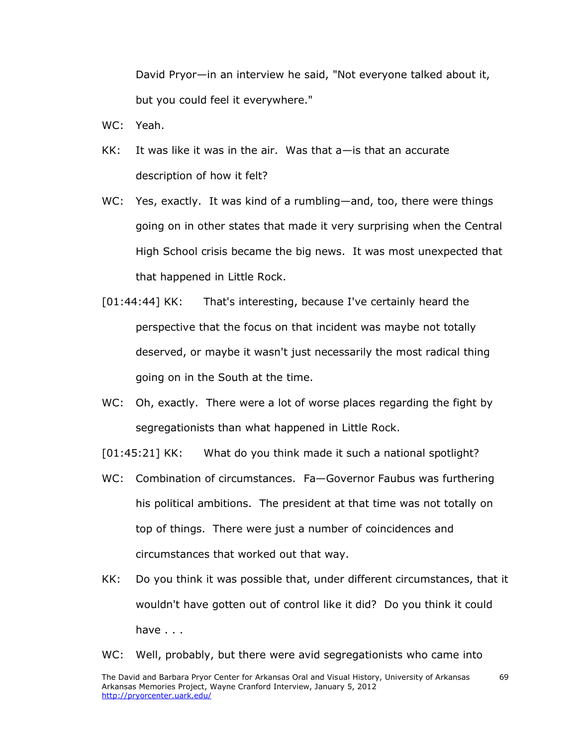David Pryor—in an interview he said, "Not everyone talked about it, but you could feel it everywhere."

WC: Yeah.

KK: It was like it was in the air. Was that a—is that an accurate description of how it felt?

WC: Yes, exactly. It was kind of a rumbling—and, too, there were things going on in other states that made it very surprising when the Central High School crisis became the big news. It was most unexpected that that happened in Little Rock.

[01:44:44] KK: That's interesting, because I've certainly heard the perspective that the focus on that incident was maybe not totally deserved, or maybe it wasn't just necessarily the most radical thing going on in the South at the time.

WC: Oh, exactly. There were a lot of worse places regarding the fight by segregationists than what happened in Little Rock.

[01:45:21] KK: What do you think made it such a national spotlight?

WC: Combination of circumstances. Fa—Governor Faubus was furthering his political ambitions. The president at that time was not totally on top of things. There were just a number of coincidences and circumstances that worked out that way.

KK: Do you think it was possible that, under different circumstances, that it wouldn't have gotten out of control like it did? Do you think it could have . . .

WC: Well, probably, but there were avid segregationists who came into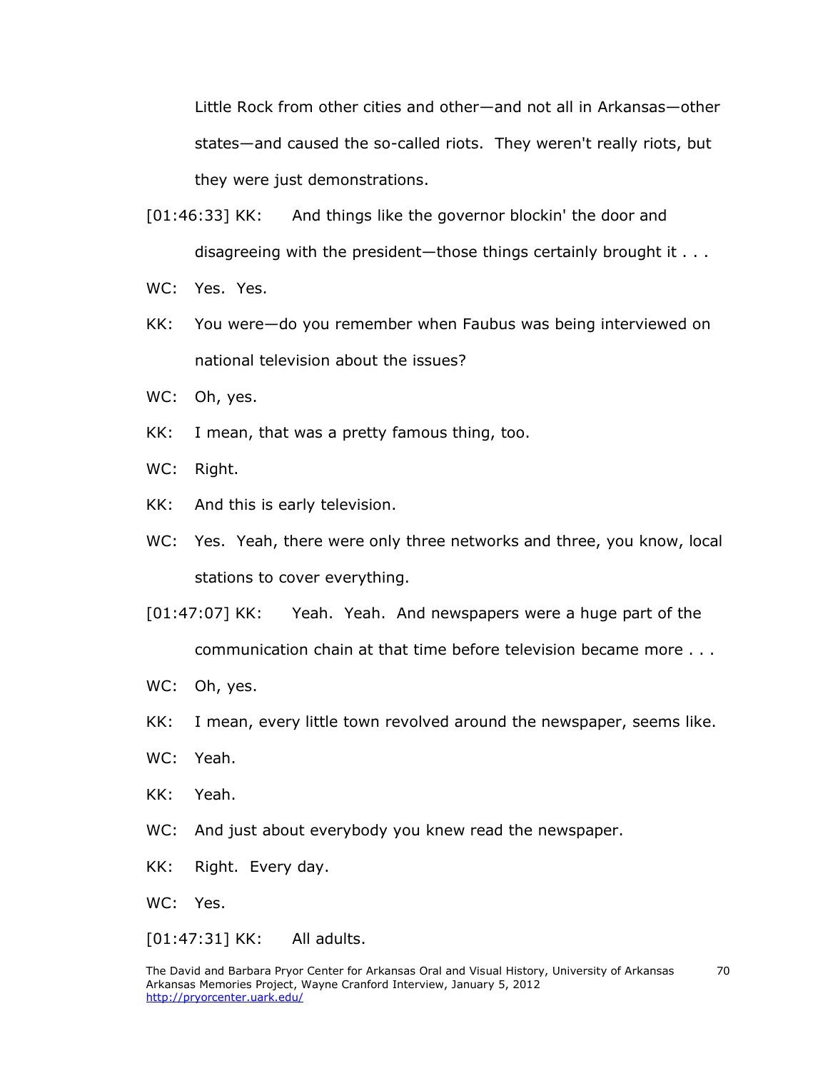Little Rock from other cities and other—and not all in Arkansas—other states—and caused the so-called riots. They weren't really riots, but they were just demonstrations.

[01:46:33] KK: And things like the governor blockin' the door and disagreeing with the president—those things certainly brought it . . .

WC: Yes. Yes.

KK: You were—do you remember when Faubus was being interviewed on national television about the issues?

WC: Oh, yes.

KK: I mean, that was a pretty famous thing, too.

WC: Right.

KK: And this is early television.

WC: Yes. Yeah, there were only three networks and three, you know, local stations to cover everything.

[01:47:07] KK: Yeah. Yeah. And newspapers were a huge part of the communication chain at that time before television became more . . .

WC: Oh, yes.

KK: I mean, every little town revolved around the newspaper, seems like.

WC: Yeah.

KK: Yeah.

WC: And just about everybody you knew read the newspaper.

KK: Right. Every day.

WC: Yes.

[01:47:31] KK: All adults.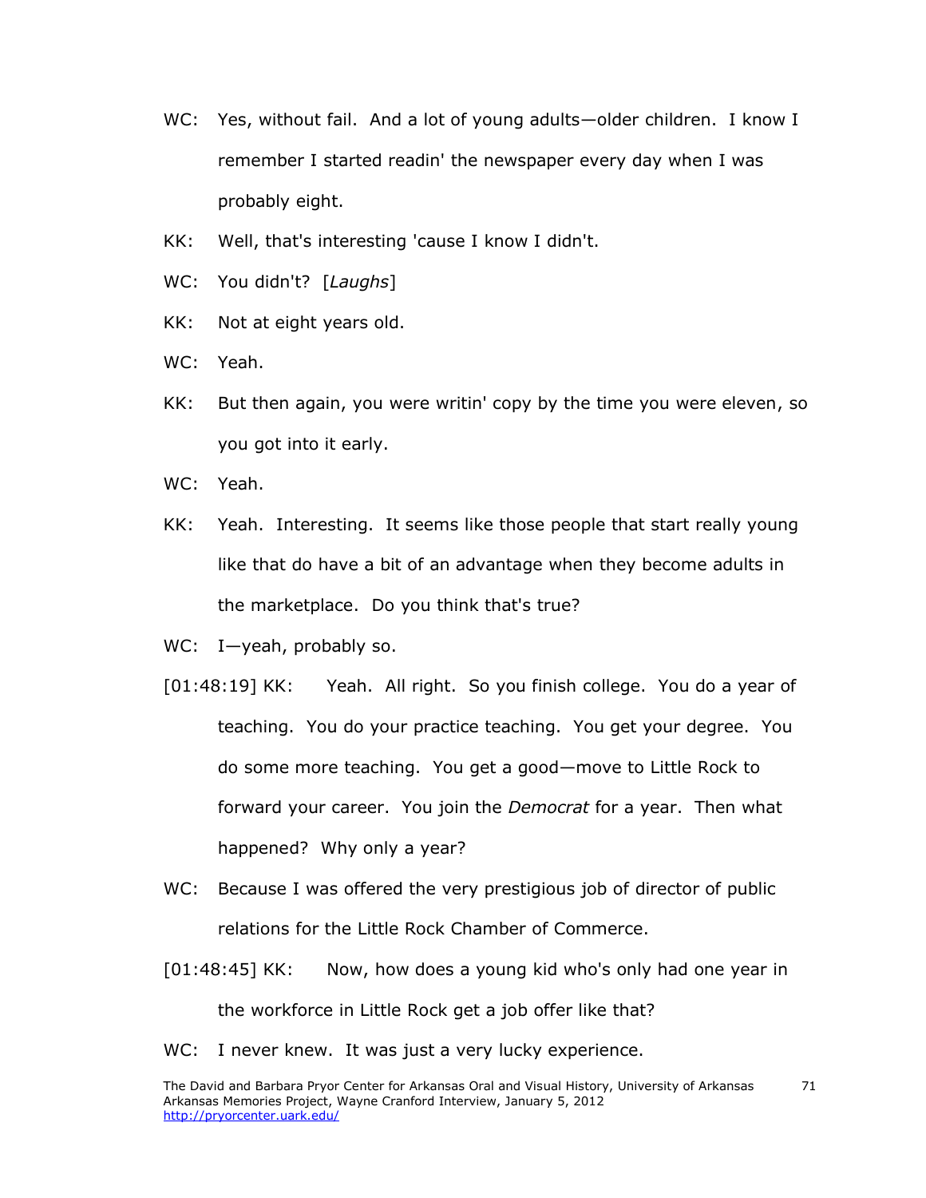WC: Yes, without fail. And a lot of young adults—older children. I know I remember I started readin' the newspaper every day when I was probably eight.

KK: Well, that's interesting 'cause I know I didn't.

WC: You didn't? [*Laughs*]

KK: Not at eight years old.

WC: Yeah.

KK: But then again, you were writin' copy by the time you were eleven, so you got into it early.

WC: Yeah.

KK: Yeah. Interesting. It seems like those people that start really young like that do have a bit of an advantage when they become adults in the marketplace. Do you think that's true?

WC: I—yeah, probably so.

[01:48:19] KK: Yeah. All right. So you finish college. You do a year of teaching. You do your practice teaching. You get your degree. You do some more teaching. You get a good—move to Little Rock to forward your career. You join the *Democrat* for a year. Then what happened? Why only a year?

WC: Because I was offered the very prestigious job of director of public relations for the Little Rock Chamber of Commerce.

[01:48:45] KK: Now, how does a young kid who's only had one year in the workforce in Little Rock get a job offer like that?

WC: I never knew. It was just a very lucky experience.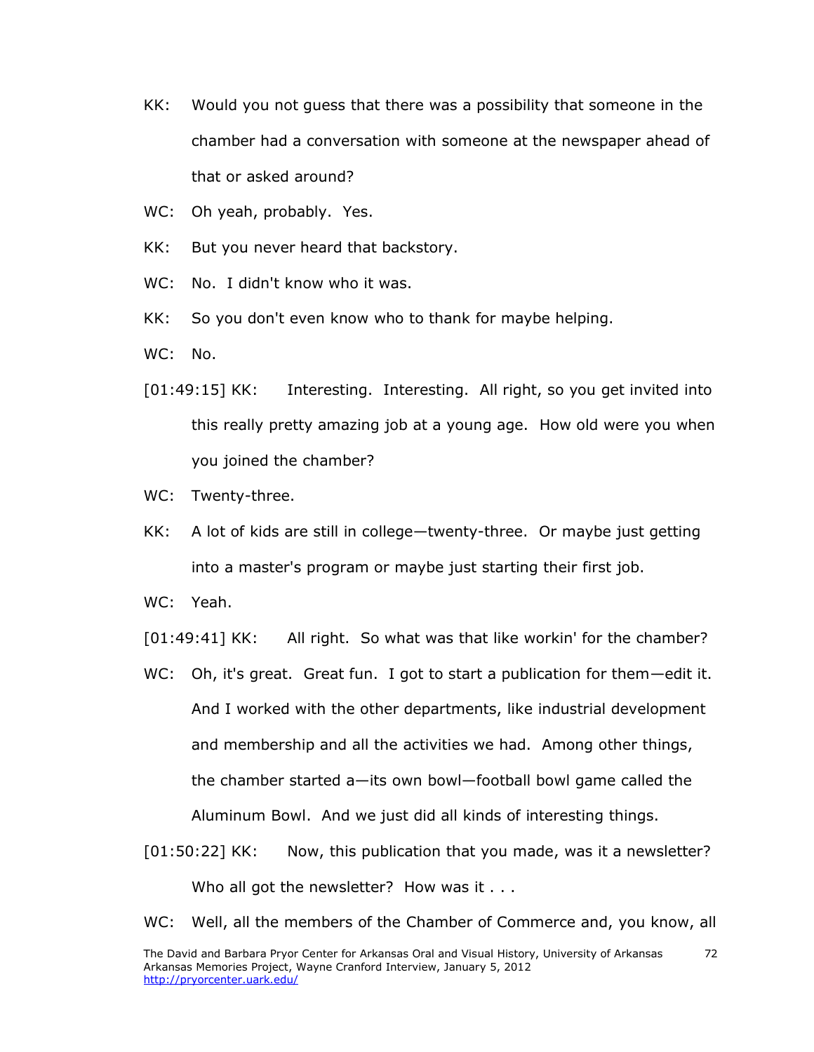KK: Would you not guess that there was a possibility that someone in the chamber had a conversation with someone at the newspaper ahead of that or asked around?

WC: Oh yeah, probably. Yes.

KK: But you never heard that backstory.

WC: No. I didn't know who it was.

KK: So you don't even know who to thank for maybe helping.

WC: No.

[01:49:15] KK: Interesting. Interesting. All right, so you get invited into this really pretty amazing job at a young age. How old were you when you joined the chamber?

WC: Twenty-three.

KK: A lot of kids are still in college—twenty-three. Or maybe just getting into a master's program or maybe just starting their first job.

WC: Yeah.

[01:49:41] KK: All right. So what was that like workin' for the chamber?

WC: Oh, it's great. Great fun. I got to start a publication for them—edit it. And I worked with the other departments, like industrial development and membership and all the activities we had. Among other things, the chamber started a—its own bowl—football bowl game called the Aluminum Bowl. And we just did all kinds of interesting things.

[01:50:22] KK: Now, this publication that you made, was it a newsletter? Who all got the newsletter? How was it . . .

WC: Well, all the members of the Chamber of Commerce and, you know, all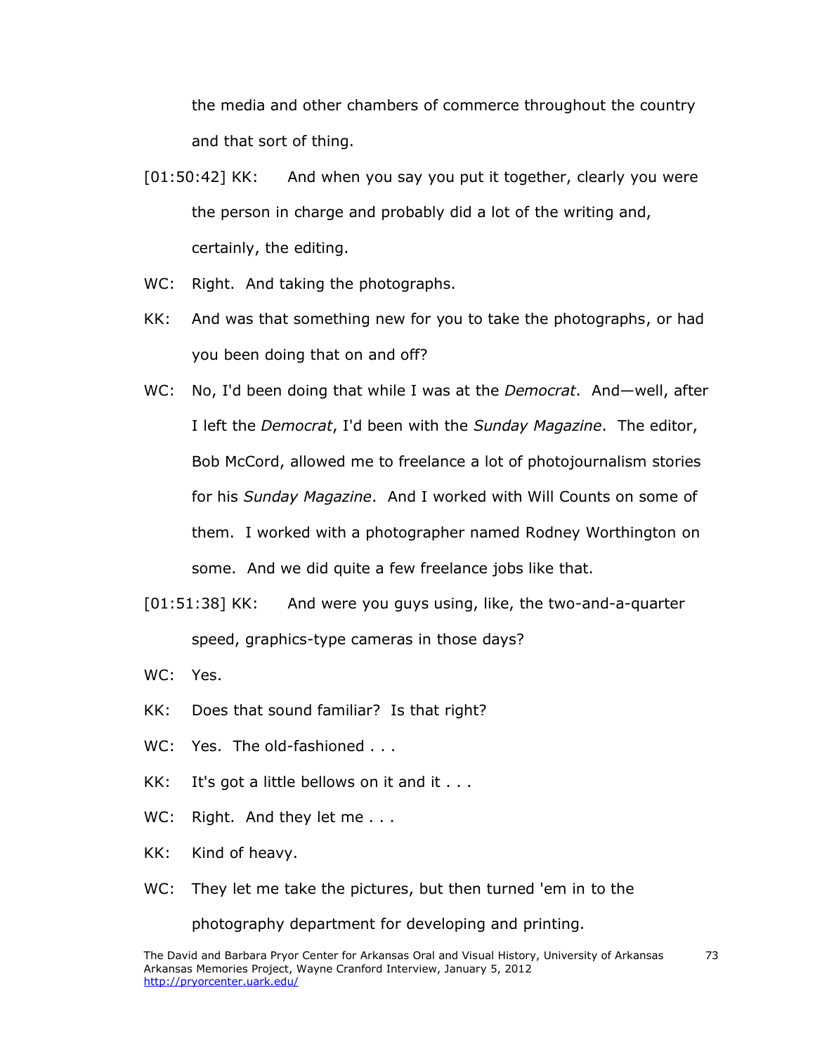the media and other chambers of commerce throughout the country and that sort of thing.

[01:50:42] KK: And when you say you put it together, clearly you were the person in charge and probably did a lot of the writing and, certainly, the editing.

WC: Right. And taking the photographs.

KK: And was that something new for you to take the photographs, or had you been doing that on and off?

WC: No, I'd been doing that while I was at the *Democrat*. And—well, after I left the *Democrat*, I'd been with the *Sunday Magazine*. The editor, Bob McCord, allowed me to freelance a lot of photojournalism stories for his *Sunday Magazine*. And I worked with Will Counts on some of them. I worked with a photographer named Rodney Worthington on some. And we did quite a few freelance jobs like that.

[01:51:38] KK: And were you guys using, like, the two-and-a-quarter speed, graphics-type cameras in those days?

WC: Yes.

KK: Does that sound familiar? Is that right?

WC: Yes. The old-fashioned . . .

KK: It's got a little bellows on it and it . . .

WC: Right. And they let me . . .

KK: Kind of heavy.

WC: They let me take the pictures, but then turned 'em in to the photography department for developing and printing.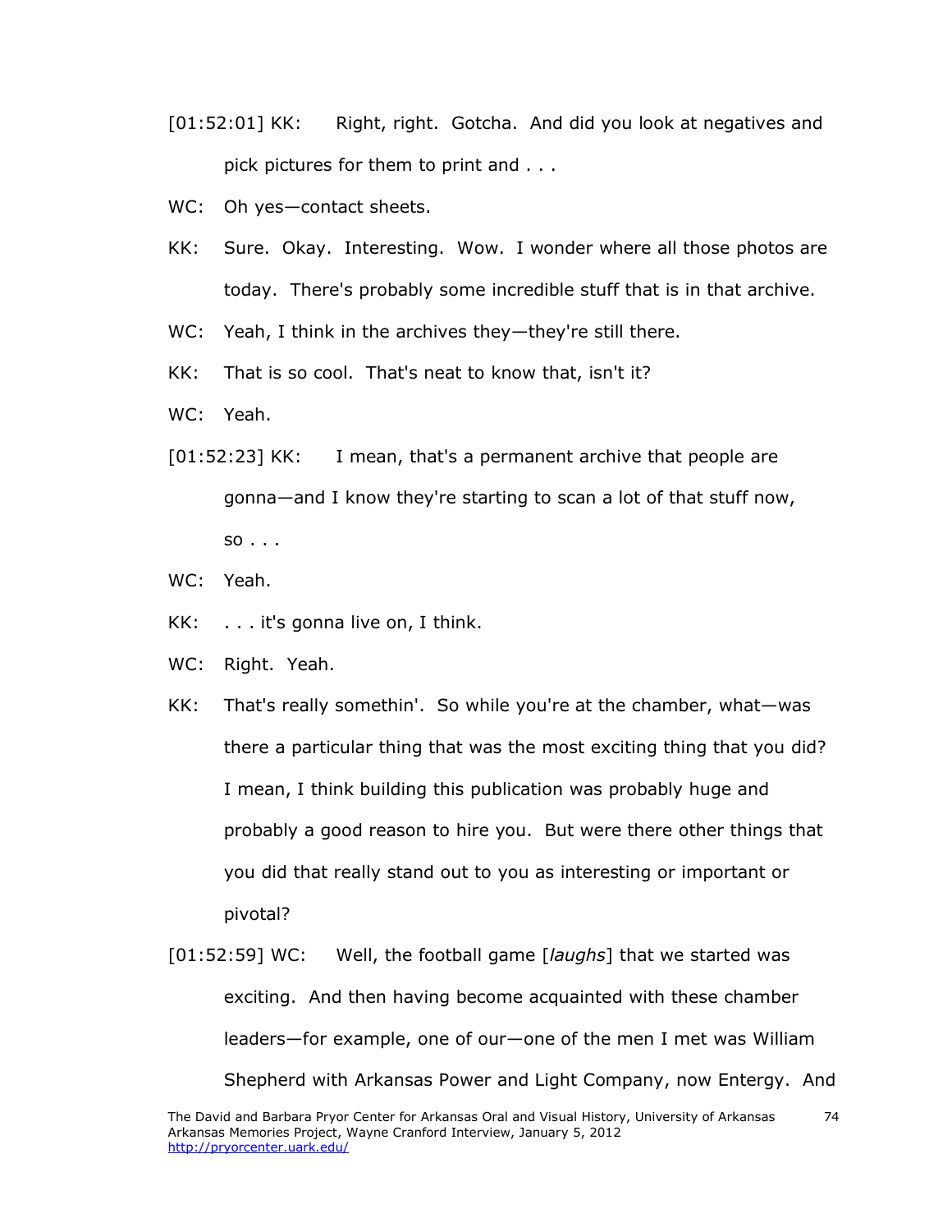[01:52:01] KK: Right, right. Gotcha. And did you look at negatives and pick pictures for them to print and . . .

WC: Oh yes—contact sheets.

KK: Sure. Okay. Interesting. Wow. I wonder where all those photos are today. There's probably some incredible stuff that is in that archive.

WC: Yeah, I think in the archives they—they're still there.

KK: That is so cool. That's neat to know that, isn't it?

WC: Yeah.

[01:52:23] KK: I mean, that's a permanent archive that people are gonna—and I know they're starting to scan a lot of that stuff now, so . . .

WC: Yeah.

KK: . . . it's gonna live on, I think.

WC: Right. Yeah.

KK: That's really somethin'. So while you're at the chamber, what—was there a particular thing that was the most exciting thing that you did? I mean, I think building this publication was probably huge and probably a good reason to hire you. But were there other things that you did that really stand out to you as interesting or important or pivotal?

[01:52:59] WC: Well, the football game [*laughs*] that we started was exciting. And then having become acquainted with these chamber leaders—for example, one of our—one of the men I met was William Shepherd with Arkansas Power and Light Company, now Entergy. And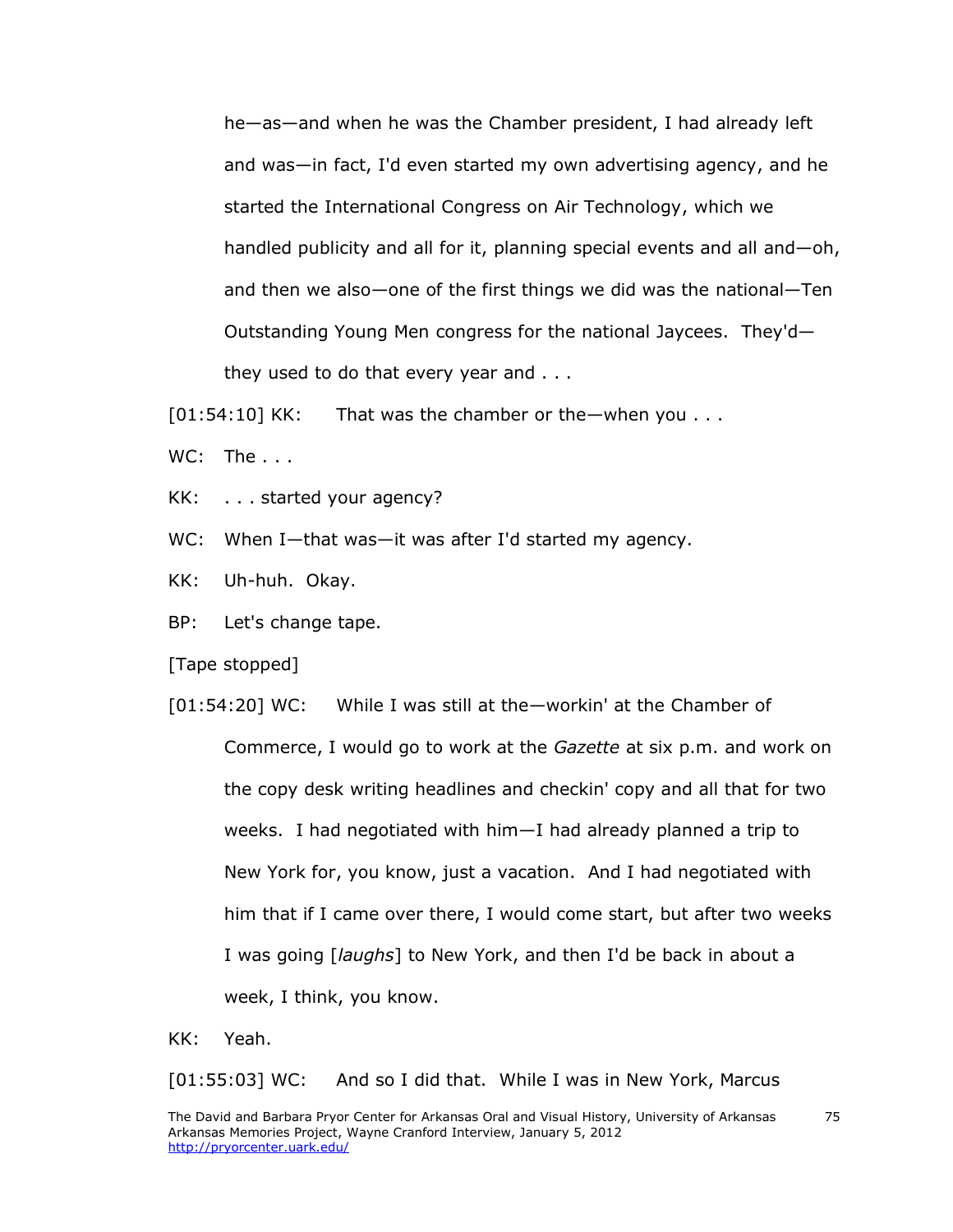he—as—and when he was the Chamber president, I had already left and was—in fact, I'd even started my own advertising agency, and he started the International Congress on Air Technology, which we handled publicity and all for it, planning special events and all and—oh, and then we also—one of the first things we did was the national—Ten Outstanding Young Men congress for the national Jaycees. They'd—they used to do that every year and . . .

[01:54:10] KK: That was the chamber or the—when you . . .

WC: The . . .

KK: . . . started your agency?

WC: When I—that was—it was after I'd started my agency.

KK: Uh-huh. Okay.

BP: Let's change tape.

[Tape stopped]

[01:54:20] WC: While I was still at the—workin' at the Chamber of Commerce, I would go to work at the *Gazette* at six p.m. and work on the copy desk writing headlines and checkin' copy and all that for two weeks. I had negotiated with him—I had already planned a trip to New York for, you know, just a vacation. And I had negotiated with him that if I came over there, I would come start, but after two weeks I was going [*laughs*] to New York, and then I'd be back in about a week, I think, you know.

KK: Yeah.

[01:55:03] WC: And so I did that. While I was in New York, Marcus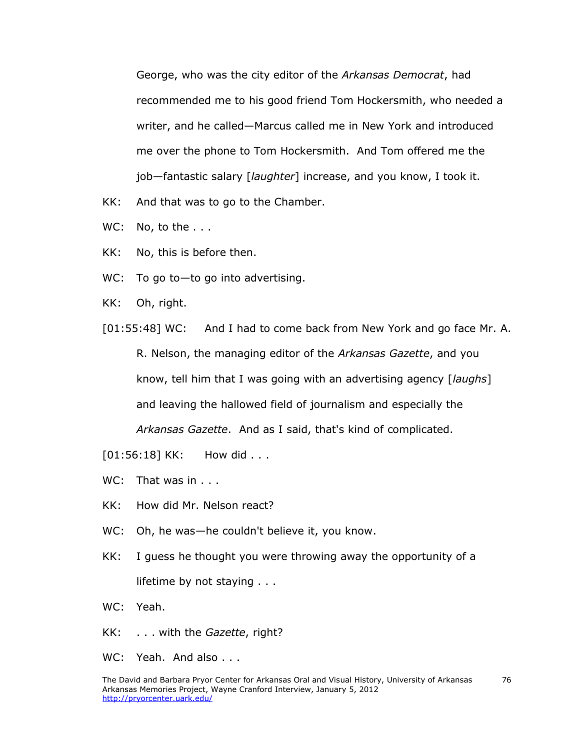George, who was the city editor of the *Arkansas Democrat*, had recommended me to his good friend Tom Hockersmith, who needed a writer, and he called—Marcus called me in New York and introduced me over the phone to Tom Hockersmith. And Tom offered me the job—fantastic salary [*laughter*] increase, and you know, I took it.

KK: And that was to go to the Chamber.

WC: No, to the . . .

KK: No, this is before then.

WC: To go to—to go into advertising.

KK: Oh, right.

[01:55:48] WC: And I had to come back from New York and go face Mr. A. R. Nelson, the managing editor of the *Arkansas Gazette*, and you know, tell him that I was going with an advertising agency [*laughs*] and leaving the hallowed field of journalism and especially the *Arkansas Gazette*. And as I said, that's kind of complicated.

[01:56:18] KK: How did . . .

WC: That was in . . .

KK: How did Mr. Nelson react?

WC: Oh, he was—he couldn't believe it, you know.

KK: I guess he thought you were throwing away the opportunity of a lifetime by not staying . . .

WC: Yeah.

KK: . . . with the *Gazette*, right?

WC: Yeah. And also . . .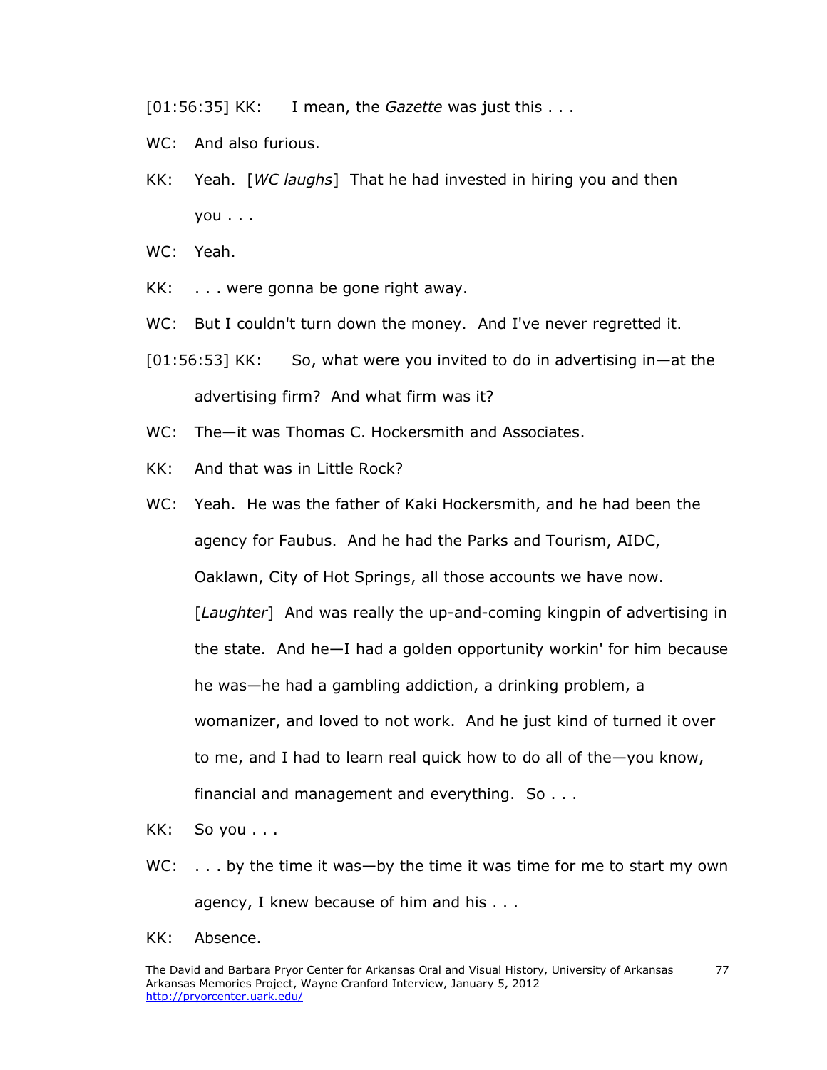[01:56:35] KK: I mean, the *Gazette* was just this . . .

WC: And also furious.

KK: Yeah. [*WC laughs*] That he had invested in hiring you and then you . . .

WC: Yeah.

KK: . . . were gonna be gone right away.

WC: But I couldn't turn down the money. And I've never regretted it.

[01:56:53] KK: So, what were you invited to do in advertising in—at the advertising firm? And what firm was it?

WC: The—it was Thomas C. Hockersmith and Associates.

KK: And that was in Little Rock?

WC: Yeah. He was the father of Kaki Hockersmith, and he had been the agency for Faubus. And he had the Parks and Tourism, AIDC, Oaklawn, City of Hot Springs, all those accounts we have now. [*Laughter*] And was really the up-and-coming kingpin of advertising in the state. And he—I had a golden opportunity workin' for him because he was—he had a gambling addiction, a drinking problem, a womanizer, and loved to not work. And he just kind of turned it over to me, and I had to learn real quick how to do all of the—you know, financial and management and everything. So . . .

KK: So you . . .

WC: . . . by the time it was—by the time it was time for me to start my own agency, I knew because of him and his . . .

KK: Absence.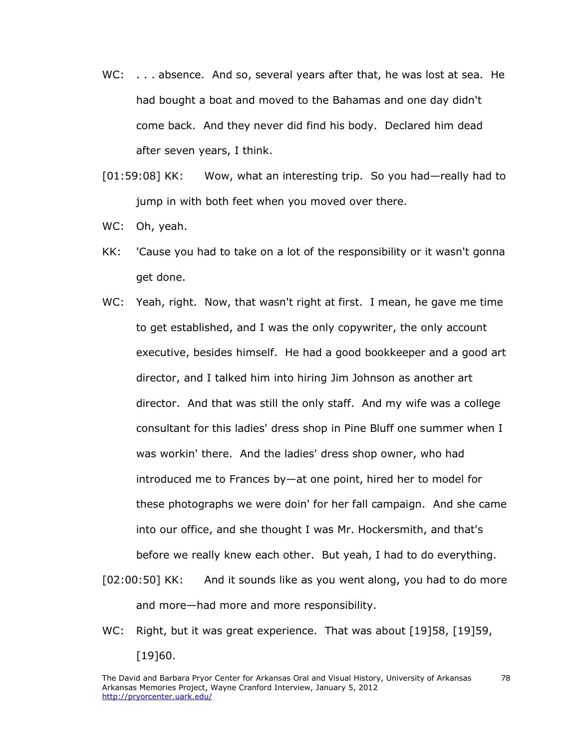WC: . . . absence. And so, several years after that, he was lost at sea. He had bought a boat and moved to the Bahamas and one day didn't come back. And they never did find his body. Declared him dead after seven years, I think.

[01:59:08] KK: Wow, what an interesting trip. So you had—really had to jump in with both feet when you moved over there.

WC: Oh, yeah.

KK: 'Cause you had to take on a lot of the responsibility or it wasn't gonna get done.

WC: Yeah, right. Now, that wasn't right at first. I mean, he gave me time to get established, and I was the only copywriter, the only account executive, besides himself. He had a good bookkeeper and a good art director, and I talked him into hiring Jim Johnson as another art director. And that was still the only staff. And my wife was a college consultant for this ladies' dress shop in Pine Bluff one summer when I was workin' there. And the ladies' dress shop owner, who had introduced me to Frances by—at one point, hired her to model for these photographs we were doin' for her fall campaign. And she came into our office, and she thought I was Mr. Hockersmith, and that's before we really knew each other. But yeah, I had to do everything.

[02:00:50] KK: And it sounds like as you went along, you had to do more and more—had more and more responsibility.

WC: Right, but it was great experience. That was about [19]58, [19]59, [19]60.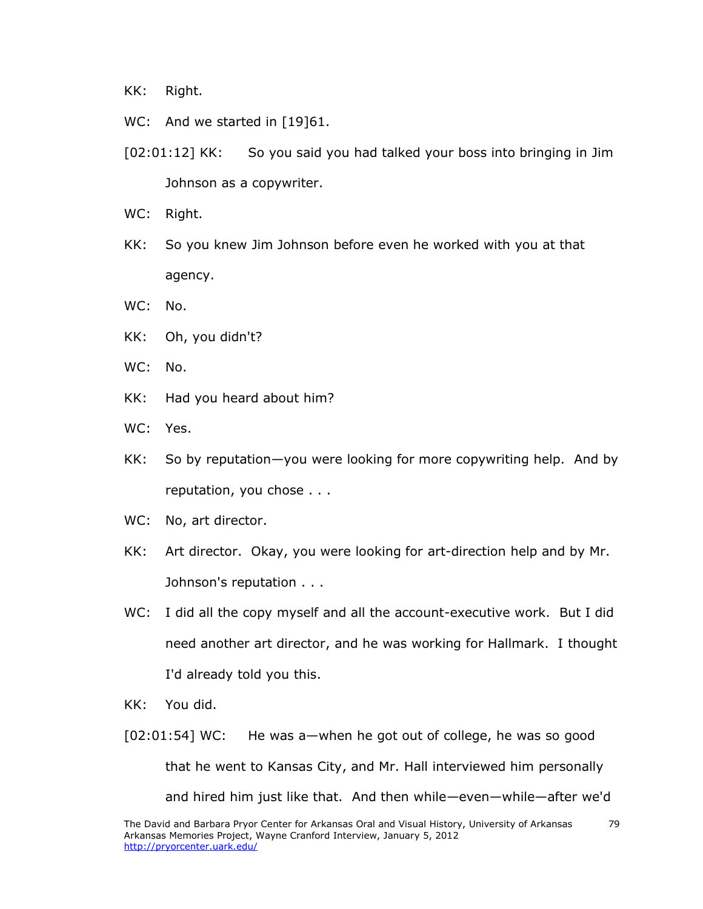KK: Right.

WC: And we started in [19]61.

[02:01:12] KK: So you said you had talked your boss into bringing in Jim Johnson as a copywriter.

WC: Right.

KK: So you knew Jim Johnson before even he worked with you at that agency.

WC: No.

KK: Oh, you didn't?

WC: No.

KK: Had you heard about him?

WC: Yes.

KK: So by reputation—you were looking for more copywriting help. And by reputation, you chose . . .

WC: No, art director.

KK: Art director. Okay, you were looking for art-direction help and by Mr. Johnson's reputation . . .

WC: I did all the copy myself and all the account-executive work. But I did need another art director, and he was working for Hallmark. I thought I'd already told you this.

KK: You did.

[02:01:54] WC: He was a—when he got out of college, he was so good that he went to Kansas City, and Mr. Hall interviewed him personally and hired him just like that. And then while—even—while—after we'd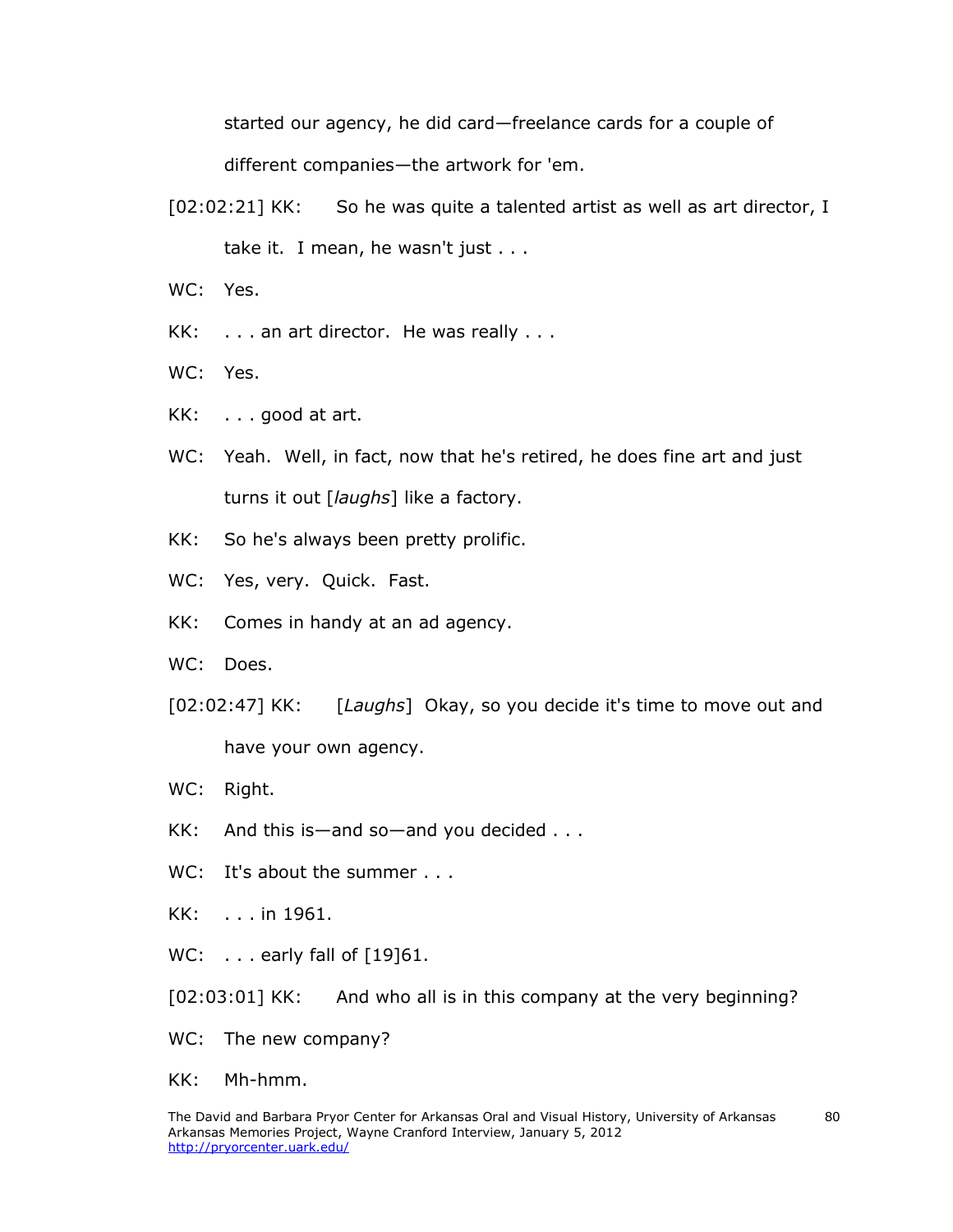started our agency, he did card—freelance cards for a couple of different companies—the artwork for 'em.

[02:02:21] KK: So he was quite a talented artist as well as art director, I take it. I mean, he wasn't just . . .

WC: Yes.

KK: . . . an art director. He was really . . .

WC: Yes.

KK: . . . good at art.

WC: Yeah. Well, in fact, now that he's retired, he does fine art and just turns it out [*laughs*] like a factory.

KK: So he's always been pretty prolific.

WC: Yes, very. Quick. Fast.

KK: Comes in handy at an ad agency.

WC: Does.

[02:02:47] KK: [*Laughs*] Okay, so you decide it's time to move out and have your own agency.

WC: Right.

KK: And this is—and so—and you decided . . .

WC: It's about the summer . . .

KK: . . . in 1961.

WC: . . . early fall of [19]61.

[02:03:01] KK: And who all is in this company at the very beginning?

WC: The new company?

KK: Mh-hmm.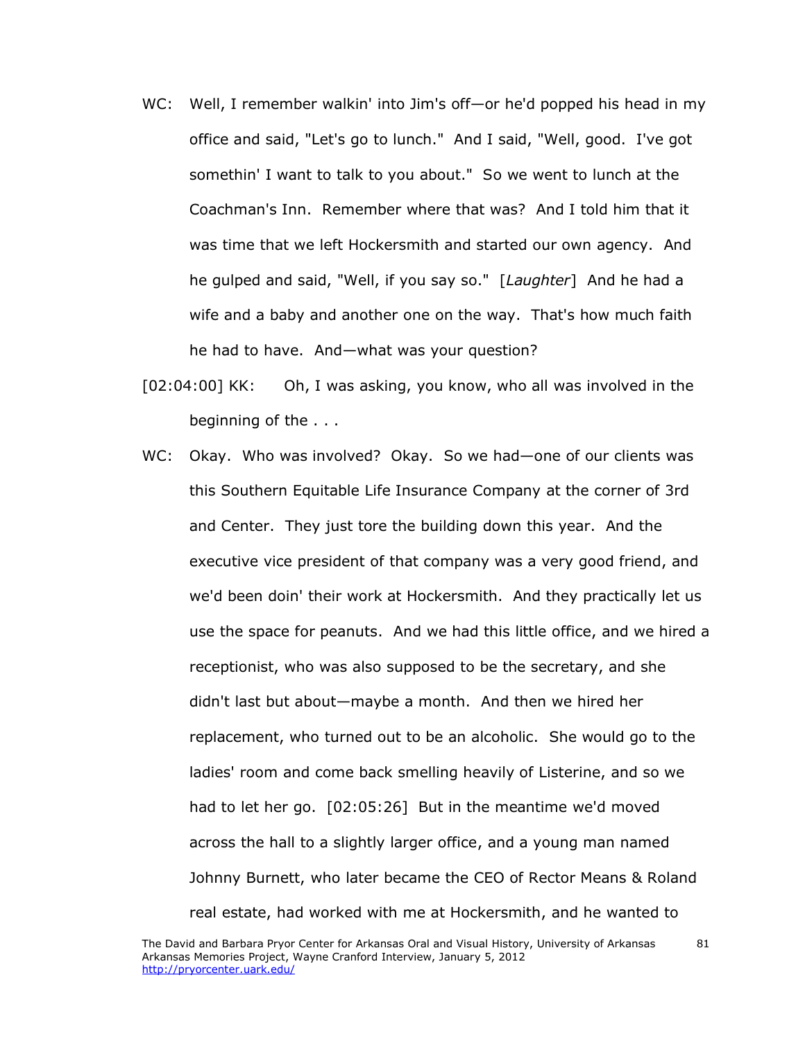WC: Well, I remember walkin' into Jim's off—or he'd popped his head in my office and said, "Let's go to lunch." And I said, "Well, good. I've got somethin' I want to talk to you about." So we went to lunch at the Coachman's Inn. Remember where that was? And I told him that it was time that we left Hockersmith and started our own agency. And he gulped and said, "Well, if you say so." [*Laughter*] And he had a wife and a baby and another one on the way. That's how much faith he had to have. And—what was your question?

[02:04:00] KK: Oh, I was asking, you know, who all was involved in the beginning of the . . .

WC: Okay. Who was involved? Okay. So we had—one of our clients was this Southern Equitable Life Insurance Company at the corner of 3rd and Center. They just tore the building down this year. And the executive vice president of that company was a very good friend, and we'd been doin' their work at Hockersmith. And they practically let us use the space for peanuts. And we had this little office, and we hired a receptionist, who was also supposed to be the secretary, and she didn't last but about—maybe a month. And then we hired her replacement, who turned out to be an alcoholic. She would go to the ladies' room and come back smelling heavily of Listerine, and so we had to let her go. [02:05:26] But in the meantime we'd moved across the hall to a slightly larger office, and a young man named Johnny Burnett, who later became the CEO of Rector Means & Roland real estate, had worked with me at Hockersmith, and he wanted to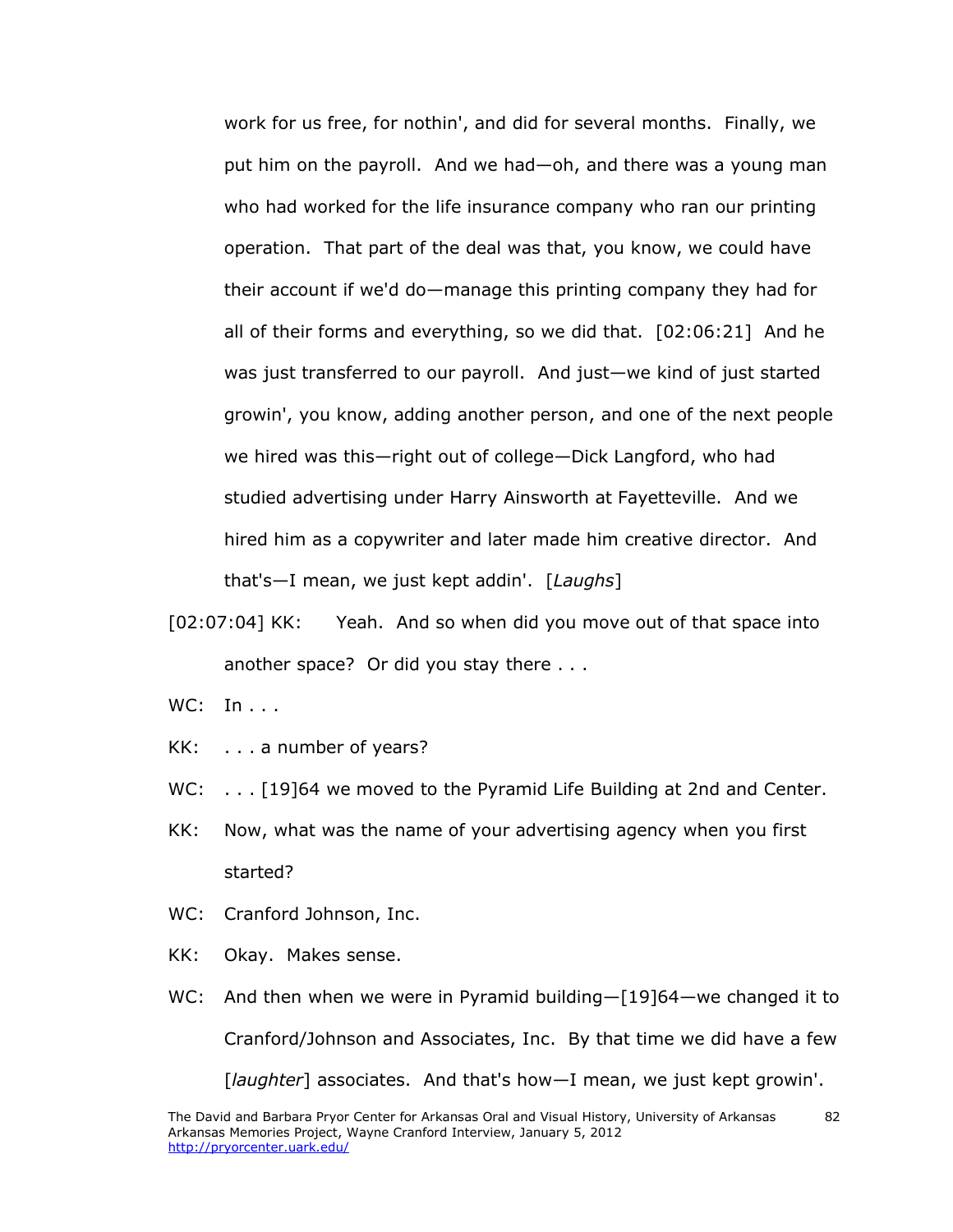work for us free, for nothin', and did for several months. Finally, we put him on the payroll. And we had—oh, and there was a young man who had worked for the life insurance company who ran our printing operation. That part of the deal was that, you know, we could have their account if we'd do—manage this printing company they had for all of their forms and everything, so we did that. [02:06:21] And he was just transferred to our payroll. And just—we kind of just started growin', you know, adding another person, and one of the next people we hired was this—right out of college—Dick Langford, who had studied advertising under Harry Ainsworth at Fayetteville. And we hired him as a copywriter and later made him creative director. And that's—I mean, we just kept addin'. [*Laughs*]

[02:07:04] KK: Yeah. And so when did you move out of that space into another space? Or did you stay there . . .

WC: In . . .

KK: . . . a number of years?

WC: . . . [19]64 we moved to the Pyramid Life Building at 2nd and Center.

KK: Now, what was the name of your advertising agency when you first started?

WC: Cranford Johnson, Inc.

KK: Okay. Makes sense.

WC: And then when we were in Pyramid building—[19]64—we changed it to Cranford/Johnson and Associates, Inc. By that time we did have a few [*laughter*] associates. And that's how—I mean, we just kept growin'.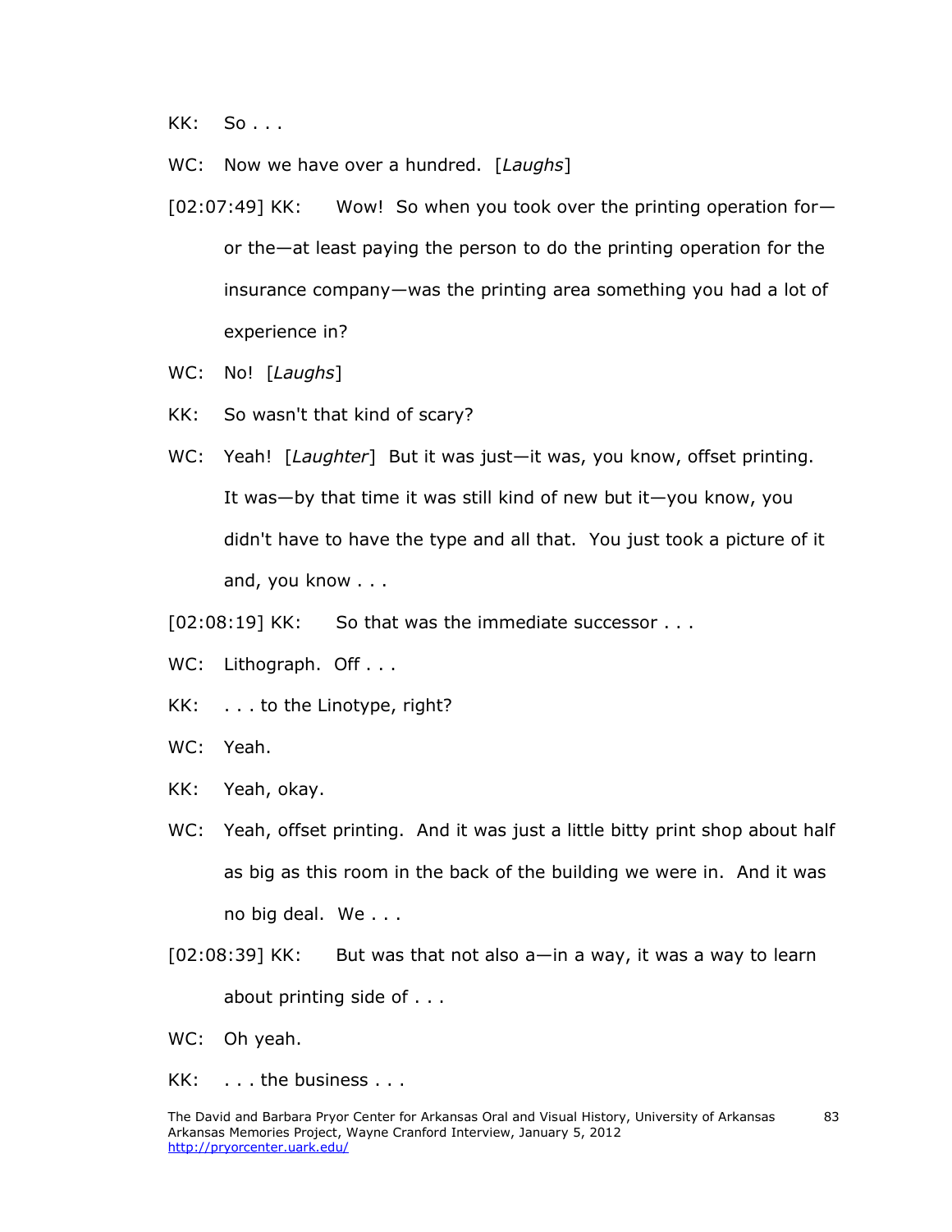KK: So . . .

WC: Now we have over a hundred. [*Laughs*]

[02:07:49] KK: Wow! So when you took over the printing operation for—or the—at least paying the person to do the printing operation for the insurance company—was the printing area something you had a lot of experience in?

WC: No! [*Laughs*]

KK: So wasn't that kind of scary?

WC: Yeah! [*Laughter*] But it was just—it was, you know, offset printing. It was—by that time it was still kind of new but it—you know, you didn't have to have the type and all that. You just took a picture of it and, you know . . .

[02:08:19] KK: So that was the immediate successor . . .

WC: Lithograph. Off . . .

KK: . . . to the Linotype, right?

WC: Yeah.

KK: Yeah, okay.

WC: Yeah, offset printing. And it was just a little bitty print shop about half as big as this room in the back of the building we were in. And it was no big deal. We . . .

[02:08:39] KK: But was that not also a—in a way, it was a way to learn about printing side of . . .

WC: Oh yeah.

KK: . . . the business . . .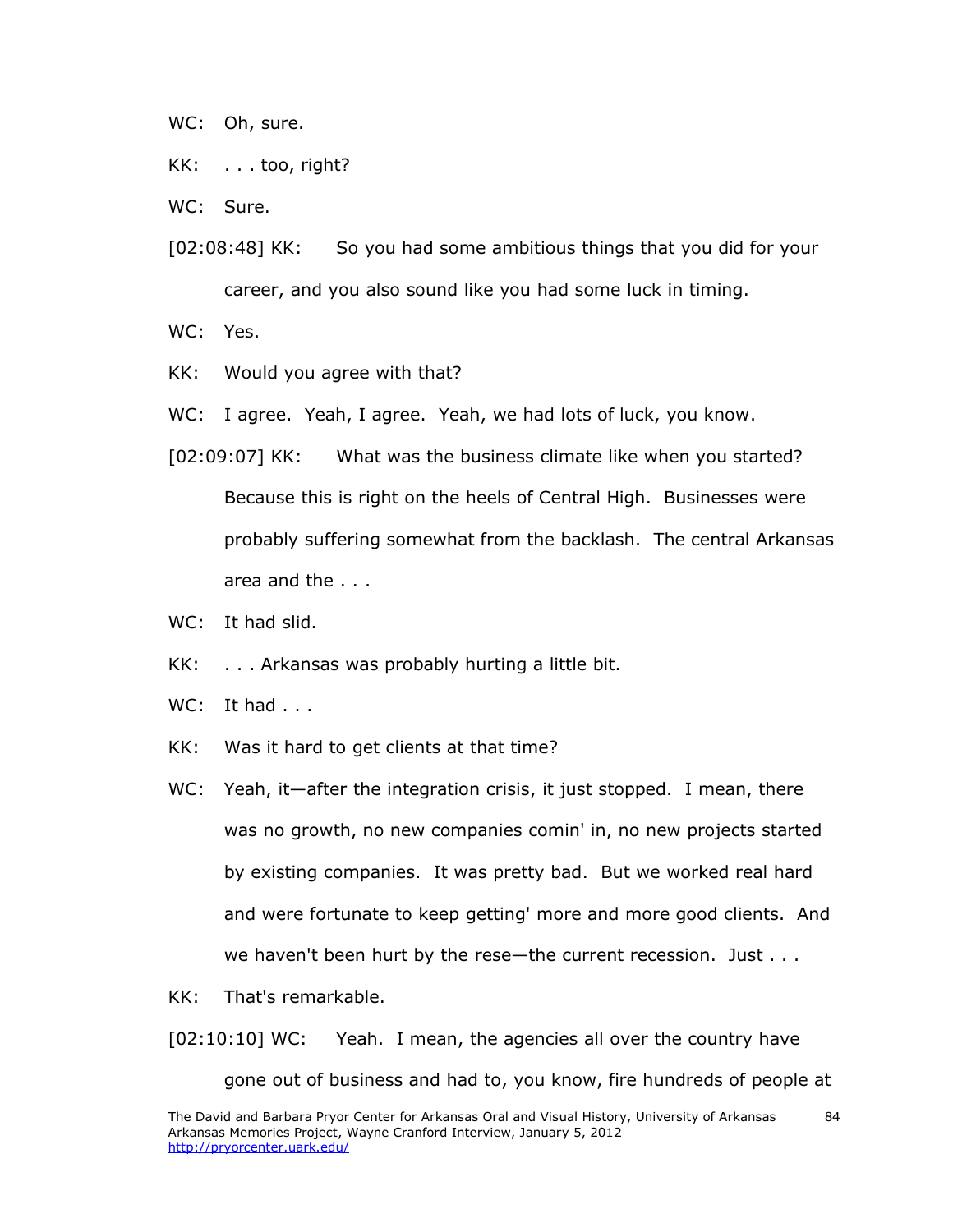WC: Oh, sure.

KK: . . . too, right?

WC: Sure.

[02:08:48] KK: So you had some ambitious things that you did for your career, and you also sound like you had some luck in timing.

WC: Yes.

KK: Would you agree with that?

WC: I agree. Yeah, I agree. Yeah, we had lots of luck, you know.

[02:09:07] KK: What was the business climate like when you started? Because this is right on the heels of Central High. Businesses were probably suffering somewhat from the backlash. The central Arkansas area and the . . .

WC: It had slid.

KK: . . . Arkansas was probably hurting a little bit.

WC: It had . . .

KK: Was it hard to get clients at that time?

WC: Yeah, it—after the integration crisis, it just stopped. I mean, there was no growth, no new companies comin' in, no new projects started by existing companies. It was pretty bad. But we worked real hard and were fortunate to keep getting' more and more good clients. And we haven't been hurt by the rese—the current recession. Just . . .

KK: That's remarkable.

[02:10:10] WC: Yeah. I mean, the agencies all over the country have gone out of business and had to, you know, fire hundreds of people at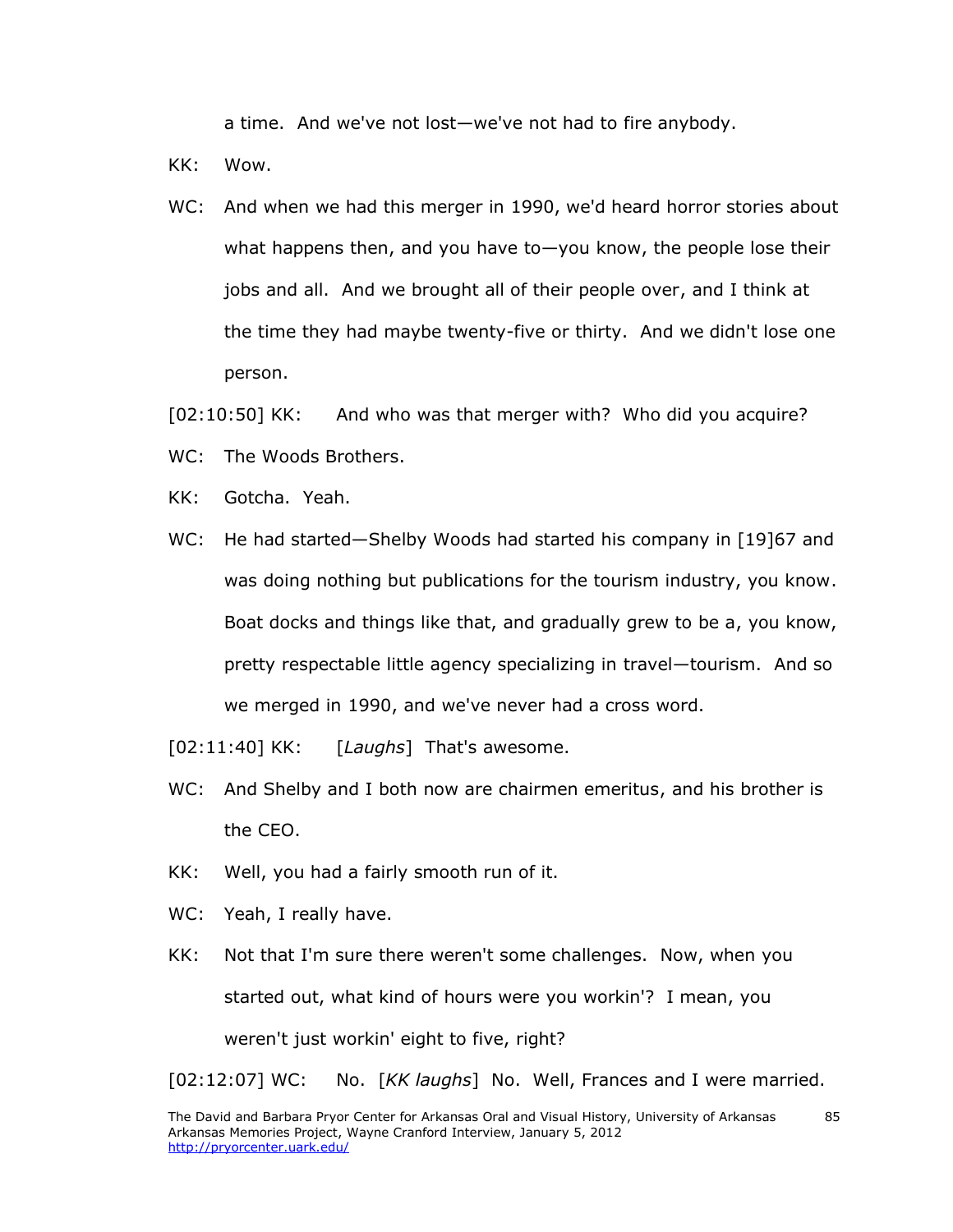a time. And we've not lost—we've not had to fire anybody.

KK: Wow.

WC: And when we had this merger in 1990, we'd heard horror stories about what happens then, and you have to—you know, the people lose their jobs and all. And we brought all of their people over, and I think at the time they had maybe twenty-five or thirty. And we didn't lose one person.

[02:10:50] KK: And who was that merger with? Who did you acquire?

WC: The Woods Brothers.

KK: Gotcha. Yeah.

WC: He had started—Shelby Woods had started his company in [19]67 and was doing nothing but publications for the tourism industry, you know. Boat docks and things like that, and gradually grew to be a, you know, pretty respectable little agency specializing in travel—tourism. And so we merged in 1990, and we've never had a cross word.

[02:11:40] KK: [*Laughs*] That's awesome.

WC: And Shelby and I both now are chairmen emeritus, and his brother is the CEO.

KK: Well, you had a fairly smooth run of it.

WC: Yeah, I really have.

KK: Not that I'm sure there weren't some challenges. Now, when you started out, what kind of hours were you workin'? I mean, you weren't just workin' eight to five, right?

[02:12:07] WC: No. [*KK laughs*] No. Well, Frances and I were married.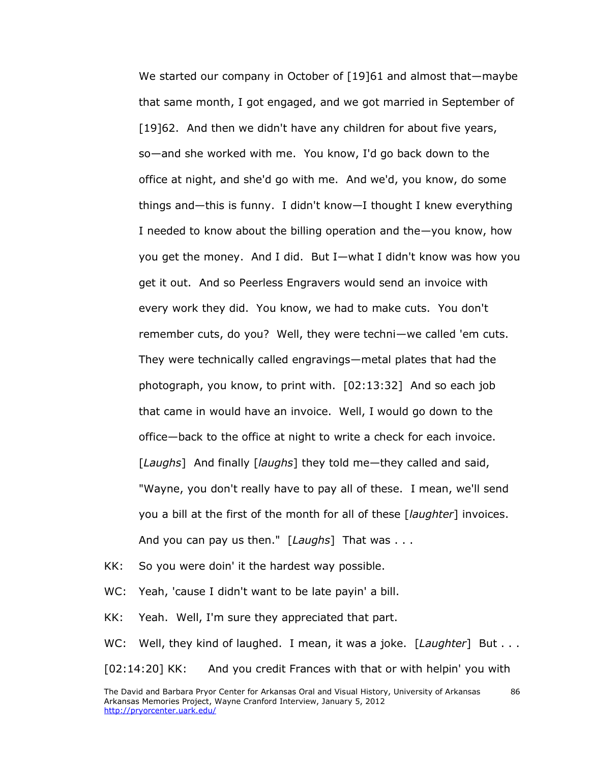We started our company in October of [19]61 and almost that—maybe that same month, I got engaged, and we got married in September of [19]62. And then we didn't have any children for about five years, so—and she worked with me. You know, I'd go back down to the office at night, and she'd go with me. And we'd, you know, do some things and—this is funny. I didn't know—I thought I knew everything I needed to know about the billing operation and the—you know, how you get the money. And I did. But I—what I didn't know was how you get it out. And so Peerless Engravers would send an invoice with every work they did. You know, we had to make cuts. You don't remember cuts, do you? Well, they were techni—we called 'em cuts. They were technically called engravings—metal plates that had the photograph, you know, to print with. [02:13:32] And so each job that came in would have an invoice. Well, I would go down to the office—back to the office at night to write a check for each invoice. [*Laughs*] And finally [*laughs*] they told me—they called and said, "Wayne, you don't really have to pay all of these. I mean, we'll send you a bill at the first of the month for all of these [*laughter*] invoices. And you can pay us then." [*Laughs*] That was . . .

KK: So you were doin' it the hardest way possible.

WC: Yeah, 'cause I didn't want to be late payin' a bill.

KK: Yeah. Well, I'm sure they appreciated that part.

WC: Well, they kind of laughed. I mean, it was a joke. [*Laughter*] But . . .

[02:14:20] KK: And you credit Frances with that or with helpin' you with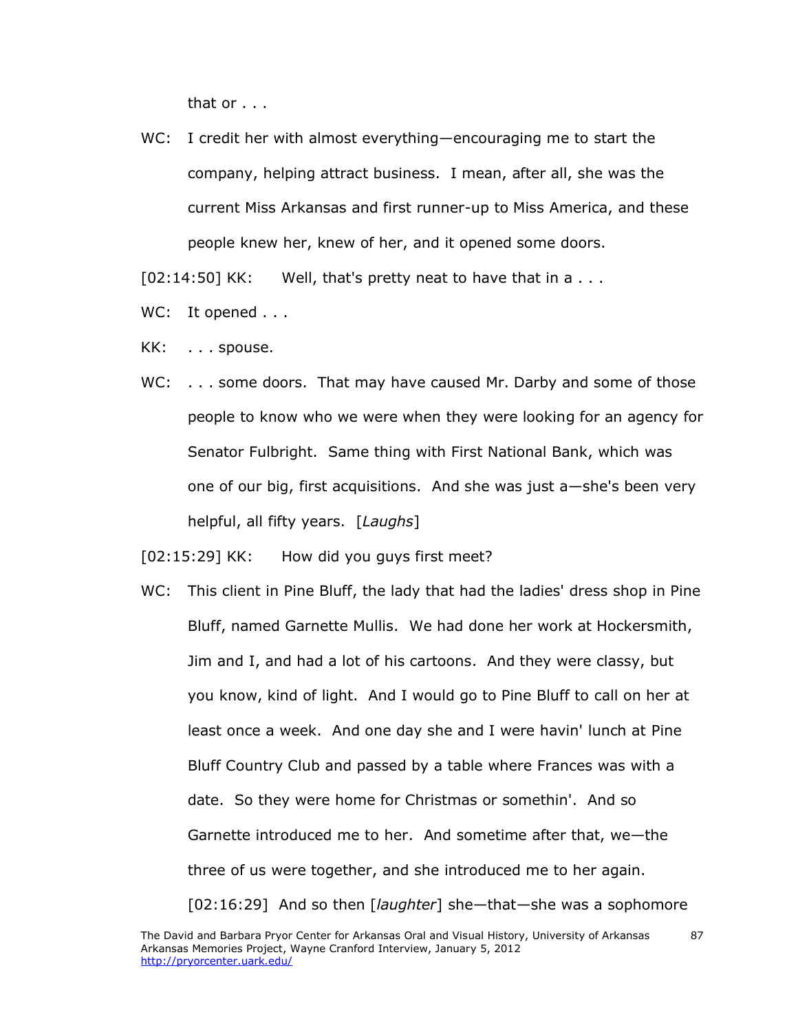that or . . .

WC: I credit her with almost everything—encouraging me to start the company, helping attract business. I mean, after all, she was the current Miss Arkansas and first runner-up to Miss America, and these people knew her, knew of her, and it opened some doors.

[02:14:50] KK: Well, that's pretty neat to have that in a . . .

WC: It opened . . .

KK: . . . spouse.

WC: . . . some doors. That may have caused Mr. Darby and some of those people to know who we were when they were looking for an agency for Senator Fulbright. Same thing with First National Bank, which was one of our big, first acquisitions. And she was just a—she's been very helpful, all fifty years. [*Laughs*]

[02:15:29] KK: How did you guys first meet?

WC: This client in Pine Bluff, the lady that had the ladies' dress shop in Pine Bluff, named Garnette Mullis. We had done her work at Hockersmith, Jim and I, and had a lot of his cartoons. And they were classy, but you know, kind of light. And I would go to Pine Bluff to call on her at least once a week. And one day she and I were havin' lunch at Pine Bluff Country Club and passed by a table where Frances was with a date. So they were home for Christmas or somethin'. And so Garnette introduced me to her. And sometime after that, we—the three of us were together, and she introduced me to her again.

[02:16:29] And so then [*laughter*] she—that—she was a sophomore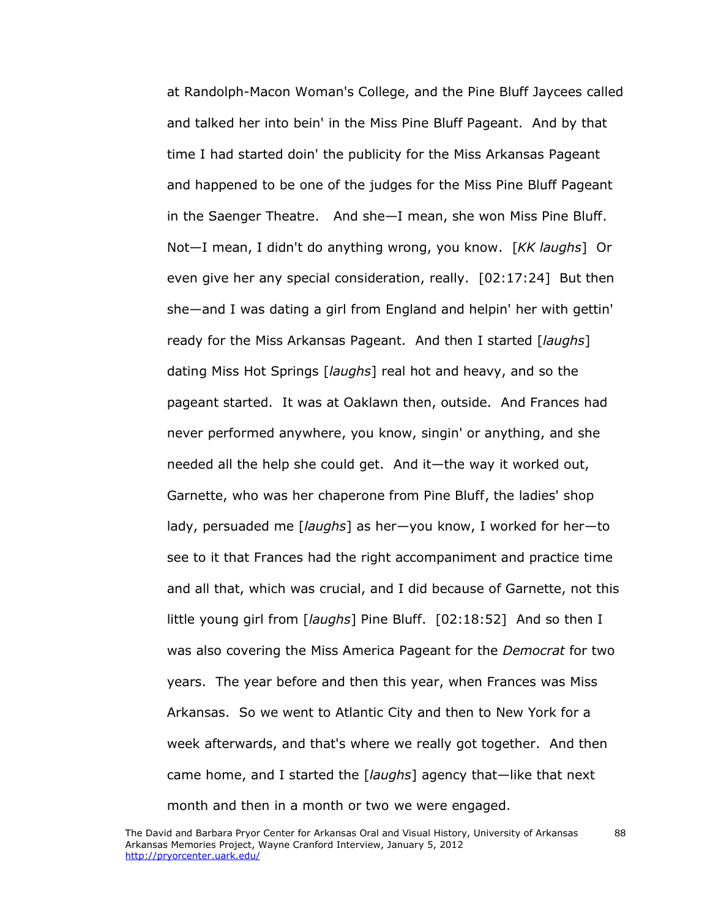at Randolph-Macon Woman's College, and the Pine Bluff Jaycees called and talked her into bein' in the Miss Pine Bluff Pageant. And by that time I had started doin' the publicity for the Miss Arkansas Pageant and happened to be one of the judges for the Miss Pine Bluff Pageant in the Saenger Theatre. And she—I mean, she won Miss Pine Bluff. Not—I mean, I didn't do anything wrong, you know. [*KK laughs*] Or even give her any special consideration, really. [02:17:24] But then she—and I was dating a girl from England and helpin' her with gettin' ready for the Miss Arkansas Pageant. And then I started [*laughs*] dating Miss Hot Springs [*laughs*] real hot and heavy, and so the pageant started. It was at Oaklawn then, outside. And Frances had never performed anywhere, you know, singin' or anything, and she needed all the help she could get. And it—the way it worked out, Garnette, who was her chaperone from Pine Bluff, the ladies' shop lady, persuaded me [*laughs*] as her—you know, I worked for her—to see to it that Frances had the right accompaniment and practice time and all that, which was crucial, and I did because of Garnette, not this little young girl from [*laughs*] Pine Bluff. [02:18:52] And so then I was also covering the Miss America Pageant for the *Democrat* for two years. The year before and then this year, when Frances was Miss Arkansas. So we went to Atlantic City and then to New York for a week afterwards, and that's where we really got together. And then came home, and I started the [*laughs*] agency that—like that next month and then in a month or two we were engaged.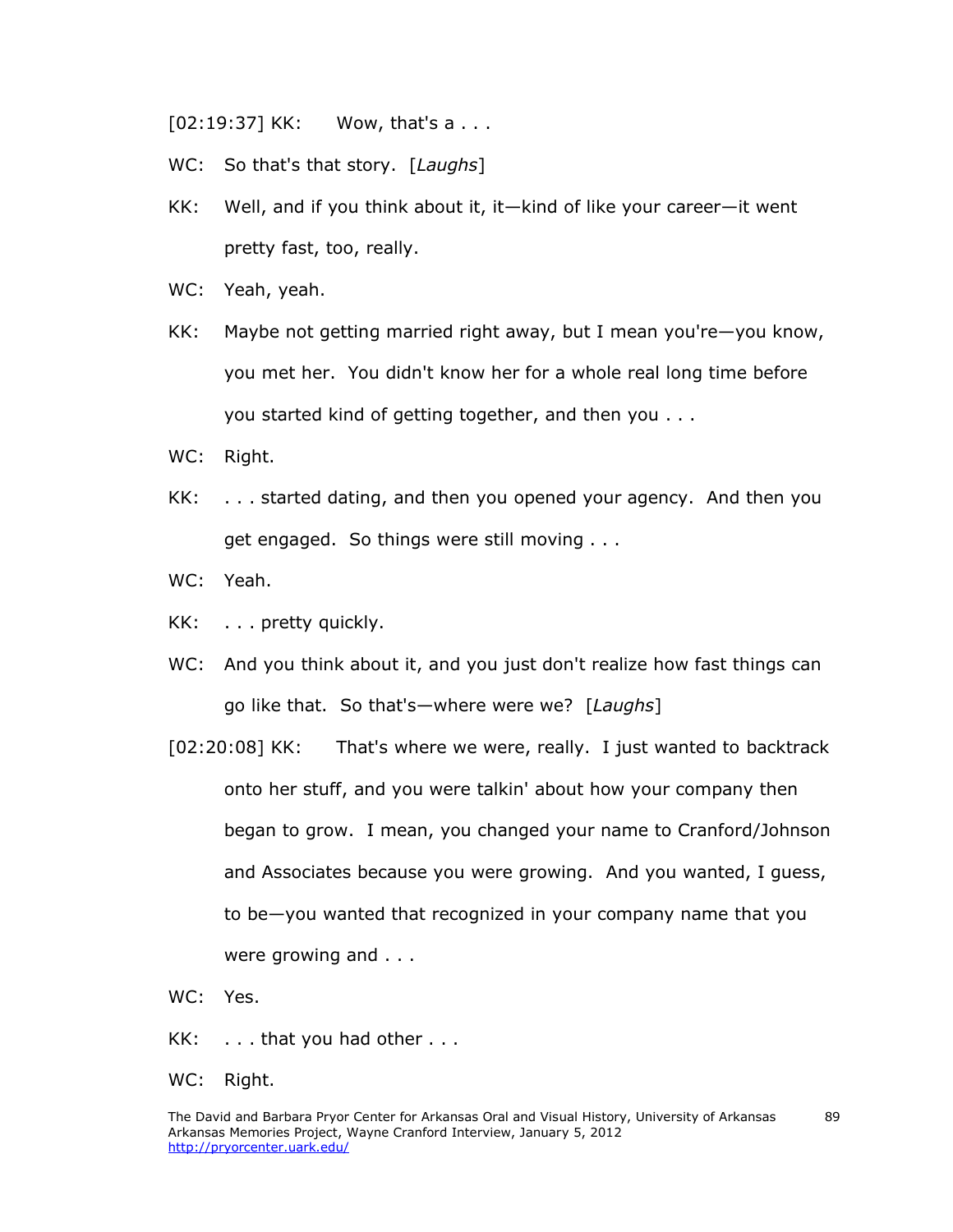[02:19:37] KK: Wow, that's a . . .

WC: So that's that story. [*Laughs*]

KK: Well, and if you think about it, it—kind of like your career—it went pretty fast, too, really.

WC: Yeah, yeah.

KK: Maybe not getting married right away, but I mean you're—you know, you met her. You didn't know her for a whole real long time before you started kind of getting together, and then you . . .

WC: Right.

KK: . . . started dating, and then you opened your agency. And then you get engaged. So things were still moving . . .

WC: Yeah.

KK: . . . pretty quickly.

WC: And you think about it, and you just don't realize how fast things can go like that. So that's—where were we? [*Laughs*]

[02:20:08] KK: That's where we were, really. I just wanted to backtrack onto her stuff, and you were talkin' about how your company then began to grow. I mean, you changed your name to Cranford/Johnson and Associates because you were growing. And you wanted, I guess, to be—you wanted that recognized in your company name that you were growing and . . .

WC: Yes.

KK: . . . that you had other . . .

WC: Right.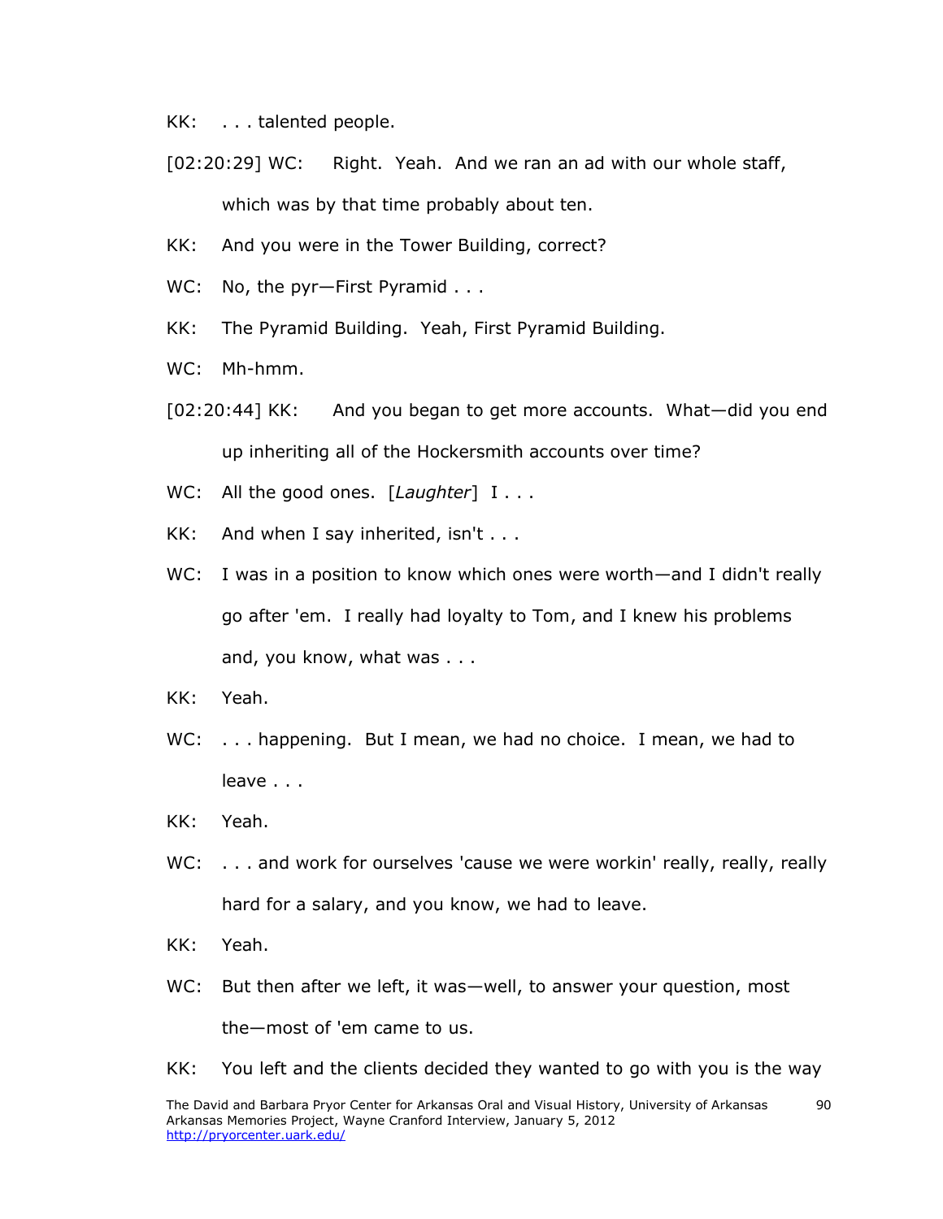KK: . . . talented people.

[02:20:29] WC: Right. Yeah. And we ran an ad with our whole staff, which was by that time probably about ten.

KK: And you were in the Tower Building, correct?

WC: No, the pyr—First Pyramid . . .

KK: The Pyramid Building. Yeah, First Pyramid Building.

WC: Mh-hmm.

[02:20:44] KK: And you began to get more accounts. What—did you end up inheriting all of the Hockersmith accounts over time?

WC: All the good ones. [*Laughter*] I . . .

KK: And when I say inherited, isn't . . .

WC: I was in a position to know which ones were worth—and I didn't really go after 'em. I really had loyalty to Tom, and I knew his problems and, you know, what was . . .

KK: Yeah.

WC: . . . happening. But I mean, we had no choice. I mean, we had to leave . . .

KK: Yeah.

WC: . . . and work for ourselves 'cause we were workin' really, really, really hard for a salary, and you know, we had to leave.

KK: Yeah.

WC: But then after we left, it was—well, to answer your question, most the—most of 'em came to us.

KK: You left and the clients decided they wanted to go with you is the way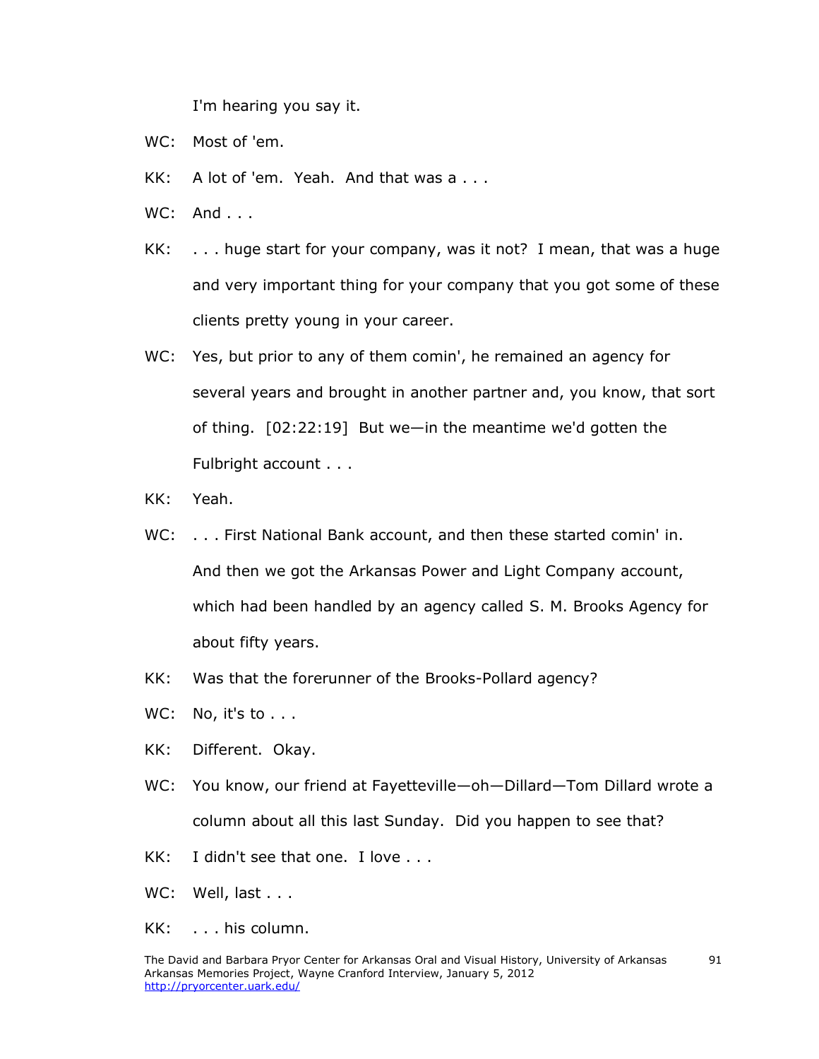I'm hearing you say it.

WC: Most of 'em.

KK: A lot of 'em. Yeah. And that was a . . .

WC: And . . .

KK: . . . huge start for your company, was it not? I mean, that was a huge and very important thing for your company that you got some of these clients pretty young in your career.

WC: Yes, but prior to any of them comin', he remained an agency for several years and brought in another partner and, you know, that sort of thing. [02:22:19] But we—in the meantime we'd gotten the Fulbright account . . .

KK: Yeah.

WC: . . . First National Bank account, and then these started comin' in. And then we got the Arkansas Power and Light Company account, which had been handled by an agency called S. M. Brooks Agency for about fifty years.

KK: Was that the forerunner of the Brooks-Pollard agency?

WC: No, it's to . . .

KK: Different. Okay.

WC: You know, our friend at Fayetteville—oh—Dillard—Tom Dillard wrote a column about all this last Sunday. Did you happen to see that?

KK: I didn't see that one. I love . . .

WC: Well, last . . .

KK: . . . his column.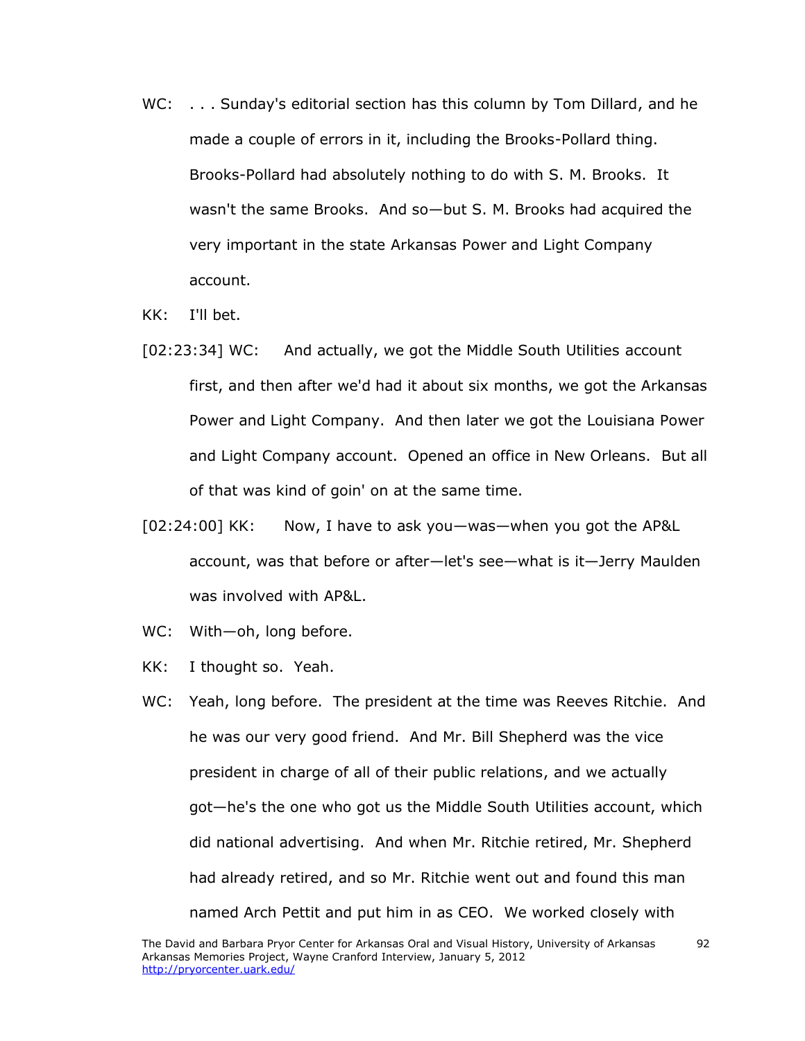WC: . . . Sunday's editorial section has this column by Tom Dillard, and he made a couple of errors in it, including the Brooks-Pollard thing. Brooks-Pollard had absolutely nothing to do with S. M. Brooks. It wasn't the same Brooks. And so—but S. M. Brooks had acquired the very important in the state Arkansas Power and Light Company account.

KK: I'll bet.

[02:23:34] WC: And actually, we got the Middle South Utilities account first, and then after we'd had it about six months, we got the Arkansas Power and Light Company. And then later we got the Louisiana Power and Light Company account. Opened an office in New Orleans. But all of that was kind of goin' on at the same time.

[02:24:00] KK: Now, I have to ask you—was—when you got the AP&L account, was that before or after—let's see—what is it—Jerry Maulden was involved with AP&L.

WC: With—oh, long before.

KK: I thought so. Yeah.

WC: Yeah, long before. The president at the time was Reeves Ritchie. And he was our very good friend. And Mr. Bill Shepherd was the vice president in charge of all of their public relations, and we actually got—he's the one who got us the Middle South Utilities account, which did national advertising. And when Mr. Ritchie retired, Mr. Shepherd had already retired, and so Mr. Ritchie went out and found this man named Arch Pettit and put him in as CEO. We worked closely with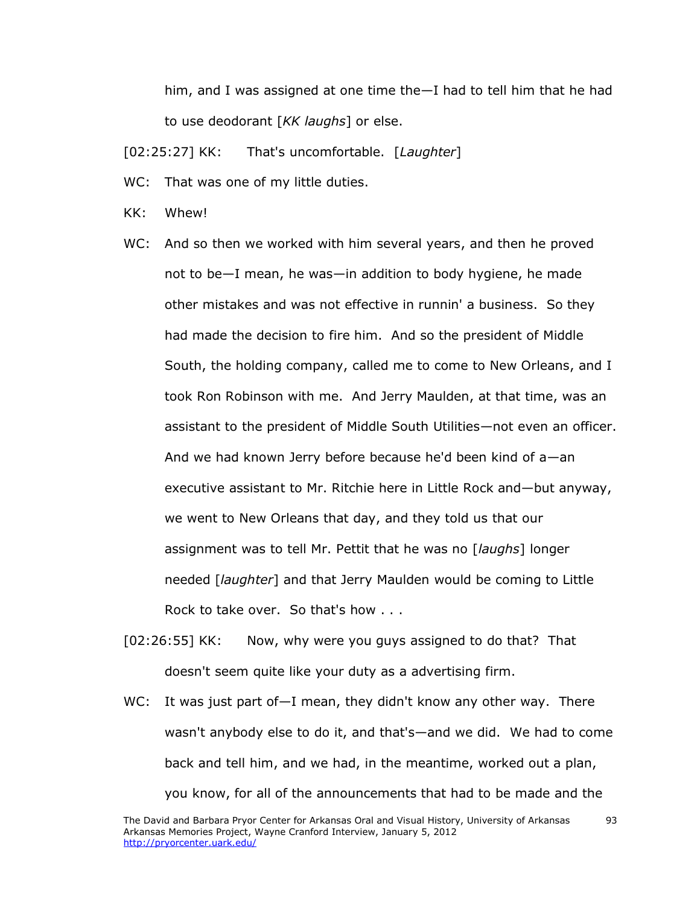him, and I was assigned at one time the—I had to tell him that he had to use deodorant [*KK laughs*] or else.

[02:25:27] KK: That's uncomfortable. [*Laughter*]

WC: That was one of my little duties.

KK: Whew!

WC: And so then we worked with him several years, and then he proved not to be—I mean, he was—in addition to body hygiene, he made other mistakes and was not effective in runnin' a business. So they had made the decision to fire him. And so the president of Middle South, the holding company, called me to come to New Orleans, and I took Ron Robinson with me. And Jerry Maulden, at that time, was an assistant to the president of Middle South Utilities—not even an officer. And we had known Jerry before because he'd been kind of a—an executive assistant to Mr. Ritchie here in Little Rock and—but anyway, we went to New Orleans that day, and they told us that our assignment was to tell Mr. Pettit that he was no [*laughs*] longer needed [*laughter*] and that Jerry Maulden would be coming to Little Rock to take over. So that's how . . .

[02:26:55] KK: Now, why were you guys assigned to do that? That doesn't seem quite like your duty as a advertising firm.

WC: It was just part of—I mean, they didn't know any other way. There wasn't anybody else to do it, and that's—and we did. We had to come back and tell him, and we had, in the meantime, worked out a plan, you know, for all of the announcements that had to be made and the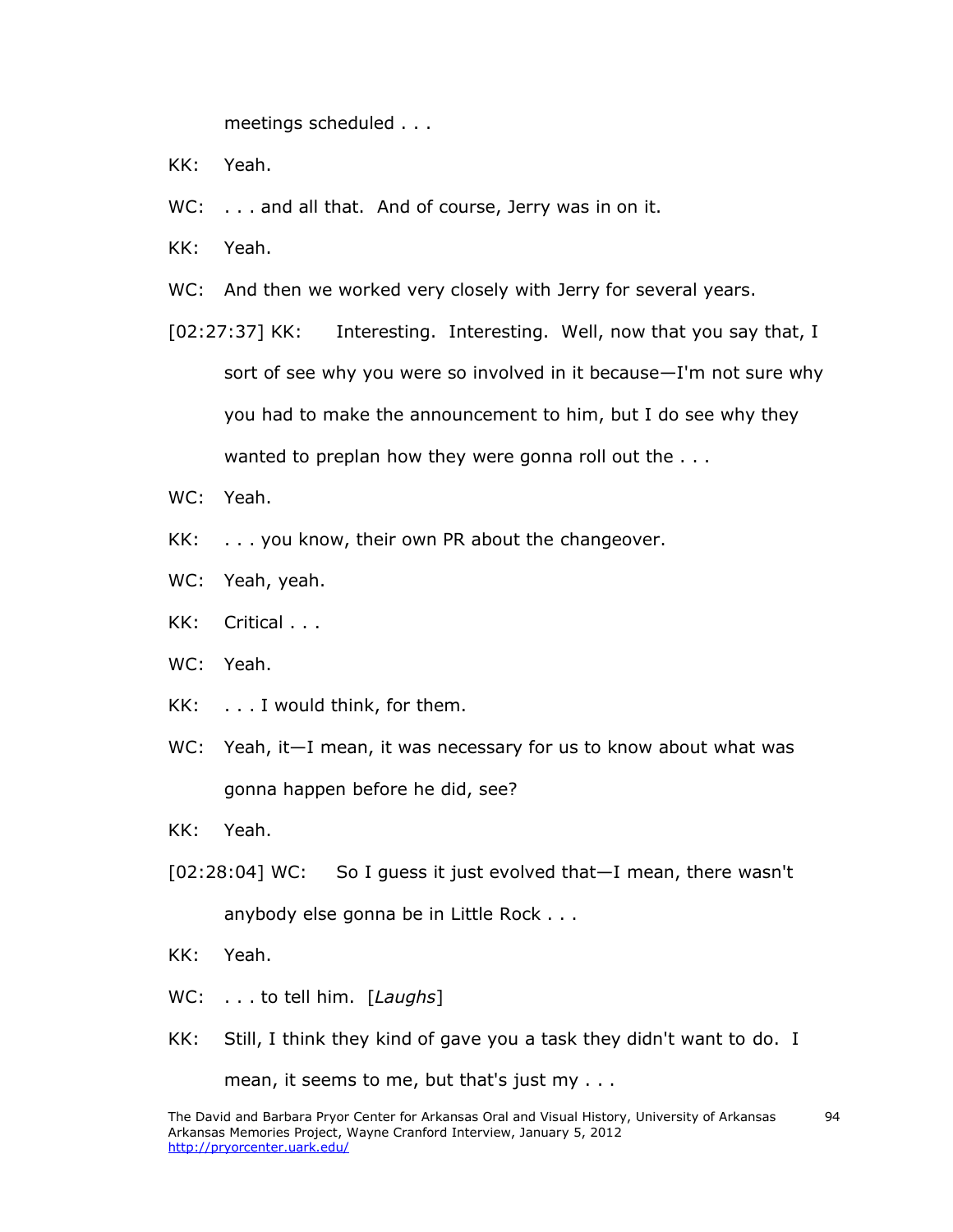meetings scheduled . . .

KK: Yeah.

WC: . . . and all that. And of course, Jerry was in on it.

KK: Yeah.

WC: And then we worked very closely with Jerry for several years.

[02:27:37] KK: Interesting. Interesting. Well, now that you say that, I sort of see why you were so involved in it because—I'm not sure why you had to make the announcement to him, but I do see why they wanted to preplan how they were gonna roll out the . . .

WC: Yeah.

KK: . . . you know, their own PR about the changeover.

WC: Yeah, yeah.

KK: Critical . . .

WC: Yeah.

KK: . . . I would think, for them.

WC: Yeah, it—I mean, it was necessary for us to know about what was gonna happen before he did, see?

KK: Yeah.

[02:28:04] WC: So I guess it just evolved that—I mean, there wasn't anybody else gonna be in Little Rock . . .

KK: Yeah.

WC: . . . to tell him. [*Laughs*]

KK: Still, I think they kind of gave you a task they didn't want to do. I mean, it seems to me, but that's just my . . .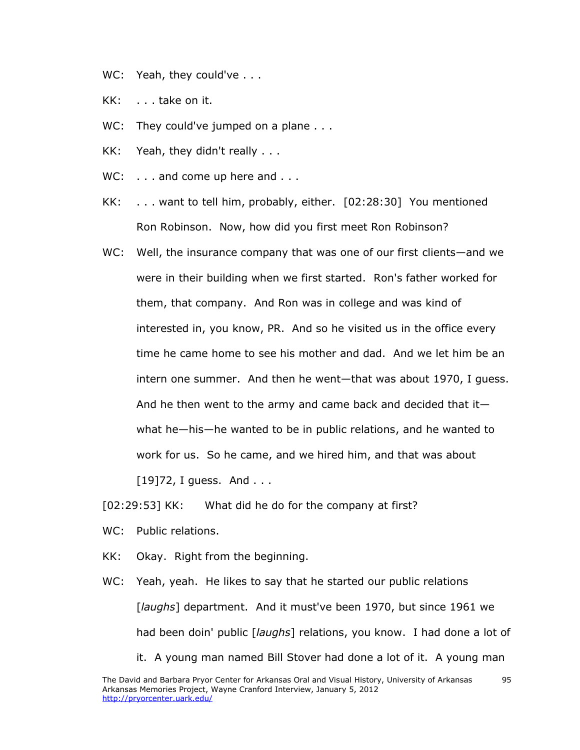WC: Yeah, they could've . . .

KK: . . . take on it.

WC: They could've jumped on a plane . . .

KK: Yeah, they didn't really . . .

WC: . . . and come up here and . . .

KK: . . . want to tell him, probably, either. [02:28:30] You mentioned Ron Robinson. Now, how did you first meet Ron Robinson?

WC: Well, the insurance company that was one of our first clients—and we were in their building when we first started. Ron's father worked for them, that company. And Ron was in college and was kind of interested in, you know, PR. And so he visited us in the office every time he came home to see his mother and dad. And we let him be an intern one summer. And then he went—that was about 1970, I guess. And he then went to the army and came back and decided that it—what he—his—he wanted to be in public relations, and he wanted to work for us. So he came, and we hired him, and that was about [19]72, I guess. And . . .

[02:29:53] KK: What did he do for the company at first?

WC: Public relations.

KK: Okay. Right from the beginning.

WC: Yeah, yeah. He likes to say that he started our public relations [*laughs*] department. And it must've been 1970, but since 1961 we had been doin' public [*laughs*] relations, you know. I had done a lot of it. A young man named Bill Stover had done a lot of it. A young man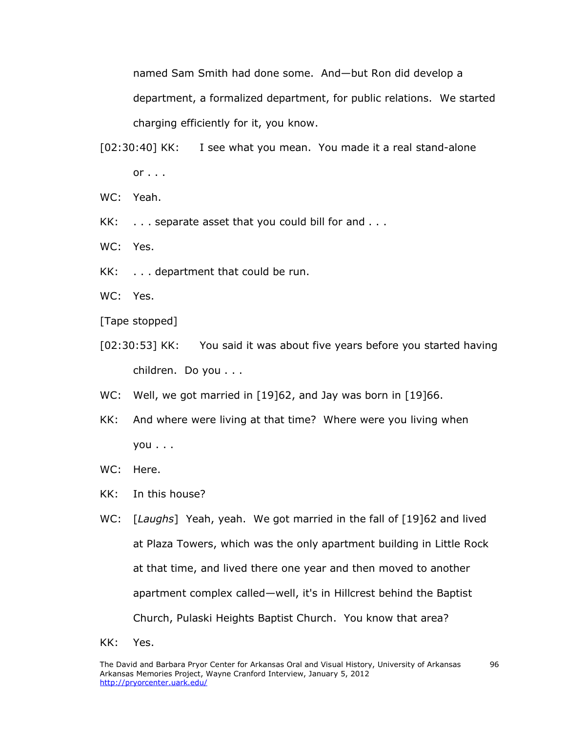named Sam Smith had done some. And—but Ron did develop a department, a formalized department, for public relations. We started charging efficiently for it, you know.

[02:30:40] KK: I see what you mean. You made it a real stand-alone or . . .

WC: Yeah.

KK: . . . separate asset that you could bill for and . . .

WC: Yes.

KK: . . . department that could be run.

WC: Yes.

[Tape stopped]

[02:30:53] KK: You said it was about five years before you started having children. Do you . . .

WC: Well, we got married in [19]62, and Jay was born in [19]66.

KK: And where were living at that time? Where were you living when you . . .

WC: Here.

KK: In this house?

WC: [*Laughs*] Yeah, yeah. We got married in the fall of [19]62 and lived at Plaza Towers, which was the only apartment building in Little Rock at that time, and lived there one year and then moved to another apartment complex called—well, it's in Hillcrest behind the Baptist Church, Pulaski Heights Baptist Church. You know that area?

KK: Yes.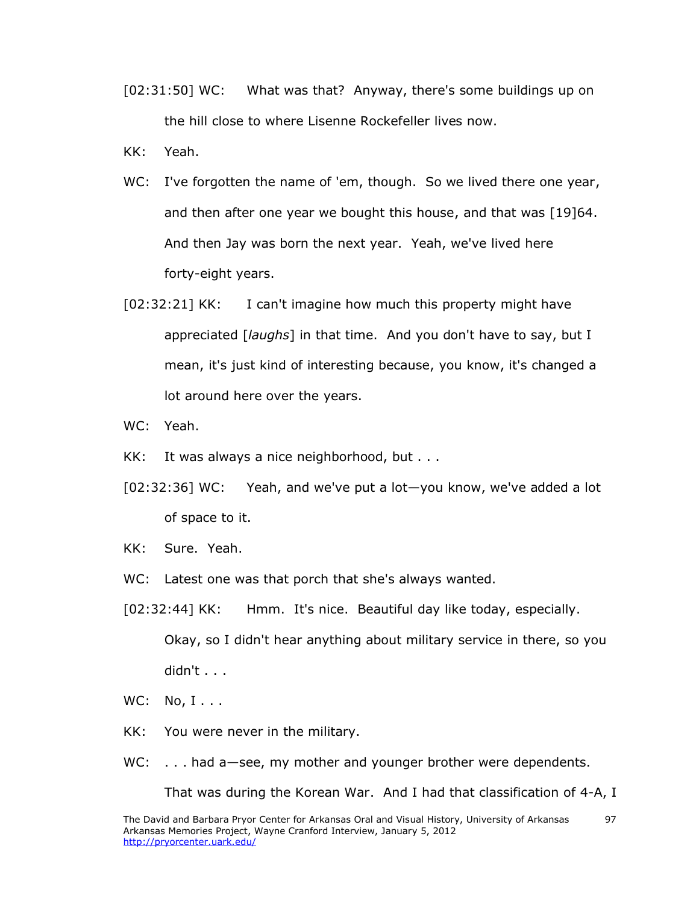[02:31:50] WC: What was that? Anyway, there's some buildings up on the hill close to where Lisenne Rockefeller lives now.

KK: Yeah.

WC: I've forgotten the name of 'em, though. So we lived there one year, and then after one year we bought this house, and that was [19]64. And then Jay was born the next year. Yeah, we've lived here forty-eight years.

[02:32:21] KK: I can't imagine how much this property might have appreciated [*laughs*] in that time. And you don't have to say, but I mean, it's just kind of interesting because, you know, it's changed a lot around here over the years.

WC: Yeah.

KK: It was always a nice neighborhood, but . . .

[02:32:36] WC: Yeah, and we've put a lot—you know, we've added a lot of space to it.

KK: Sure. Yeah.

WC: Latest one was that porch that she's always wanted.

[02:32:44] KK: Hmm. It's nice. Beautiful day like today, especially. Okay, so I didn't hear anything about military service in there, so you didn't . . .

WC: No, I . . .

KK: You were never in the military.

WC: . . . had a—see, my mother and younger brother were dependents. That was during the Korean War. And I had that classification of 4-A, I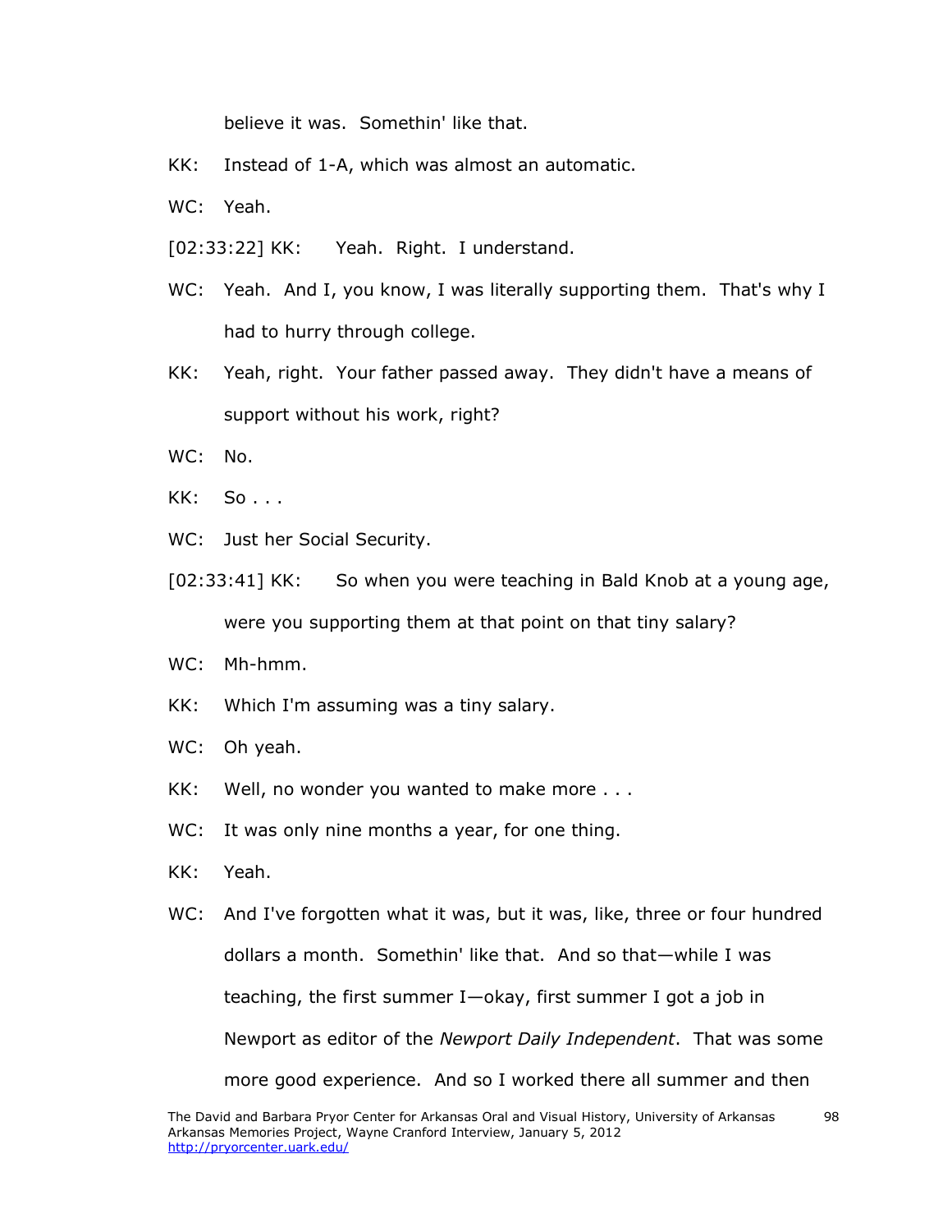believe it was. Somethin' like that.

KK: Instead of 1-A, which was almost an automatic.

WC: Yeah.

[02:33:22] KK: Yeah. Right. I understand.

WC: Yeah. And I, you know, I was literally supporting them. That's why I had to hurry through college.

KK: Yeah, right. Your father passed away. They didn't have a means of support without his work, right?

WC: No.

KK: So . . .

WC: Just her Social Security.

[02:33:41] KK: So when you were teaching in Bald Knob at a young age, were you supporting them at that point on that tiny salary?

WC: Mh-hmm.

KK: Which I'm assuming was a tiny salary.

WC: Oh yeah.

KK: Well, no wonder you wanted to make more . . .

WC: It was only nine months a year, for one thing.

KK: Yeah.

WC: And I've forgotten what it was, but it was, like, three or four hundred dollars a month. Somethin' like that. And so that—while I was teaching, the first summer I—okay, first summer I got a job in Newport as editor of the *Newport Daily Independent*. That was some more good experience. And so I worked there all summer and then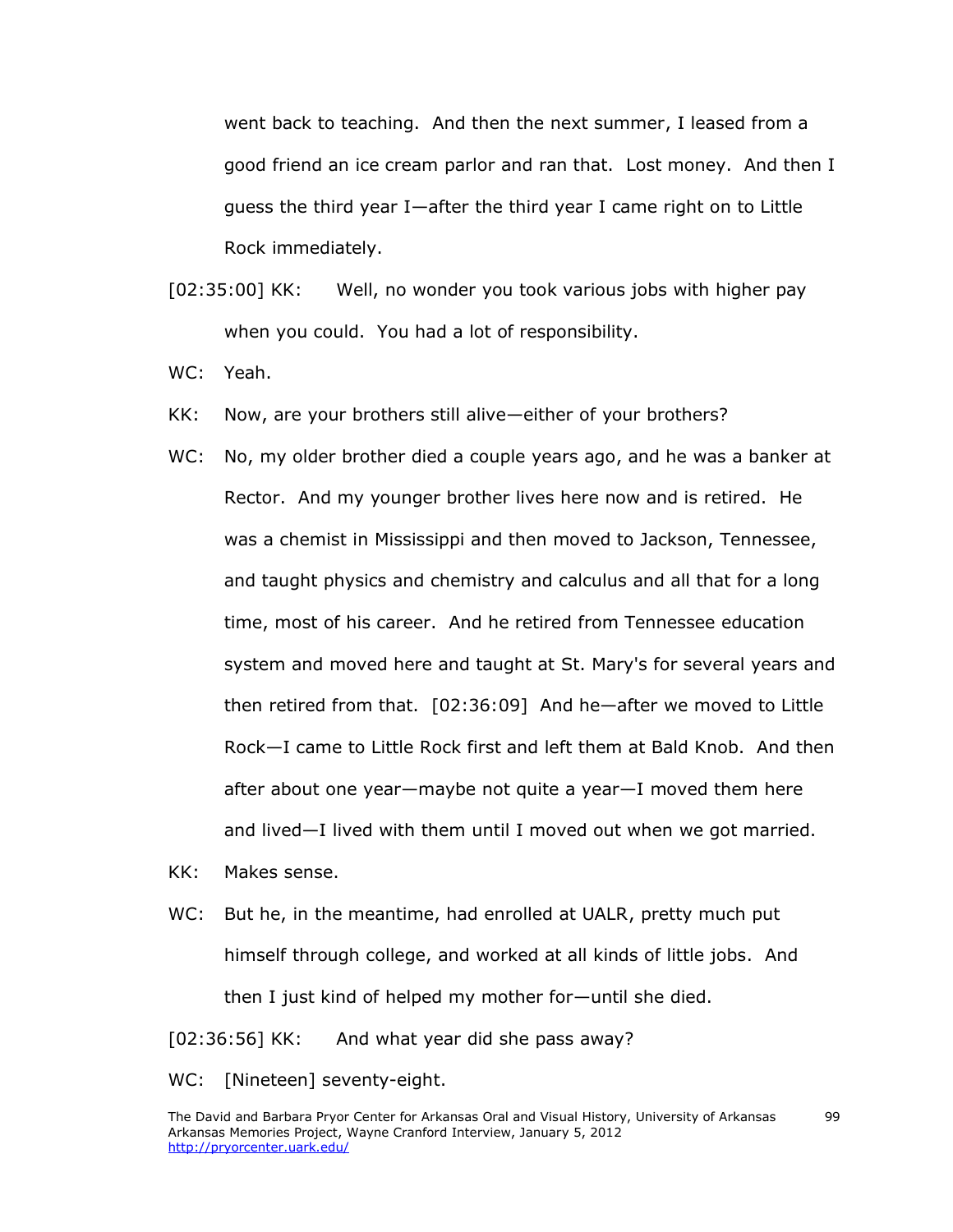went back to teaching. And then the next summer, I leased from a good friend an ice cream parlor and ran that. Lost money. And then I guess the third year I—after the third year I came right on to Little Rock immediately.

[02:35:00] KK: Well, no wonder you took various jobs with higher pay when you could. You had a lot of responsibility.

WC: Yeah.

KK: Now, are your brothers still alive—either of your brothers?

WC: No, my older brother died a couple years ago, and he was a banker at Rector. And my younger brother lives here now and is retired. He was a chemist in Mississippi and then moved to Jackson, Tennessee, and taught physics and chemistry and calculus and all that for a long time, most of his career. And he retired from Tennessee education system and moved here and taught at St. Mary's for several years and then retired from that. [02:36:09] And he—after we moved to Little Rock—I came to Little Rock first and left them at Bald Knob. And then after about one year—maybe not quite a year—I moved them here and lived—I lived with them until I moved out when we got married.

KK: Makes sense.

WC: But he, in the meantime, had enrolled at UALR, pretty much put himself through college, and worked at all kinds of little jobs. And then I just kind of helped my mother for—until she died.

[02:36:56] KK: And what year did she pass away?

WC: [Nineteen] seventy-eight.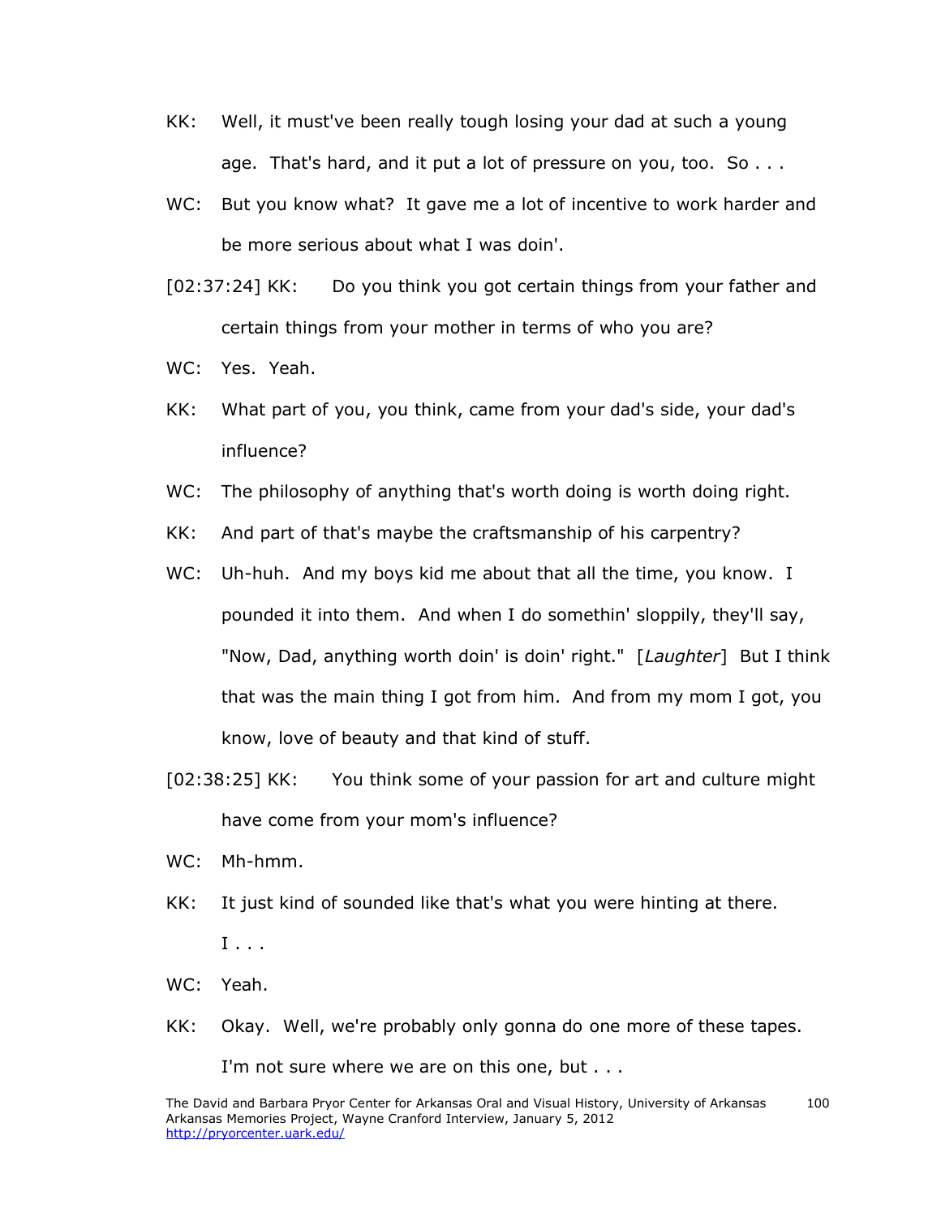KK: Well, it must've been really tough losing your dad at such a young age. That's hard, and it put a lot of pressure on you, too. So . . .

WC: But you know what? It gave me a lot of incentive to work harder and be more serious about what I was doin'.

[02:37:24] KK: Do you think you got certain things from your father and certain things from your mother in terms of who you are?

WC: Yes. Yeah.

KK: What part of you, you think, came from your dad's side, your dad's influence?

WC: The philosophy of anything that's worth doing is worth doing right.

KK: And part of that's maybe the craftsmanship of his carpentry?

WC: Uh-huh. And my boys kid me about that all the time, you know. I pounded it into them. And when I do somethin' sloppily, they'll say, "Now, Dad, anything worth doin' is doin' right." [*Laughter*] But I think that was the main thing I got from him. And from my mom I got, you know, love of beauty and that kind of stuff.

[02:38:25] KK: You think some of your passion for art and culture might have come from your mom's influence?

WC: Mh-hmm.

KK: It just kind of sounded like that's what you were hinting at there. I . . .

WC: Yeah.

KK: Okay. Well, we're probably only gonna do one more of these tapes. I'm not sure where we are on this one, but . . .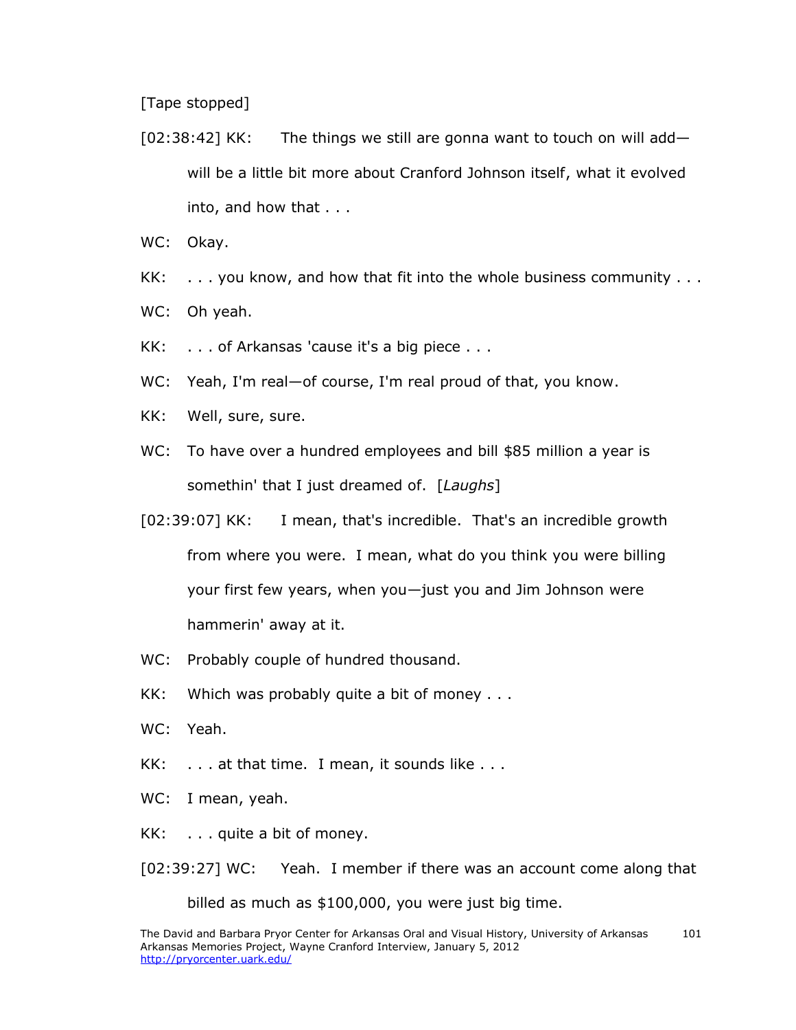[Tape stopped]

[02:38:42] KK: The things we still are gonna want to touch on will add—will be a little bit more about Cranford Johnson itself, what it evolved into, and how that . . .

WC: Okay.

KK: . . . you know, and how that fit into the whole business community . . .

WC: Oh yeah.

KK: . . . of Arkansas 'cause it's a big piece . . .

WC: Yeah, I'm real—of course, I'm real proud of that, you know.

KK: Well, sure, sure.

WC: To have over a hundred employees and bill $85 million a year is somethin' that I just dreamed of. [*Laughs*]

[02:39:07] KK: I mean, that's incredible. That's an incredible growth from where you were. I mean, what do you think you were billing your first few years, when you—just you and Jim Johnson were hammerin' away at it.

WC: Probably couple of hundred thousand.

KK: Which was probably quite a bit of money . . .

WC: Yeah.

KK: . . . at that time. I mean, it sounds like . . .

WC: I mean, yeah.

KK: . . . quite a bit of money.

[02:39:27] WC: Yeah. I member if there was an account come along that billed as much as $100,000, you were just big time.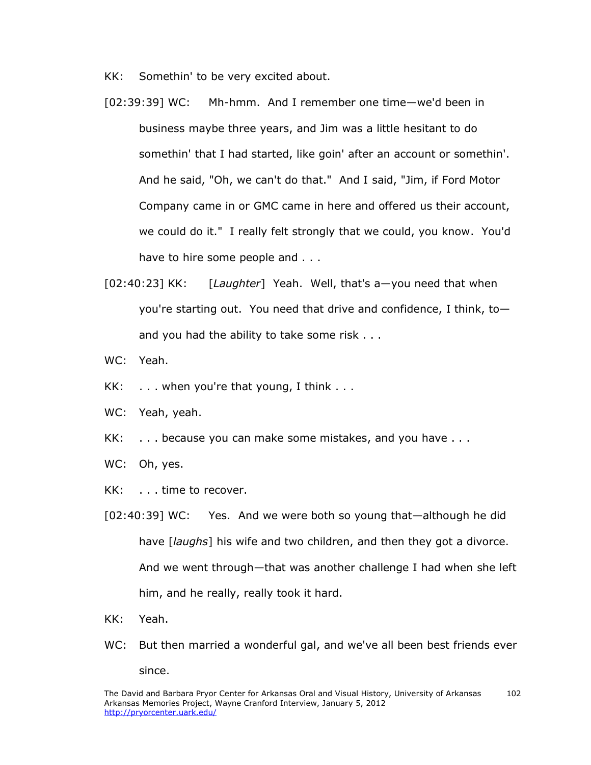KK: Somethin' to be very excited about.

[02:39:39] WC: Mh-hmm. And I remember one time—we'd been in business maybe three years, and Jim was a little hesitant to do somethin' that I had started, like goin' after an account or somethin'. And he said, "Oh, we can't do that." And I said, "Jim, if Ford Motor Company came in or GMC came in here and offered us their account, we could do it." I really felt strongly that we could, you know. You'd have to hire some people and . . .

[02:40:23] KK: [*Laughter*] Yeah. Well, that's a—you need that when you're starting out. You need that drive and confidence, I think, to—and you had the ability to take some risk . . .

WC: Yeah.

KK: . . . when you're that young, I think . . .

WC: Yeah, yeah.

KK: . . . because you can make some mistakes, and you have . . .

WC: Oh, yes.

KK: . . . time to recover.

[02:40:39] WC: Yes. And we were both so young that—although he did have [*laughs*] his wife and two children, and then they got a divorce. And we went through—that was another challenge I had when she left him, and he really, really took it hard.

KK: Yeah.

WC: But then married a wonderful gal, and we've all been best friends ever since.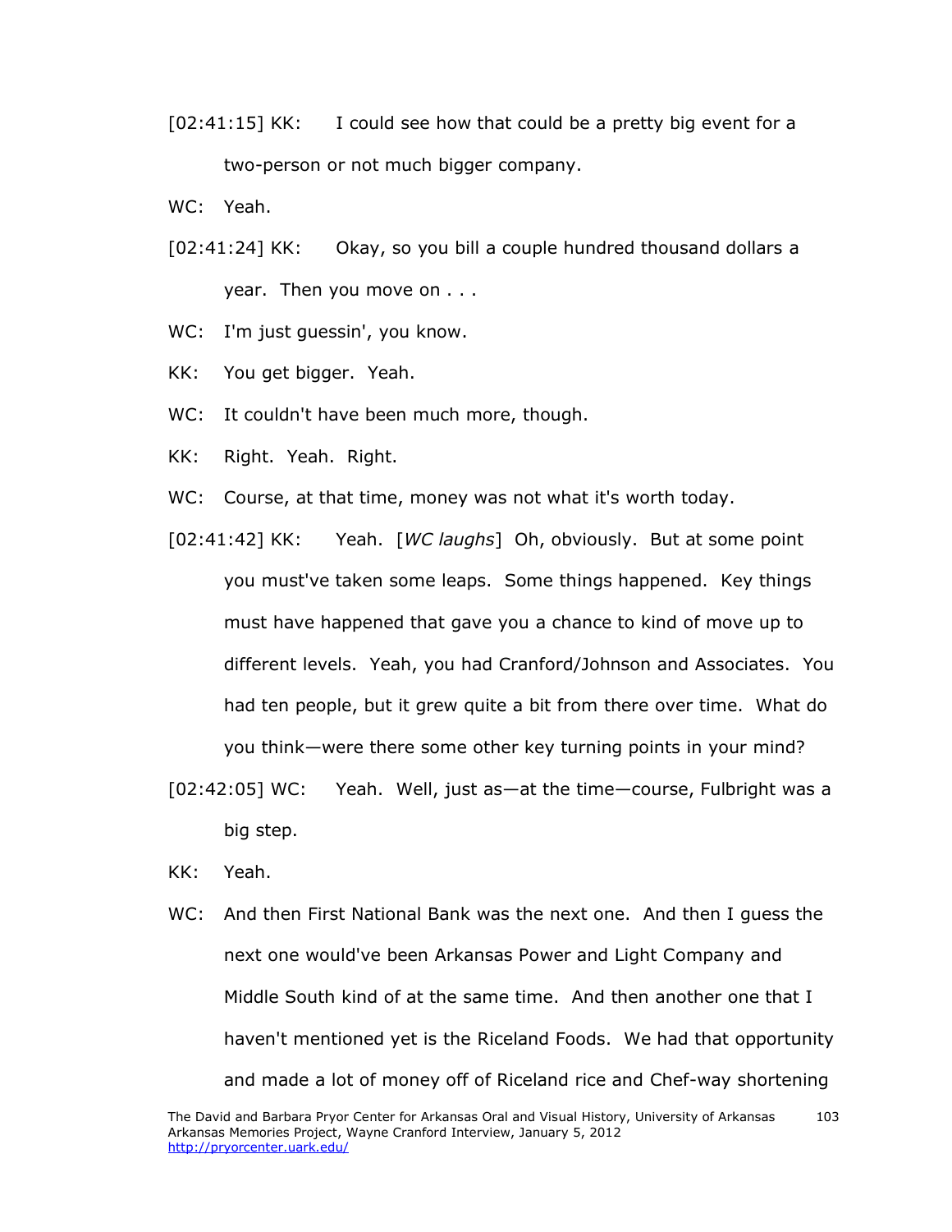[02:41:15] KK: I could see how that could be a pretty big event for a two-person or not much bigger company.

WC: Yeah.

[02:41:24] KK: Okay, so you bill a couple hundred thousand dollars a year. Then you move on . . .

WC: I'm just guessin', you know.

KK: You get bigger. Yeah.

WC: It couldn't have been much more, though.

KK: Right. Yeah. Right.

WC: Course, at that time, money was not what it's worth today.

[02:41:42] KK: Yeah. [*WC laughs*] Oh, obviously. But at some point you must've taken some leaps. Some things happened. Key things must have happened that gave you a chance to kind of move up to different levels. Yeah, you had Cranford/Johnson and Associates. You had ten people, but it grew quite a bit from there over time. What do you think—were there some other key turning points in your mind?

[02:42:05] WC: Yeah. Well, just as—at the time—course, Fulbright was a big step.

KK: Yeah.

WC: And then First National Bank was the next one. And then I guess the next one would've been Arkansas Power and Light Company and Middle South kind of at the same time. And then another one that I haven't mentioned yet is the Riceland Foods. We had that opportunity and made a lot of money off of Riceland rice and Chef-way shortening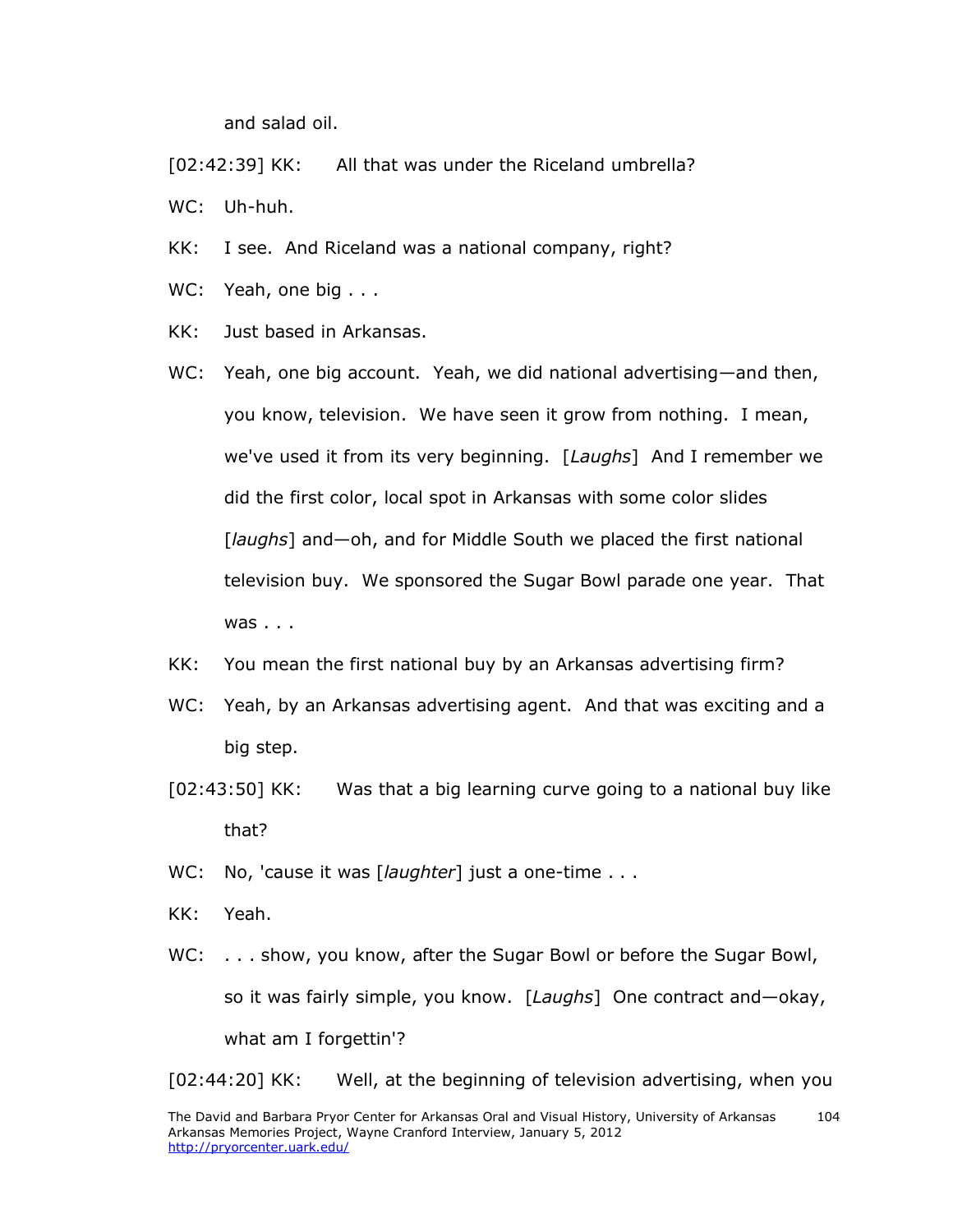and salad oil.

[02:42:39] KK: All that was under the Riceland umbrella?

WC: Uh-huh.

KK: I see. And Riceland was a national company, right?

WC: Yeah, one big . . .

KK: Just based in Arkansas.

WC: Yeah, one big account. Yeah, we did national advertising—and then, you know, television. We have seen it grow from nothing. I mean, we've used it from its very beginning. [*Laughs*] And I remember we did the first color, local spot in Arkansas with some color slides [*laughs*] and—oh, and for Middle South we placed the first national television buy. We sponsored the Sugar Bowl parade one year. That was . . .

KK: You mean the first national buy by an Arkansas advertising firm?

WC: Yeah, by an Arkansas advertising agent. And that was exciting and a big step.

[02:43:50] KK: Was that a big learning curve going to a national buy like that?

WC: No, 'cause it was [*laughter*] just a one-time . . .

KK: Yeah.

WC: . . . show, you know, after the Sugar Bowl or before the Sugar Bowl, so it was fairly simple, you know. [*Laughs*] One contract and—okay, what am I forgettin'?

[02:44:20] KK: Well, at the beginning of television advertising, when you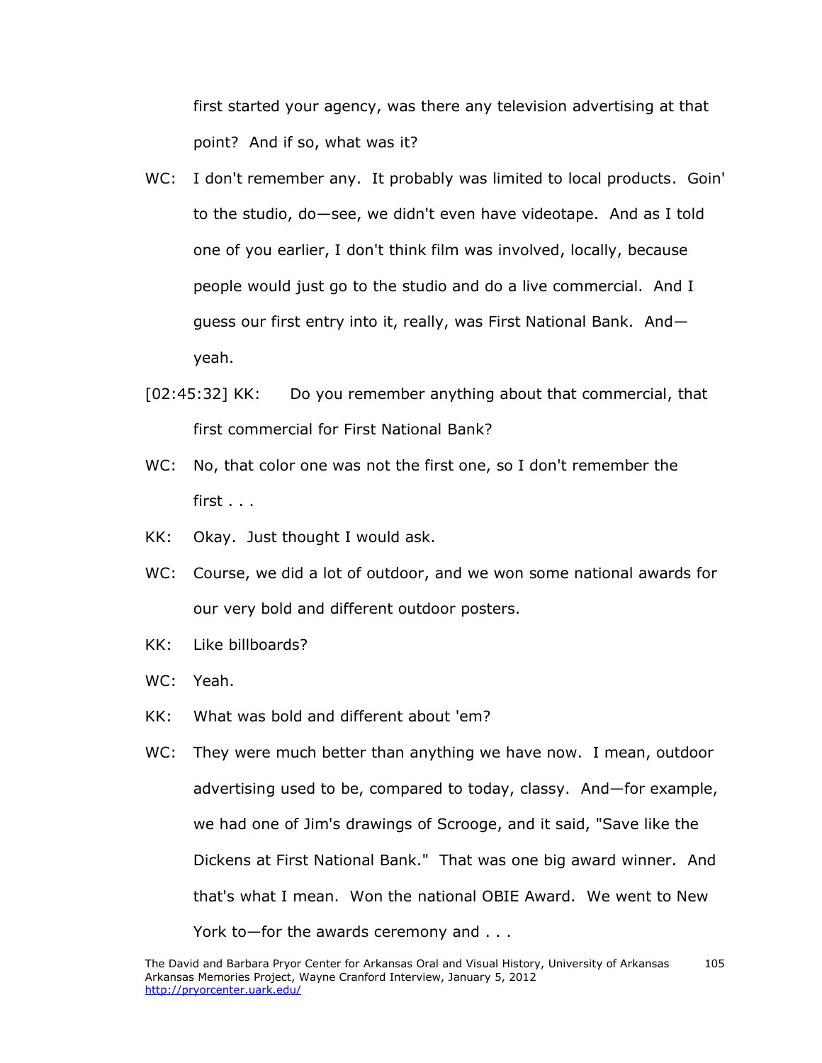first started your agency, was there any television advertising at that point? And if so, what was it?

WC: I don't remember any. It probably was limited to local products. Goin' to the studio, do—see, we didn't even have videotape. And as I told one of you earlier, I don't think film was involved, locally, because people would just go to the studio and do a live commercial. And I guess our first entry into it, really, was First National Bank. And—yeah.

[02:45:32] KK: Do you remember anything about that commercial, that first commercial for First National Bank?

WC: No, that color one was not the first one, so I don't remember the first . . .

KK: Okay. Just thought I would ask.

WC: Course, we did a lot of outdoor, and we won some national awards for our very bold and different outdoor posters.

KK: Like billboards?

WC: Yeah.

KK: What was bold and different about 'em?

WC: They were much better than anything we have now. I mean, outdoor advertising used to be, compared to today, classy. And—for example, we had one of Jim's drawings of Scrooge, and it said, "Save like the Dickens at First National Bank." That was one big award winner. And that's what I mean. Won the national OBIE Award. We went to New York to—for the awards ceremony and . . .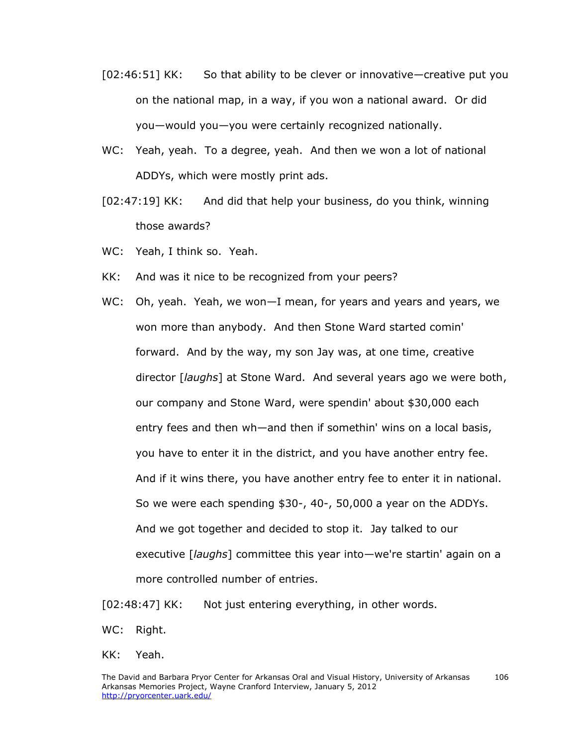[02:46:51] KK: So that ability to be clever or innovative—creative put you on the national map, in a way, if you won a national award. Or did you—would you—you were certainly recognized nationally.

WC: Yeah, yeah. To a degree, yeah. And then we won a lot of national ADDYs, which were mostly print ads.

[02:47:19] KK: And did that help your business, do you think, winning those awards?

WC: Yeah, I think so. Yeah.

KK: And was it nice to be recognized from your peers?

WC: Oh, yeah. Yeah, we won—I mean, for years and years and years, we won more than anybody. And then Stone Ward started comin' forward. And by the way, my son Jay was, at one time, creative director [*laughs*] at Stone Ward. And several years ago we were both, our company and Stone Ward, were spendin' about $30,000 each entry fees and then wh—and then if somethin' wins on a local basis, you have to enter it in the district, and you have another entry fee. And if it wins there, you have another entry fee to enter it in national. So we were each spending $30-, 40-, 50,000 a year on the ADDYs. And we got together and decided to stop it. Jay talked to our executive [*laughs*] committee this year into—we're startin' again on a more controlled number of entries.

[02:48:47] KK: Not just entering everything, in other words.

WC: Right.

KK: Yeah.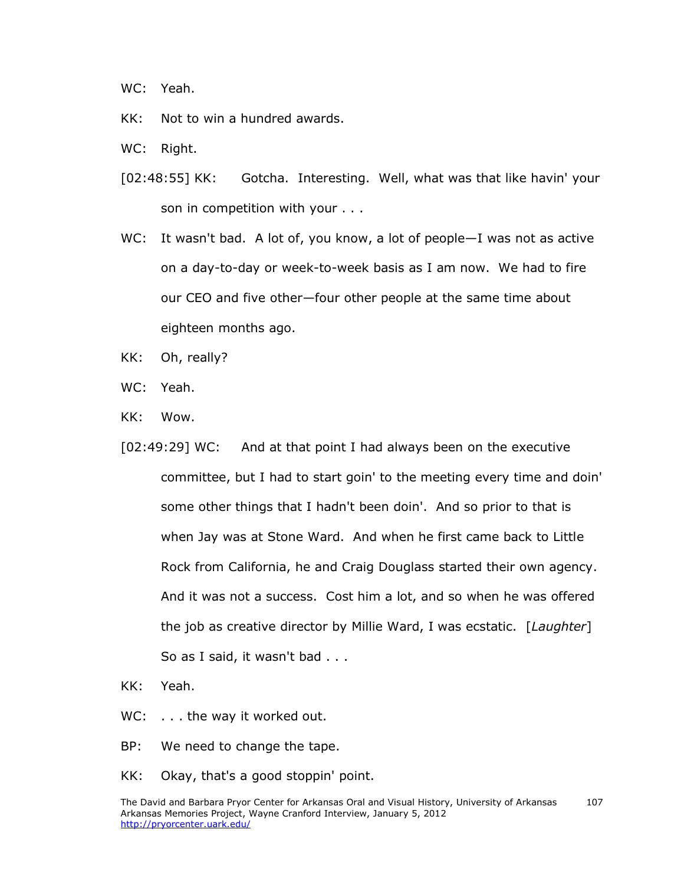WC: Yeah.

KK: Not to win a hundred awards.

WC: Right.

[02:48:55] KK: Gotcha. Interesting. Well, what was that like havin' your son in competition with your . . .

WC: It wasn't bad. A lot of, you know, a lot of people—I was not as active on a day-to-day or week-to-week basis as I am now. We had to fire our CEO and five other—four other people at the same time about eighteen months ago.

KK: Oh, really?

WC: Yeah.

KK: Wow.

[02:49:29] WC: And at that point I had always been on the executive committee, but I had to start goin' to the meeting every time and doin' some other things that I hadn't been doin'. And so prior to that is when Jay was at Stone Ward. And when he first came back to Little Rock from California, he and Craig Douglass started their own agency. And it was not a success. Cost him a lot, and so when he was offered the job as creative director by Millie Ward, I was ecstatic. [*Laughter*] So as I said, it wasn't bad . . .

KK: Yeah.

WC: . . . the way it worked out.

BP: We need to change the tape.

KK: Okay, that's a good stoppin' point.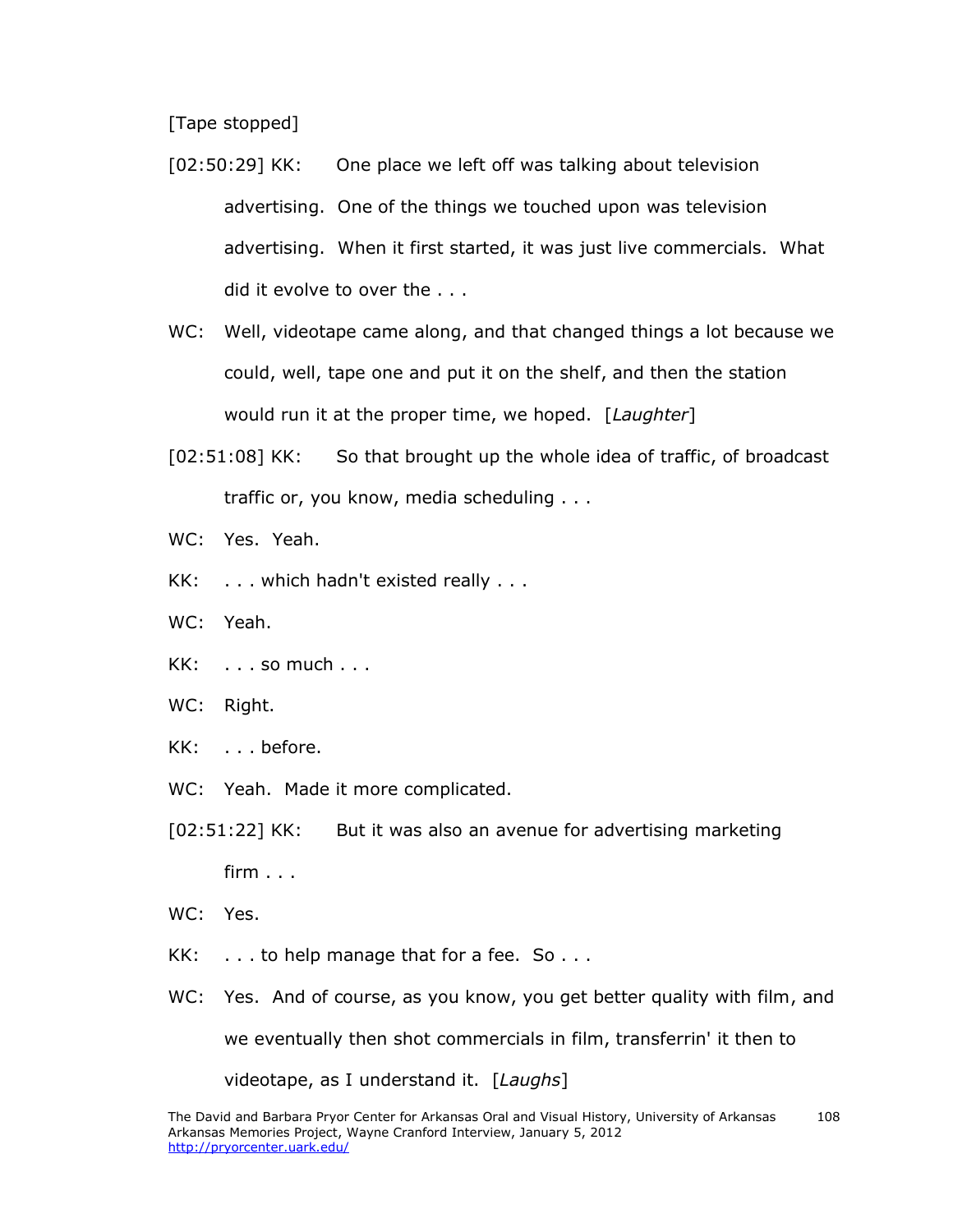[Tape stopped]

[02:50:29] KK: One place we left off was talking about television advertising. One of the things we touched upon was television advertising. When it first started, it was just live commercials. What did it evolve to over the . . .

WC: Well, videotape came along, and that changed things a lot because we could, well, tape one and put it on the shelf, and then the station would run it at the proper time, we hoped. [*Laughter*]

[02:51:08] KK: So that brought up the whole idea of traffic, of broadcast traffic or, you know, media scheduling . . .

WC: Yes. Yeah.

KK: . . . which hadn't existed really . . .

WC: Yeah.

KK: . . . so much . . .

WC: Right.

KK: . . . before.

WC: Yeah. Made it more complicated.

[02:51:22] KK: But it was also an avenue for advertising marketing firm . . .

WC: Yes.

KK: . . . to help manage that for a fee. So . . .

WC: Yes. And of course, as you know, you get better quality with film, and we eventually then shot commercials in film, transferrin' it then to videotape, as I understand it. [*Laughs*]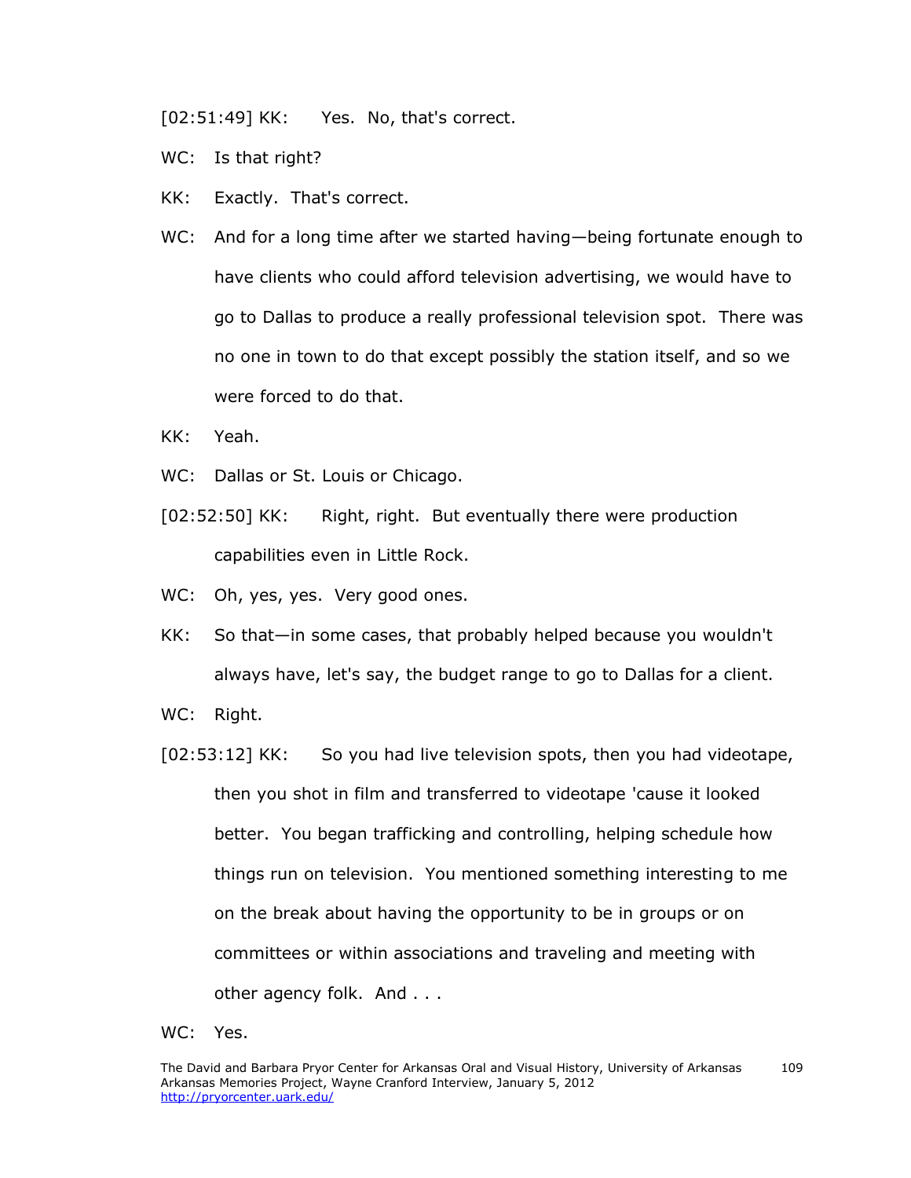[02:51:49] KK: Yes. No, that's correct.

WC: Is that right?

KK: Exactly. That's correct.

WC: And for a long time after we started having—being fortunate enough to have clients who could afford television advertising, we would have to go to Dallas to produce a really professional television spot. There was no one in town to do that except possibly the station itself, and so we were forced to do that.

KK: Yeah.

WC: Dallas or St. Louis or Chicago.

[02:52:50] KK: Right, right. But eventually there were production capabilities even in Little Rock.

WC: Oh, yes, yes. Very good ones.

KK: So that—in some cases, that probably helped because you wouldn't always have, let's say, the budget range to go to Dallas for a client.

WC: Right.

[02:53:12] KK: So you had live television spots, then you had videotape, then you shot in film and transferred to videotape 'cause it looked better. You began trafficking and controlling, helping schedule how things run on television. You mentioned something interesting to me on the break about having the opportunity to be in groups or on committees or within associations and traveling and meeting with other agency folk. And . . .

WC: Yes.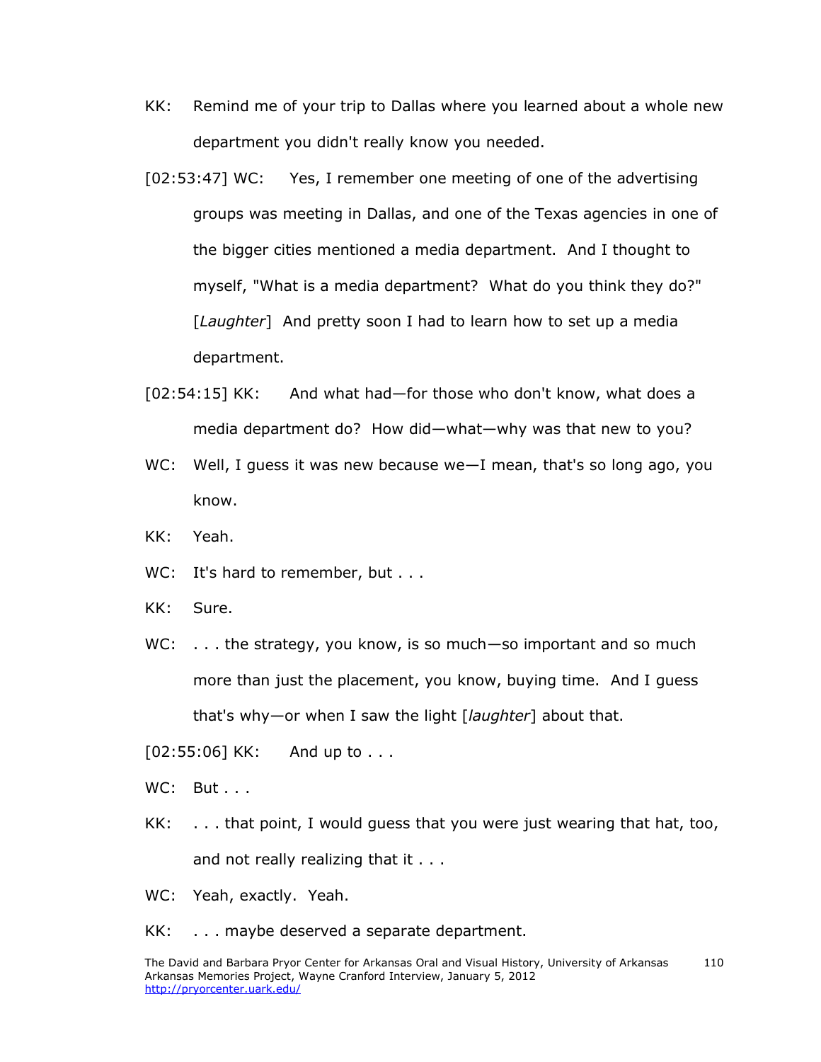KK: Remind me of your trip to Dallas where you learned about a whole new department you didn't really know you needed.

[02:53:47] WC: Yes, I remember one meeting of one of the advertising groups was meeting in Dallas, and one of the Texas agencies in one of the bigger cities mentioned a media department. And I thought to myself, "What is a media department? What do you think they do?" [*Laughter*] And pretty soon I had to learn how to set up a media department.

[02:54:15] KK: And what had—for those who don't know, what does a media department do? How did—what—why was that new to you?

WC: Well, I guess it was new because we—I mean, that's so long ago, you know.

KK: Yeah.

WC: It's hard to remember, but . . .

KK: Sure.

WC: . . . the strategy, you know, is so much—so important and so much more than just the placement, you know, buying time. And I guess that's why—or when I saw the light [*laughter*] about that.

[02:55:06] KK: And up to . . .

WC: But . . .

KK: . . . that point, I would guess that you were just wearing that hat, too, and not really realizing that it . . .

WC: Yeah, exactly. Yeah.

KK: . . . maybe deserved a separate department.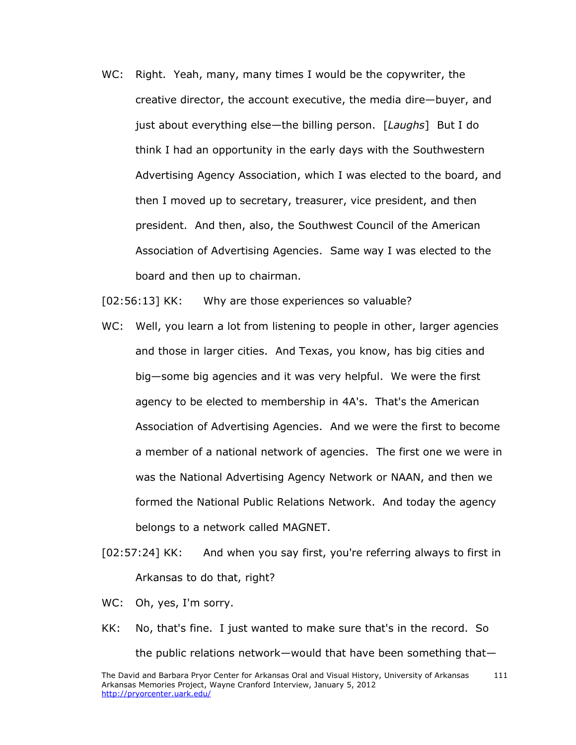WC: Right. Yeah, many, many times I would be the copywriter, the creative director, the account executive, the media dire—buyer, and just about everything else—the billing person. [*Laughs*] But I do think I had an opportunity in the early days with the Southwestern Advertising Agency Association, which I was elected to the board, and then I moved up to secretary, treasurer, vice president, and then president. And then, also, the Southwest Council of the American Association of Advertising Agencies. Same way I was elected to the board and then up to chairman.

[02:56:13] KK: Why are those experiences so valuable?

WC: Well, you learn a lot from listening to people in other, larger agencies and those in larger cities. And Texas, you know, has big cities and big—some big agencies and it was very helpful. We were the first agency to be elected to membership in 4A's. That's the American Association of Advertising Agencies. And we were the first to become a member of a national network of agencies. The first one we were in was the National Advertising Agency Network or NAAN, and then we formed the National Public Relations Network. And today the agency belongs to a network called MAGNET.

[02:57:24] KK: And when you say first, you're referring always to first in Arkansas to do that, right?

WC: Oh, yes, I'm sorry.

KK: No, that's fine. I just wanted to make sure that's in the record. So the public relations network—would that have been something that—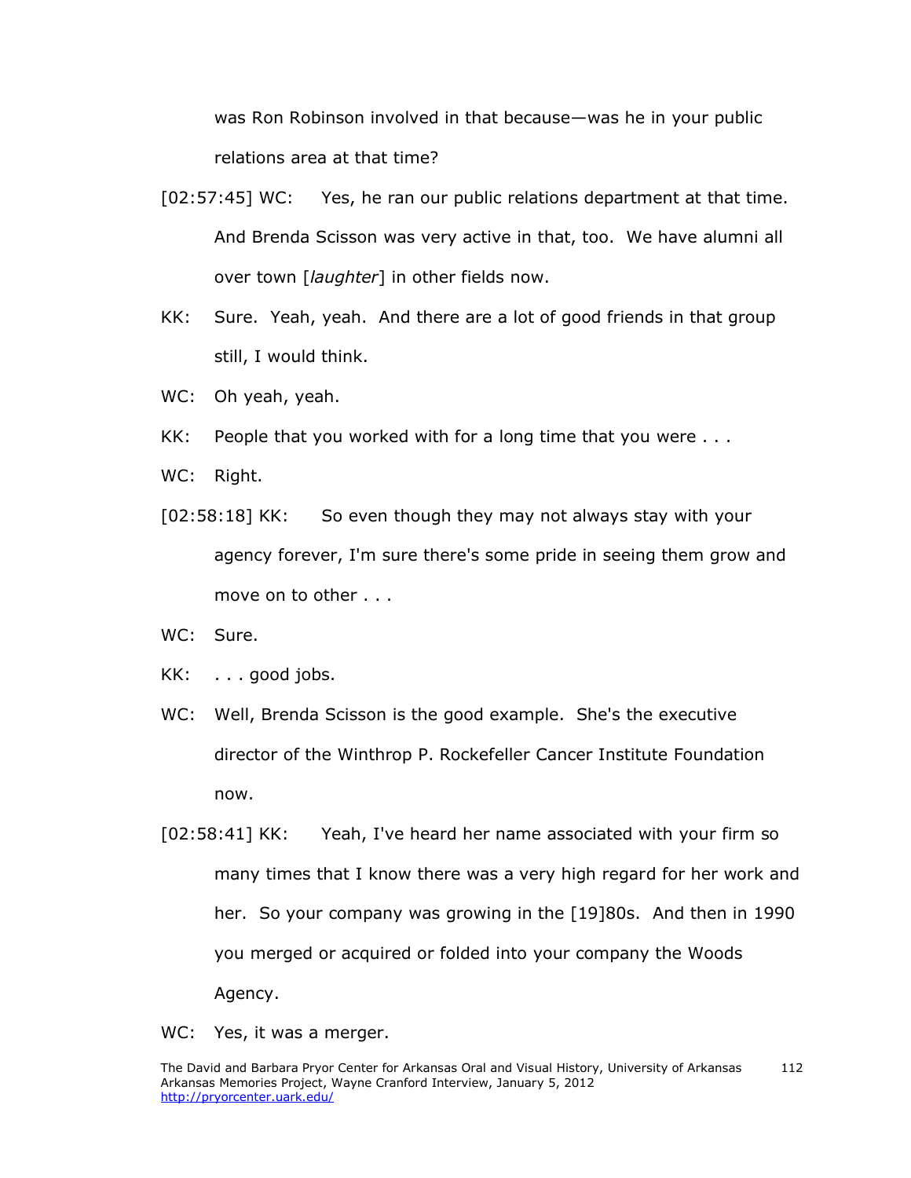was Ron Robinson involved in that because—was he in your public relations area at that time?

[02:57:45] WC: Yes, he ran our public relations department at that time. And Brenda Scisson was very active in that, too. We have alumni all over town [*laughter*] in other fields now.

KK: Sure. Yeah, yeah. And there are a lot of good friends in that group still, I would think.

WC: Oh yeah, yeah.

KK: People that you worked with for a long time that you were . . .

WC: Right.

[02:58:18] KK: So even though they may not always stay with your agency forever, I'm sure there's some pride in seeing them grow and move on to other . . .

WC: Sure.

KK: . . . good jobs.

WC: Well, Brenda Scisson is the good example. She's the executive director of the Winthrop P. Rockefeller Cancer Institute Foundation now.

[02:58:41] KK: Yeah, I've heard her name associated with your firm so many times that I know there was a very high regard for her work and her. So your company was growing in the [19]80s. And then in 1990 you merged or acquired or folded into your company the Woods Agency.

WC: Yes, it was a merger.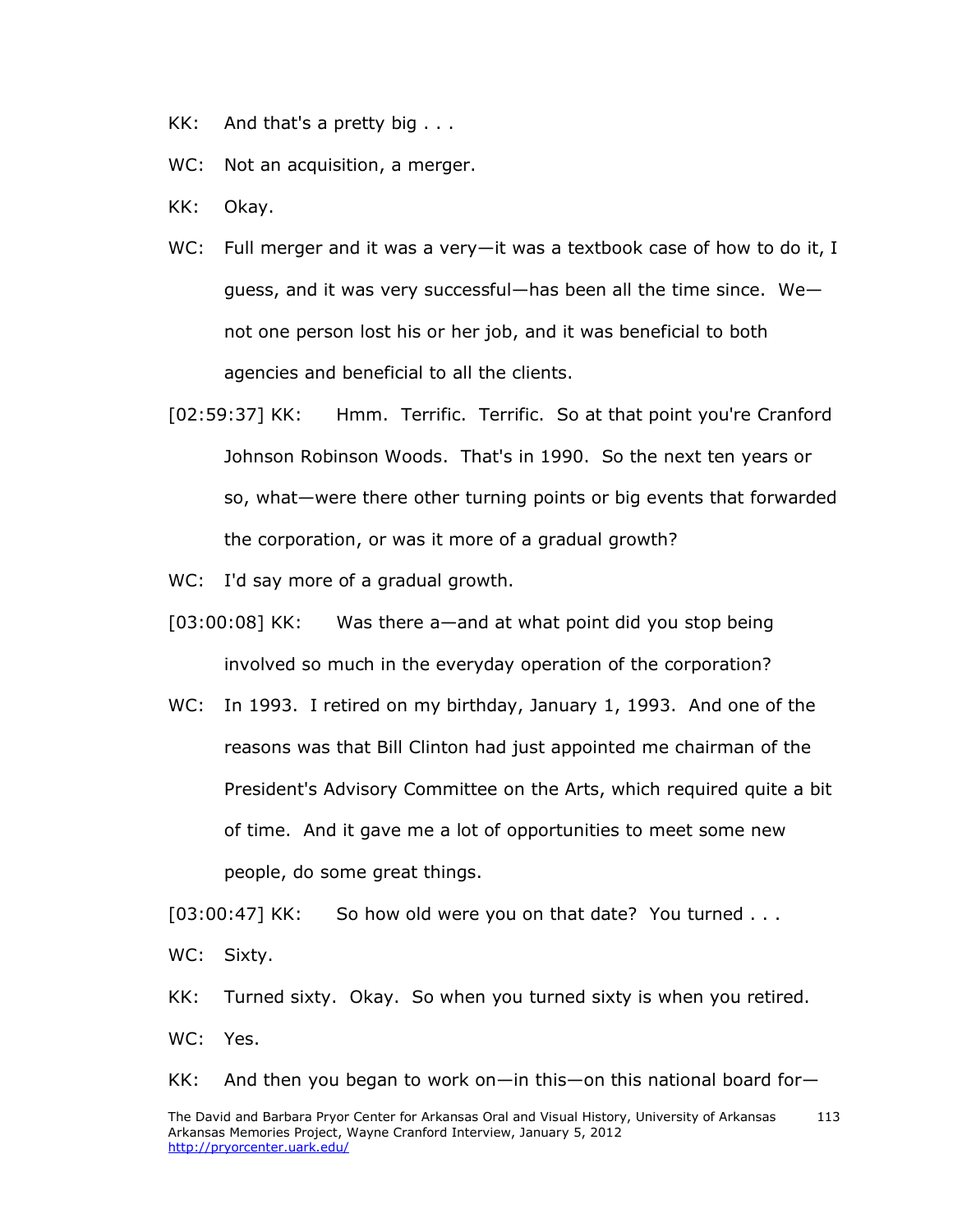KK: And that's a pretty big . . .

WC: Not an acquisition, a merger.

KK: Okay.

WC: Full merger and it was a very—it was a textbook case of how to do it, I guess, and it was very successful—has been all the time since. We—not one person lost his or her job, and it was beneficial to both agencies and beneficial to all the clients.

[02:59:37] KK: Hmm. Terrific. Terrific. So at that point you're Cranford Johnson Robinson Woods. That's in 1990. So the next ten years or so, what—were there other turning points or big events that forwarded the corporation, or was it more of a gradual growth?

WC: I'd say more of a gradual growth.

[03:00:08] KK: Was there a—and at what point did you stop being involved so much in the everyday operation of the corporation?

WC: In 1993. I retired on my birthday, January 1, 1993. And one of the reasons was that Bill Clinton had just appointed me chairman of the President's Advisory Committee on the Arts, which required quite a bit of time. And it gave me a lot of opportunities to meet some new people, do some great things.

[03:00:47] KK: So how old were you on that date? You turned . . .

WC: Sixty.

KK: Turned sixty. Okay. So when you turned sixty is when you retired.

WC: Yes.

KK: And then you began to work on—in this—on this national board for—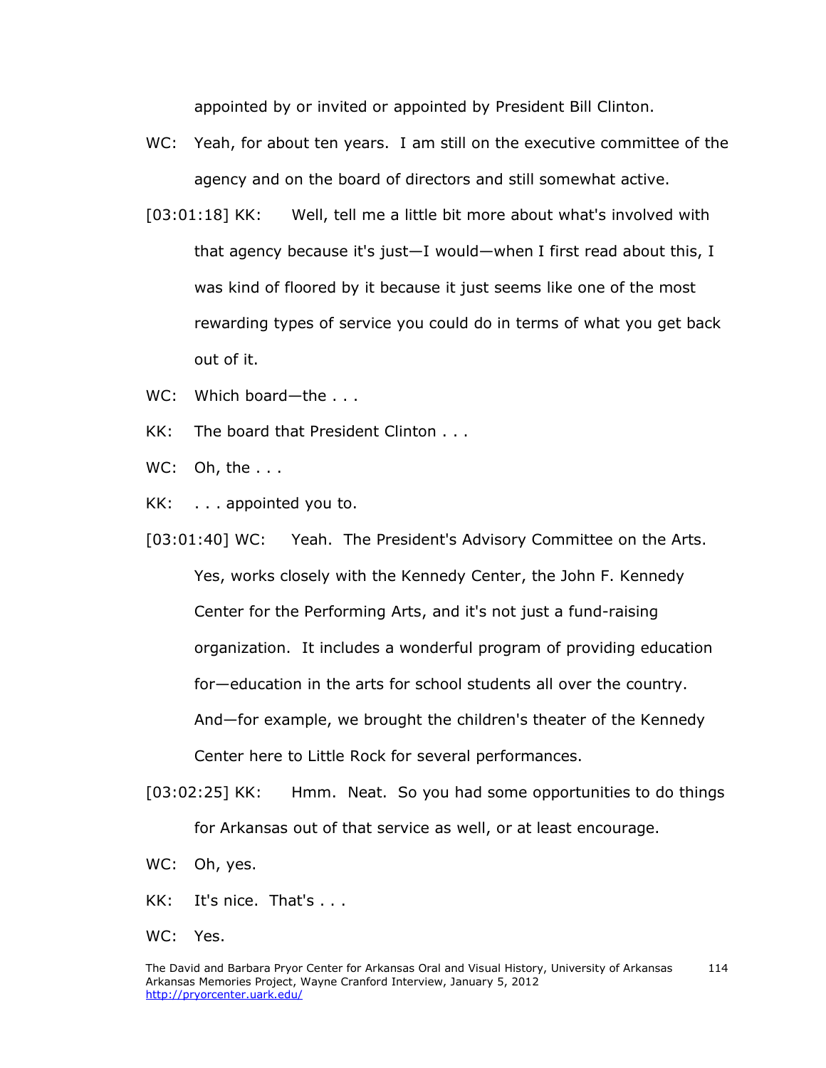appointed by or invited or appointed by President Bill Clinton.

WC: Yeah, for about ten years. I am still on the executive committee of the agency and on the board of directors and still somewhat active.

[03:01:18] KK: Well, tell me a little bit more about what's involved with that agency because it's just—I would—when I first read about this, I was kind of floored by it because it just seems like one of the most rewarding types of service you could do in terms of what you get back out of it.

WC: Which board—the . . .

KK: The board that President Clinton . . .

WC: Oh, the . . .

KK: . . . appointed you to.

[03:01:40] WC: Yeah. The President's Advisory Committee on the Arts. Yes, works closely with the Kennedy Center, the John F. Kennedy Center for the Performing Arts, and it's not just a fund-raising organization. It includes a wonderful program of providing education for—education in the arts for school students all over the country. And—for example, we brought the children's theater of the Kennedy Center here to Little Rock for several performances.

[03:02:25] KK: Hmm. Neat. So you had some opportunities to do things for Arkansas out of that service as well, or at least encourage.

WC: Oh, yes.

KK: It's nice. That's . . .

WC: Yes.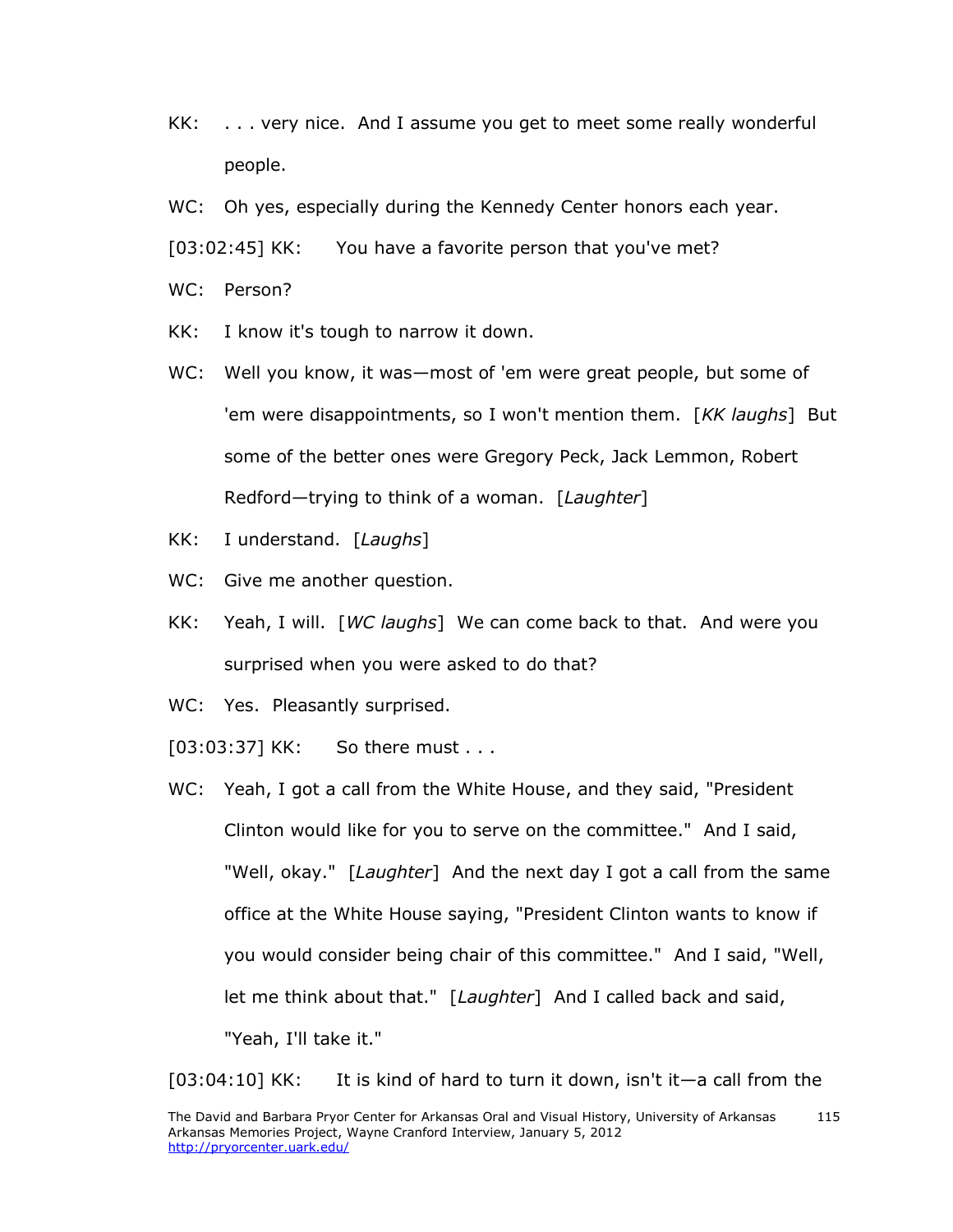KK: . . . very nice. And I assume you get to meet some really wonderful people.

WC: Oh yes, especially during the Kennedy Center honors each year.

[03:02:45] KK: You have a favorite person that you've met?

WC: Person?

KK: I know it's tough to narrow it down.

WC: Well you know, it was—most of 'em were great people, but some of 'em were disappointments, so I won't mention them. [*KK laughs*] But some of the better ones were Gregory Peck, Jack Lemmon, Robert Redford—trying to think of a woman. [*Laughter*]

KK: I understand. [*Laughs*]

WC: Give me another question.

KK: Yeah, I will. [*WC laughs*] We can come back to that. And were you surprised when you were asked to do that?

WC: Yes. Pleasantly surprised.

[03:03:37] KK: So there must . . .

WC: Yeah, I got a call from the White House, and they said, "President Clinton would like for you to serve on the committee." And I said, "Well, okay." [*Laughter*] And the next day I got a call from the same office at the White House saying, "President Clinton wants to know if you would consider being chair of this committee." And I said, "Well, let me think about that." [*Laughter*] And I called back and said, "Yeah, I'll take it."

[03:04:10] KK: It is kind of hard to turn it down, isn't it—a call from the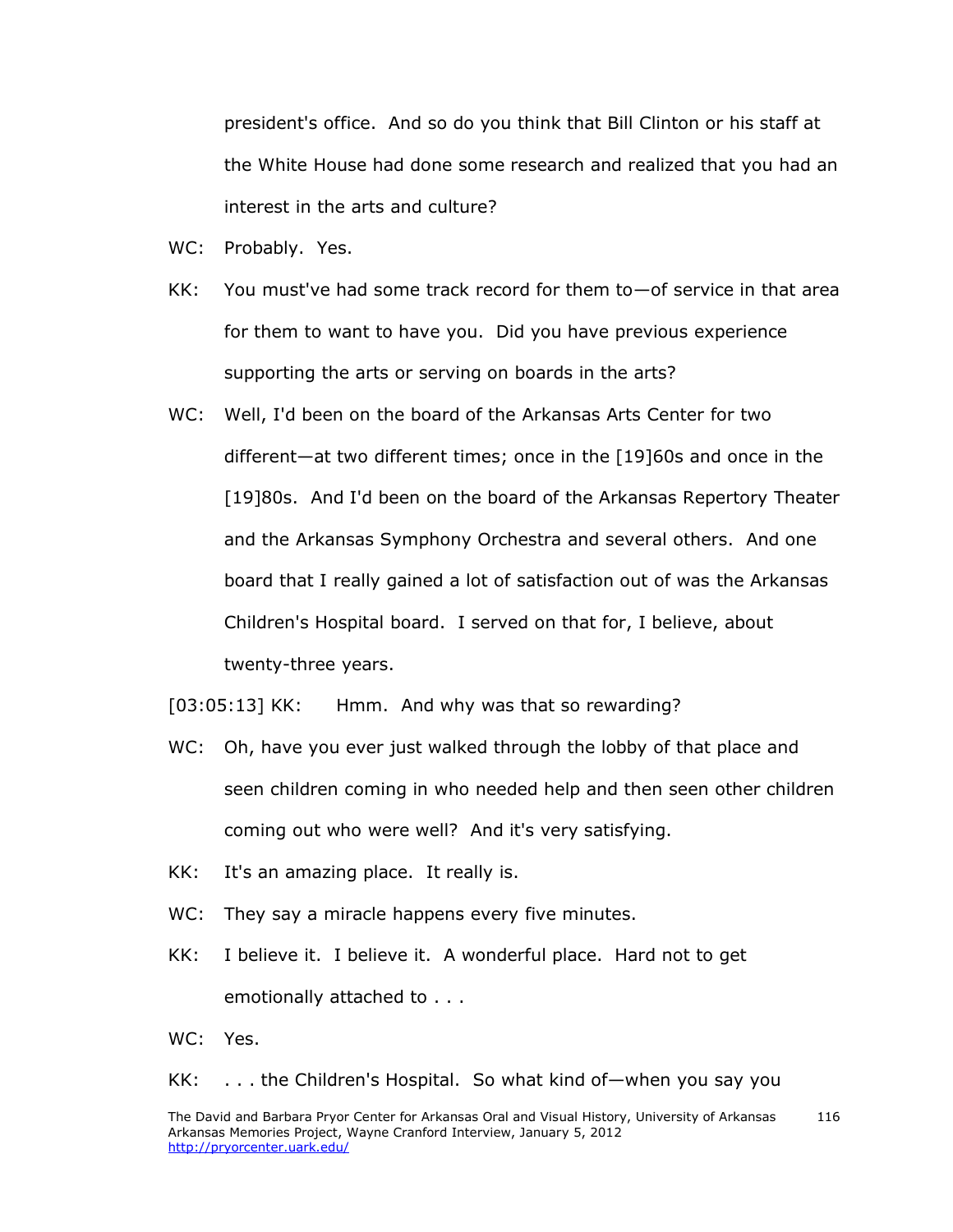president's office. And so do you think that Bill Clinton or his staff at the White House had done some research and realized that you had an interest in the arts and culture?

WC: Probably. Yes.

KK: You must've had some track record for them to—of service in that area for them to want to have you. Did you have previous experience supporting the arts or serving on boards in the arts?

WC: Well, I'd been on the board of the Arkansas Arts Center for two different—at two different times; once in the [19]60s and once in the [19]80s. And I'd been on the board of the Arkansas Repertory Theater and the Arkansas Symphony Orchestra and several others. And one board that I really gained a lot of satisfaction out of was the Arkansas Children's Hospital board. I served on that for, I believe, about twenty-three years.

[03:05:13] KK: Hmm. And why was that so rewarding?

WC: Oh, have you ever just walked through the lobby of that place and seen children coming in who needed help and then seen other children coming out who were well? And it's very satisfying.

KK: It's an amazing place. It really is.

WC: They say a miracle happens every five minutes.

KK: I believe it. I believe it. A wonderful place. Hard not to get emotionally attached to . . .

WC: Yes.

KK: . . . the Children's Hospital. So what kind of—when you say you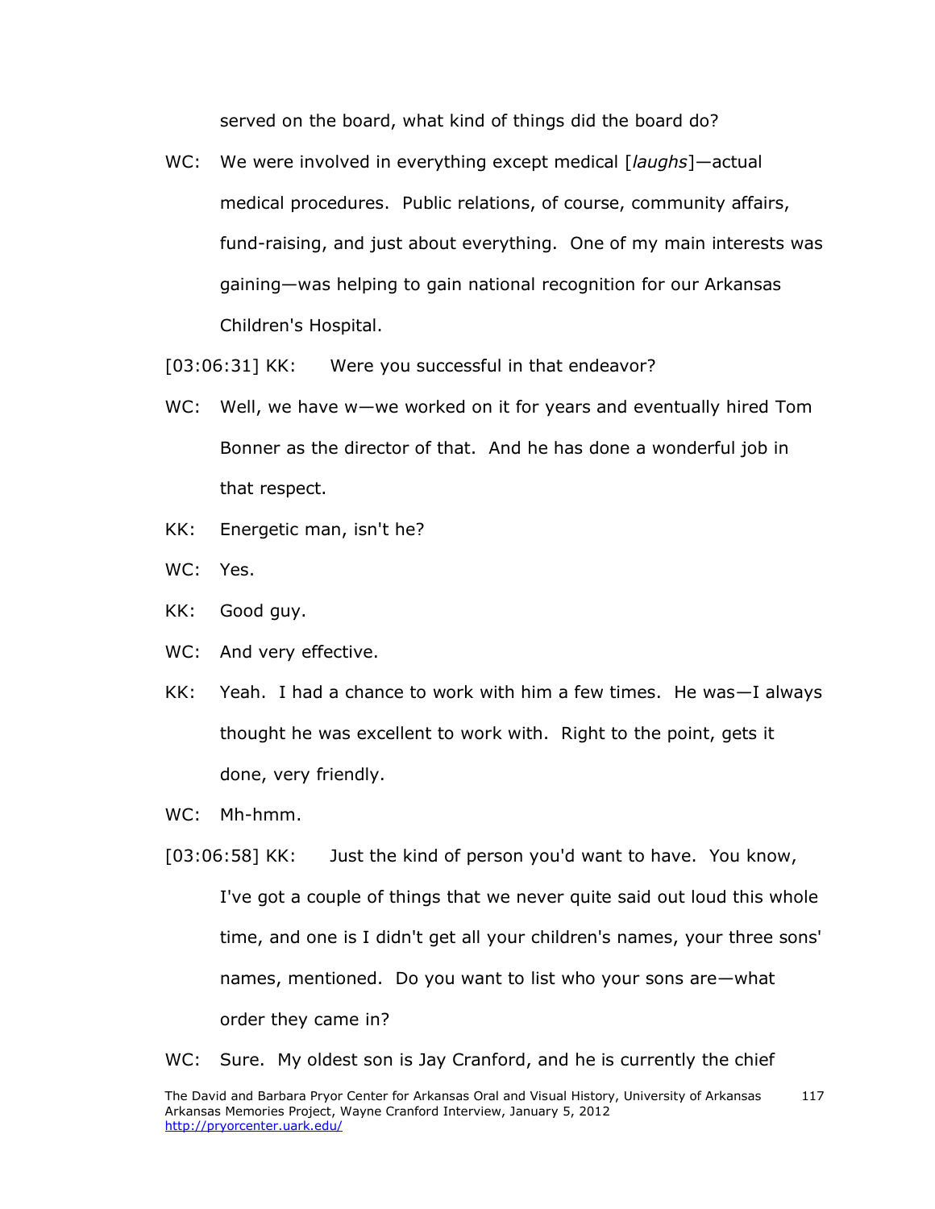served on the board, what kind of things did the board do?

WC: We were involved in everything except medical [*laughs*]—actual medical procedures. Public relations, of course, community affairs, fund-raising, and just about everything. One of my main interests was gaining—was helping to gain national recognition for our Arkansas Children's Hospital.

[03:06:31] KK: Were you successful in that endeavor?

WC: Well, we have w—we worked on it for years and eventually hired Tom Bonner as the director of that. And he has done a wonderful job in that respect.

KK: Energetic man, isn't he?

WC: Yes.

KK: Good guy.

WC: And very effective.

KK: Yeah. I had a chance to work with him a few times. He was—I always thought he was excellent to work with. Right to the point, gets it done, very friendly.

WC: Mh-hmm.

[03:06:58] KK: Just the kind of person you'd want to have. You know, I've got a couple of things that we never quite said out loud this whole time, and one is I didn't get all your children's names, your three sons' names, mentioned. Do you want to list who your sons are—what order they came in?

WC: Sure. My oldest son is Jay Cranford, and he is currently the chief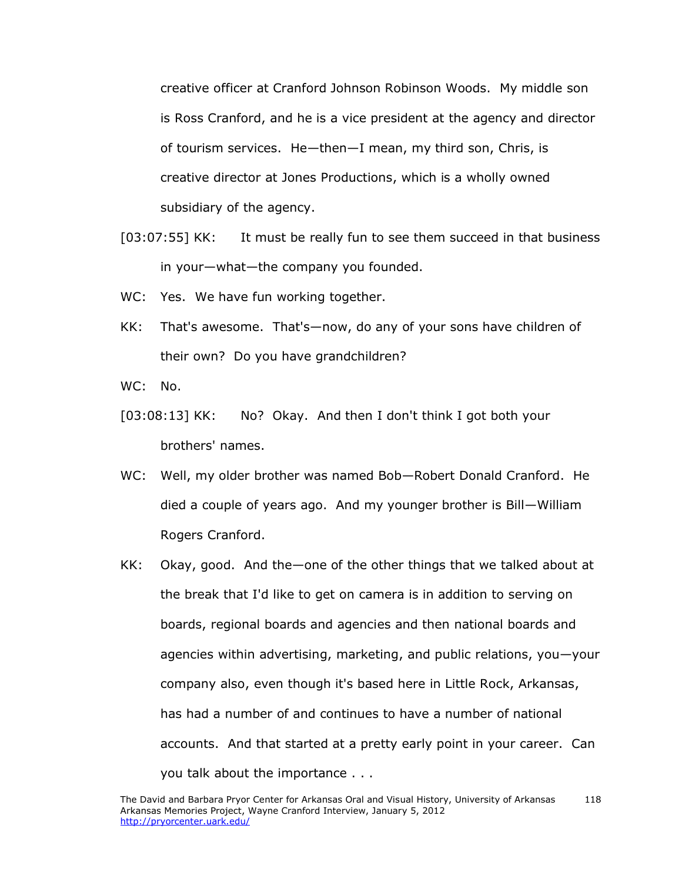creative officer at Cranford Johnson Robinson Woods. My middle son is Ross Cranford, and he is a vice president at the agency and director of tourism services. He—then—I mean, my third son, Chris, is creative director at Jones Productions, which is a wholly owned subsidiary of the agency.

[03:07:55] KK: It must be really fun to see them succeed in that business in your—what—the company you founded.

WC: Yes. We have fun working together.

KK: That's awesome. That's—now, do any of your sons have children of their own? Do you have grandchildren?

WC: No.

[03:08:13] KK: No? Okay. And then I don't think I got both your brothers' names.

WC: Well, my older brother was named Bob—Robert Donald Cranford. He died a couple of years ago. And my younger brother is Bill—William Rogers Cranford.

KK: Okay, good. And the—one of the other things that we talked about at the break that I'd like to get on camera is in addition to serving on boards, regional boards and agencies and then national boards and agencies within advertising, marketing, and public relations, you—your company also, even though it's based here in Little Rock, Arkansas, has had a number of and continues to have a number of national accounts. And that started at a pretty early point in your career. Can you talk about the importance . . .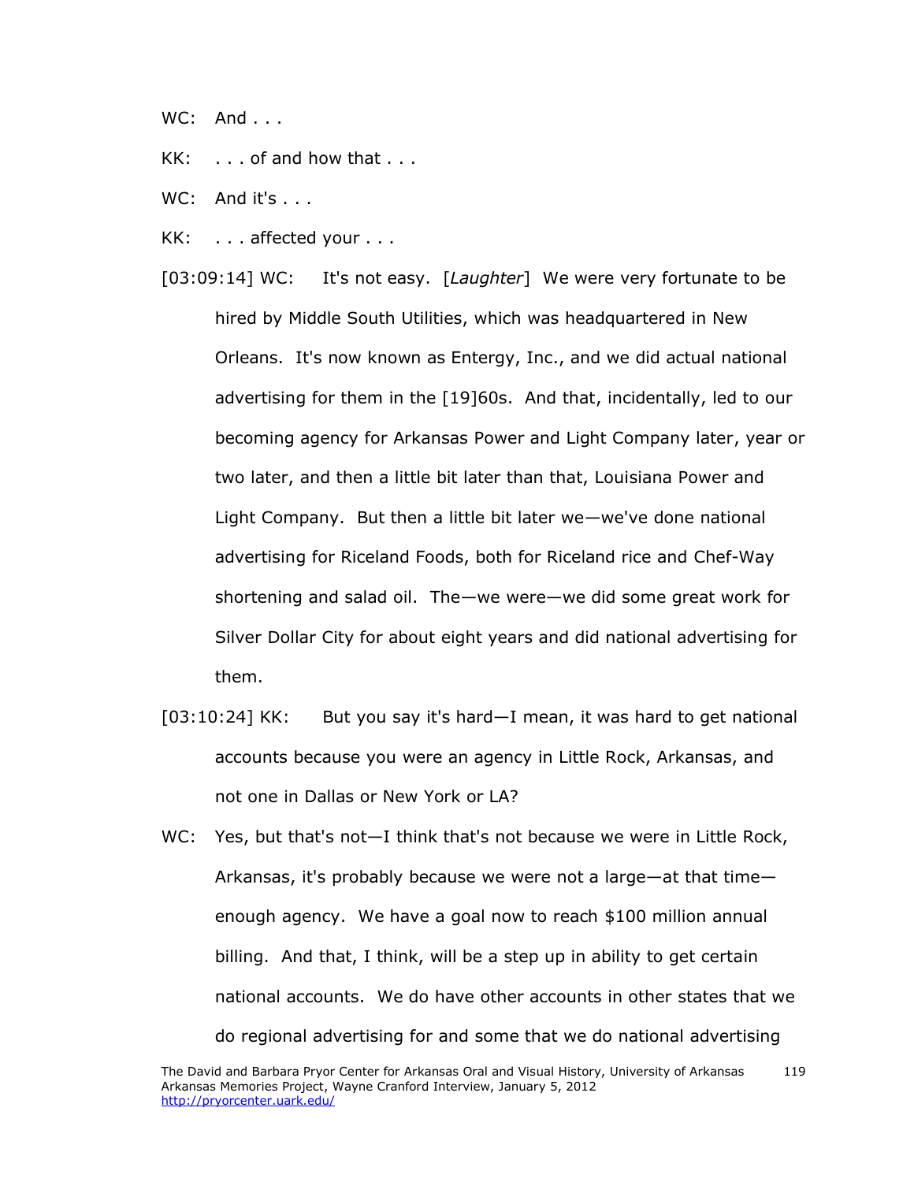WC: And . . .

KK: . . . of and how that . . .

WC: And it's . . .

KK: . . . affected your . . .

[03:09:14] WC: It's not easy. [*Laughter*] We were very fortunate to be hired by Middle South Utilities, which was headquartered in New Orleans. It's now known as Entergy, Inc., and we did actual national advertising for them in the [19]60s. And that, incidentally, led to our becoming agency for Arkansas Power and Light Company later, year or two later, and then a little bit later than that, Louisiana Power and Light Company. But then a little bit later we—we've done national advertising for Riceland Foods, both for Riceland rice and Chef-Way shortening and salad oil. The—we were—we did some great work for Silver Dollar City for about eight years and did national advertising for them.

[03:10:24] KK: But you say it's hard—I mean, it was hard to get national accounts because you were an agency in Little Rock, Arkansas, and not one in Dallas or New York or LA?

WC: Yes, but that's not—I think that's not because we were in Little Rock, Arkansas, it's probably because we were not a large—at that time—enough agency. We have a goal now to reach $100 million annual billing. And that, I think, will be a step up in ability to get certain national accounts. We do have other accounts in other states that we do regional advertising for and some that we do national advertising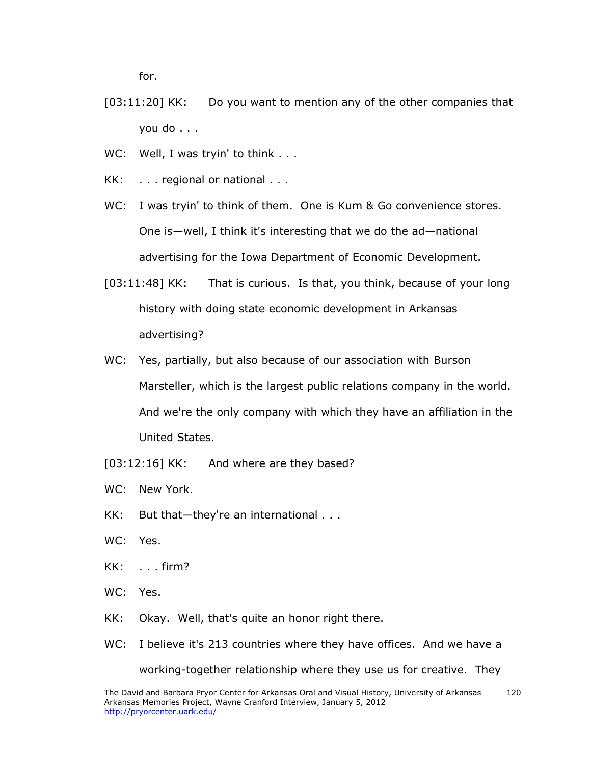for.

[03:11:20] KK: Do you want to mention any of the other companies that you do . . .

WC: Well, I was tryin' to think . . .

KK: . . . regional or national . . .

WC: I was tryin' to think of them. One is Kum & Go convenience stores. One is—well, I think it's interesting that we do the ad—national advertising for the Iowa Department of Economic Development.

[03:11:48] KK: That is curious. Is that, you think, because of your long history with doing state economic development in Arkansas advertising?

WC: Yes, partially, but also because of our association with Burson Marsteller, which is the largest public relations company in the world. And we're the only company with which they have an affiliation in the United States.

[03:12:16] KK: And where are they based?

WC: New York.

KK: But that—they're an international . . .

WC: Yes.

KK: . . . firm?

WC: Yes.

KK: Okay. Well, that's quite an honor right there.

WC: I believe it's 213 countries where they have offices. And we have a working-together relationship where they use us for creative. They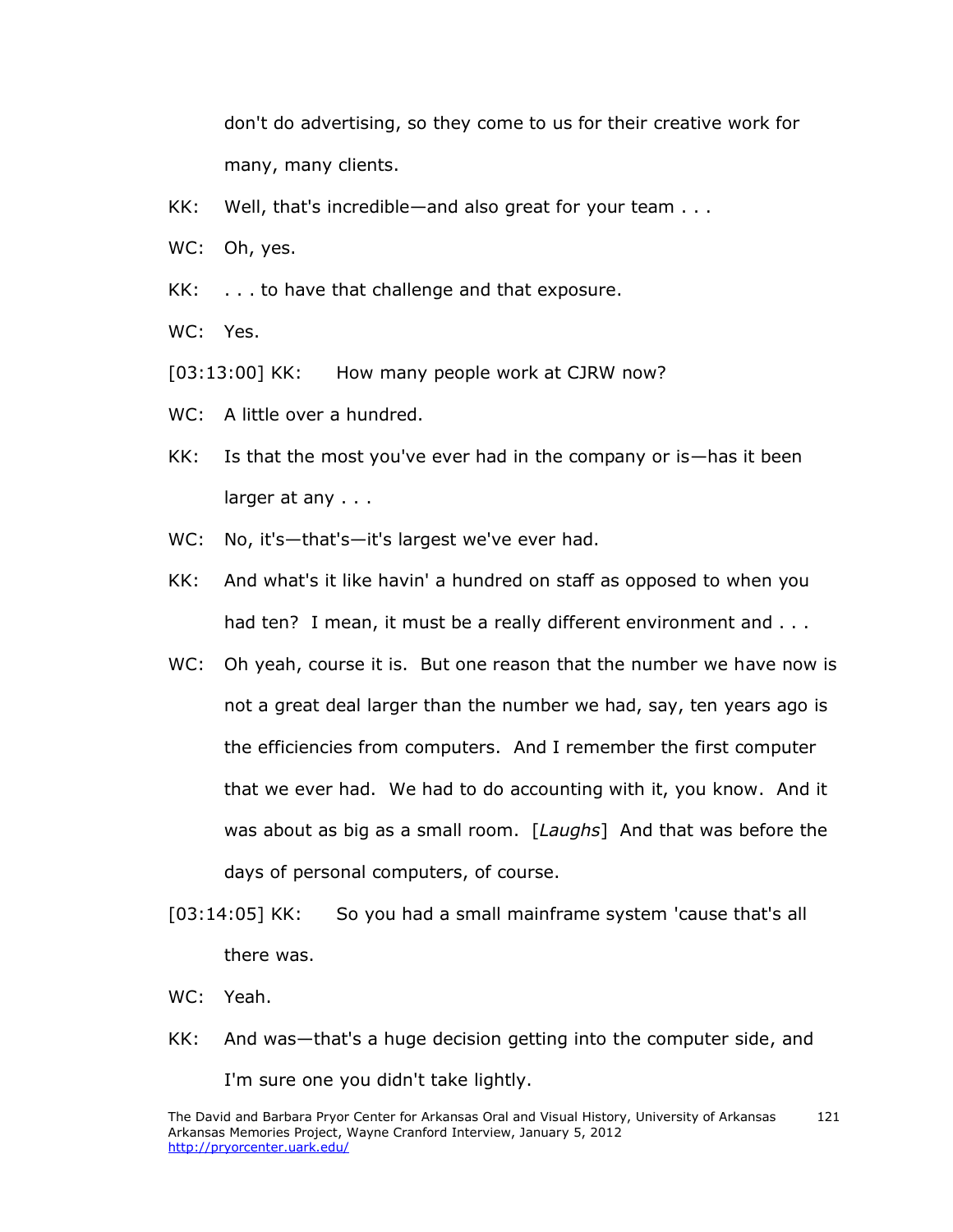don't do advertising, so they come to us for their creative work for many, many clients.

KK: Well, that's incredible—and also great for your team . . .

WC: Oh, yes.

KK: . . . to have that challenge and that exposure.

WC: Yes.

[03:13:00] KK: How many people work at CJRW now?

WC: A little over a hundred.

KK: Is that the most you've ever had in the company or is—has it been larger at any . . .

WC: No, it's—that's—it's largest we've ever had.

KK: And what's it like havin' a hundred on staff as opposed to when you had ten? I mean, it must be a really different environment and . . .

WC: Oh yeah, course it is. But one reason that the number we have now is not a great deal larger than the number we had, say, ten years ago is the efficiencies from computers. And I remember the first computer that we ever had. We had to do accounting with it, you know. And it was about as big as a small room. [*Laughs*] And that was before the days of personal computers, of course.

[03:14:05] KK: So you had a small mainframe system 'cause that's all there was.

WC: Yeah.

KK: And was—that's a huge decision getting into the computer side, and I'm sure one you didn't take lightly.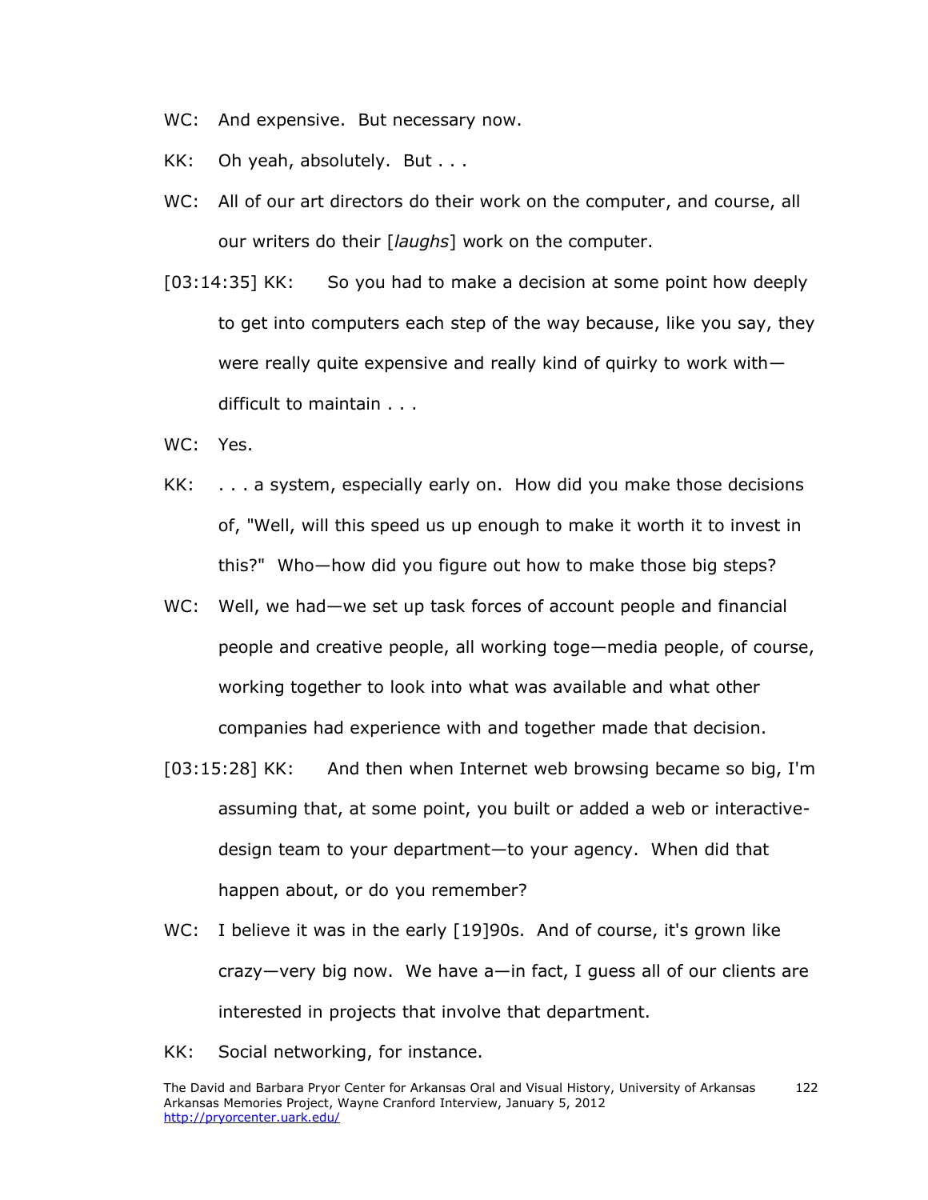WC: And expensive. But necessary now.

KK: Oh yeah, absolutely. But . . .

WC: All of our art directors do their work on the computer, and course, all our writers do their [*laughs*] work on the computer.

[03:14:35] KK: So you had to make a decision at some point how deeply to get into computers each step of the way because, like you say, they were really quite expensive and really kind of quirky to work with—difficult to maintain . . .

WC: Yes.

KK: . . . a system, especially early on. How did you make those decisions of, "Well, will this speed us up enough to make it worth it to invest in this?" Who—how did you figure out how to make those big steps?

WC: Well, we had—we set up task forces of account people and financial people and creative people, all working toge—media people, of course, working together to look into what was available and what other companies had experience with and together made that decision.

[03:15:28] KK: And then when Internet web browsing became so big, I'm assuming that, at some point, you built or added a web or interactive-design team to your department—to your agency. When did that happen about, or do you remember?

WC: I believe it was in the early [19]90s. And of course, it's grown like crazy—very big now. We have a—in fact, I guess all of our clients are interested in projects that involve that department.

KK: Social networking, for instance.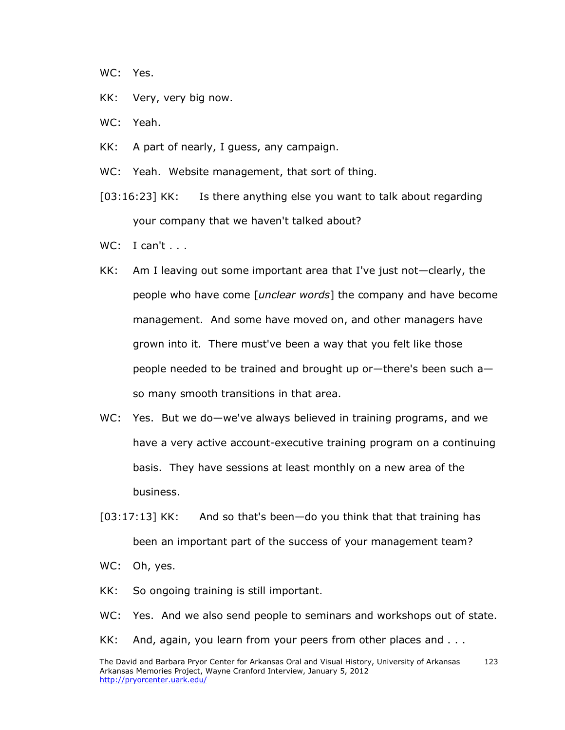WC: Yes.

KK: Very, very big now.

WC: Yeah.

KK: A part of nearly, I guess, any campaign.

WC: Yeah. Website management, that sort of thing.

[03:16:23] KK: Is there anything else you want to talk about regarding your company that we haven't talked about?

WC: I can't . . .

KK: Am I leaving out some important area that I've just not—clearly, the people who have come [*unclear words*] the company and have become management. And some have moved on, and other managers have grown into it. There must've been a way that you felt like those people needed to be trained and brought up or—there's been such a—so many smooth transitions in that area.

WC: Yes. But we do—we've always believed in training programs, and we have a very active account-executive training program on a continuing basis. They have sessions at least monthly on a new area of the business.

[03:17:13] KK: And so that's been—do you think that that training has been an important part of the success of your management team?

WC: Oh, yes.

KK: So ongoing training is still important.

WC: Yes. And we also send people to seminars and workshops out of state.

KK: And, again, you learn from your peers from other places and . . .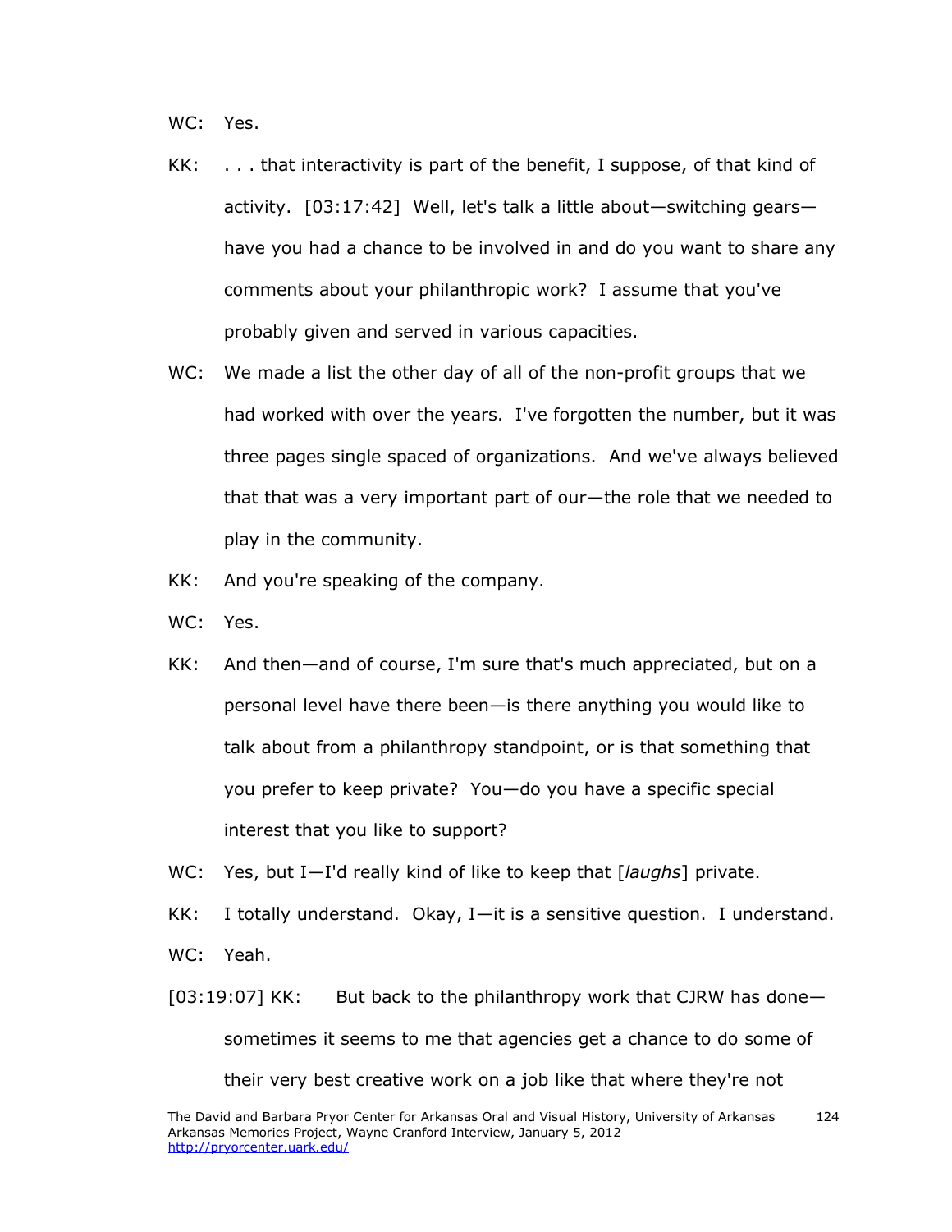WC: Yes.

KK: . . . that interactivity is part of the benefit, I suppose, of that kind of activity. [03:17:42] Well, let's talk a little about—switching gears—have you had a chance to be involved in and do you want to share any comments about your philanthropic work? I assume that you've probably given and served in various capacities.

WC: We made a list the other day of all of the non-profit groups that we had worked with over the years. I've forgotten the number, but it was three pages single spaced of organizations. And we've always believed that that was a very important part of our—the role that we needed to play in the community.

KK: And you're speaking of the company.

WC: Yes.

KK: And then—and of course, I'm sure that's much appreciated, but on a personal level have there been—is there anything you would like to talk about from a philanthropy standpoint, or is that something that you prefer to keep private? You—do you have a specific special interest that you like to support?

WC: Yes, but I—I'd really kind of like to keep that [*laughs*] private.

KK: I totally understand. Okay, I—it is a sensitive question. I understand.

WC: Yeah.

[03:19:07] KK: But back to the philanthropy work that CJRW has done—sometimes it seems to me that agencies get a chance to do some of their very best creative work on a job like that where they're not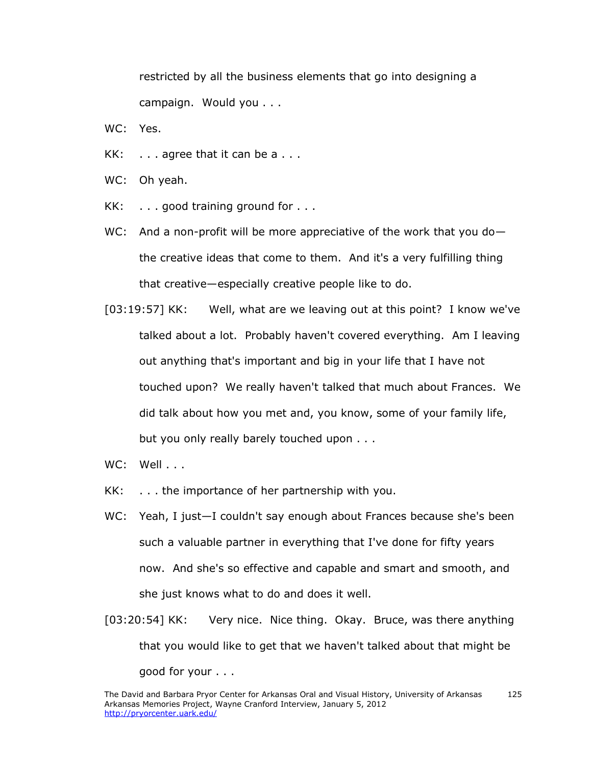restricted by all the business elements that go into designing a campaign. Would you . . .

WC: Yes.

KK: . . . agree that it can be a . . .

WC: Oh yeah.

KK: . . . good training ground for . . .

WC: And a non-profit will be more appreciative of the work that you do—the creative ideas that come to them. And it's a very fulfilling thing that creative—especially creative people like to do.

[03:19:57] KK: Well, what are we leaving out at this point? I know we've talked about a lot. Probably haven't covered everything. Am I leaving out anything that's important and big in your life that I have not touched upon? We really haven't talked that much about Frances. We did talk about how you met and, you know, some of your family life, but you only really barely touched upon . . .

WC: Well . . .

KK: . . . the importance of her partnership with you.

WC: Yeah, I just—I couldn't say enough about Frances because she's been such a valuable partner in everything that I've done for fifty years now. And she's so effective and capable and smart and smooth, and she just knows what to do and does it well.

[03:20:54] KK: Very nice. Nice thing. Okay. Bruce, was there anything that you would like to get that we haven't talked about that might be good for your . . .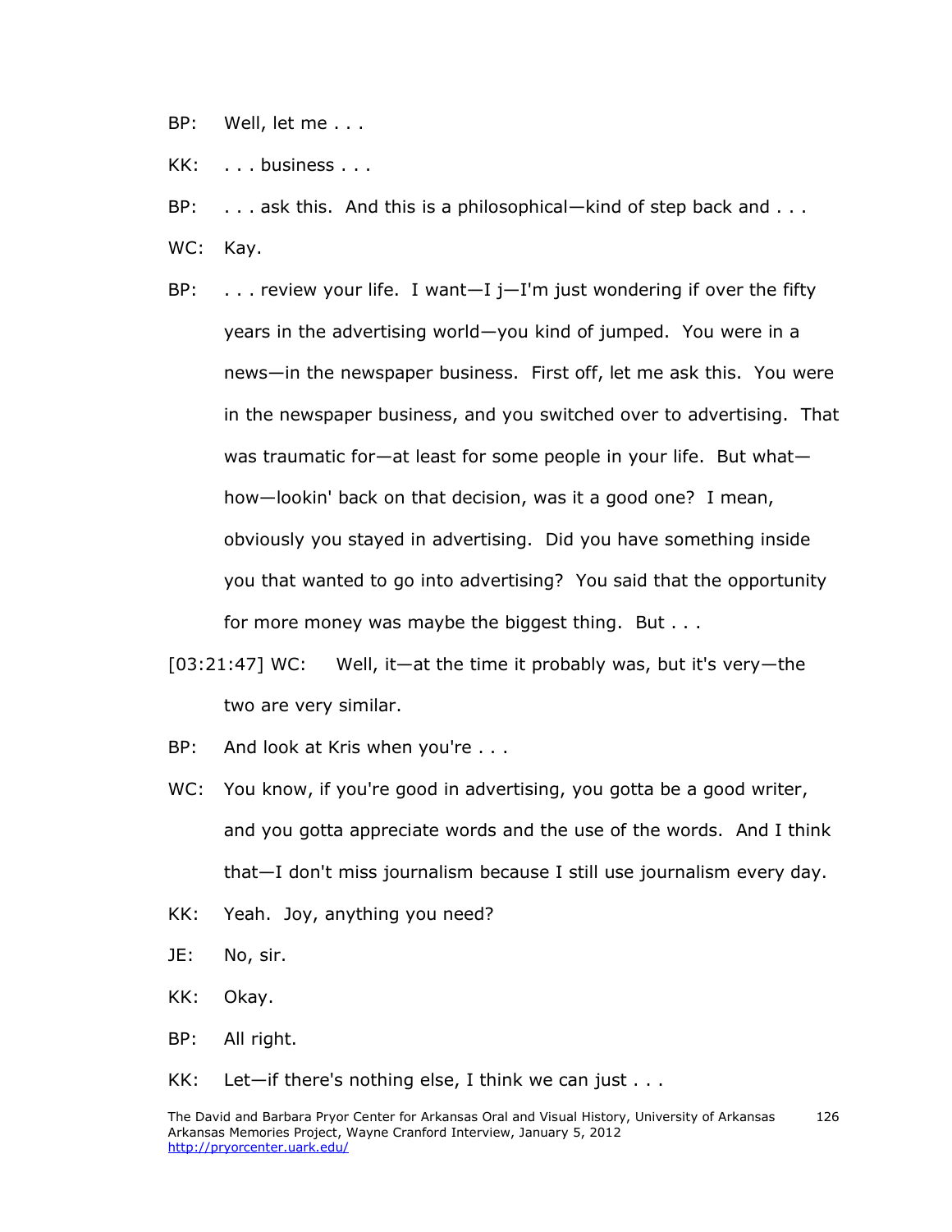BP: Well, let me . . .

KK: . . . business . . .

BP: . . . ask this. And this is a philosophical—kind of step back and . . .

WC: Kay.

BP: . . . review your life. I want—I j—I'm just wondering if over the fifty years in the advertising world—you kind of jumped. You were in a news—in the newspaper business. First off, let me ask this. You were in the newspaper business, and you switched over to advertising. That was traumatic for—at least for some people in your life. But what—how—lookin' back on that decision, was it a good one? I mean, obviously you stayed in advertising. Did you have something inside you that wanted to go into advertising? You said that the opportunity for more money was maybe the biggest thing. But . . .

[03:21:47] WC: Well, it—at the time it probably was, but it's very—the two are very similar.

BP: And look at Kris when you're . . .

WC: You know, if you're good in advertising, you gotta be a good writer, and you gotta appreciate words and the use of the words. And I think that—I don't miss journalism because I still use journalism every day.

KK: Yeah. Joy, anything you need?

JE: No, sir.

KK: Okay.

BP: All right.

KK: Let—if there's nothing else, I think we can just . . .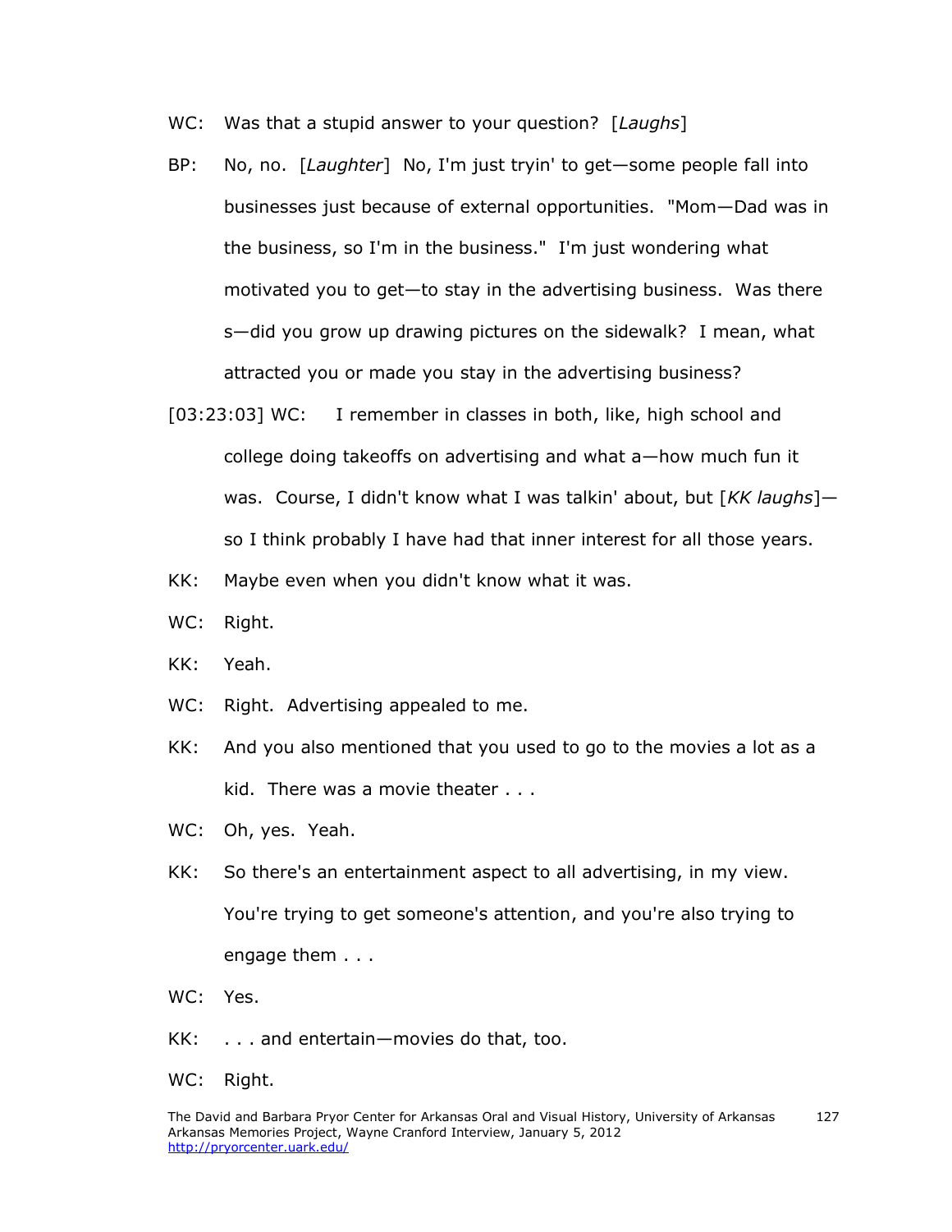WC: Was that a stupid answer to your question? [*Laughs*]

BP: No, no. [*Laughter*] No, I'm just tryin' to get—some people fall into businesses just because of external opportunities. "Mom—Dad was in the business, so I'm in the business." I'm just wondering what motivated you to get—to stay in the advertising business. Was there s—did you grow up drawing pictures on the sidewalk? I mean, what attracted you or made you stay in the advertising business?

[03:23:03] WC: I remember in classes in both, like, high school and college doing takeoffs on advertising and what a—how much fun it was. Course, I didn't know what I was talkin' about, but [*KK laughs*]—so I think probably I have had that inner interest for all those years.

KK: Maybe even when you didn't know what it was.

WC: Right.

KK: Yeah.

WC: Right. Advertising appealed to me.

KK: And you also mentioned that you used to go to the movies a lot as a kid. There was a movie theater . . .

WC: Oh, yes. Yeah.

KK: So there's an entertainment aspect to all advertising, in my view. You're trying to get someone's attention, and you're also trying to engage them . . .

WC: Yes.

KK: . . . and entertain—movies do that, too.

WC: Right.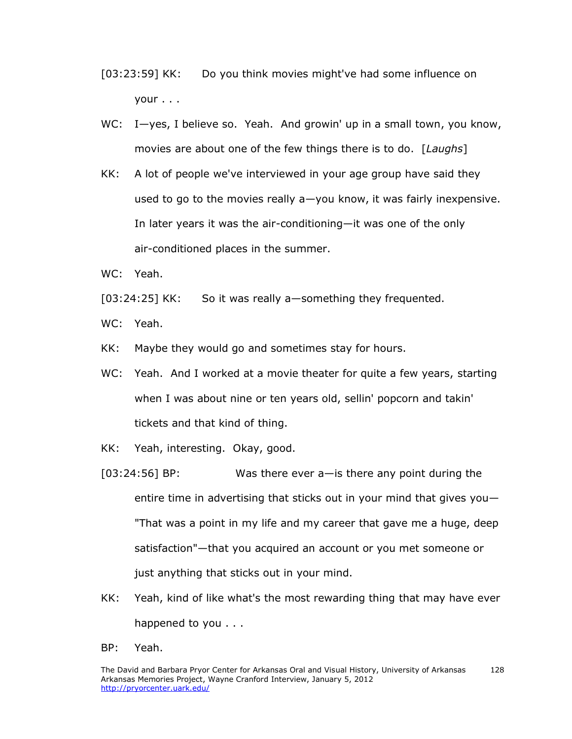[03:23:59] KK: Do you think movies might've had some influence on your . . .

WC: I—yes, I believe so. Yeah. And growin' up in a small town, you know, movies are about one of the few things there is to do. [*Laughs*]

KK: A lot of people we've interviewed in your age group have said they used to go to the movies really a—you know, it was fairly inexpensive. In later years it was the air-conditioning—it was one of the only air-conditioned places in the summer.

WC: Yeah.

[03:24:25] KK: So it was really a—something they frequented.

WC: Yeah.

KK: Maybe they would go and sometimes stay for hours.

WC: Yeah. And I worked at a movie theater for quite a few years, starting when I was about nine or ten years old, sellin' popcorn and takin' tickets and that kind of thing.

KK: Yeah, interesting. Okay, good.

[03:24:56] BP: Was there ever a—is there any point during the entire time in advertising that sticks out in your mind that gives you—"That was a point in my life and my career that gave me a huge, deep satisfaction"—that you acquired an account or you met someone or just anything that sticks out in your mind.

KK: Yeah, kind of like what's the most rewarding thing that may have ever happened to you . . .

BP: Yeah.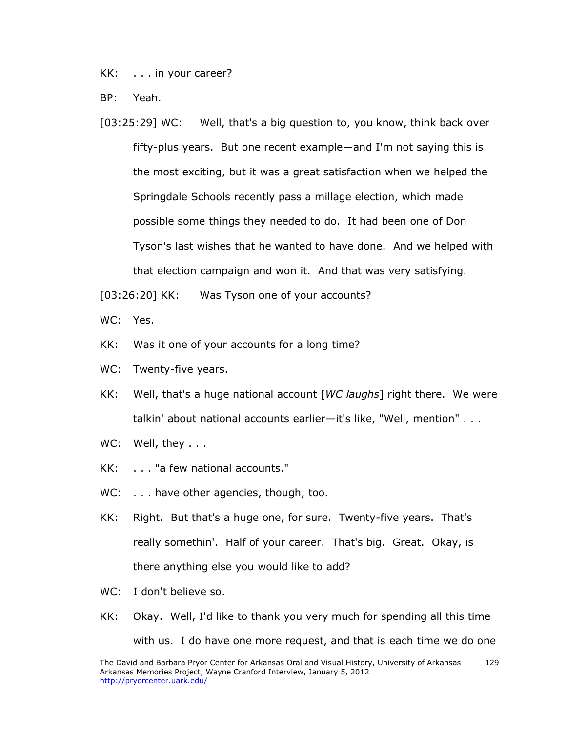KK: . . . in your career?

BP: Yeah.

[03:25:29] WC: Well, that's a big question to, you know, think back over fifty-plus years. But one recent example—and I'm not saying this is the most exciting, but it was a great satisfaction when we helped the Springdale Schools recently pass a millage election, which made possible some things they needed to do. It had been one of Don Tyson's last wishes that he wanted to have done. And we helped with that election campaign and won it. And that was very satisfying.

[03:26:20] KK: Was Tyson one of your accounts?

WC: Yes.

KK: Was it one of your accounts for a long time?

WC: Twenty-five years.

KK: Well, that's a huge national account [*WC laughs*] right there. We were talkin' about national accounts earlier—it's like, "Well, mention" . . .

WC: Well, they . . .

KK: . . . "a few national accounts."

WC: . . . have other agencies, though, too.

KK: Right. But that's a huge one, for sure. Twenty-five years. That's really somethin'. Half of your career. That's big. Great. Okay, is there anything else you would like to add?

WC: I don't believe so.

KK: Okay. Well, I'd like to thank you very much for spending all this time with us. I do have one more request, and that is each time we do one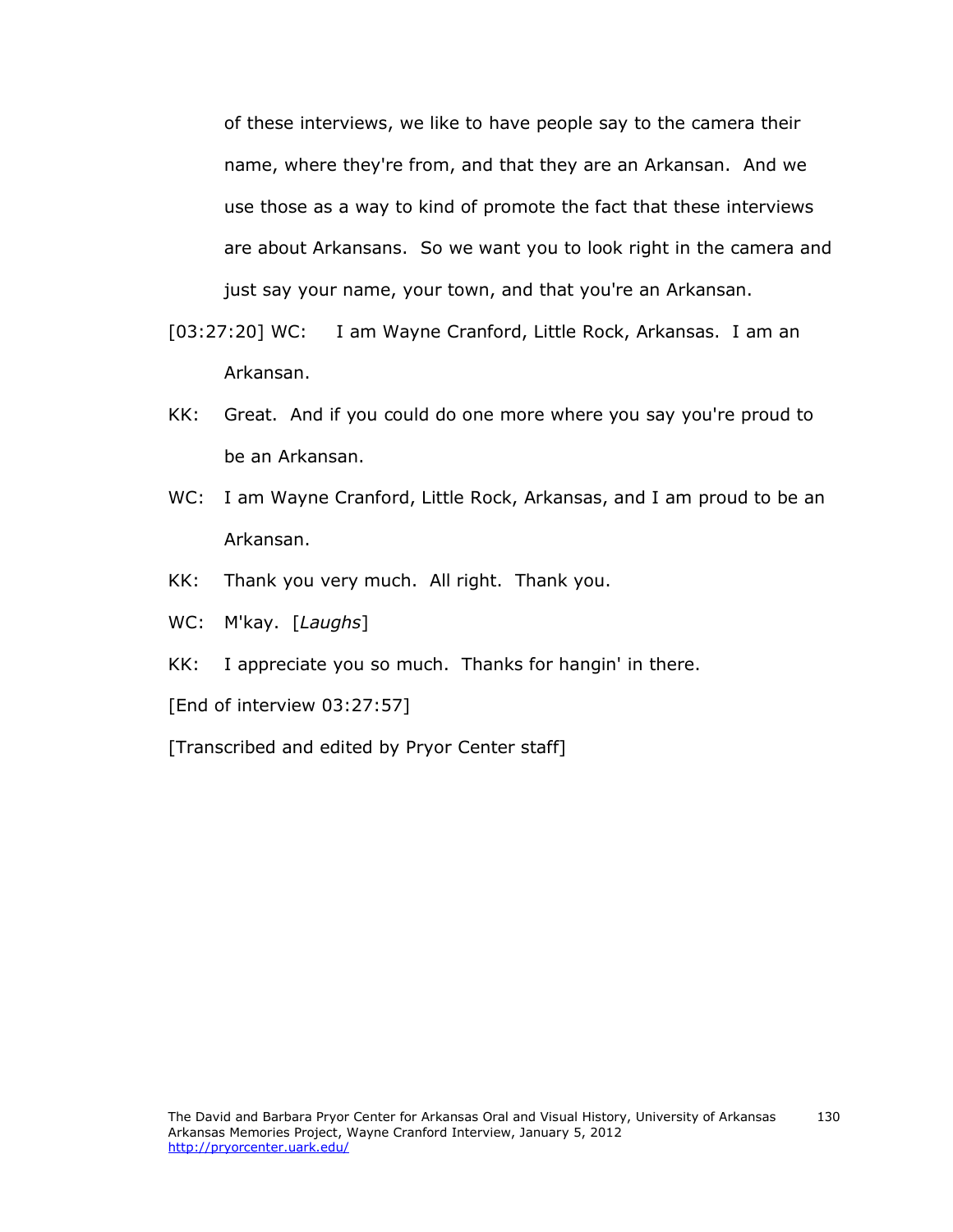of these interviews, we like to have people say to the camera their name, where they're from, and that they are an Arkansan. And we use those as a way to kind of promote the fact that these interviews are about Arkansans. So we want you to look right in the camera and just say your name, your town, and that you're an Arkansan.

[03:27:20] WC: I am Wayne Cranford, Little Rock, Arkansas. I am an Arkansan.

KK: Great. And if you could do one more where you say you're proud to be an Arkansan.

WC: I am Wayne Cranford, Little Rock, Arkansas, and I am proud to be an Arkansan.

KK: Thank you very much. All right. Thank you.

WC: M'kay. [*Laughs*]

KK: I appreciate you so much. Thanks for hangin' in there.

[End of interview 03:27:57]

[Transcribed and edited by Pryor Center staff]